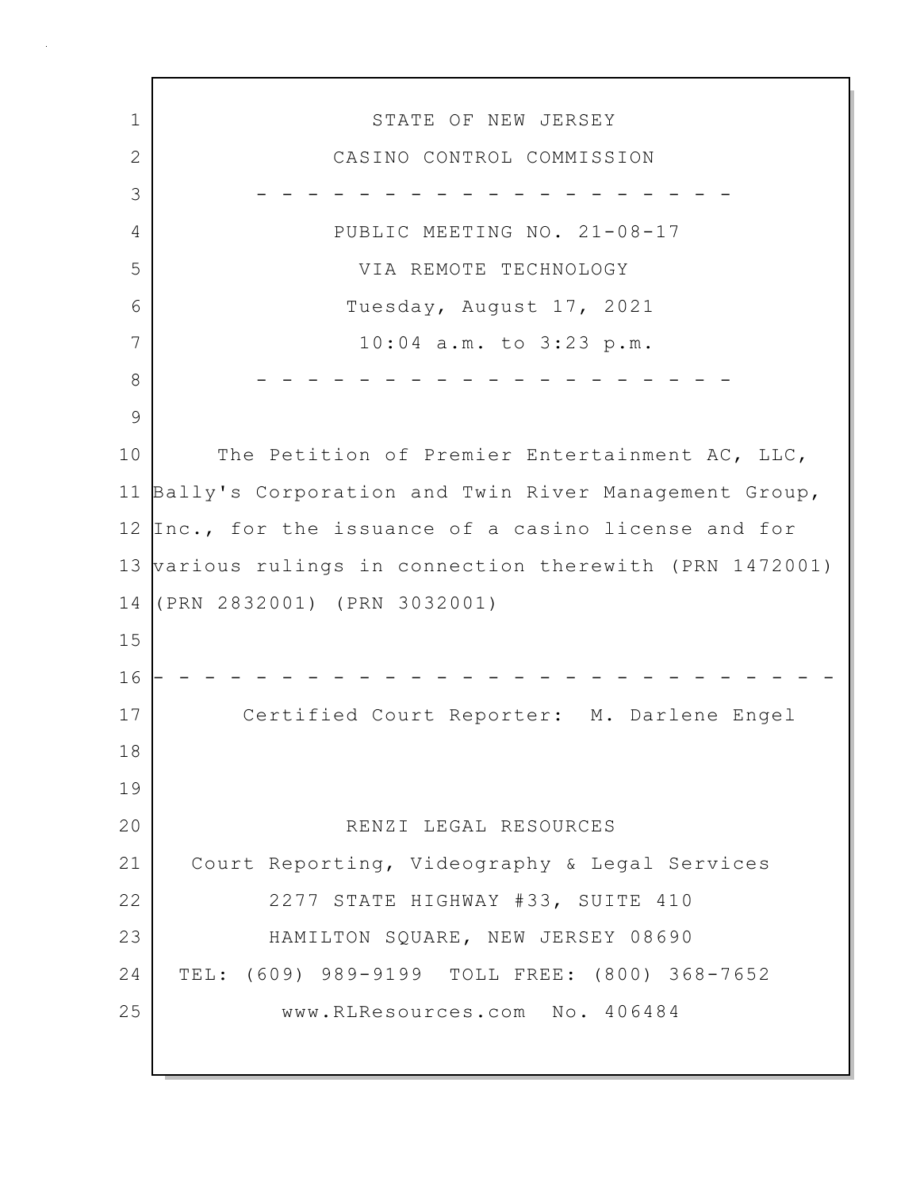# STATE OF NEW JERSEY

## CASINO CONTROL COMMISSION

- - - - - - - - - - - - - - - - - - - - -

PUBLIC MEETING NO. 21-08-17

VIA REMOTE TECHNOLOGY

Tuesday, August 17, 2021

10:04 a.m. to 3:23 p.m.

- - - - - - - - - - - - - - - - - - - - -

The Petition of Premier Entertainment AC, LLC, Bally's Corporation and Twin River Management Group, Inc., for the issuance of a casino license and for various rulings in connection therewith (PRN 1472001) (PRN 2832001) (PRN 3032001)

- - - - - - - - - - - - - - - - - - - - - - - - - - -

Certified Court Reporter: M. Darlene Engel

RENZI LEGAL RESOURCES

Court Reporting, Videography & Legal Services

2277 STATE HIGHWAY #33, SUITE 410

HAMILTON SQUARE, NEW JERSEY 08690

TEL: (609) 989-9199 TOLL FREE: (800) 368-7652

www.RLResources.com No. 406484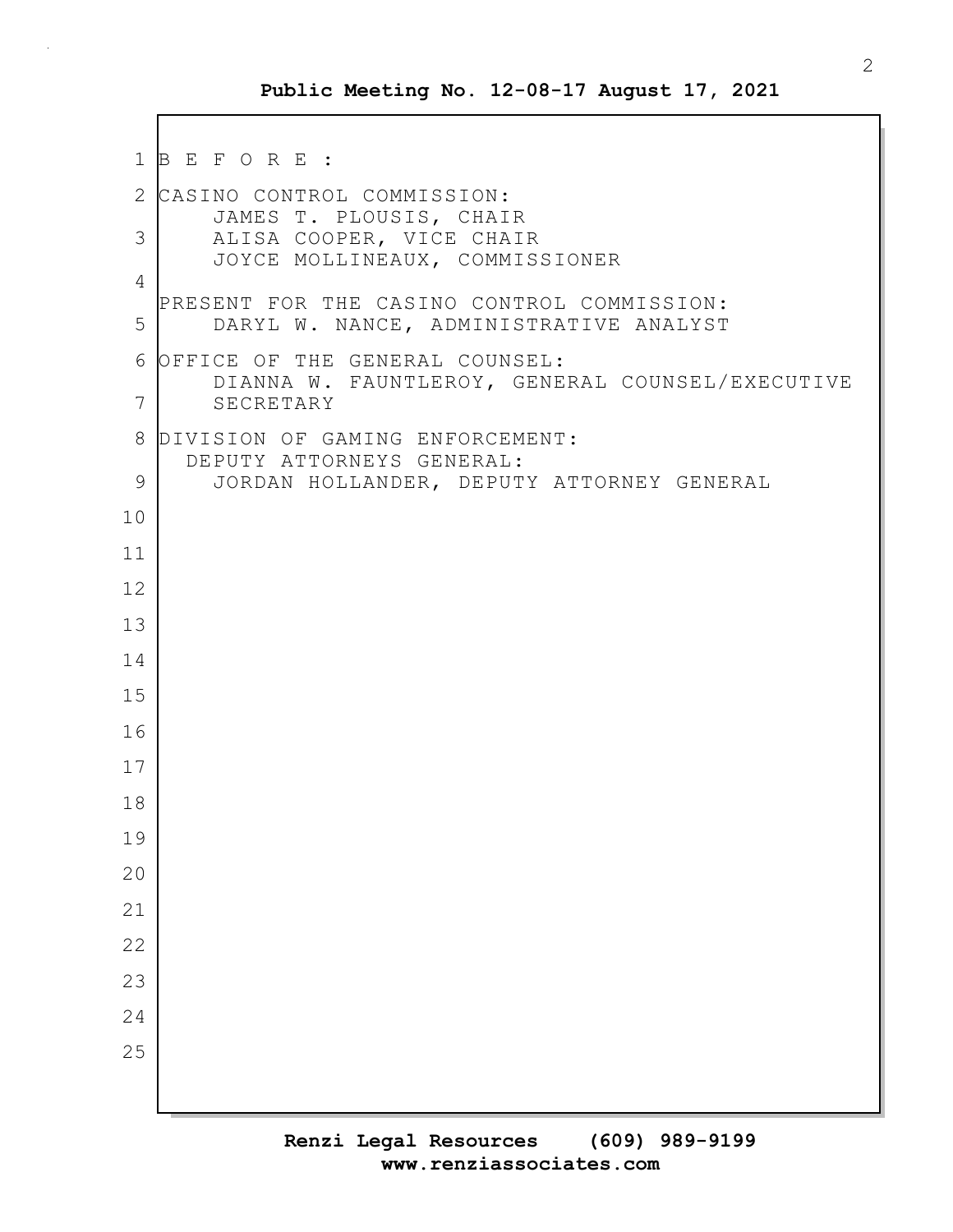B E F O R E :

CASINO CONTROL COMMISSION:
JAMES T. PLOUSIS, CHAIR
ALISA COOPER, VICE CHAIR
JOYCE MOLLINEAUX, COMMISSIONER

PRESENT FOR THE CASINO CONTROL COMMISSION:
DARYL W. NANCE, ADMINISTRATIVE ANALYST

OFFICE OF THE GENERAL COUNSEL:
DIANNA W. FAUNTLEROY, GENERAL COUNSEL/EXECUTIVE SECRETARY

DIVISION OF GAMING ENFORCEMENT:
DEPUTY ATTORNEYS GENERAL:
JORDAN HOLLANDER, DEPUTY ATTORNEY GENERAL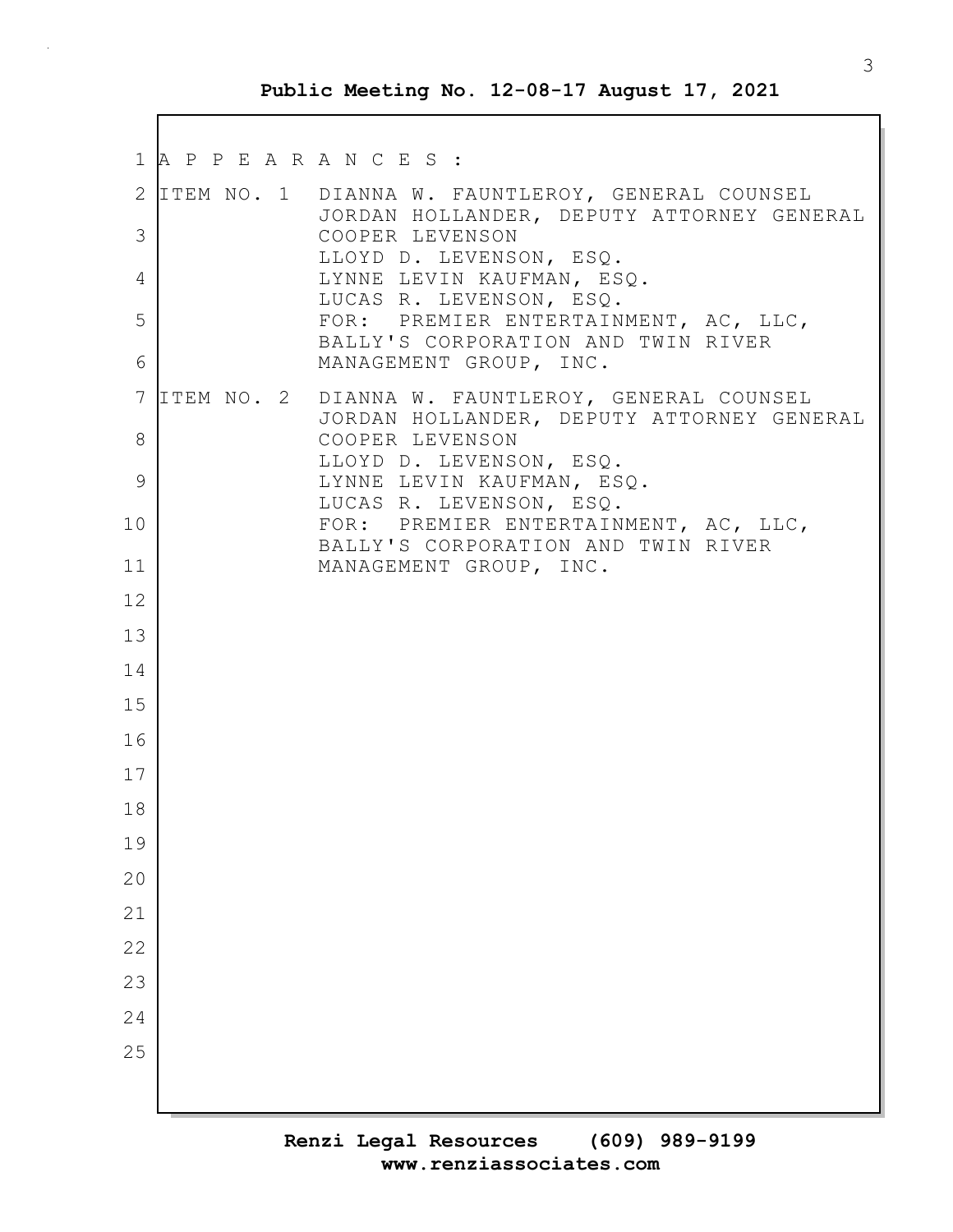A P P E A R A N C E S :

ITEM NO. 1
DIANNA W. FAUNTLEROY, GENERAL COUNSEL
JORDAN HOLLANDER, DEPUTY ATTORNEY GENERAL
COOPER LEVENSON
LLOYD D. LEVENSON, ESQ.
LYNNE LEVIN KAUFMAN, ESQ.
LUCAS R. LEVENSON, ESQ.
FOR: PREMIER ENTERTAINMENT, AC, LLC, BALLY'S CORPORATION AND TWIN RIVER MANAGEMENT GROUP, INC.

ITEM NO. 2
DIANNA W. FAUNTLEROY, GENERAL COUNSEL
JORDAN HOLLANDER, DEPUTY ATTORNEY GENERAL
COOPER LEVENSON
LLOYD D. LEVENSON, ESQ.
LYNNE LEVIN KAUFMAN, ESQ.
LUCAS R. LEVENSON, ESQ.
FOR: PREMIER ENTERTAINMENT, AC, LLC, BALLY'S CORPORATION AND TWIN RIVER MANAGEMENT GROUP, INC.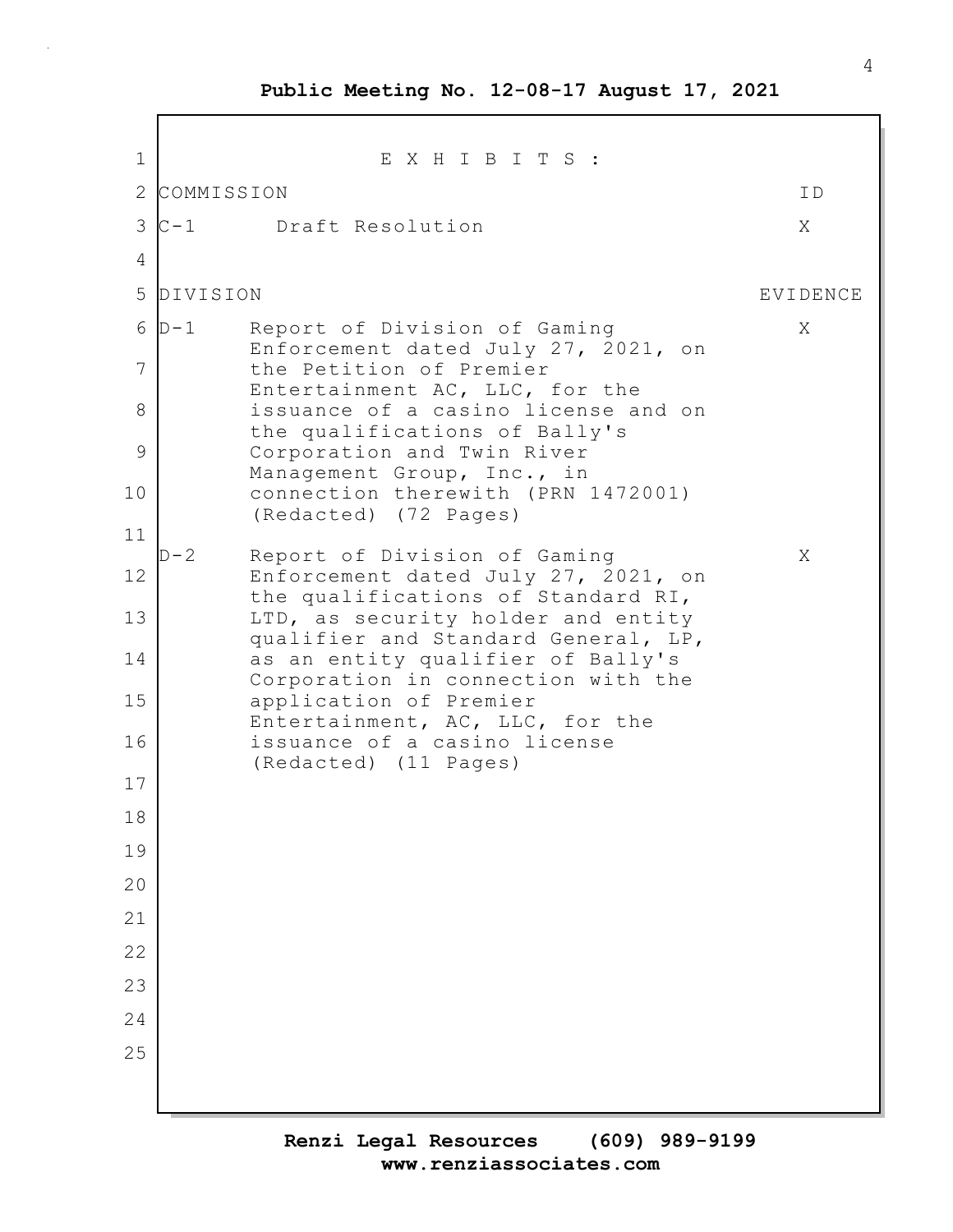# E X H I B I T S :

| COMMISSION | | ID |
|---|---|---|
| C-1 | Draft Resolution | X |

| DIVISION | | EVIDENCE |
|---|---|---|
| D-1 | Report of Division of Gaming Enforcement dated July 27, 2021, on the Petition of Premier Entertainment AC, LLC, for the issuance of a casino license and on the qualifications of Bally's Corporation and Twin River Management Group, Inc., in connection therewith (PRN 1472001) (Redacted) (72 Pages) | X |
| D-2 | Report of Division of Gaming Enforcement dated July 27, 2021, on the qualifications of Standard RI, LTD, as security holder and entity qualifier and Standard General, LP, as an entity qualifier of Bally's Corporation in connection with the application of Premier Entertainment, AC, LLC, for the issuance of a casino license (Redacted) (11 Pages) | X |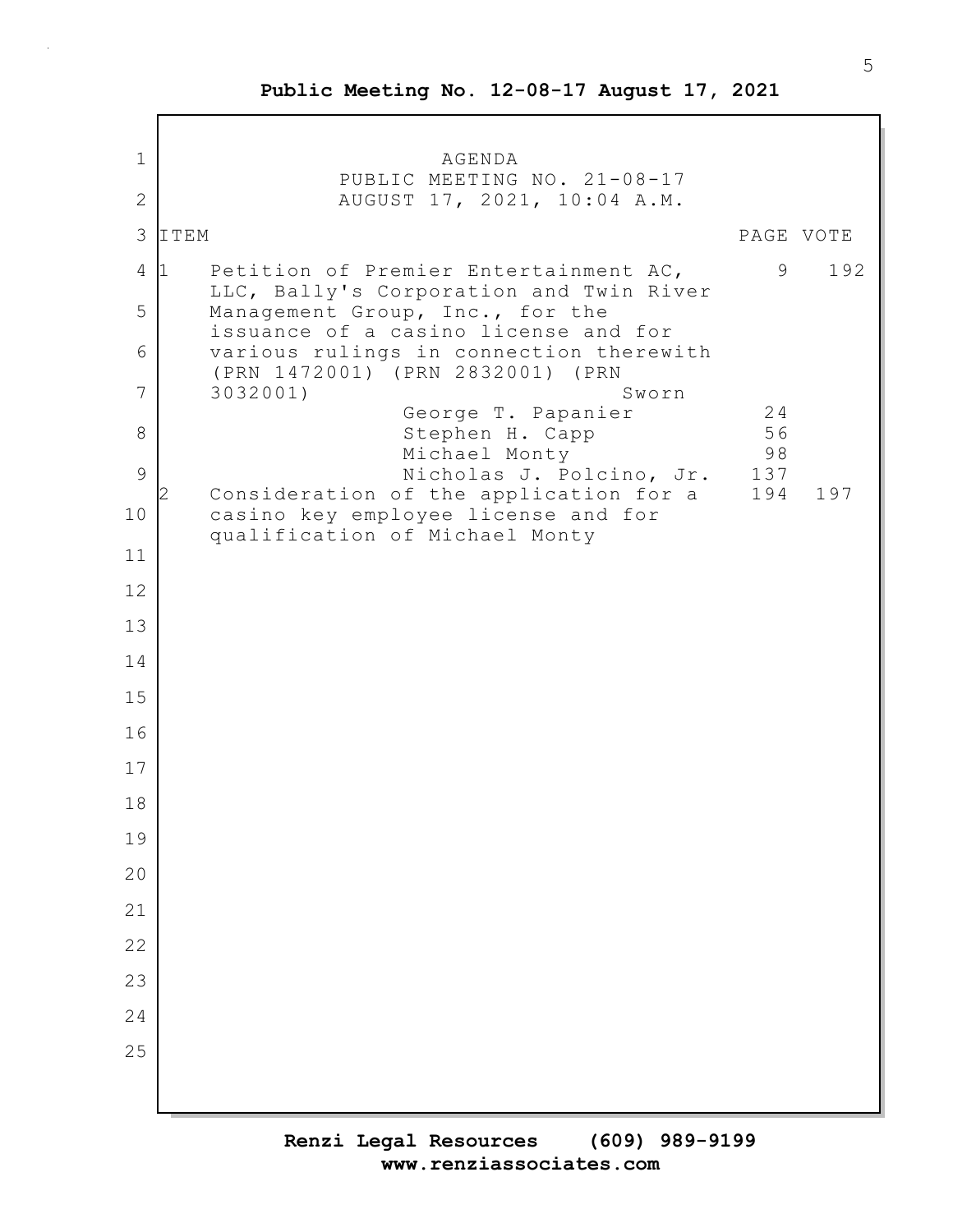AGENDA
PUBLIC MEETING NO. 21-08-17
AUGUST 17, 2021, 10:04 A.M.

| ITEM | | PAGE | VOTE |
|---|---|---|---|
| 1 | Petition of Premier Entertainment AC, LLC, Bally's Corporation and Twin River Management Group, Inc., for the issuance of a casino license and for various rulings in connection therewith (PRN 1472001) (PRN 2832001) (PRN 3032001) | 9 | 192 |
| | Sworn | | |
| | George T. Papanier | 24 | |
| | Stephen H. Capp | 56 | |
| | Michael Monty | 98 | |
| | Nicholas J. Polcino, Jr. | 137 | |
| 2 | Consideration of the application for a casino key employee license and for qualification of Michael Monty | 194 | 197 |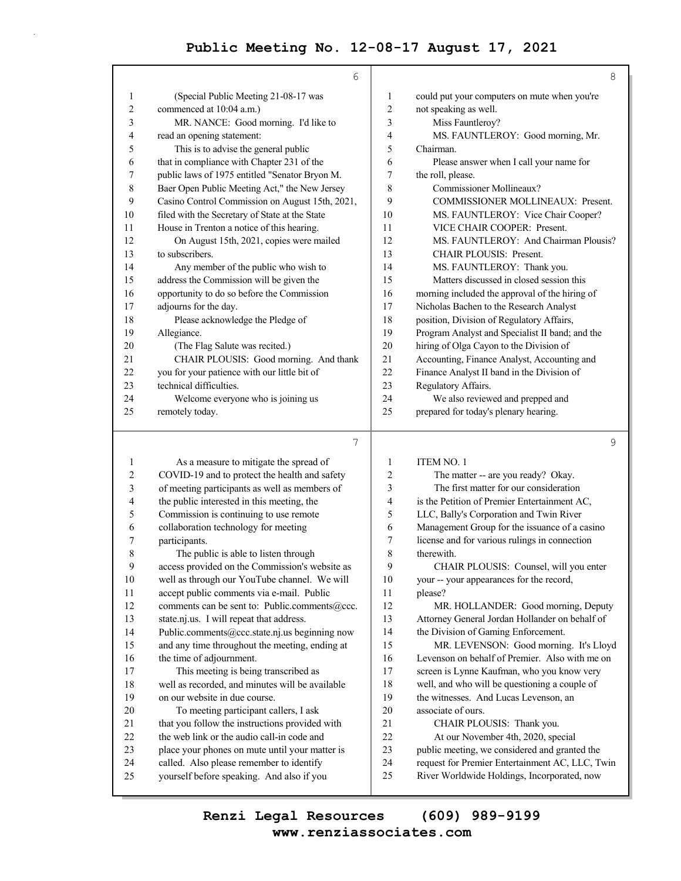(Special Public Meeting 21-08-17 was commenced at 10:04 a.m.)

MR. NANCE: Good morning. I'd like to read an opening statement:

This is to advise the general public that in compliance with Chapter 231 of the public laws of 1975 entitled "Senator Bryon M. Baer Open Public Meeting Act," the New Jersey Casino Control Commission on August 15th, 2021, filed with the Secretary of State at the State House in Trenton a notice of this hearing.

On August 15th, 2021, copies were mailed to subscribers.

Any member of the public who wish to address the Commission will be given the opportunity to do so before the Commission adjourns for the day.

Please acknowledge the Pledge of Allegiance.

(The Flag Salute was recited.)

CHAIR PLOUSIS: Good morning. And thank you for your patience with our little bit of technical difficulties.

Welcome everyone who is joining us remotely today.

As a measure to mitigate the spread of COVID-19 and to protect the health and safety of meeting participants as well as members of the public interested in this meeting, the Commission is continuing to use remote collaboration technology for meeting participants.

The public is able to listen through access provided on the Commission's website as well as through our YouTube channel. We will accept public comments via e-mail. Public comments can be sent to: Public.comments@ccc.state.nj.us. I will repeat that address. Public.comments@ccc.state.nj.us beginning now and any time throughout the meeting, ending at the time of adjournment.

This meeting is being transcribed as well as recorded, and minutes will be available on our website in due course.

To meeting participant callers, I ask that you follow the instructions provided with the web link or the audio call-in code and place your phones on mute until your matter is called. Also please remember to identify yourself before speaking. And also if you could put your computers on mute when you're not speaking as well.

Miss Fauntleroy?

MS. FAUNTLEROY: Good morning, Mr. Chairman.

Please answer when I call your name for the roll, please.

Commissioner Mollineaux?

COMMISSIONER MOLLINEAUX: Present.

MS. FAUNTLEROY: Vice Chair Cooper?

VICE CHAIR COOPER: Present.

MS. FAUNTLEROY: And Chairman Plousis?

CHAIR PLOUSIS: Present.

MS. FAUNTLEROY: Thank you.

Matters discussed in closed session this morning included the approval of the hiring of Nicholas Bachen to the Research Analyst position, Division of Regulatory Affairs, Program Analyst and Specialist II band; and the hiring of Olga Cayon to the Division of Accounting, Finance Analyst, Accounting and Finance Analyst II band in the Division of Regulatory Affairs.

We also reviewed and prepped and prepared for today's plenary hearing.

ITEM NO. 1

The matter -- are you ready? Okay.

The first matter for our consideration is the Petition of Premier Entertainment AC, LLC, Bally's Corporation and Twin River Management Group for the issuance of a casino license and for various rulings in connection therewith.

CHAIR PLOUSIS: Counsel, will you enter your -- your appearances for the record, please?

MR. HOLLANDER: Good morning, Deputy Attorney General Jordan Hollander on behalf of the Division of Gaming Enforcement.

MR. LEVENSON: Good morning. It's Lloyd Levenson on behalf of Premier. Also with me on screen is Lynne Kaufman, who you know very well, and who will be questioning a couple of the witnesses. And Lucas Levenson, an associate of ours.

CHAIR PLOUSIS: Thank you.

At our November 4th, 2020, special public meeting, we considered and granted the request for Premier Entertainment AC, LLC, Twin River Worldwide Holdings, Incorporated, now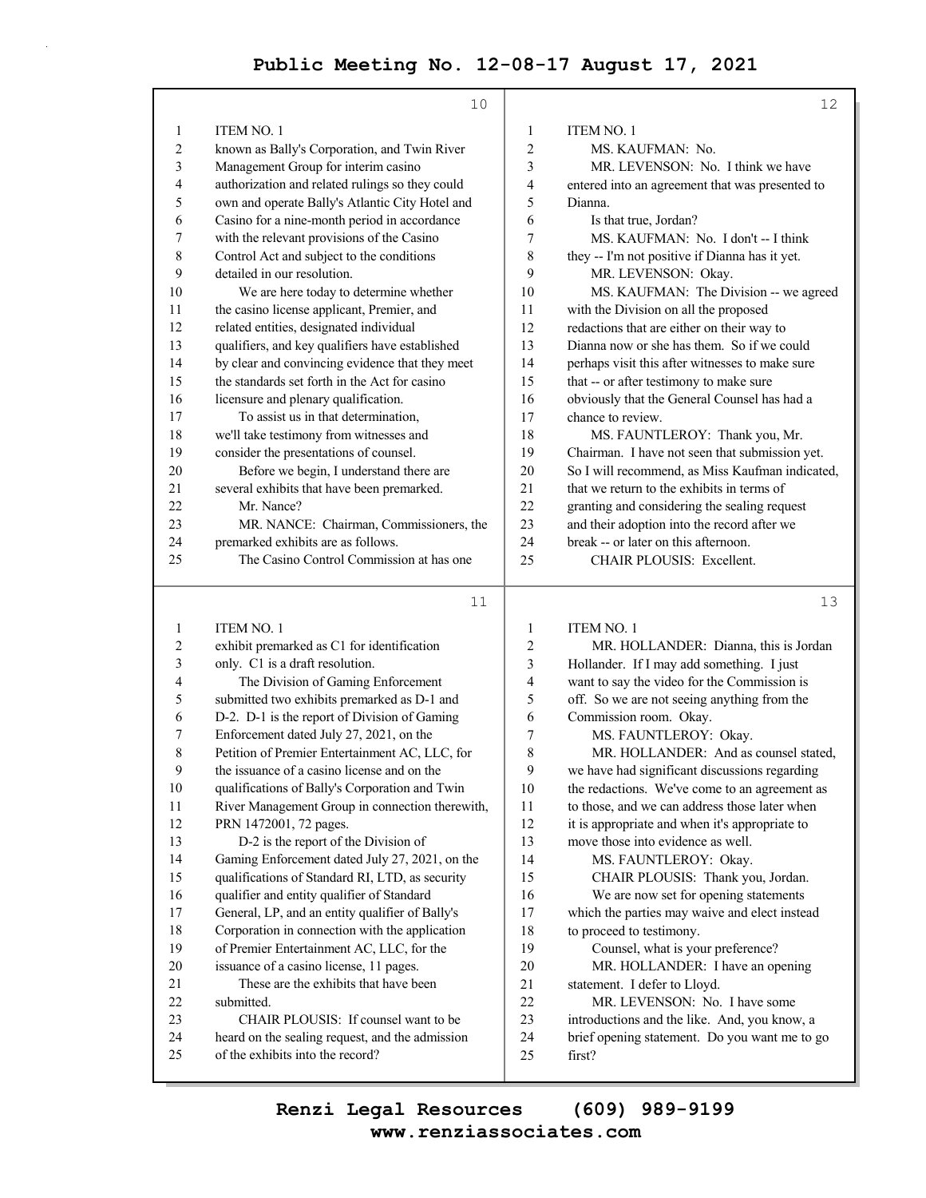ITEM NO. 1

known as Bally's Corporation, and Twin River Management Group for interim casino authorization and related rulings so they could own and operate Bally's Atlantic City Hotel and Casino for a nine-month period in accordance with the relevant provisions of the Casino Control Act and subject to the conditions detailed in our resolution.

We are here today to determine whether the casino license applicant, Premier, and related entities, designated individual qualifiers, and key qualifiers have established by clear and convincing evidence that they meet the standards set forth in the Act for casino licensure and plenary qualification.

To assist us in that determination, we'll take testimony from witnesses and consider the presentations of counsel.

Before we begin, I understand there are several exhibits that have been premarked.

Mr. Nance?

MR. NANCE: Chairman, Commissioners, the premarked exhibits are as follows.

The Casino Control Commission at has one exhibit premarked as C1 for identification only. C1 is a draft resolution.

The Division of Gaming Enforcement submitted two exhibits premarked as D-1 and D-2. D-1 is the report of Division of Gaming Enforcement dated July 27, 2021, on the Petition of Premier Entertainment AC, LLC, for the issuance of a casino license and on the qualifications of Bally's Corporation and Twin River Management Group in connection therewith, PRN 1472001, 72 pages.

D-2 is the report of the Division of Gaming Enforcement dated July 27, 2021, on the qualifications of Standard RI, LTD, as security qualifier and entity qualifier of Standard General, LP, and an entity qualifier of Bally's Corporation in connection with the application of Premier Entertainment AC, LLC, for the issuance of a casino license, 11 pages.

These are the exhibits that have been submitted.

CHAIR PLOUSIS: If counsel want to be heard on the sealing request, and the admission of the exhibits into the record?

MS. KAUFMAN: No.

MR. LEVENSON: No. I think we have entered into an agreement that was presented to Dianna.

Is that true, Jordan?

MS. KAUFMAN: No. I don't -- I think they -- I'm not positive if Dianna has it yet.

MR. LEVENSON: Okay.

MS. KAUFMAN: The Division -- we agreed with the Division on all the proposed redactions that are either on their way to Dianna now or she has them. So if we could perhaps visit this after witnesses to make sure that -- or after testimony to make sure obviously that the General Counsel has had a chance to review.

MS. FAUNTLEROY: Thank you, Mr. Chairman. I have not seen that submission yet. So I will recommend, as Miss Kaufman indicated, that we return to the exhibits in terms of granting and considering the sealing request and their adoption into the record after we break -- or later on this afternoon.

CHAIR PLOUSIS: Excellent.

MR. HOLLANDER: Dianna, this is Jordan Hollander. If I may add something. I just want to say the video for the Commission is off. So we are not seeing anything from the Commission room. Okay.

MS. FAUNTLEROY: Okay.

MR. HOLLANDER: And as counsel stated, we have had significant discussions regarding the redactions. We've come to an agreement as to those, and we can address those later when it is appropriate and when it's appropriate to move those into evidence as well.

MS. FAUNTLEROY: Okay.

CHAIR PLOUSIS: Thank you, Jordan.

We are now set for opening statements which the parties may waive and elect instead to proceed to testimony.

Counsel, what is your preference?

MR. HOLLANDER: I have an opening statement. I defer to Lloyd.

MR. LEVENSON: No. I have some introductions and the like. And, you know, a brief opening statement. Do you want me to go first?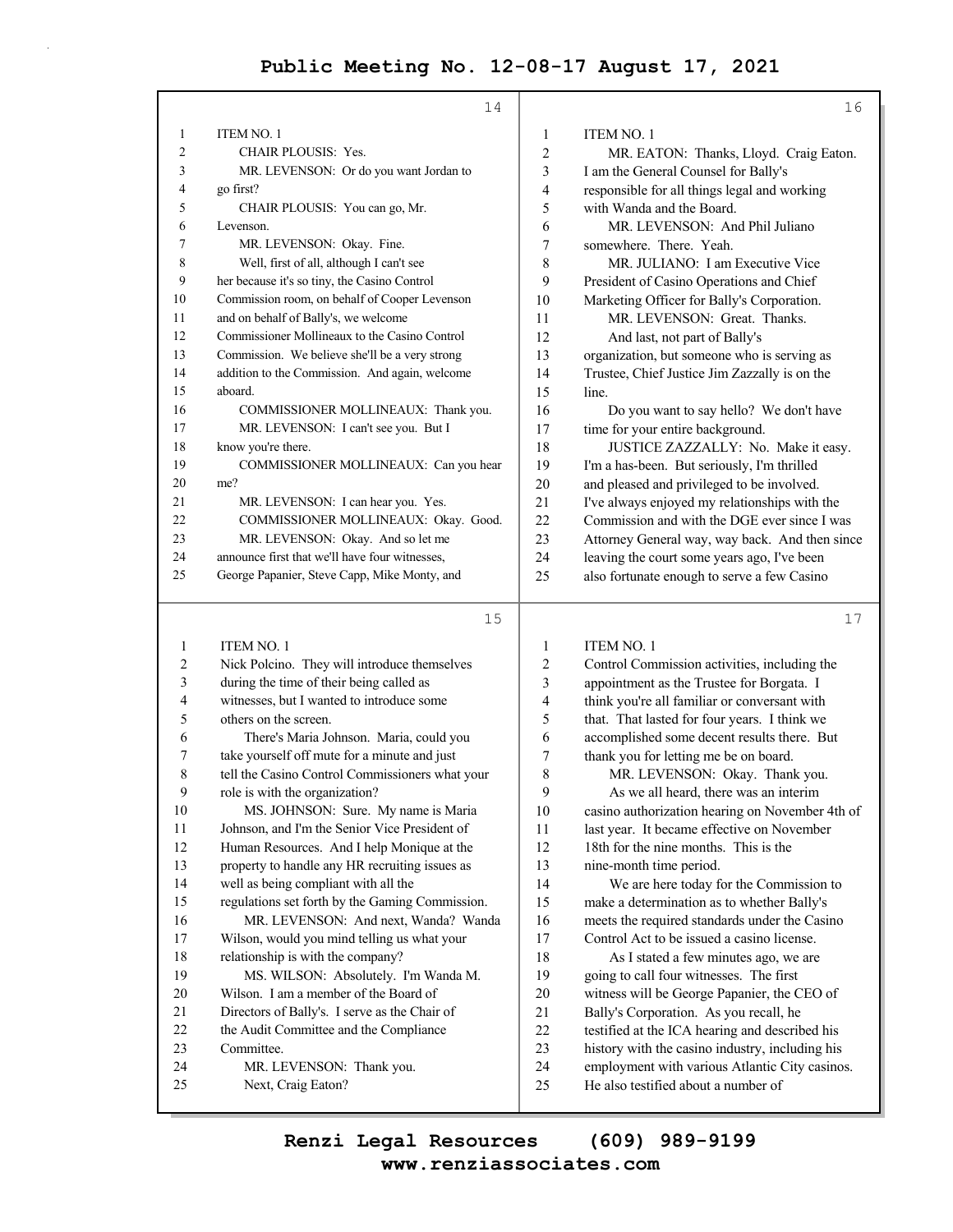ITEM NO. 1

CHAIR PLOUSIS: Yes.

MR. LEVENSON: Or do you want Jordan to go first?

CHAIR PLOUSIS: You can go, Mr. Levenson.

MR. LEVENSON: Okay. Fine.

Well, first of all, although I can't see her because it's so tiny, the Casino Control Commission room, on behalf of Cooper Levenson and on behalf of Bally's, we welcome Commissioner Mollineaux to the Casino Control Commission. We believe she'll be a very strong addition to the Commission. And again, welcome aboard.

COMMISSIONER MOLLINEAUX: Thank you.

MR. LEVENSON: I can't see you. But I know you're there.

COMMISSIONER MOLLINEAUX: Can you hear me?

MR. LEVENSON: I can hear you. Yes.

COMMISSIONER MOLLINEAUX: Okay. Good.

MR. LEVENSON: Okay. And so let me announce first that we'll have four witnesses, George Papanier, Steve Capp, Mike Monty, and Nick Polcino. They will introduce themselves during the time of their being called as witnesses, but I wanted to introduce some others on the screen.

There's Maria Johnson. Maria, could you take yourself off mute for a minute and just tell the Casino Control Commissioners what your role is with the organization?

MS. JOHNSON: Sure. My name is Maria Johnson, and I'm the Senior Vice President of Human Resources. And I help Monique at the property to handle any HR recruiting issues as well as being compliant with all the regulations set forth by the Gaming Commission.

MR. LEVENSON: And next, Wanda? Wanda Wilson, would you mind telling us what your relationship is with the company?

MS. WILSON: Absolutely. I'm Wanda M. Wilson. I am a member of the Board of Directors of Bally's. I serve as the Chair of the Audit Committee and the Compliance Committee.

MR. LEVENSON: Thank you.

Next, Craig Eaton?

MR. EATON: Thanks, Lloyd. Craig Eaton. I am the General Counsel for Bally's responsible for all things legal and working with Wanda and the Board.

MR. LEVENSON: And Phil Juliano somewhere. There. Yeah.

MR. JULIANO: I am Executive Vice President of Casino Operations and Chief Marketing Officer for Bally's Corporation.

MR. LEVENSON: Great. Thanks.

And last, not part of Bally's organization, but someone who is serving as Trustee, Chief Justice Jim Zazzally is on the line.

Do you want to say hello? We don't have time for your entire background.

JUSTICE ZAZZALLY: No. Make it easy. I'm a has-been. But seriously, I'm thrilled and pleased and privileged to be involved. I've always enjoyed my relationships with the Commission and with the DGE ever since I was Attorney General way, way back. And then since leaving the court some years ago, I've been also fortunate enough to serve a few Casino Control Commission activities, including the appointment as the Trustee for Borgata. I think you're all familiar or conversant with that. That lasted for four years. I think we accomplished some decent results there. But thank you for letting me be on board.

MR. LEVENSON: Okay. Thank you.

As we all heard, there was an interim casino authorization hearing on November 4th of last year. It became effective on November 18th for the nine months. This is the nine-month time period.

We are here today for the Commission to make a determination as to whether Bally's meets the required standards under the Casino Control Act to be issued a casino license.

As I stated a few minutes ago, we are going to call four witnesses. The first witness will be George Papanier, the CEO of Bally's Corporation. As you recall, he testified at the ICA hearing and described his history with the casino industry, including his employment with various Atlantic City casinos. He also testified about a number of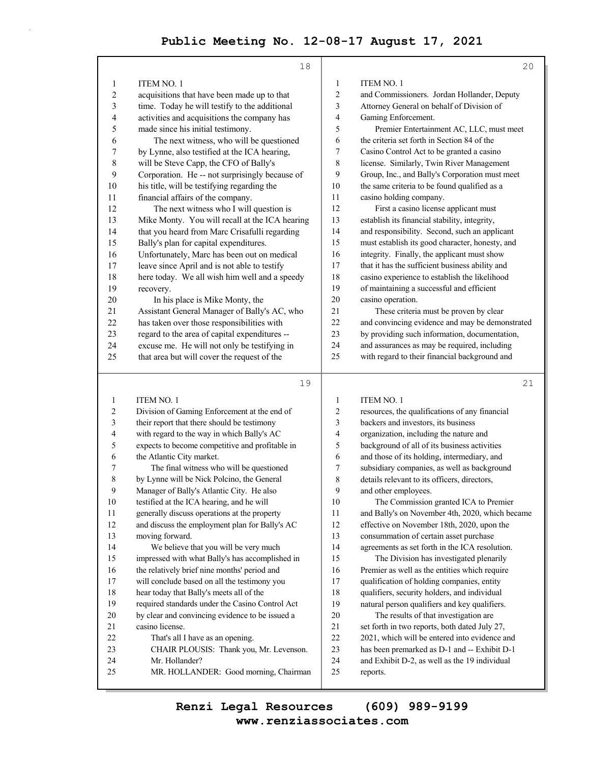ITEM NO. 1

acquisitions that have been made up to that time. Today he will testify to the additional activities and acquisitions the company has made since his initial testimony.

The next witness, who will be questioned by Lynne, also testified at the ICA hearing, will be Steve Capp, the CFO of Bally's Corporation. He -- not surprisingly because of his title, will be testifying regarding the financial affairs of the company.

The next witness who I will question is Mike Monty. You will recall at the ICA hearing that you heard from Marc Crisafulli regarding Bally's plan for capital expenditures. Unfortunately, Marc has been out on medical leave since April and is not able to testify here today. We all wish him well and a speedy recovery.

In his place is Mike Monty, the Assistant General Manager of Bally's AC, who has taken over those responsibilities with regard to the area of capital expenditures -- excuse me. He will not only be testifying in that area but will cover the request of the Division of Gaming Enforcement at the end of their report that there should be testimony with regard to the way in which Bally's AC expects to become competitive and profitable in the Atlantic City market.

The final witness who will be questioned by Lynne will be Nick Polcino, the General Manager of Bally's Atlantic City. He also testified at the ICA hearing, and he will generally discuss operations at the property and discuss the employment plan for Bally's AC moving forward.

We believe that you will be very much impressed with what Bally's has accomplished in the relatively brief nine months' period and will conclude based on all the testimony you hear today that Bally's meets all of the required standards under the Casino Control Act by clear and convincing evidence to be issued a casino license.

That's all I have as an opening.

CHAIR PLOUSIS: Thank you, Mr. Levenson. Mr. Hollander?

MR. HOLLANDER: Good morning, Chairman and Commissioners. Jordan Hollander, Deputy Attorney General on behalf of Division of Gaming Enforcement.

Premier Entertainment AC, LLC, must meet the criteria set forth in Section 84 of the Casino Control Act to be granted a casino license. Similarly, Twin River Management Group, Inc., and Bally's Corporation must meet the same criteria to be found qualified as a casino holding company.

First a casino license applicant must establish its financial stability, integrity, and responsibility. Second, such an applicant must establish its good character, honesty, and integrity. Finally, the applicant must show that it has the sufficient business ability and casino experience to establish the likelihood of maintaining a successful and efficient casino operation.

These criteria must be proven by clear and convincing evidence and may be demonstrated by providing such information, documentation, and assurances as may be required, including with regard to their financial background and resources, the qualifications of any financial backers and investors, its business organization, including the nature and background of all of its business activities and those of its holding, intermediary, and subsidiary companies, as well as background details relevant to its officers, directors, and other employees.

The Commission granted ICA to Premier and Bally's on November 4th, 2020, which became effective on November 18th, 2020, upon the consummation of certain asset purchase agreements as set forth in the ICA resolution.

The Division has investigated plenarily Premier as well as the entities which require qualification of holding companies, entity qualifiers, security holders, and individual natural person qualifiers and key qualifiers.

The results of that investigation are set forth in two reports, both dated July 27, 2021, which will be entered into evidence and has been premarked as D-1 and -- Exhibit D-1 and Exhibit D-2, as well as the 19 individual reports.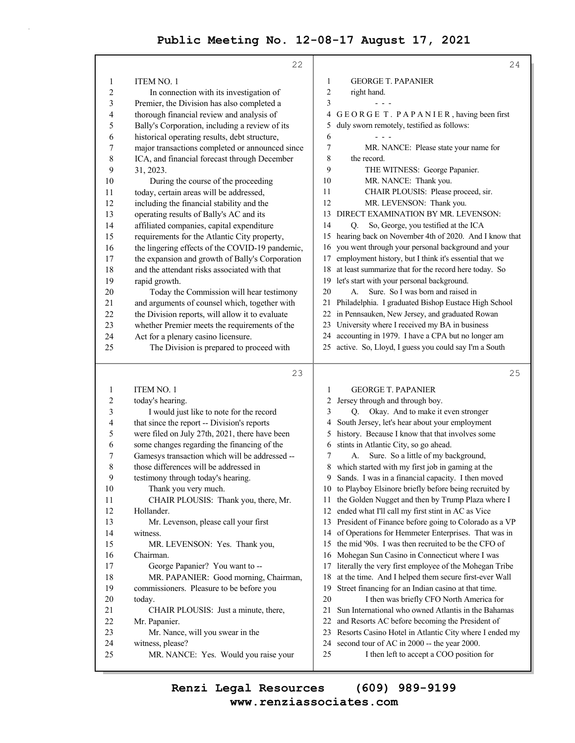ITEM NO. 1

In connection with its investigation of Premier, the Division has also completed a thorough financial review and analysis of Bally's Corporation, including a review of its historical operating results, debt structure, major transactions completed or announced since ICA, and financial forecast through December 31, 2023.

During the course of the proceeding today, certain areas will be addressed, including the financial stability and the operating results of Bally's AC and its affiliated companies, capital expenditure requirements for the Atlantic City property, the lingering effects of the COVID-19 pandemic, the expansion and growth of Bally's Corporation and the attendant risks associated with that rapid growth.

Today the Commission will hear testimony and arguments of counsel which, together with the Division reports, will allow it to evaluate whether Premier meets the requirements of the Act for a plenary casino licensure.

The Division is prepared to proceed with today's hearing.

I would just like to note for the record that since the report -- Division's reports were filed on July 27th, 2021, there have been some changes regarding the financing of the Gamesys transaction which will be addressed -- those differences will be addressed in testimony through today's hearing.

Thank you very much.

CHAIR PLOUSIS: Thank you, there, Mr. Hollander.

Mr. Levenson, please call your first witness.

MR. LEVENSON: Yes. Thank you, Chairman.

George Papanier? You want to --

MR. PAPANIER: Good morning, Chairman, commissioners. Pleasure to be before you today.

CHAIR PLOUSIS: Just a minute, there, Mr. Papanier.

Mr. Nance, will you swear in the witness, please?

MR. NANCE: Yes. Would you raise your right hand.

\- - -

G E O R G E T . P A P A N I E R , having been first duly sworn remotely, testified as follows:

\- - -

MR. NANCE: Please state your name for the record.

THE WITNESS: George Papanier.

MR. NANCE: Thank you.

CHAIR PLOUSIS: Please proceed, sir.

MR. LEVENSON: Thank you.

DIRECT EXAMINATION BY MR. LEVENSON:

Q. So, George, you testified at the ICA hearing back on November 4th of 2020. And I know that you went through your personal background and your employment history, but I think it's essential that we at least summarize that for the record here today. So let's start with your personal background.

A. Sure. So I was born and raised in Philadelphia. I graduated Bishop Eustace High School in Pennsauken, New Jersey, and graduated Rowan University where I received my BA in business accounting in 1979. I have a CPA but no longer am active. So, Lloyd, I guess you could say I'm a South Jersey through and through boy.

Q. Okay. And to make it even stronger South Jersey, let's hear about your employment history. Because I know that that involves some stints in Atlantic City, so go ahead.

A. Sure. So a little of my background, which started with my first job in gaming at the Sands. I was in a financial capacity. I then moved to Playboy Elsinore briefly before being recruited by the Golden Nugget and then by Trump Plaza where I ended what I'll call my first stint in AC as Vice President of Finance before going to Colorado as a VP of Operations for Hemmeter Enterprises. That was in the mid '90s. I was then recruited to be the CFO of Mohegan Sun Casino in Connecticut where I was literally the very first employee of the Mohegan Tribe at the time. And I helped them secure first-ever Wall Street financing for an Indian casino at that time.

I then was briefly CFO North America for Sun International who owned Atlantis in the Bahamas and Resorts AC before becoming the President of Resorts Casino Hotel in Atlantic City where I ended my second tour of AC in 2000 -- the year 2000.

I then left to accept a COO position for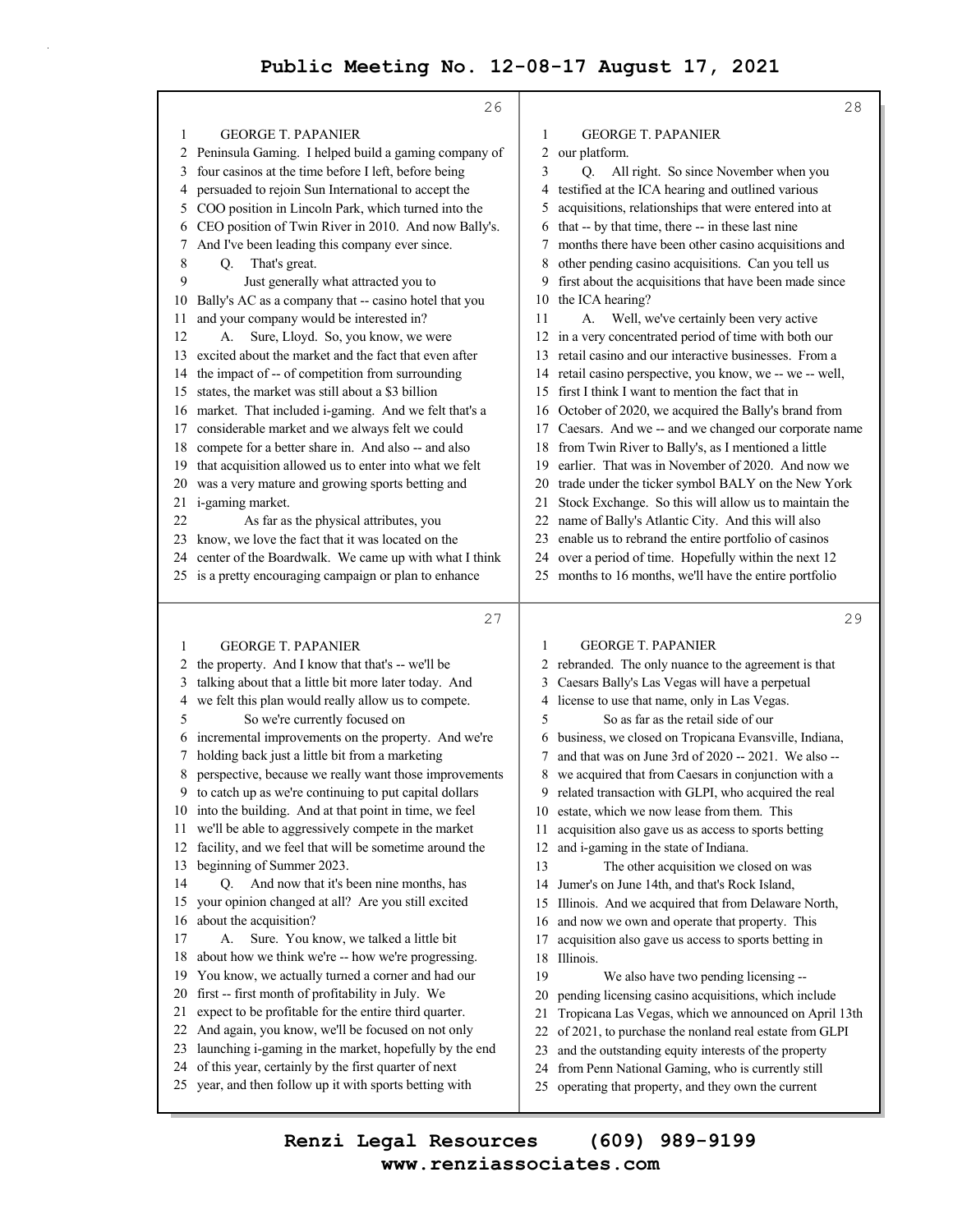GEORGE T. PAPANIER

Peninsula Gaming. I helped build a gaming company of four casinos at the time before I left, before being persuaded to rejoin Sun International to accept the COO position in Lincoln Park, which turned into the CEO position of Twin River in 2010. And now Bally's. And I've been leading this company ever since.

Q. That's great.

Just generally what attracted you to Bally's AC as a company that -- casino hotel that you and your company would be interested in?

A. Sure, Lloyd. So, you know, we were excited about the market and the fact that even after the impact of -- of competition from surrounding states, the market was still about a $3 billion market. That included i-gaming. And we felt that's a considerable market and we always felt we could compete for a better share in. And also -- and also that acquisition allowed us to enter into what we felt was a very mature and growing sports betting and i-gaming market.

As far as the physical attributes, you know, we love the fact that it was located on the center of the Boardwalk. We came up with what I think is a pretty encouraging campaign or plan to enhance

GEORGE T. PAPANIER

the property. And I know that that's -- we'll be talking about that a little bit more later today. And we felt this plan would really allow us to compete.

So we're currently focused on incremental improvements on the property. And we're holding back just a little bit from a marketing perspective, because we really want those improvements to catch up as we're continuing to put capital dollars into the building. And at that point in time, we feel we'll be able to aggressively compete in the market facility, and we feel that will be sometime around the beginning of Summer 2023.

Q. And now that it's been nine months, has your opinion changed at all? Are you still excited about the acquisition?

A. Sure. You know, we talked a little bit about how we think we're -- how we're progressing. You know, we actually turned a corner and had our first -- first month of profitability in July. We expect to be profitable for the entire third quarter. And again, you know, we'll be focused on not only launching i-gaming in the market, hopefully by the end of this year, certainly by the first quarter of next year, and then follow up it with sports betting with

GEORGE T. PAPANIER

our platform.

Q. All right. So since November when you testified at the ICA hearing and outlined various acquisitions, relationships that were entered into at that -- by that time, there -- in these last nine months there have been other casino acquisitions and other pending casino acquisitions. Can you tell us first about the acquisitions that have been made since the ICA hearing?

A. Well, we've certainly been very active in a very concentrated period of time with both our retail casino and our interactive businesses. From a retail casino perspective, you know, we -- we -- well, first I think I want to mention the fact that in October of 2020, we acquired the Bally's brand from Caesars. And we -- and we changed our corporate name from Twin River to Bally's, as I mentioned a little earlier. That was in November of 2020. And now we trade under the ticker symbol BALY on the New York Stock Exchange. So this will allow us to maintain the name of Bally's Atlantic City. And this will also enable us to rebrand the entire portfolio of casinos over a period of time. Hopefully within the next 12 months to 16 months, we'll have the entire portfolio

GEORGE T. PAPANIER

rebranded. The only nuance to the agreement is that Caesars Bally's Las Vegas will have a perpetual license to use that name, only in Las Vegas.

So as far as the retail side of our business, we closed on Tropicana Evansville, Indiana, and that was on June 3rd of 2020 -- 2021. We also -- we acquired that from Caesars in conjunction with a related transaction with GLPI, who acquired the real estate, which we now lease from them. This acquisition also gave us as access to sports betting and i-gaming in the state of Indiana.

The other acquisition we closed on was Jumer's on June 14th, and that's Rock Island, Illinois. And we acquired that from Delaware North, and now we own and operate that property. This acquisition also gave us access to sports betting in Illinois.

We also have two pending licensing -- pending licensing casino acquisitions, which include Tropicana Las Vegas, which we announced on April 13th of 2021, to purchase the nonland real estate from GLPI and the outstanding equity interests of the property from Penn National Gaming, who is currently still operating that property, and they own the current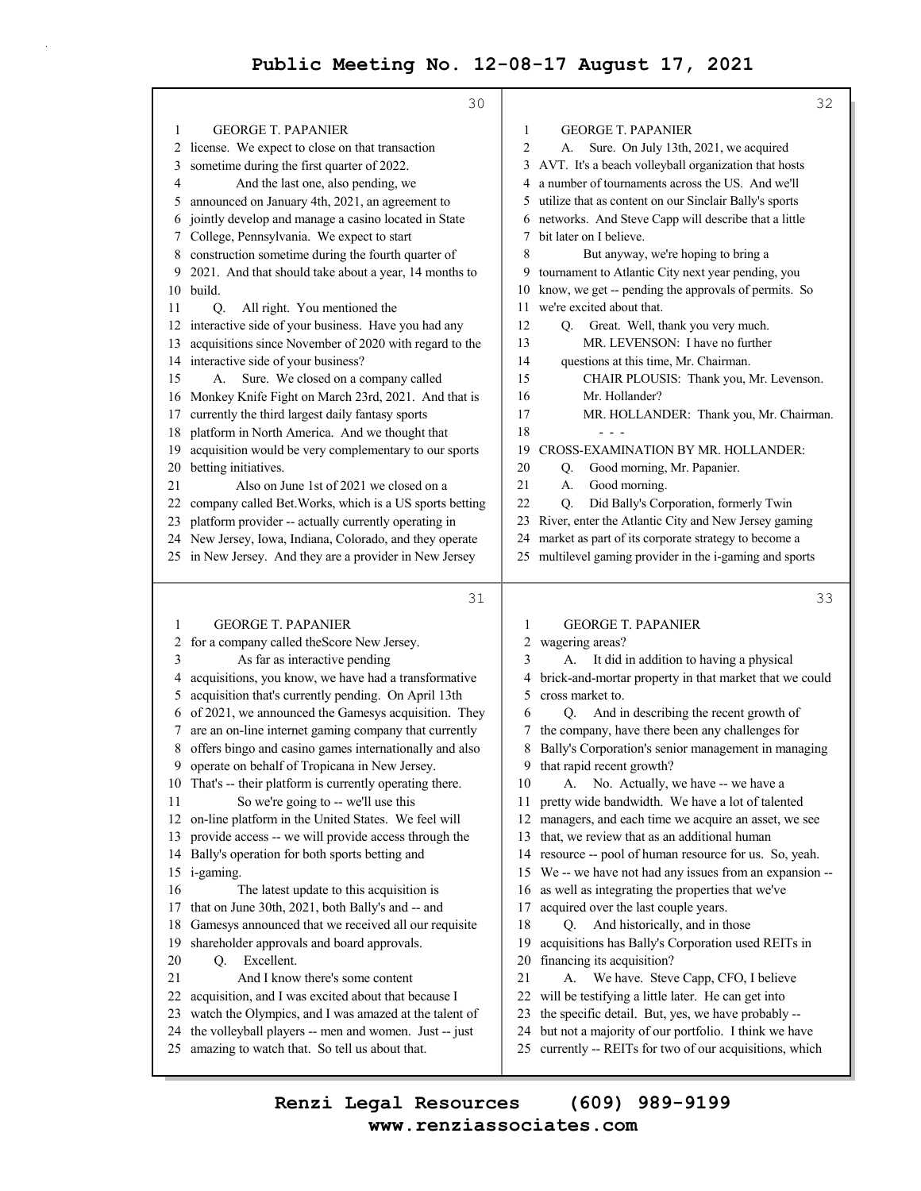GEORGE T. PAPANIER

license. We expect to close on that transaction sometime during the first quarter of 2022.

And the last one, also pending, we announced on January 4th, 2021, an agreement to jointly develop and manage a casino located in State College, Pennsylvania. We expect to start construction sometime during the fourth quarter of 2021. And that should take about a year, 14 months to build.

Q. All right. You mentioned the interactive side of your business. Have you had any acquisitions since November of 2020 with regard to the interactive side of your business?

A. Sure. We closed on a company called Monkey Knife Fight on March 23rd, 2021. And that is currently the third largest daily fantasy sports platform in North America. And we thought that acquisition would be very complementary to our sports betting initiatives.

Also on June 1st of 2021 we closed on a company called Bet.Works, which is a US sports betting platform provider -- actually currently operating in New Jersey, Iowa, Indiana, Colorado, and they operate in New Jersey. And they are a provider in New Jersey for a company called theScore New Jersey.

As far as interactive pending acquisitions, you know, we have had a transformative acquisition that's currently pending. On April 13th of 2021, we announced the Gamesys acquisition. They are an on-line internet gaming company that currently offers bingo and casino games internationally and also operate on behalf of Tropicana in New Jersey. That's -- their platform is currently operating there.

So we're going to -- we'll use this on-line platform in the United States. We feel will provide access -- we will provide access through the Bally's operation for both sports betting and i-gaming.

The latest update to this acquisition is that on June 30th, 2021, both Bally's and -- and Gamesys announced that we received all our requisite shareholder approvals and board approvals.

Q. Excellent.

And I know there's some content acquisition, and I was excited about that because I watch the Olympics, and I was amazed at the talent of the volleyball players -- men and women. Just -- just amazing to watch that. So tell us about that.

A. Sure. On July 13th, 2021, we acquired AVT. It's a beach volleyball organization that hosts a number of tournaments across the US. And we'll utilize that as content on our Sinclair Bally's sports networks. And Steve Capp will describe that a little bit later on I believe.

But anyway, we're hoping to bring a tournament to Atlantic City next year pending, you know, we get -- pending the approvals of permits. So we're excited about that.

Q. Great. Well, thank you very much.

MR. LEVENSON: I have no further questions at this time, Mr. Chairman.

CHAIR PLOUSIS: Thank you, Mr. Levenson. Mr. Hollander?

MR. HOLLANDER: Thank you, Mr. Chairman.

\- - -

CROSS-EXAMINATION BY MR. HOLLANDER:

Q. Good morning, Mr. Papanier.

A. Good morning.

Q. Did Bally's Corporation, formerly Twin River, enter the Atlantic City and New Jersey gaming market as part of its corporate strategy to become a multilevel gaming provider in the i-gaming and sports wagering areas?

A. It did in addition to having a physical brick-and-mortar property in that market that we could cross market to.

Q. And in describing the recent growth of the company, have there been any challenges for Bally's Corporation's senior management in managing that rapid recent growth?

A. No. Actually, we have -- we have a pretty wide bandwidth. We have a lot of talented managers, and each time we acquire an asset, we see that, we review that as an additional human resource -- pool of human resource for us. So, yeah. We -- we have not had any issues from an expansion -- as well as integrating the properties that we've acquired over the last couple years.

Q. And historically, and in those acquisitions has Bally's Corporation used REITs in financing its acquisition?

A. We have. Steve Capp, CFO, I believe will be testifying a little later. He can get into the specific detail. But, yes, we have probably -- but not a majority of our portfolio. I think we have currently -- REITs for two of our acquisitions, which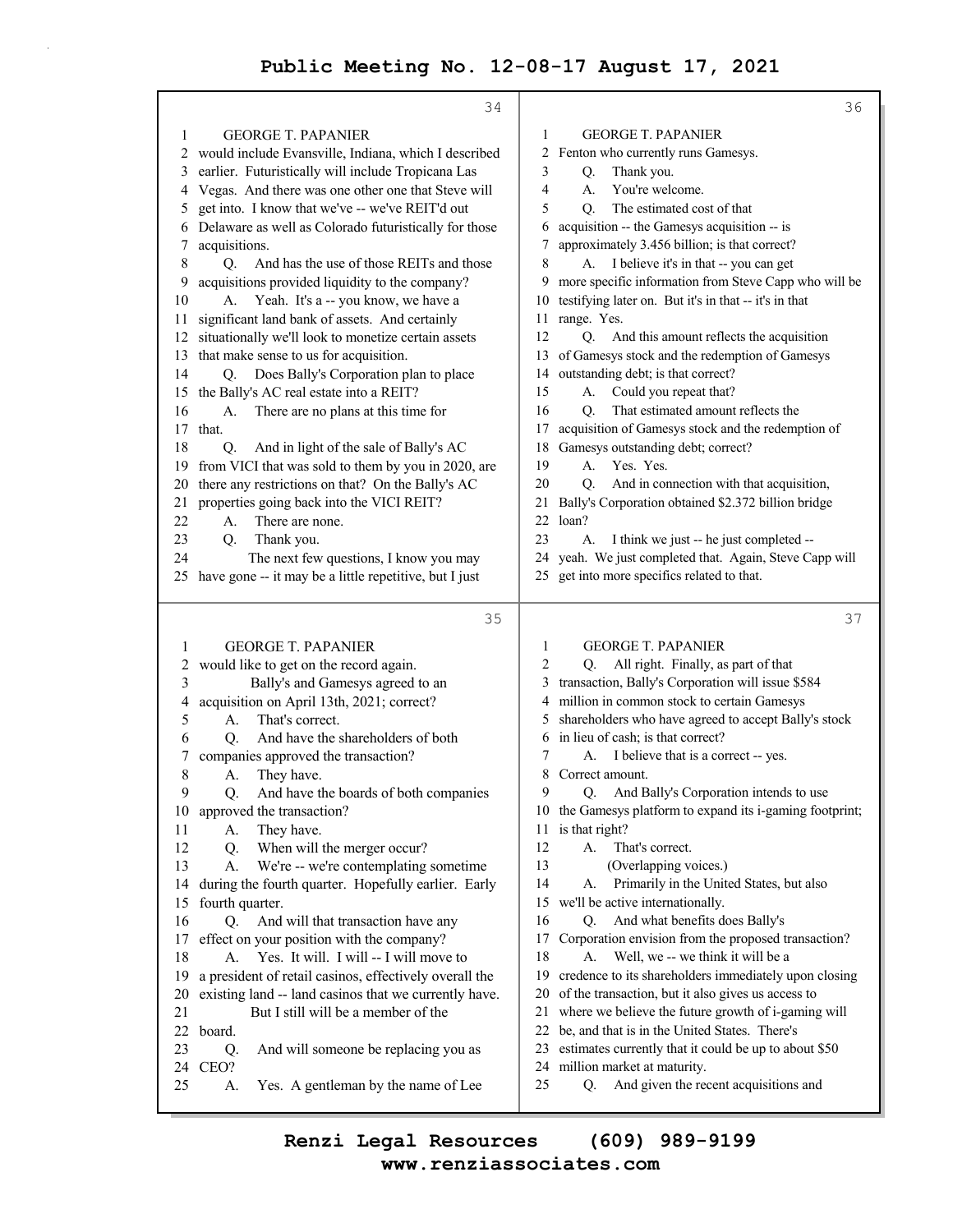GEORGE T. PAPANIER

would include Evansville, Indiana, which I described earlier. Futuristically will include Tropicana Las Vegas. And there was one other one that Steve will get into. I know that we've -- we've REIT'd out Delaware as well as Colorado futuristically for those acquisitions.

Q. And has the use of those REITs and those acquisitions provided liquidity to the company?

A. Yeah. It's a -- you know, we have a significant land bank of assets. And certainly situationally we'll look to monetize certain assets that make sense to us for acquisition.

Q. Does Bally's Corporation plan to place the Bally's AC real estate into a REIT?

A. There are no plans at this time for that.

Q. And in light of the sale of Bally's AC from VICI that was sold to them by you in 2020, are there any restrictions on that? On the Bally's AC properties going back into the VICI REIT?

A. There are none.

Q. Thank you.

The next few questions, I know you may have gone -- it may be a little repetitive, but I just would like to get on the record again.

Bally's and Gamesys agreed to an acquisition on April 13th, 2021; correct?

A. That's correct.

Q. And have the shareholders of both companies approved the transaction?

A. They have.

Q. And have the boards of both companies approved the transaction?

A. They have.

Q. When will the merger occur?

A. We're -- we're contemplating sometime during the fourth quarter. Hopefully earlier. Early fourth quarter.

Q. And will that transaction have any effect on your position with the company?

A. Yes. It will. I will -- I will move to a president of retail casinos, effectively overall the existing land -- land casinos that we currently have.

But I still will be a member of the board.

Q. And will someone be replacing you as CEO?

A. Yes. A gentleman by the name of Lee Fenton who currently runs Gamesys.

Q. Thank you.

A. You're welcome.

Q. The estimated cost of that acquisition -- the Gamesys acquisition -- is approximately 3.456 billion; is that correct?

A. I believe it's in that -- you can get more specific information from Steve Capp who will be testifying later on. But it's in that -- it's in that range. Yes.

Q. And this amount reflects the acquisition of Gamesys stock and the redemption of Gamesys outstanding debt; is that correct?

A. Could you repeat that?

Q. That estimated amount reflects the acquisition of Gamesys stock and the redemption of Gamesys outstanding debt; correct?

A. Yes. Yes.

Q. And in connection with that acquisition, Bally's Corporation obtained $2.372 billion bridge loan?

A. I think we just -- he just completed -- yeah. We just completed that. Again, Steve Capp will get into more specifics related to that.

Q. All right. Finally, as part of that transaction, Bally's Corporation will issue $584 million in common stock to certain Gamesys shareholders who have agreed to accept Bally's stock in lieu of cash; is that correct?

A. I believe that is a correct -- yes. Correct amount.

Q. And Bally's Corporation intends to use the Gamesys platform to expand its i-gaming footprint; is that right?

A. That's correct.

(Overlapping voices.)

A. Primarily in the United States, but also we'll be active internationally.

Q. And what benefits does Bally's Corporation envision from the proposed transaction?

A. Well, we -- we think it will be a credence to its shareholders immediately upon closing of the transaction, but it also gives us access to where we believe the future growth of i-gaming will be, and that is in the United States. There's estimates currently that it could be up to about $50 million market at maturity.

Q. And given the recent acquisitions and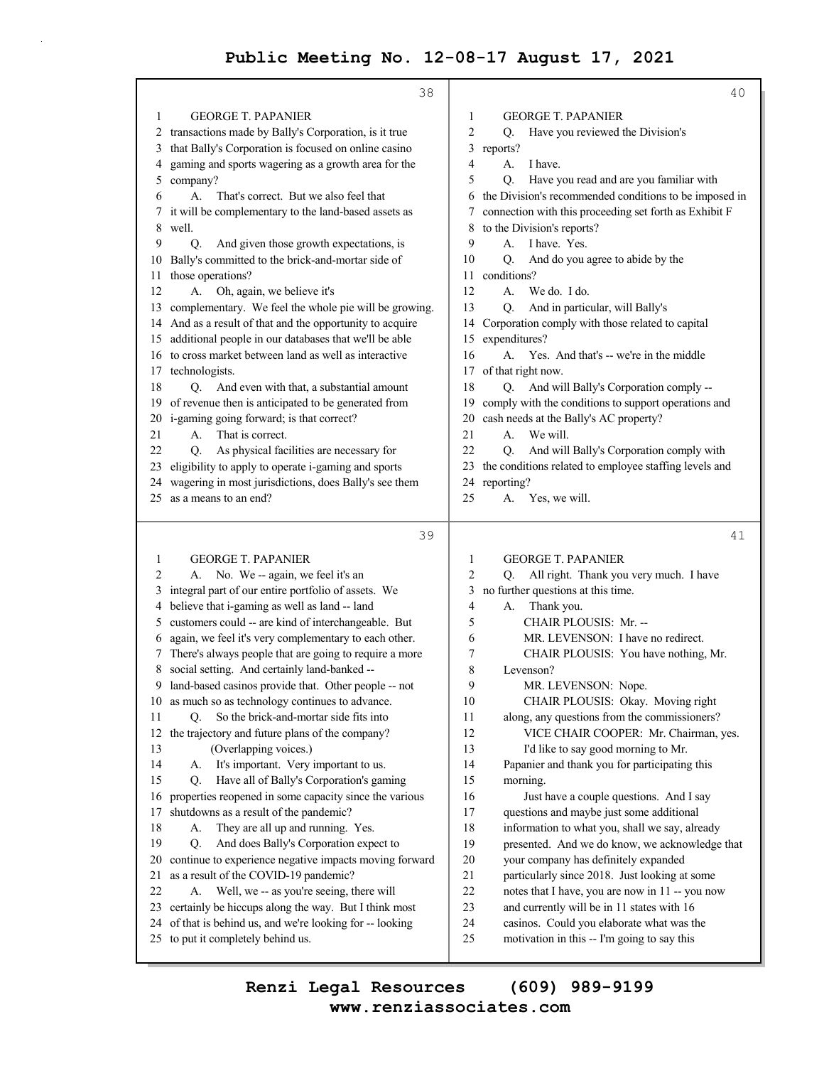GEORGE T. PAPANIER

transactions made by Bally's Corporation, is it true that Bally's Corporation is focused on online casino gaming and sports wagering as a growth area for the company?

A. That's correct. But we also feel that it will be complementary to the land-based assets as well.

Q. And given those growth expectations, is Bally's committed to the brick-and-mortar side of those operations?

A. Oh, again, we believe it's complementary. We feel the whole pie will be growing. And as a result of that and the opportunity to acquire additional people in our databases that we'll be able to cross market between land as well as interactive technologists.

Q. And even with that, a substantial amount of revenue then is anticipated to be generated from i-gaming going forward; is that correct?

A. That is correct.

Q. As physical facilities are necessary for eligibility to apply to operate i-gaming and sports wagering in most jurisdictions, does Bally's see them as a means to an end?

GEORGE T. PAPANIER

A. No. We -- again, we feel it's an integral part of our entire portfolio of assets. We believe that i-gaming as well as land -- land customers could -- are kind of interchangeable. But again, we feel it's very complementary to each other. There's always people that are going to require a more social setting. And certainly land-banked -- land-based casinos provide that. Other people -- not as much so as technology continues to advance.

Q. So the brick-and-mortar side fits into the trajectory and future plans of the company?

(Overlapping voices.)

A. It's important. Very important to us.

Q. Have all of Bally's Corporation's gaming properties reopened in some capacity since the various shutdowns as a result of the pandemic?

A. They are all up and running. Yes.

Q. And does Bally's Corporation expect to continue to experience negative impacts moving forward as a result of the COVID-19 pandemic?

A. Well, we -- as you're seeing, there will certainly be hiccups along the way. But I think most of that is behind us, and we're looking for -- looking to put it completely behind us.

GEORGE T. PAPANIER

Q. Have you reviewed the Division's reports?

A. I have.

Q. Have you read and are you familiar with the Division's recommended conditions to be imposed in connection with this proceeding set forth as Exhibit F to the Division's reports?

A. I have. Yes.

Q. And do you agree to abide by the conditions?

A. We do. I do.

Q. And in particular, will Bally's Corporation comply with those related to capital expenditures?

A. Yes. And that's -- we're in the middle of that right now.

Q. And will Bally's Corporation comply -- comply with the conditions to support operations and cash needs at the Bally's AC property?

A. We will.

Q. And will Bally's Corporation comply with the conditions related to employee staffing levels and reporting?

A. Yes, we will.

GEORGE T. PAPANIER

Q. All right. Thank you very much. I have no further questions at this time.

A. Thank you.

CHAIR PLOUSIS: Mr. --

MR. LEVENSON: I have no redirect.

CHAIR PLOUSIS: You have nothing, Mr. Levenson?

MR. LEVENSON: Nope.

CHAIR PLOUSIS: Okay. Moving right along, any questions from the commissioners?

VICE CHAIR COOPER: Mr. Chairman, yes. I'd like to say good morning to Mr. Papanier and thank you for participating this morning.

Just have a couple questions. And I say questions and maybe just some additional information to what you, shall we say, already presented. And we do know, we acknowledge that your company has definitely expanded particularly since 2018. Just looking at some notes that I have, you are now in 11 -- you now and currently will be in 11 states with 16 casinos. Could you elaborate what was the motivation in this -- I'm going to say this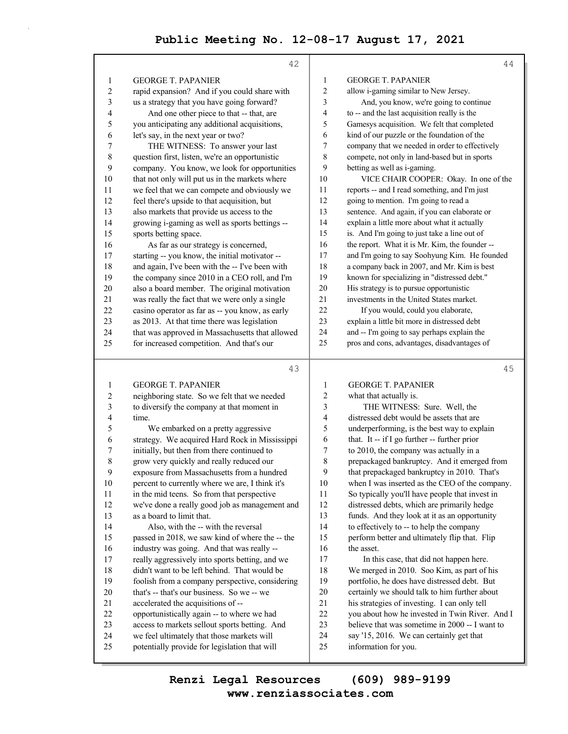GEORGE T. PAPANIER

rapid expansion? And if you could share with us a strategy that you have going forward?

And one other piece to that -- that, are you anticipating any additional acquisitions, let's say, in the next year or two?

THE WITNESS: To answer your last question first, listen, we're an opportunistic company. You know, we look for opportunities that not only will put us in the markets where we feel that we can compete and obviously we feel there's upside to that acquisition, but also markets that provide us access to the growing i-gaming as well as sports bettings -- sports betting space.

As far as our strategy is concerned, starting -- you know, the initial motivator -- and again, I've been with the -- I've been with the company since 2010 in a CEO roll, and I'm also a board member. The original motivation was really the fact that we were only a single casino operator as far as -- you know, as early as 2013. At that time there was legislation that was approved in Massachusetts that allowed for increased competition. And that's our neighboring state. So we felt that we needed to diversify the company at that moment in time.

We embarked on a pretty aggressive strategy. We acquired Hard Rock in Mississippi initially, but then from there continued to grow very quickly and really reduced our exposure from Massachusetts from a hundred percent to currently where we are, I think it's in the mid teens. So from that perspective we've done a really good job as management and as a board to limit that.

Also, with the -- with the reversal passed in 2018, we saw kind of where the -- the industry was going. And that was really -- really aggressively into sports betting, and we didn't want to be left behind. That would be foolish from a company perspective, considering that's -- that's our business. So we -- we accelerated the acquisitions of -- opportunistically again -- to where we had access to markets sellout sports betting. And we feel ultimately that those markets will potentially provide for legislation that will allow i-gaming similar to New Jersey.

And, you know, we're going to continue to -- and the last acquisition really is the Gamesys acquisition. We felt that completed kind of our puzzle or the foundation of the company that we needed in order to effectively compete, not only in land-based but in sports betting as well as i-gaming.

VICE CHAIR COOPER: Okay. In one of the reports -- and I read something, and I'm just going to mention. I'm going to read a sentence. And again, if you can elaborate or explain a little more about what it actually is. And I'm going to just take a line out of the report. What it is Mr. Kim, the founder -- and I'm going to say Soohyung Kim. He founded a company back in 2007, and Mr. Kim is best known for specializing in "distressed debt." His strategy is to pursue opportunistic investments in the United States market.

If you would, could you elaborate, explain a little bit more in distressed debt and -- I'm going to say perhaps explain the pros and cons, advantages, disadvantages of what that actually is.

THE WITNESS: Sure. Well, the distressed debt would be assets that are underperforming, is the best way to explain that. It -- if I go further -- further prior to 2010, the company was actually in a prepackaged bankruptcy. And it emerged from that prepackaged bankruptcy in 2010. That's when I was inserted as the CEO of the company. So typically you'll have people that invest in distressed debts, which are primarily hedge funds. And they look at it as an opportunity to effectively to -- to help the company perform better and ultimately flip that. Flip the asset.

In this case, that did not happen here. We merged in 2010. Soo Kim, as part of his portfolio, he does have distressed debt. But certainly we should talk to him further about his strategies of investing. I can only tell you about how he invested in Twin River. And I believe that was sometime in 2000 -- I want to say '15, 2016. We can certainly get that information for you.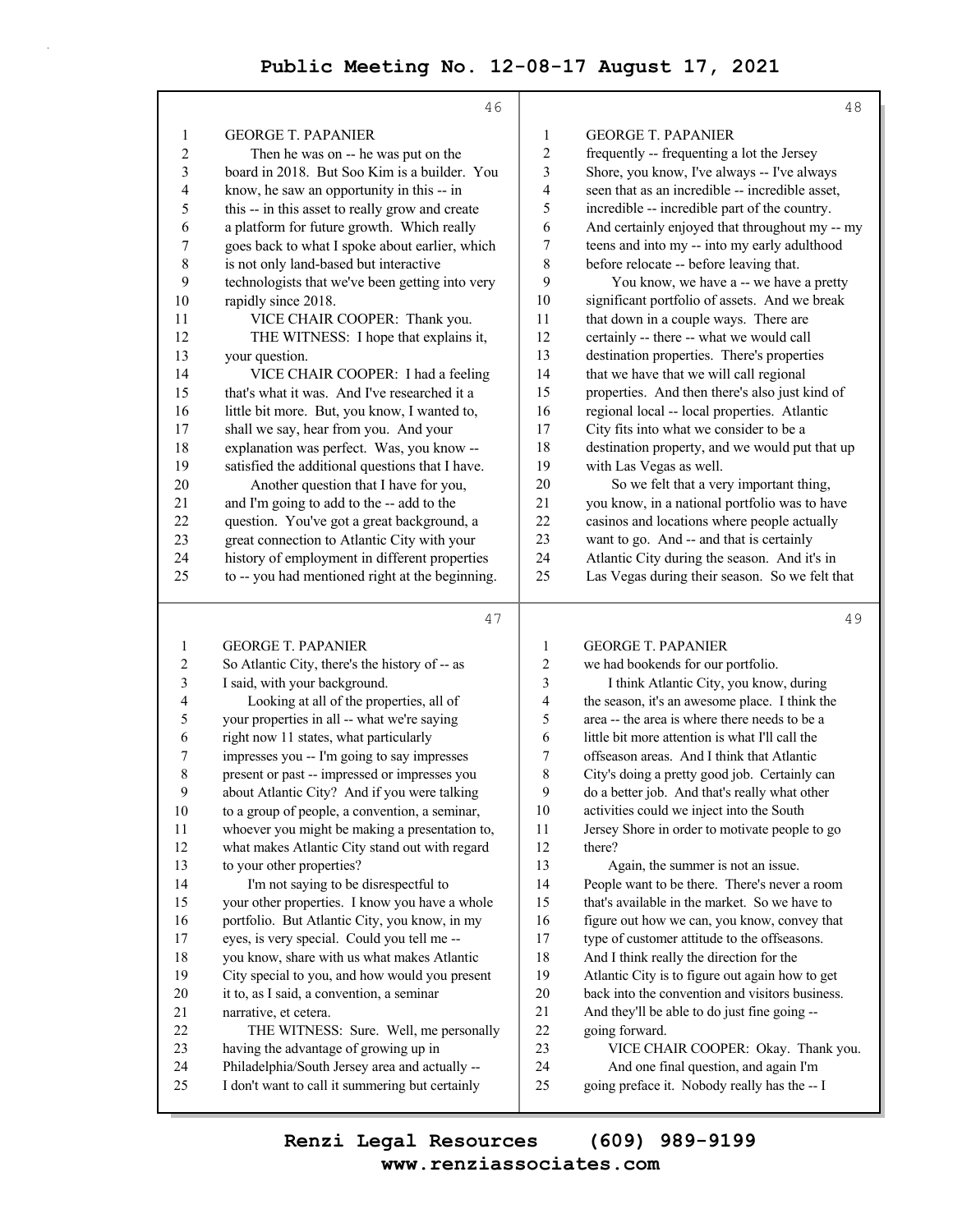GEORGE T. PAPANIER

Then he was on -- he was put on the board in 2018. But Soo Kim is a builder. You know, he saw an opportunity in this -- in this -- in this asset to really grow and create a platform for future growth. Which really goes back to what I spoke about earlier, which is not only land-based but interactive technologists that we've been getting into very rapidly since 2018.

VICE CHAIR COOPER: Thank you.

THE WITNESS: I hope that explains it, your question.

VICE CHAIR COOPER: I had a feeling that's what it was. And I've researched it a little bit more. But, you know, I wanted to, shall we say, hear from you. And your explanation was perfect. Was, you know -- satisfied the additional questions that I have.

Another question that I have for you, and I'm going to add to the -- add to the question. You've got a great background, a great connection to Atlantic City with your history of employment in different properties to -- you had mentioned right at the beginning.

GEORGE T. PAPANIER

So Atlantic City, there's the history of -- as I said, with your background.

Looking at all of the properties, all of your properties in all -- what we're saying right now 11 states, what particularly impresses you -- I'm going to say impresses present or past -- impressed or impresses you about Atlantic City? And if you were talking to a group of people, a convention, a seminar, whoever you might be making a presentation to, what makes Atlantic City stand out with regard to your other properties?

I'm not saying to be disrespectful to your other properties. I know you have a whole portfolio. But Atlantic City, you know, in my eyes, is very special. Could you tell me -- you know, share with us what makes Atlantic City special to you, and how would you present it to, as I said, a convention, a seminar narrative, et cetera.

THE WITNESS: Sure. Well, me personally having the advantage of growing up in Philadelphia/South Jersey area and actually -- I don't want to call it summering but certainly

GEORGE T. PAPANIER

frequently -- frequenting a lot the Jersey Shore, you know, I've always -- I've always seen that as an incredible -- incredible asset, incredible -- incredible part of the country. And certainly enjoyed that throughout my -- my teens and into my -- into my early adulthood before relocate -- before leaving that.

You know, we have a -- we have a pretty significant portfolio of assets. And we break that down in a couple ways. There are certainly -- there -- what we would call destination properties. There's properties that we have that we will call regional properties. And then there's also just kind of regional local -- local properties. Atlantic City fits into what we consider to be a destination property, and we would put that up with Las Vegas as well.

So we felt that a very important thing, you know, in a national portfolio was to have casinos and locations where people actually want to go. And -- and that is certainly Atlantic City during the season. And it's in Las Vegas during their season. So we felt that

GEORGE T. PAPANIER

we had bookends for our portfolio.

I think Atlantic City, you know, during the season, it's an awesome place. I think the area -- the area is where there needs to be a little bit more attention is what I'll call the offseason areas. And I think that Atlantic City's doing a pretty good job. Certainly can do a better job. And that's really what other activities could we inject into the South Jersey Shore in order to motivate people to go there?

Again, the summer is not an issue. People want to be there. There's never a room that's available in the market. So we have to figure out how we can, you know, convey that type of customer attitude to the offseasons. And I think really the direction for the Atlantic City is to figure out again how to get back into the convention and visitors business. And they'll be able to do just fine going -- going forward.

VICE CHAIR COOPER: Okay. Thank you.

And one final question, and again I'm going preface it. Nobody really has the -- I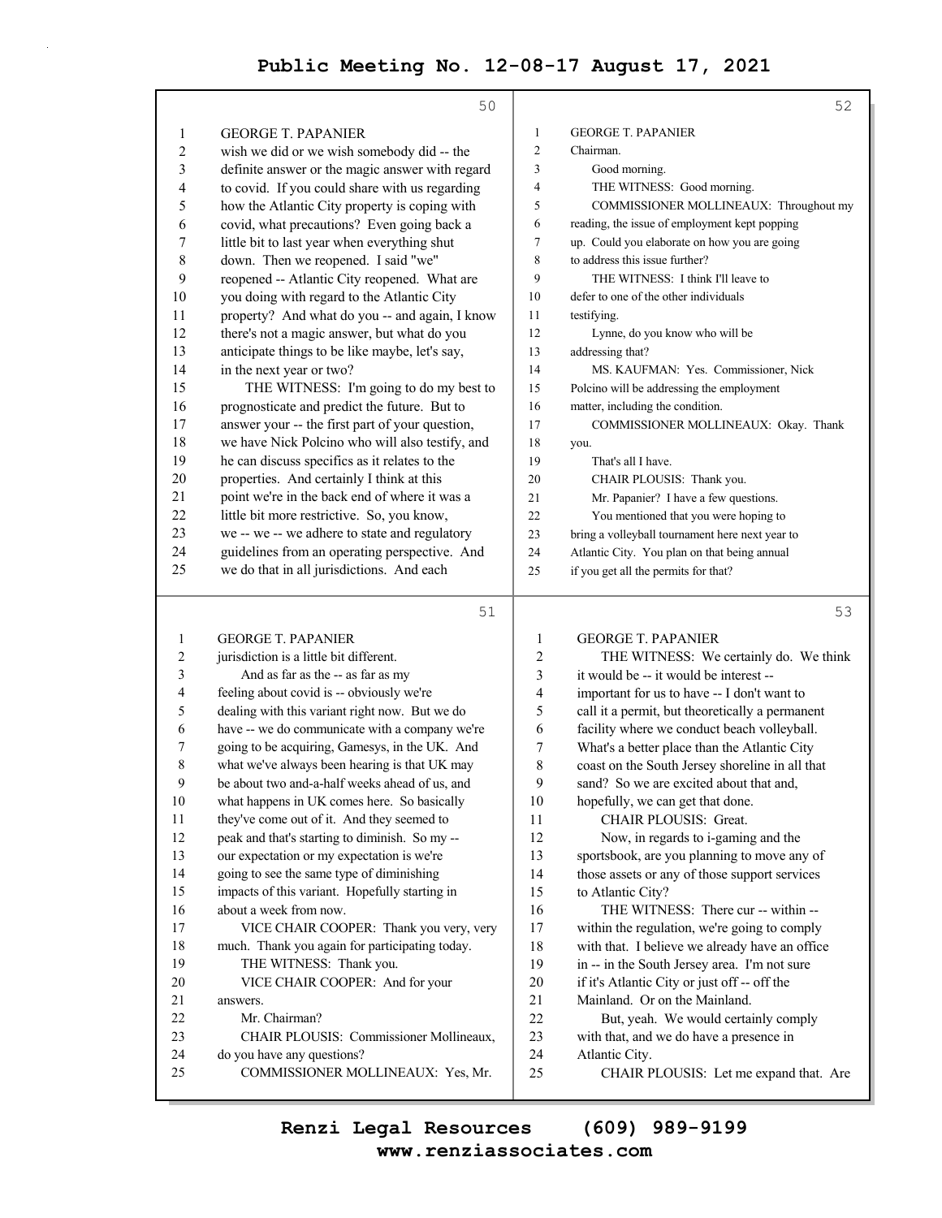GEORGE T. PAPANIER

wish we did or we wish somebody did -- the definite answer or the magic answer with regard to covid. If you could share with us regarding how the Atlantic City property is coping with covid, what precautions? Even going back a little bit to last year when everything shut down. Then we reopened. I said "we" reopened -- Atlantic City reopened. What are you doing with regard to the Atlantic City property? And what do you -- and again, I know there's not a magic answer, but what do you anticipate things to be like maybe, let's say, in the next year or two?

THE WITNESS: I'm going to do my best to prognosticate and predict the future. But to answer your -- the first part of your question, we have Nick Polcino who will also testify, and he can discuss specifics as it relates to the properties. And certainly I think at this point we're in the back end of where it was a little bit more restrictive. So, you know, we -- we -- we adhere to state and regulatory guidelines from an operating perspective. And we do that in all jurisdictions. And each

GEORGE T. PAPANIER

jurisdiction is a little bit different.

And as far as the -- as far as my feeling about covid is -- obviously we're dealing with this variant right now. But we do have -- we do communicate with a company we're going to be acquiring, Gamesys, in the UK. And what we've always been hearing is that UK may be about two and-a-half weeks ahead of us, and what happens in UK comes here. So basically they've come out of it. And they seemed to peak and that's starting to diminish. So my -- our expectation or my expectation is we're going to see the same type of diminishing impacts of this variant. Hopefully starting in about a week from now.

VICE CHAIR COOPER: Thank you very, very much. Thank you again for participating today.

THE WITNESS: Thank you.

VICE CHAIR COOPER: And for your answers.

Mr. Chairman?

CHAIR PLOUSIS: Commissioner Mollineaux, do you have any questions?

COMMISSIONER MOLLINEAUX: Yes, Mr.

GEORGE T. PAPANIER

Chairman.

Good morning.

THE WITNESS: Good morning.

COMMISSIONER MOLLINEAUX: Throughout my reading, the issue of employment kept popping up. Could you elaborate on how you are going to address this issue further?

THE WITNESS: I think I'll leave to defer to one of the other individuals testifying.

Lynne, do you know who will be addressing that?

MS. KAUFMAN: Yes. Commissioner, Nick Polcino will be addressing the employment matter, including the condition.

COMMISSIONER MOLLINEAUX: Okay. Thank you.

That's all I have.

CHAIR PLOUSIS: Thank you.

Mr. Papanier? I have a few questions.

You mentioned that you were hoping to bring a volleyball tournament here next year to Atlantic City. You plan on that being annual if you get all the permits for that?

GEORGE T. PAPANIER

THE WITNESS: We certainly do. We think it would be -- it would be interest -- important for us to have -- I don't want to call it a permit, but theoretically a permanent facility where we conduct beach volleyball. What's a better place than the Atlantic City coast on the South Jersey shoreline in all that sand? So we are excited about that and, hopefully, we can get that done.

CHAIR PLOUSIS: Great.

Now, in regards to i-gaming and the sportsbook, are you planning to move any of those assets or any of those support services to Atlantic City?

THE WITNESS: There cur -- within -- within the regulation, we're going to comply with that. I believe we already have an office in -- in the South Jersey area. I'm not sure if it's Atlantic City or just off -- off the Mainland. Or on the Mainland.

But, yeah. We would certainly comply with that, and we do have a presence in Atlantic City.

CHAIR PLOUSIS: Let me expand that. Are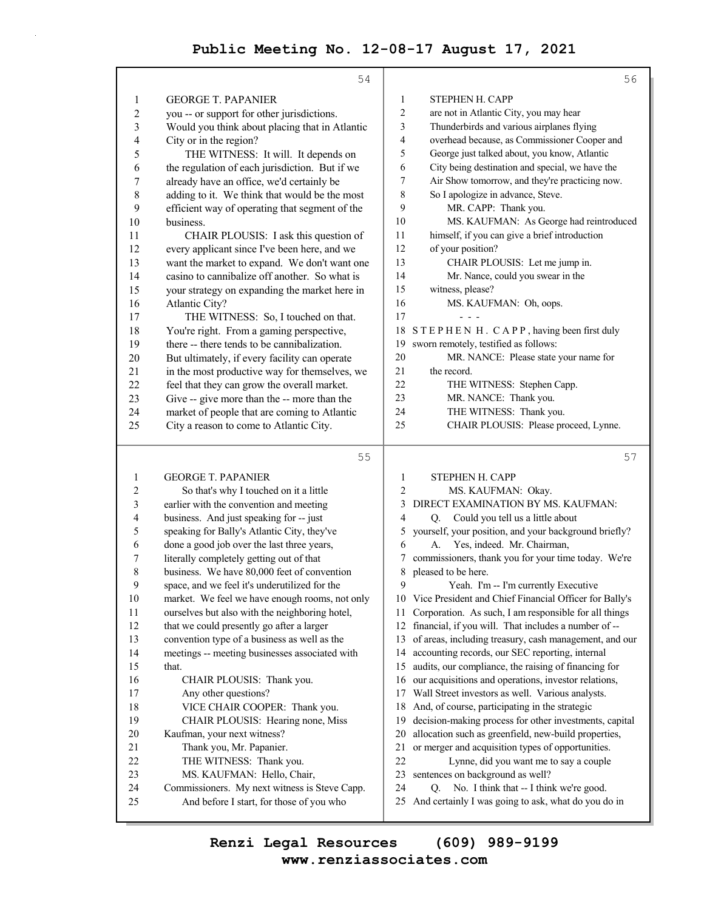**Page 54**

GEORGE T. PAPANIER

you -- or support for other jurisdictions. Would you think about placing that in Atlantic City or in the region?

THE WITNESS: It will. It depends on the regulation of each jurisdiction. But if we already have an office, we'd certainly be adding to it. We think that would be the most efficient way of operating that segment of the business.

CHAIR PLOUSIS: I ask this question of every applicant since I've been here, and we want the market to expand. We don't want one casino to cannibalize off another. So what is your strategy on expanding the market here in Atlantic City?

THE WITNESS: So, I touched on that. You're right. From a gaming perspective, there -- there tends to be cannibalization. But ultimately, if every facility can operate in the most productive way for themselves, we feel that they can grow the overall market. Give -- give more than the -- more than the market of people that are coming to Atlantic City a reason to come to Atlantic City.

**Page 55**

GEORGE T. PAPANIER

So that's why I touched on it a little earlier with the convention and meeting business. And just speaking for -- just speaking for Bally's Atlantic City, they've done a good job over the last three years, literally completely getting out of that business. We have 80,000 feet of convention space, and we feel it's underutilized for the market. We feel we have enough rooms, not only ourselves but also with the neighboring hotel, that we could presently go after a larger convention type of a business as well as the meetings -- meeting businesses associated with that.

CHAIR PLOUSIS: Thank you.

Any other questions?

VICE CHAIR COOPER: Thank you.

CHAIR PLOUSIS: Hearing none, Miss Kaufman, your next witness?

Thank you, Mr. Papanier.

THE WITNESS: Thank you.

MS. KAUFMAN: Hello, Chair, Commissioners. My next witness is Steve Capp.

And before I start, for those of you who

**Page 56**

STEPHEN H. CAPP

are not in Atlantic City, you may hear Thunderbirds and various airplanes flying overhead because, as Commissioner Cooper and George just talked about, you know, Atlantic City being destination and special, we have the Air Show tomorrow, and they're practicing now. So I apologize in advance, Steve.

MR. CAPP: Thank you.

MS. KAUFMAN: As George had reintroduced himself, if you can give a brief introduction of your position?

CHAIR PLOUSIS: Let me jump in. Mr. Nance, could you swear in the witness, please?

MS. KAUFMAN: Oh, oops.

\- - -

S T E P H E N  H .  C A P P , having been first duly sworn remotely, testified as follows:

MR. NANCE: Please state your name for the record.

THE WITNESS: Stephen Capp.

MR. NANCE: Thank you.

THE WITNESS: Thank you.

CHAIR PLOUSIS: Please proceed, Lynne.

**Page 57**

STEPHEN H. CAPP

MS. KAUFMAN: Okay.

DIRECT EXAMINATION BY MS. KAUFMAN:

Q. Could you tell us a little about yourself, your position, and your background briefly?

A. Yes, indeed. Mr. Chairman, commissioners, thank you for your time today. We're pleased to be here.

Yeah. I'm -- I'm currently Executive Vice President and Chief Financial Officer for Bally's Corporation. As such, I am responsible for all things financial, if you will. That includes a number of -- of areas, including treasury, cash management, and our accounting records, our SEC reporting, internal audits, our compliance, the raising of financing for our acquisitions and operations, investor relations, Wall Street investors as well. Various analysts. And, of course, participating in the strategic decision-making process for other investments, capital allocation such as greenfield, new-build properties, or merger and acquisition types of opportunities.

Lynne, did you want me to say a couple sentences on background as well?

Q. No. I think that -- I think we're good. And certainly I was going to ask, what do you do in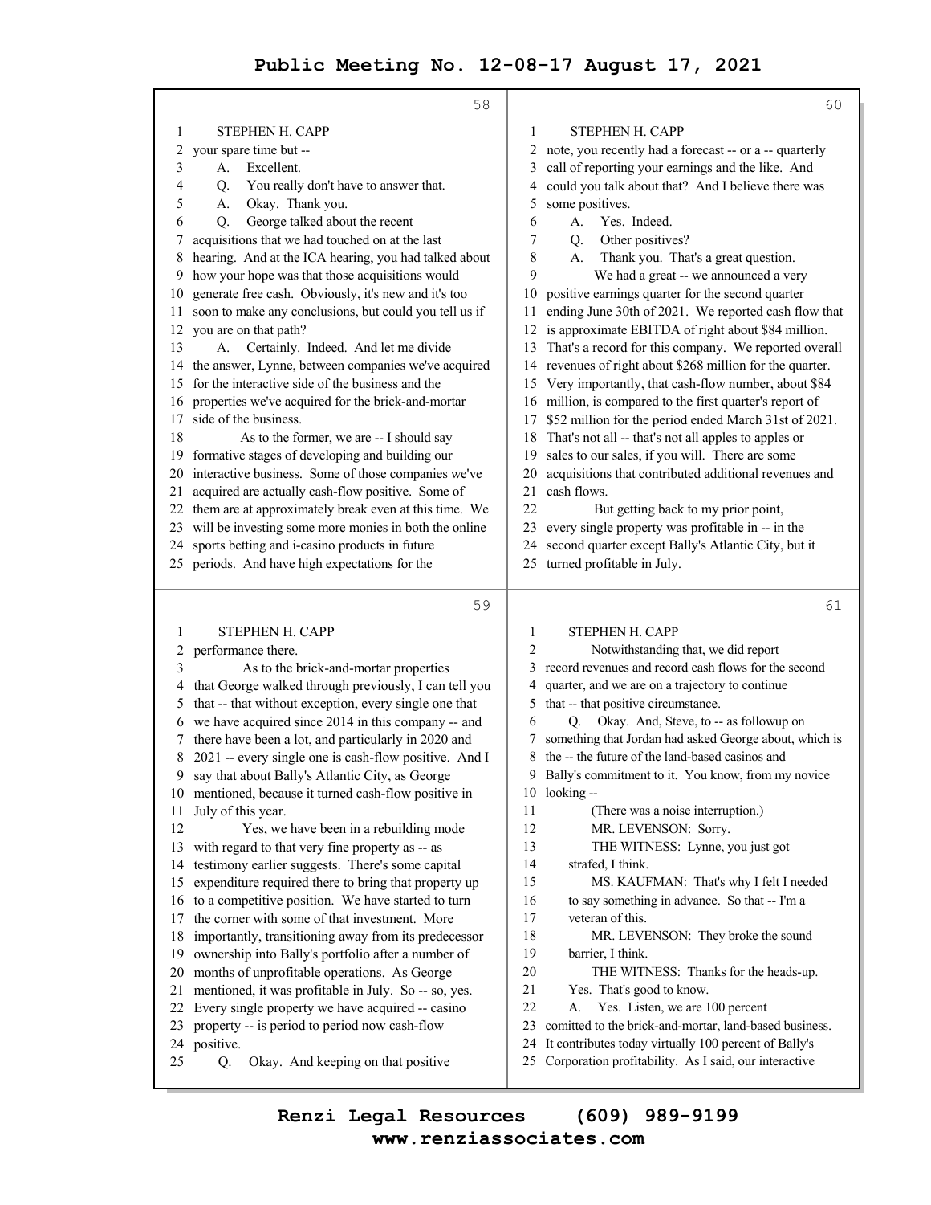STEPHEN H. CAPP

your spare time but --

A. Excellent.

Q. You really don't have to answer that.

A. Okay. Thank you.

Q. George talked about the recent acquisitions that we had touched on at the last hearing. And at the ICA hearing, you had talked about how your hope was that those acquisitions would generate free cash. Obviously, it's new and it's too soon to make any conclusions, but could you tell us if you are on that path?

A. Certainly. Indeed. And let me divide the answer, Lynne, between companies we've acquired for the interactive side of the business and the properties we've acquired for the brick-and-mortar side of the business.

As to the former, we are -- I should say formative stages of developing and building our interactive business. Some of those companies we've acquired are actually cash-flow positive. Some of them are at approximately break even at this time. We will be investing some more monies in both the online sports betting and i-casino products in future periods. And have high expectations for the performance there.

As to the brick-and-mortar properties that George walked through previously, I can tell you that -- that without exception, every single one that we have acquired since 2014 in this company -- and there have been a lot, and particularly in 2020 and 2021 -- every single one is cash-flow positive. And I say that about Bally's Atlantic City, as George mentioned, because it turned cash-flow positive in July of this year.

Yes, we have been in a rebuilding mode with regard to that very fine property as -- as testimony earlier suggests. There's some capital expenditure required there to bring that property up to a competitive position. We have started to turn the corner with some of that investment. More importantly, transitioning away from its predecessor ownership into Bally's portfolio after a number of months of unprofitable operations. As George mentioned, it was profitable in July. So -- so, yes. Every single property we have acquired -- casino property -- is period to period now cash-flow positive.

Q. Okay. And keeping on that positive note, you recently had a forecast -- or a -- quarterly call of reporting your earnings and the like. And could you talk about that? And I believe there was some positives.

A. Yes. Indeed.

Q. Other positives?

A. Thank you. That's a great question.

We had a great -- we announced a very positive earnings quarter for the second quarter ending June 30th of 2021. We reported cash flow that is approximate EBITDA of right about $84 million. That's a record for this company. We reported overall revenues of right about $268 million for the quarter. Very importantly, that cash-flow number, about $84 million, is compared to the first quarter's report of $52 million for the period ended March 31st of 2021. That's not all -- that's not all apples to apples or sales to our sales, if you will. There are some acquisitions that contributed additional revenues and cash flows.

But getting back to my prior point, every single property was profitable in -- in the second quarter except Bally's Atlantic City, but it turned profitable in July.

Notwithstanding that, we did report record revenues and record cash flows for the second quarter, and we are on a trajectory to continue that -- that positive circumstance.

Q. Okay. And, Steve, to -- as followup on something that Jordan had asked George about, which is the -- the future of the land-based casinos and Bally's commitment to it. You know, from my novice looking --

(There was a noise interruption.)

MR. LEVENSON: Sorry.

THE WITNESS: Lynne, you just got strafed, I think.

MS. KAUFMAN: That's why I felt I needed to say something in advance. So that -- I'm a veteran of this.

MR. LEVENSON: They broke the sound barrier, I think.

THE WITNESS: Thanks for the heads-up. Yes. That's good to know.

A. Yes. Listen, we are 100 percent comited to the brick-and-mortar, land-based business. It contributes today virtually 100 percent of Bally's Corporation profitability. As I said, our interactive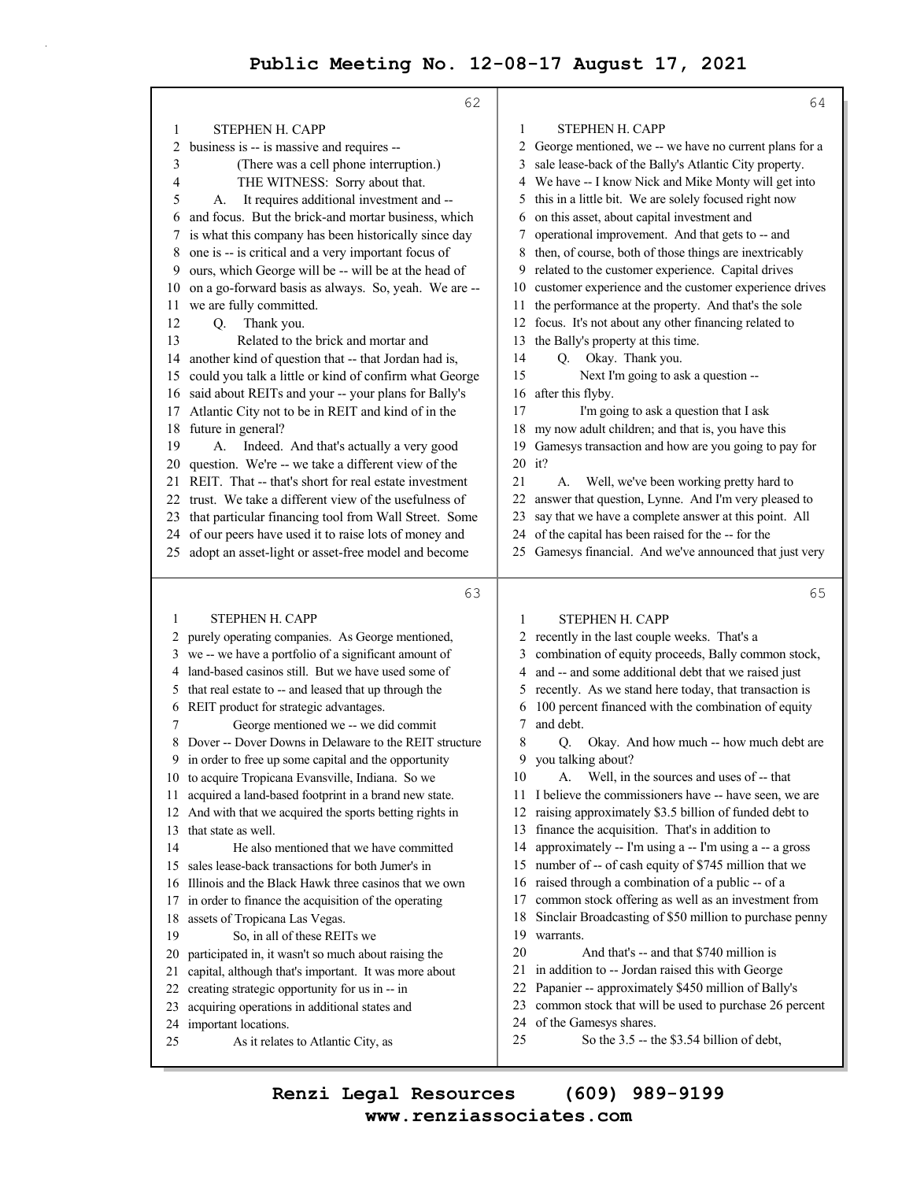STEPHEN H. CAPP

business is -- is massive and requires --

(There was a cell phone interruption.)

THE WITNESS: Sorry about that.

A. It requires additional investment and -- and focus. But the brick-and mortar business, which is what this company has been historically since day one is -- is critical and a very important focus of ours, which George will be -- will be at the head of on a go-forward basis as always. So, yeah. We are -- we are fully committed.

Q. Thank you.

Related to the brick and mortar and another kind of question that -- that Jordan had is, could you talk a little or kind of confirm what George said about REITs and your -- your plans for Bally's Atlantic City not to be in REIT and kind of in the future in general?

A. Indeed. And that's actually a very good question. We're -- we take a different view of the REIT. That -- that's short for real estate investment trust. We take a different view of the usefulness of that particular financing tool from Wall Street. Some of our peers have used it to raise lots of money and adopt an asset-light or asset-free model and become

STEPHEN H. CAPP

purely operating companies. As George mentioned, we -- we have a portfolio of a significant amount of land-based casinos still. But we have used some of that real estate to -- and leased that up through the REIT product for strategic advantages.

George mentioned we -- we did commit Dover -- Dover Downs in Delaware to the REIT structure in order to free up some capital and the opportunity to acquire Tropicana Evansville, Indiana. So we acquired a land-based footprint in a brand new state. And with that we acquired the sports betting rights in that state as well.

He also mentioned that we have committed sales lease-back transactions for both Jumer's in Illinois and the Black Hawk three casinos that we own in order to finance the acquisition of the operating assets of Tropicana Las Vegas.

So, in all of these REITs we participated in, it wasn't so much about raising the capital, although that's important. It was more about creating strategic opportunity for us in -- in acquiring operations in additional states and important locations.

As it relates to Atlantic City, as

STEPHEN H. CAPP

George mentioned, we -- we have no current plans for a sale lease-back of the Bally's Atlantic City property. We have -- I know Nick and Mike Monty will get into this in a little bit. We are solely focused right now on this asset, about capital investment and operational improvement. And that gets to -- and then, of course, both of those things are inextricably related to the customer experience. Capital drives customer experience and the customer experience drives the performance at the property. And that's the sole focus. It's not about any other financing related to the Bally's property at this time.

Q. Okay. Thank you.

Next I'm going to ask a question -- after this flyby.

I'm going to ask a question that I ask my now adult children; and that is, you have this Gamesys transaction and how are you going to pay for it?

A. Well, we've been working pretty hard to answer that question, Lynne. And I'm very pleased to say that we have a complete answer at this point. All of the capital has been raised for the -- for the Gamesys financial. And we've announced that just very

STEPHEN H. CAPP

recently in the last couple weeks. That's a combination of equity proceeds, Bally common stock, and -- and some additional debt that we raised just recently. As we stand here today, that transaction is 100 percent financed with the combination of equity and debt.

Q. Okay. And how much -- how much debt are you talking about?

A. Well, in the sources and uses of -- that I believe the commissioners have -- have seen, we are raising approximately $3.5 billion of funded debt to finance the acquisition. That's in addition to approximately -- I'm using a -- I'm using a -- a gross number of -- of cash equity of $745 million that we raised through a combination of a public -- of a common stock offering as well as an investment from Sinclair Broadcasting of $50 million to purchase penny warrants.

And that's -- and that $740 million is in addition to -- Jordan raised this with George Papanier -- approximately $450 million of Bally's common stock that will be used to purchase 26 percent of the Gamesys shares.

So the 3.5 -- the $3.54 billion of debt,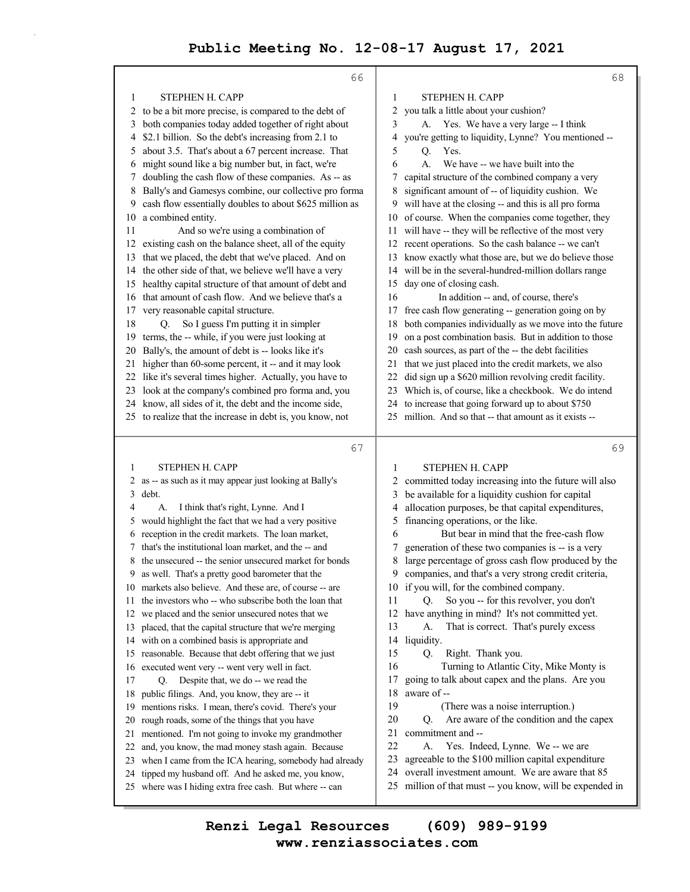STEPHEN H. CAPP

to be a bit more precise, is compared to the debt of both companies today added together of right about $2.1 billion. So the debt's increasing from 2.1 to about 3.5. That's about a 67 percent increase. That might sound like a big number but, in fact, we're doubling the cash flow of these companies. As -- as Bally's and Gamesys combine, our collective pro forma cash flow essentially doubles to about $625 million as a combined entity.

And so we're using a combination of existing cash on the balance sheet, all of the equity that we placed, the debt that we've placed. And on the other side of that, we believe we'll have a very healthy capital structure of that amount of debt and that amount of cash flow. And we believe that's a very reasonable capital structure.

Q. So I guess I'm putting it in simpler terms, the -- while, if you were just looking at Bally's, the amount of debt is -- looks like it's higher than 60-some percent, it -- and it may look like it's several times higher. Actually, you have to look at the company's combined pro forma and, you know, all sides of it, the debt and the income side, to realize that the increase in debt is, you know, not as -- as such as it may appear just looking at Bally's debt.

A. I think that's right, Lynne. And I would highlight the fact that we had a very positive reception in the credit markets. The loan market, that's the institutional loan market, and the -- and the unsecured -- the senior unsecured market for bonds as well. That's a pretty good barometer that the markets also believe. And these are, of course -- are the investors who -- who subscribe both the loan that we placed and the senior unsecured notes that we placed, that the capital structure that we're merging with on a combined basis is appropriate and reasonable. Because that debt offering that we just executed went very -- went very well in fact.

Q. Despite that, we do -- we read the public filings. And, you know, they are -- it mentions risks. I mean, there's covid. There's your rough roads, some of the things that you have mentioned. I'm not going to invoke my grandmother and, you know, the mad money stash again. Because when I came from the ICA hearing, somebody had already tipped my husband off. And he asked me, you know, where was I hiding extra free cash. But where -- can you talk a little about your cushion?

A. Yes. We have a very large -- I think you're getting to liquidity, Lynne? You mentioned --

Q. Yes.

A. We have -- we have built into the capital structure of the combined company a very significant amount of -- of liquidity cushion. We will have at the closing -- and this is all pro forma of course. When the companies come together, they will have -- they will be reflective of the most very recent operations. So the cash balance -- we can't know exactly what those are, but we do believe those will be in the several-hundred-million dollars range day one of closing cash.

In addition -- and, of course, there's free cash flow generating -- generation going on by both companies individually as we move into the future on a post combination basis. But in addition to those cash sources, as part of the -- the debt facilities that we just placed into the credit markets, we also did sign up a $620 million revolving credit facility. Which is, of course, like a checkbook. We do intend to increase that going forward up to about $750 million. And so that -- that amount as it exists -- committed today increasing into the future will also be available for a liquidity cushion for capital allocation purposes, be that capital expenditures, financing operations, or the like.

But bear in mind that the free-cash flow generation of these two companies is -- is a very large percentage of gross cash flow produced by the companies, and that's a very strong credit criteria, if you will, for the combined company.

Q. So you -- for this revolver, you don't have anything in mind? It's not committed yet.

A. That is correct. That's purely excess liquidity.

Q. Right. Thank you.

Turning to Atlantic City, Mike Monty is going to talk about capex and the plans. Are you aware of --

(There was a noise interruption.)

Q. Are aware of the condition and the capex commitment and --

A. Yes. Indeed, Lynne. We -- we are agreeable to the $100 million capital expenditure overall investment amount. We are aware that 85 million of that must -- you know, will be expended in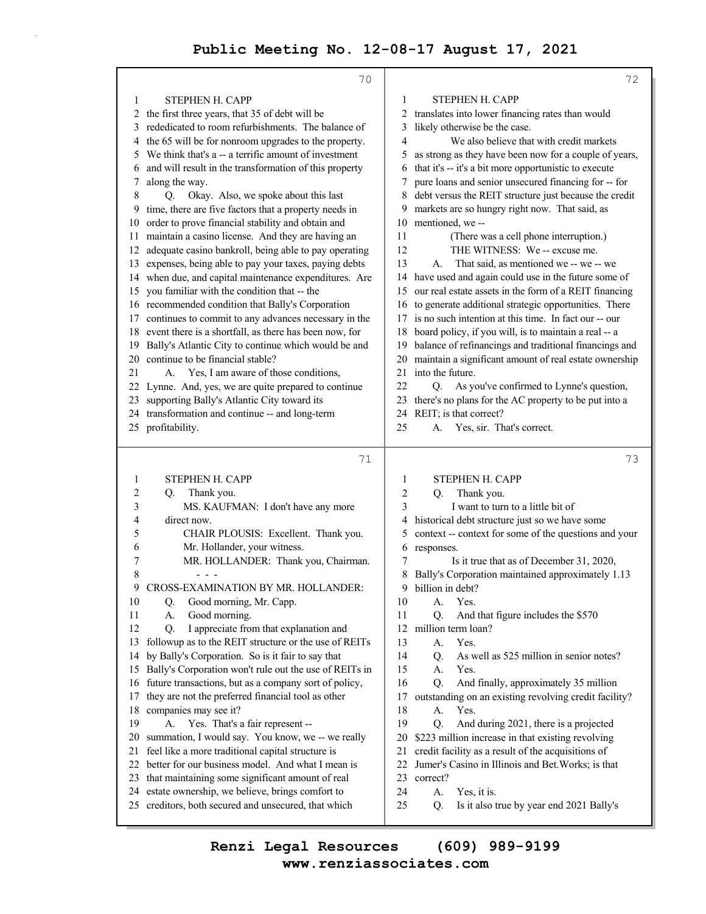STEPHEN H. CAPP

the first three years, that 35 of debt will be rededicated to room refurbishments. The balance of the 65 will be for nonroom upgrades to the property. We think that's a -- a terrific amount of investment and will result in the transformation of this property along the way.

Q. Okay. Also, we spoke about this last time, there are five factors that a property needs in order to prove financial stability and obtain and maintain a casino license. And they are having an adequate casino bankroll, being able to pay operating expenses, being able to pay your taxes, paying debts when due, and capital maintenance expenditures. Are you familiar with the condition that -- the recommended condition that Bally's Corporation continues to commit to any advances necessary in the event there is a shortfall, as there has been now, for Bally's Atlantic City to continue which would be and continue to be financial stable?

A. Yes, I am aware of those conditions, Lynne. And, yes, we are quite prepared to continue supporting Bally's Atlantic City toward its transformation and continue -- and long-term profitability.

STEPHEN H. CAPP

Q. Thank you.

MS. KAUFMAN: I don't have any more direct now.

CHAIR PLOUSIS: Excellent. Thank you. Mr. Hollander, your witness.

MR. HOLLANDER: Thank you, Chairman.

- - -

CROSS-EXAMINATION BY MR. HOLLANDER:

Q. Good morning, Mr. Capp.

A. Good morning.

Q. I appreciate from that explanation and followup as to the REIT structure or the use of REITs by Bally's Corporation. So is it fair to say that Bally's Corporation won't rule out the use of REITs in future transactions, but as a company sort of policy, they are not the preferred financial tool as other companies may see it?

A. Yes. That's a fair represent -- summation, I would say. You know, we -- we really feel like a more traditional capital structure is better for our business model. And what I mean is that maintaining some significant amount of real estate ownership, we believe, brings comfort to creditors, both secured and unsecured, that which

STEPHEN H. CAPP

translates into lower financing rates than would likely otherwise be the case.

We also believe that with credit markets as strong as they have been now for a couple of years, that it's -- it's a bit more opportunistic to execute pure loans and senior unsecured financing for -- for debt versus the REIT structure just because the credit markets are so hungry right now. That said, as mentioned, we --

(There was a cell phone interruption.)

THE WITNESS: We -- excuse me.

A. That said, as mentioned we -- we -- we have used and again could use in the future some of our real estate assets in the form of a REIT financing to generate additional strategic opportunities. There is no such intention at this time. In fact our -- our board policy, if you will, is to maintain a real -- a balance of refinancings and traditional financings and maintain a significant amount of real estate ownership into the future.

Q. As you've confirmed to Lynne's question, there's no plans for the AC property to be put into a REIT; is that correct?

A. Yes, sir. That's correct.

STEPHEN H. CAPP

Q. Thank you.

I want to turn to a little bit of historical debt structure just so we have some context -- context for some of the questions and your responses.

Is it true that as of December 31, 2020, Bally's Corporation maintained approximately 1.13 billion in debt?

A. Yes.

Q. And that figure includes the $570 million term loan?

A. Yes.

Q. As well as 525 million in senior notes?

A. Yes.

Q. And finally, approximately 35 million outstanding on an existing revolving credit facility?

A. Yes.

Q. And during 2021, there is a projected $223 million increase in that existing revolving credit facility as a result of the acquisitions of Jumer's Casino in Illinois and Bet.Works; is that correct?

A. Yes, it is.

Q. Is it also true by year end 2021 Bally's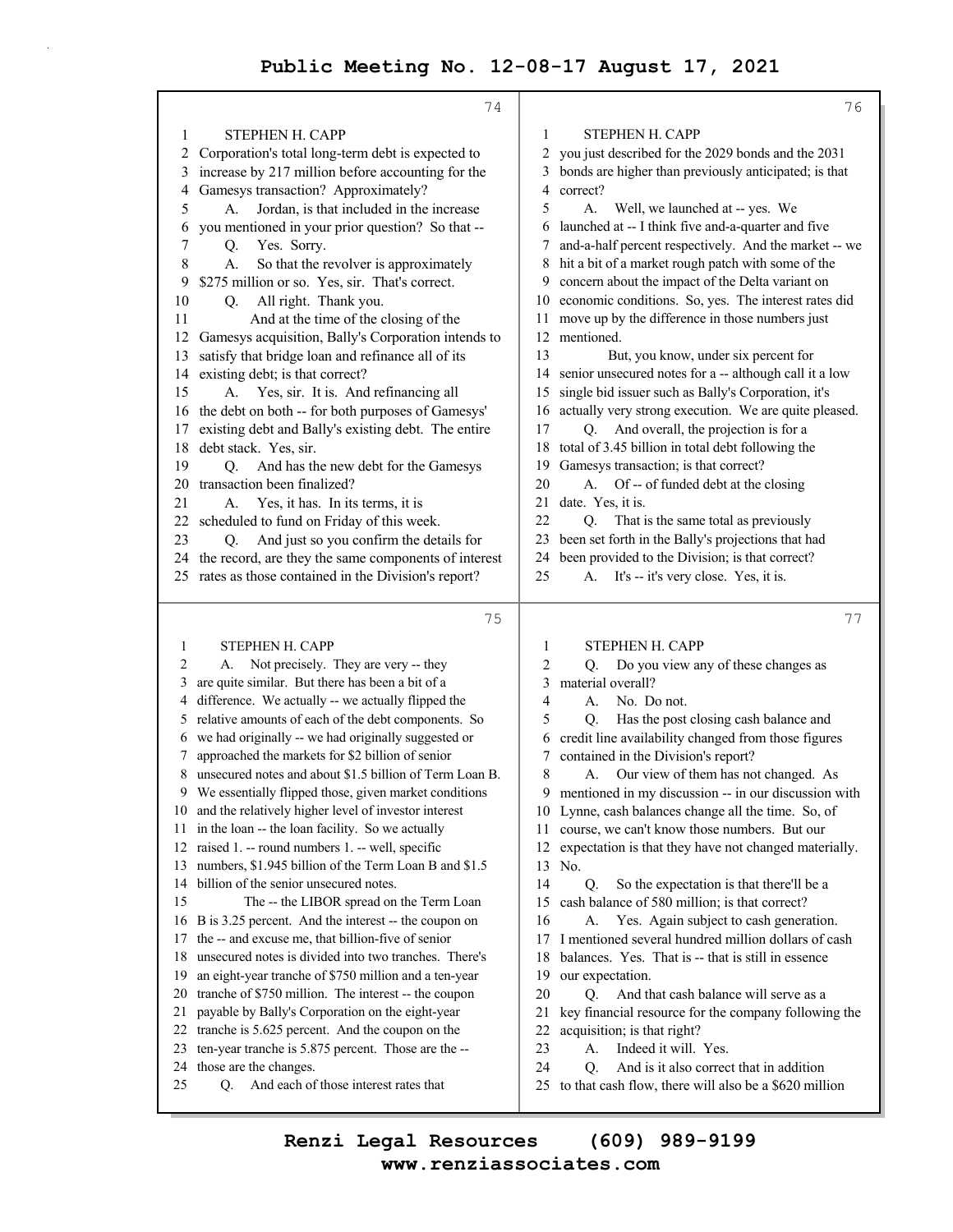STEPHEN H. CAPP

Corporation's total long-term debt is expected to increase by 217 million before accounting for the Gamesys transaction? Approximately?

A. Jordan, is that included in the increase you mentioned in your prior question? So that --

Q. Yes. Sorry.

A. So that the revolver is approximately $275 million or so. Yes, sir. That's correct.

Q. All right. Thank you.

And at the time of the closing of the Gamesys acquisition, Bally's Corporation intends to satisfy that bridge loan and refinance all of its existing debt; is that correct?

A. Yes, sir. It is. And refinancing all the debt on both -- for both purposes of Gamesys' existing debt and Bally's existing debt. The entire debt stack. Yes, sir.

Q. And has the new debt for the Gamesys transaction been finalized?

A. Yes, it has. In its terms, it is scheduled to fund on Friday of this week.

Q. And just so you confirm the details for the record, are they the same components of interest rates as those contained in the Division's report?

A. Not precisely. They are very -- they are quite similar. But there has been a bit of a difference. We actually -- we actually flipped the relative amounts of each of the debt components. So we had originally -- we had originally suggested or approached the markets for $2 billion of senior unsecured notes and about $1.5 billion of Term Loan B. We essentially flipped those, given market conditions and the relatively higher level of investor interest in the loan -- the loan facility. So we actually raised 1. -- round numbers 1. -- well, specific numbers, $1.945 billion of the Term Loan B and $1.5 billion of the senior unsecured notes.

The -- the LIBOR spread on the Term Loan B is 3.25 percent. And the interest -- the coupon on the -- and excuse me, that billion-five of senior unsecured notes is divided into two tranches. There's an eight-year tranche of $750 million and a ten-year tranche of $750 million. The interest -- the coupon payable by Bally's Corporation on the eight-year tranche is 5.625 percent. And the coupon on the ten-year tranche is 5.875 percent. Those are the -- those are the changes.

Q. And each of those interest rates that you just described for the 2029 bonds and the 2031 bonds are higher than previously anticipated; is that correct?

A. Well, we launched at -- yes. We launched at -- I think five and-a-quarter and five and-a-half percent respectively. And the market -- we hit a bit of a market rough patch with some of the concern about the impact of the Delta variant on economic conditions. So, yes. The interest rates did move up by the difference in those numbers just mentioned.

But, you know, under six percent for senior unsecured notes for a -- although call it a low single bid issuer such as Bally's Corporation, it's actually very strong execution. We are quite pleased.

Q. And overall, the projection is for a total of 3.45 billion in total debt following the Gamesys transaction; is that correct?

A. Of -- of funded debt at the closing date. Yes, it is.

Q. That is the same total as previously been set forth in the Bally's projections that had been provided to the Division; is that correct?

A. It's -- it's very close. Yes, it is.

Q. Do you view any of these changes as material overall?

A. No. Do not.

Q. Has the post closing cash balance and credit line availability changed from those figures contained in the Division's report?

A. Our view of them has not changed. As mentioned in my discussion -- in our discussion with Lynne, cash balances change all the time. So, of course, we can't know those numbers. But our expectation is that they have not changed materially. No.

Q. So the expectation is that there'll be a cash balance of 580 million; is that correct?

A. Yes. Again subject to cash generation. I mentioned several hundred million dollars of cash balances. Yes. That is -- that is still in essence our expectation.

Q. And that cash balance will serve as a key financial resource for the company following the acquisition; is that right?

A. Indeed it will. Yes.

Q. And is it also correct that in addition to that cash flow, there will also be a $620 million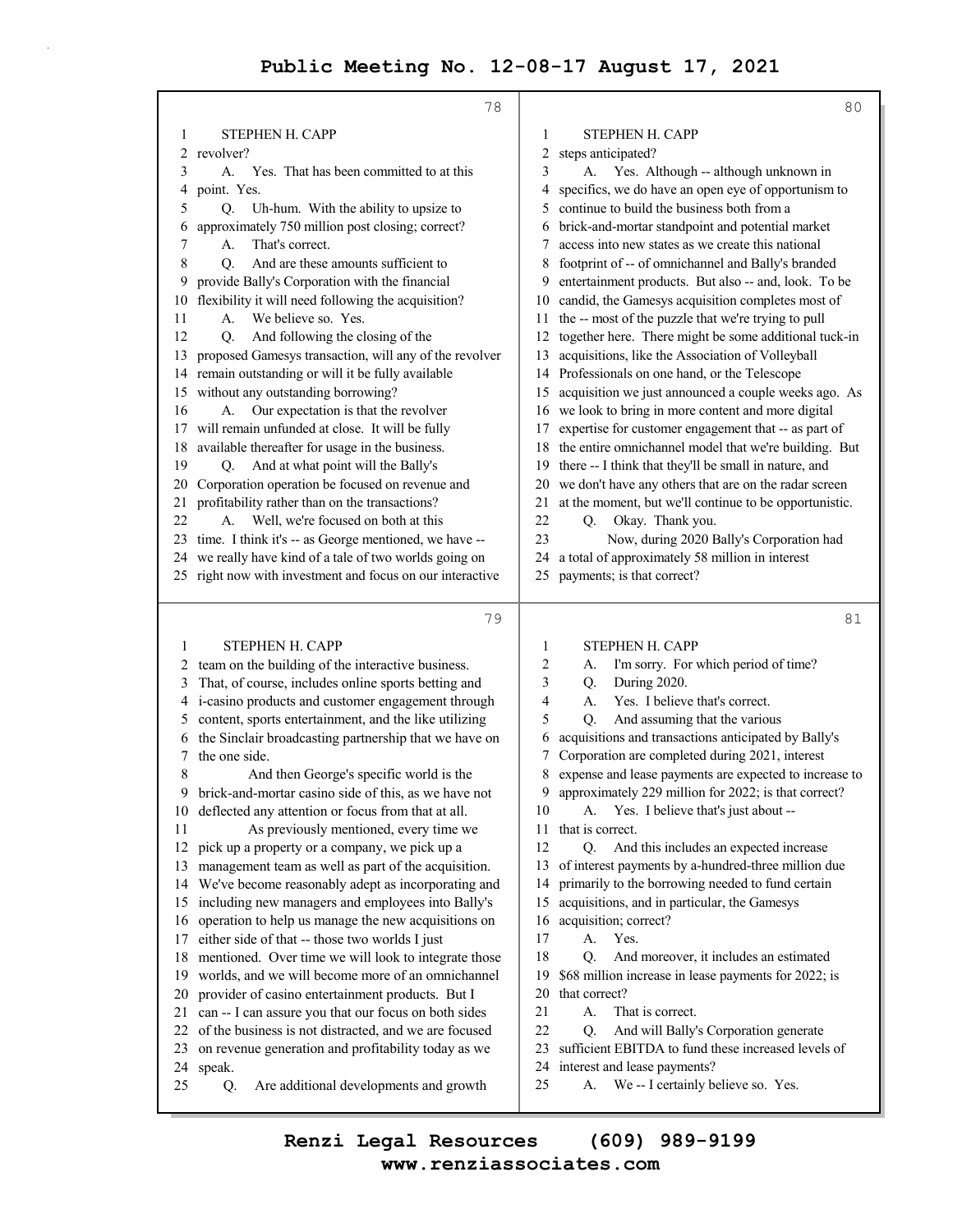STEPHEN H. CAPP

revolver?

A. Yes. That has been committed to at this point. Yes.

Q. Uh-hum. With the ability to upsize to approximately 750 million post closing; correct?

A. That's correct.

Q. And are these amounts sufficient to provide Bally's Corporation with the financial flexibility it will need following the acquisition?

A. We believe so. Yes.

Q. And following the closing of the proposed Gamesys transaction, will any of the revolver remain outstanding or will it be fully available without any outstanding borrowing?

A. Our expectation is that the revolver will remain unfunded at close. It will be fully available thereafter for usage in the business.

Q. And at what point will the Bally's Corporation operation be focused on revenue and profitability rather than on the transactions?

A. Well, we're focused on both at this time. I think it's -- as George mentioned, we have -- we really have kind of a tale of two worlds going on right now with investment and focus on our interactive team on the building of the interactive business. That, of course, includes online sports betting and i-casino products and customer engagement through content, sports entertainment, and the like utilizing the Sinclair broadcasting partnership that we have on the one side.

And then George's specific world is the brick-and-mortar casino side of this, as we have not deflected any attention or focus from that at all.

As previously mentioned, every time we pick up a property or a company, we pick up a management team as well as part of the acquisition. We've become reasonably adept as incorporating and including new managers and employees into Bally's operation to help us manage the new acquisitions on either side of that -- those two worlds I just mentioned. Over time we will look to integrate those worlds, and we will become more of an omnichannel provider of casino entertainment products. But I can -- I can assure you that our focus on both sides of the business is not distracted, and we are focused on revenue generation and profitability today as we speak.

Q. Are additional developments and growth steps anticipated?

A. Yes. Although -- although unknown in specifics, we do have an open eye of opportunism to continue to build the business both from a brick-and-mortar standpoint and potential market access into new states as we create this national footprint of -- of omnichannel and Bally's branded entertainment products. But also -- and, look. To be candid, the Gamesys acquisition completes most of the -- most of the puzzle that we're trying to pull together here. There might be some additional tuck-in acquisitions, like the Association of Volleyball Professionals on one hand, or the Telescope acquisition we just announced a couple weeks ago. As we look to bring in more content and more digital expertise for customer engagement that -- as part of the entire omnichannel model that we're building. But there -- I think that they'll be small in nature, and we don't have any others that are on the radar screen at the moment, but we'll continue to be opportunistic.

Q. Okay. Thank you.

Now, during 2020 Bally's Corporation had a total of approximately 58 million in interest payments; is that correct?

A. I'm sorry. For which period of time?

Q. During 2020.

A. Yes. I believe that's correct.

Q. And assuming that the various acquisitions and transactions anticipated by Bally's Corporation are completed during 2021, interest expense and lease payments are expected to increase to approximately 229 million for 2022; is that correct?

A. Yes. I believe that's just about -- that is correct.

Q. And this includes an expected increase of interest payments by a-hundred-three million due primarily to the borrowing needed to fund certain acquisitions, and in particular, the Gamesys acquisition; correct?

A. Yes.

Q. And moreover, it includes an estimated $68 million increase in lease payments for 2022; is that correct?

A. That is correct.

Q. And will Bally's Corporation generate sufficient EBITDA to fund these increased levels of interest and lease payments?

A. We -- I certainly believe so. Yes.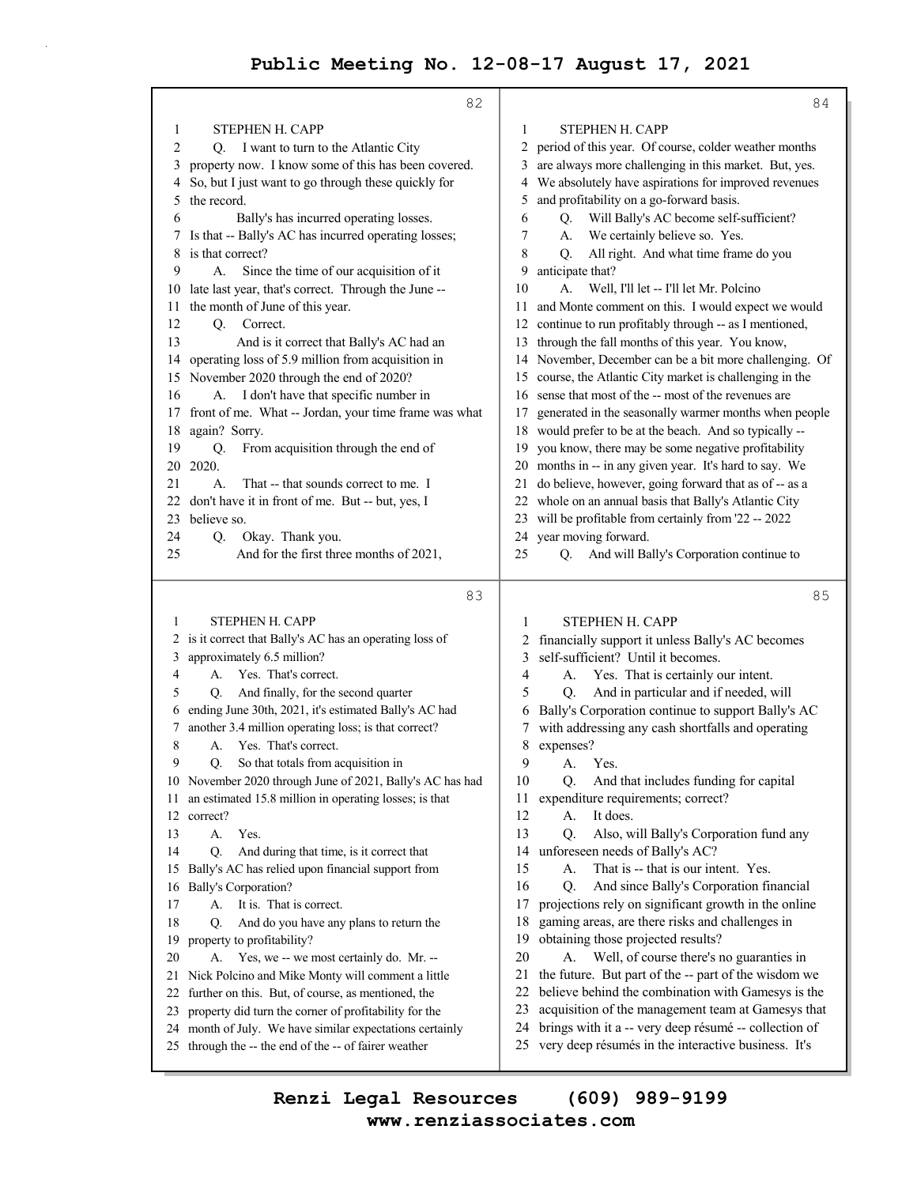STEPHEN H. CAPP

Q. I want to turn to the Atlantic City property now. I know some of this has been covered. So, but I just want to go through these quickly for the record.

Bally's has incurred operating losses. Is that -- Bally's AC has incurred operating losses; is that correct?

A. Since the time of our acquisition of it late last year, that's correct. Through the June -- the month of June of this year.

Q. Correct.

And is it correct that Bally's AC had an operating loss of 5.9 million from acquisition in November 2020 through the end of 2020?

A. I don't have that specific number in front of me. What -- Jordan, your time frame was what again? Sorry.

Q. From acquisition through the end of 2020.

A. That -- that sounds correct to me. I don't have it in front of me. But -- but, yes, I believe so.

Q. Okay. Thank you.

And for the first three months of 2021, is it correct that Bally's AC has an operating loss of approximately 6.5 million?

A. Yes. That's correct.

Q. And finally, for the second quarter ending June 30th, 2021, it's estimated Bally's AC had another 3.4 million operating loss; is that correct?

A. Yes. That's correct.

Q. So that totals from acquisition in November 2020 through June of 2021, Bally's AC has had an estimated 15.8 million in operating losses; is that correct?

A. Yes.

Q. And during that time, is it correct that Bally's AC has relied upon financial support from Bally's Corporation?

A. It is. That is correct.

Q. And do you have any plans to return the property to profitability?

A. Yes, we -- we most certainly do. Mr. -- Nick Polcino and Mike Monty will comment a little further on this. But, of course, as mentioned, the property did turn the corner of profitability for the month of July. We have similar expectations certainly through the -- the end of the -- of fairer weather period of this year. Of course, colder weather months are always more challenging in this market. But, yes. We absolutely have aspirations for improved revenues and profitability on a go-forward basis.

Q. Will Bally's AC become self-sufficient?

A. We certainly believe so. Yes.

Q. All right. And what time frame do you anticipate that?

A. Well, I'll let -- I'll let Mr. Polcino and Monte comment on this. I would expect we would continue to run profitably through -- as I mentioned, through the fall months of this year. You know, November, December can be a bit more challenging. Of course, the Atlantic City market is challenging in the sense that most of the -- most of the revenues are generated in the seasonally warmer months when people would prefer to be at the beach. And so typically -- you know, there may be some negative profitability months in -- in any given year. It's hard to say. We do believe, however, going forward that as of -- as a whole on an annual basis that Bally's Atlantic City will be profitable from certainly from '22 -- 2022 year moving forward.

Q. And will Bally's Corporation continue to financially support it unless Bally's AC becomes self-sufficient? Until it becomes.

A. Yes. That is certainly our intent.

Q. And in particular and if needed, will Bally's Corporation continue to support Bally's AC with addressing any cash shortfalls and operating expenses?

A. Yes.

Q. And that includes funding for capital expenditure requirements; correct?

A. It does.

Q. Also, will Bally's Corporation fund any unforeseen needs of Bally's AC?

A. That is -- that is our intent. Yes.

Q. And since Bally's Corporation financial projections rely on significant growth in the online gaming areas, are there risks and challenges in obtaining those projected results?

A. Well, of course there's no guaranties in the future. But part of the -- part of the wisdom we believe behind the combination with Gamesys is the acquisition of the management team at Gamesys that brings with it a -- very deep résumé -- collection of very deep résumés in the interactive business. It's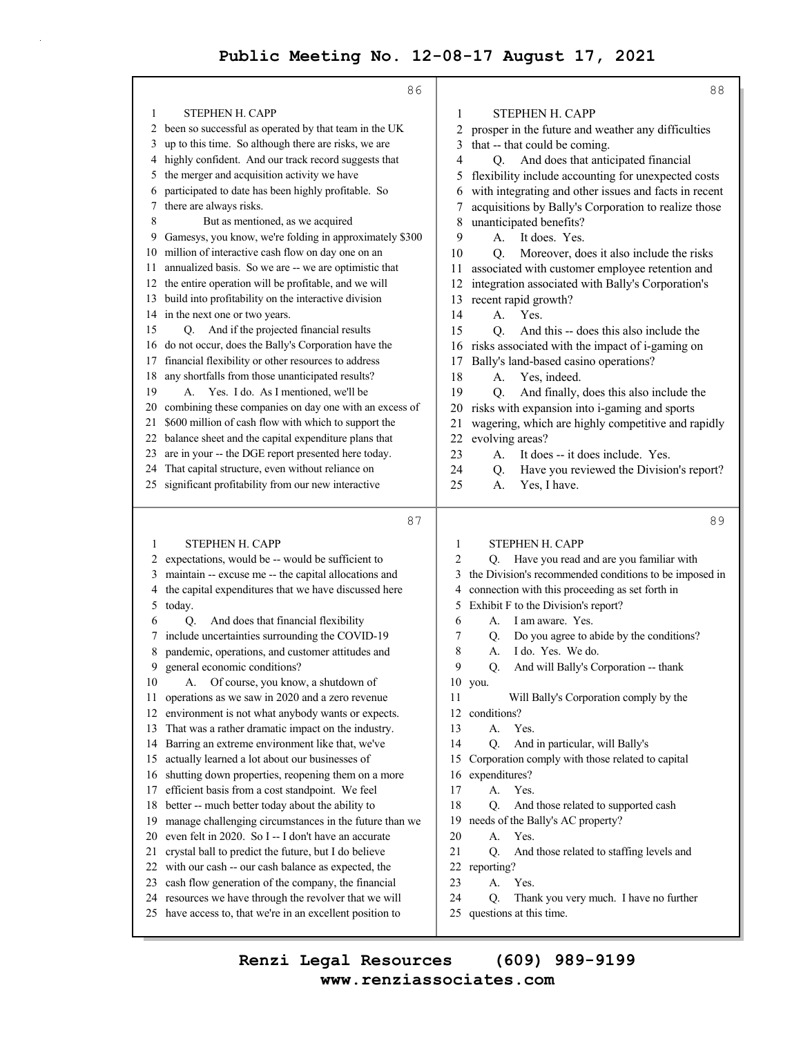STEPHEN H. CAPP

been so successful as operated by that team in the UK up to this time. So although there are risks, we are highly confident. And our track record suggests that the merger and acquisition activity we have participated to date has been highly profitable. So there are always risks.

But as mentioned, as we acquired Gamesys, you know, we're folding in approximately $300 million of interactive cash flow on day one on an annualized basis. So we are -- we are optimistic that the entire operation will be profitable, and we will build into profitability on the interactive division in the next one or two years.

Q. And if the projected financial results do not occur, does the Bally's Corporation have the financial flexibility or other resources to address any shortfalls from those unanticipated results?

A. Yes. I do. As I mentioned, we'll be combining these companies on day one with an excess of $600 million of cash flow with which to support the balance sheet and the capital expenditure plans that are in your -- the DGE report presented here today. That capital structure, even without reliance on significant profitability from our new interactive

STEPHEN H. CAPP

expectations, would be -- would be sufficient to maintain -- excuse me -- the capital allocations and the capital expenditures that we have discussed here today.

Q. And does that financial flexibility include uncertainties surrounding the COVID-19 pandemic, operations, and customer attitudes and general economic conditions?

A. Of course, you know, a shutdown of operations as we saw in 2020 and a zero revenue environment is not what anybody wants or expects. That was a rather dramatic impact on the industry. Barring an extreme environment like that, we've actually learned a lot about our businesses of shutting down properties, reopening them on a more efficient basis from a cost standpoint. We feel better -- much better today about the ability to manage challenging circumstances in the future than we even felt in 2020. So I -- I don't have an accurate crystal ball to predict the future, but I do believe with our cash -- our cash balance as expected, the cash flow generation of the company, the financial resources we have through the revolver that we will have access to, that we're in an excellent position to

STEPHEN H. CAPP

prosper in the future and weather any difficulties that -- that could be coming.

Q. And does that anticipated financial flexibility include accounting for unexpected costs with integrating and other issues and facts in recent acquisitions by Bally's Corporation to realize those unanticipated benefits?

A. It does. Yes.

Q. Moreover, does it also include the risks associated with customer employee retention and integration associated with Bally's Corporation's recent rapid growth?

A. Yes.

Q. And this -- does this also include the risks associated with the impact of i-gaming on Bally's land-based casino operations?

A. Yes, indeed.

Q. And finally, does this also include the risks with expansion into i-gaming and sports wagering, which are highly competitive and rapidly evolving areas?

A. It does -- it does include. Yes.

Q. Have you reviewed the Division's report?

A. Yes, I have.

STEPHEN H. CAPP

Q. Have you read and are you familiar with the Division's recommended conditions to be imposed in connection with this proceeding as set forth in Exhibit F to the Division's report?

A. I am aware. Yes.

Q. Do you agree to abide by the conditions?

A. I do. Yes. We do.

Q. And will Bally's Corporation -- thank you.

Will Bally's Corporation comply by the conditions?

A. Yes.

Q. And in particular, will Bally's Corporation comply with those related to capital expenditures?

A. Yes.

Q. And those related to supported cash needs of the Bally's AC property?

A. Yes.

Q. And those related to staffing levels and reporting?

A. Yes.

Q. Thank you very much. I have no further questions at this time.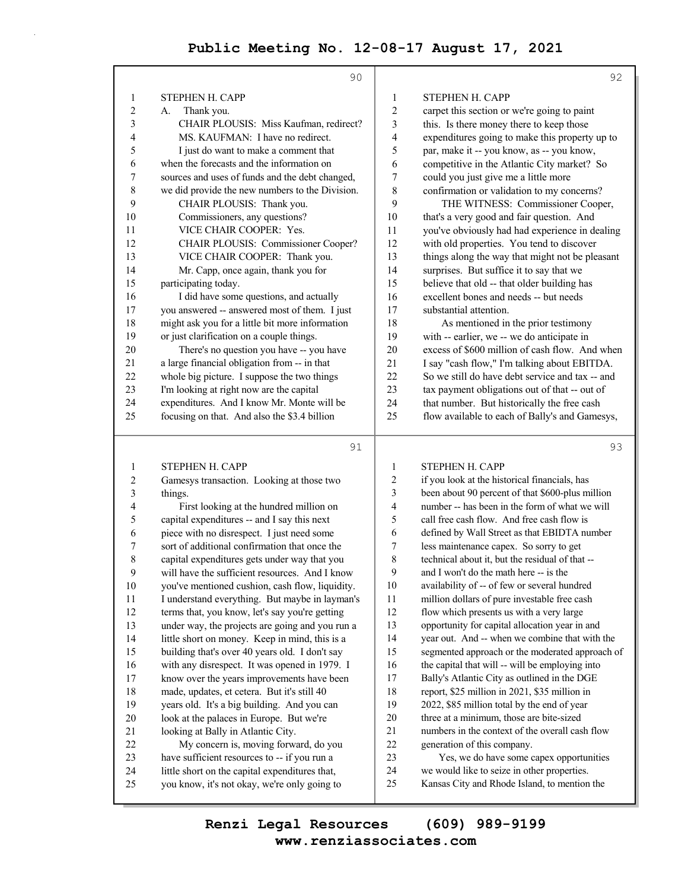STEPHEN H. CAPP

A. Thank you.

CHAIR PLOUSIS: Miss Kaufman, redirect?

MS. KAUFMAN: I have no redirect.

I just do want to make a comment that when the forecasts and the information on sources and uses of funds and the debt changed, we did provide the new numbers to the Division.

CHAIR PLOUSIS: Thank you.

Commissioners, any questions?

VICE CHAIR COOPER: Yes.

CHAIR PLOUSIS: Commissioner Cooper?

VICE CHAIR COOPER: Thank you.

Mr. Capp, once again, thank you for participating today.

I did have some questions, and actually you answered -- answered most of them. I just might ask you for a little bit more information or just clarification on a couple things.

There's no question you have -- you have a large financial obligation from -- in that whole big picture. I suppose the two things I'm looking at right now are the capital expenditures. And I know Mr. Monte will be focusing on that. And also the $3.4 billion Gamesys transaction. Looking at those two things.

First looking at the hundred million on capital expenditures -- and I say this next piece with no disrespect. I just need some sort of additional confirmation that once the capital expenditures gets under way that you will have the sufficient resources. And I know you've mentioned cushion, cash flow, liquidity. I understand everything. But maybe in layman's terms that, you know, let's say you're getting under way, the projects are going and you run a little short on money. Keep in mind, this is a building that's over 40 years old. I don't say with any disrespect. It was opened in 1979. I know over the years improvements have been made, updates, et cetera. But it's still 40 years old. It's a big building. And you can look at the palaces in Europe. But we're looking at Bally in Atlantic City.

My concern is, moving forward, do you have sufficient resources to -- if you run a little short on the capital expenditures that, you know, it's not okay, we're only going to carpet this section or we're going to paint this. Is there money there to keep those expenditures going to make this property up to par, make it -- you know, as -- you know, competitive in the Atlantic City market? So could you just give me a little more confirmation or validation to my concerns?

THE WITNESS: Commissioner Cooper, that's a very good and fair question. And you've obviously had had experience in dealing with old properties. You tend to discover things along the way that might not be pleasant surprises. But suffice it to say that we believe that old -- that older building has excellent bones and needs -- but needs substantial attention.

As mentioned in the prior testimony with -- earlier, we -- we do anticipate in excess of $600 million of cash flow. And when I say "cash flow," I'm talking about EBITDA. So we still do have debt service and tax -- and tax payment obligations out of that -- out of that number. But historically the free cash flow available to each of Bally's and Gamesys, if you look at the historical financials, has been about 90 percent of that $600-plus million number -- has been in the form of what we will call free cash flow. And free cash flow is defined by Wall Street as that EBIDTA number less maintenance capex. So sorry to get technical about it, but the residual of that -- and I won't do the math here -- is the availability of -- of few or several hundred million dollars of pure investable free cash flow which presents us with a very large opportunity for capital allocation year in and year out. And -- when we combine that with the segmented approach or the moderated approach of the capital that will -- will be employing into Bally's Atlantic City as outlined in the DGE report, $25 million in 2021, $35 million in 2022, $85 million total by the end of year three at a minimum, those are bite-sized numbers in the context of the overall cash flow generation of this company.

Yes, we do have some capex opportunities we would like to seize in other properties. Kansas City and Rhode Island, to mention the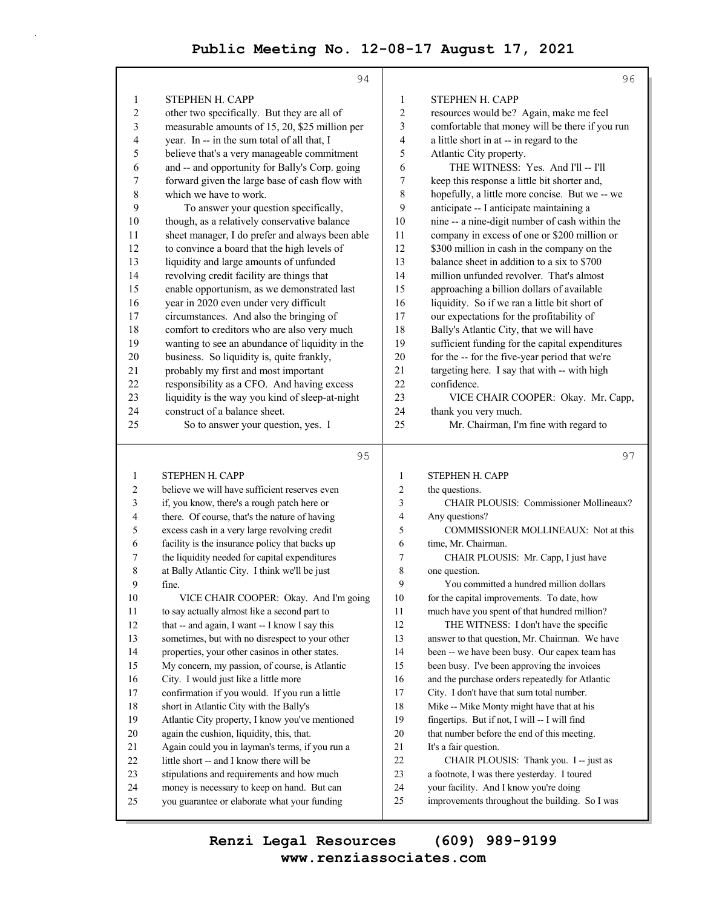STEPHEN H. CAPP

other two specifically. But they are all of measurable amounts of 15, 20, $25 million per year. In -- in the sum total of all that, I believe that's a very manageable commitment and -- and opportunity for Bally's Corp. going forward given the large base of cash flow with which we have to work.

To answer your question specifically, though, as a relatively conservative balance sheet manager, I do prefer and always been able to convince a board that the high levels of liquidity and large amounts of unfunded revolving credit facility are things that enable opportunism, as we demonstrated last year in 2020 even under very difficult circumstances. And also the bringing of comfort to creditors who are also very much wanting to see an abundance of liquidity in the business. So liquidity is, quite frankly, probably my first and most important responsibility as a CFO. And having excess liquidity is the way you kind of sleep-at-night construct of a balance sheet.

So to answer your question, yes. I believe we will have sufficient reserves even if, you know, there's a rough patch here or there. Of course, that's the nature of having excess cash in a very large revolving credit facility is the insurance policy that backs up the liquidity needed for capital expenditures at Bally Atlantic City. I think we'll be just fine.

VICE CHAIR COOPER: Okay. And I'm going to say actually almost like a second part to that -- and again, I want -- I know I say this sometimes, but with no disrespect to your other properties, your other casinos in other states. My concern, my passion, of course, is Atlantic City. I would just like a little more confirmation if you would. If you run a little short in Atlantic City with the Bally's Atlantic City property, I know you've mentioned again the cushion, liquidity, this, that. Again could you in layman's terms, if you run a little short -- and I know there will be stipulations and requirements and how much money is necessary to keep on hand. But can you guarantee or elaborate what your funding resources would be? Again, make me feel comfortable that money will be there if you run a little short in at -- in regard to the Atlantic City property.

THE WITNESS: Yes. And I'll -- I'll keep this response a little bit shorter and, hopefully, a little more concise. But we -- we anticipate -- I anticipate maintaining a nine -- a nine-digit number of cash within the company in excess of one or $200 million or $300 million in cash in the company on the balance sheet in addition to a six to $700 million unfunded revolver. That's almost approaching a billion dollars of available liquidity. So if we ran a little bit short of our expectations for the profitability of Bally's Atlantic City, that we will have sufficient funding for the capital expenditures for the -- for the five-year period that we're targeting here. I say that with -- with high confidence.

VICE CHAIR COOPER: Okay. Mr. Capp, thank you very much.

Mr. Chairman, I'm fine with regard to the questions.

CHAIR PLOUSIS: Commissioner Mollineaux? Any questions?

COMMISSIONER MOLLINEAUX: Not at this time, Mr. Chairman.

CHAIR PLOUSIS: Mr. Capp, I just have one question.

You committed a hundred million dollars for the capital improvements. To date, how much have you spent of that hundred million?

THE WITNESS: I don't have the specific answer to that question, Mr. Chairman. We have been -- we have been busy. Our capex team has been busy. I've been approving the invoices and the purchase orders repeatedly for Atlantic City. I don't have that sum total number. Mike -- Mike Monty might have that at his fingertips. But if not, I will -- I will find that number before the end of this meeting. It's a fair question.

CHAIR PLOUSIS: Thank you. I -- just as a footnote, I was there yesterday. I toured your facility. And I know you're doing improvements throughout the building. So I was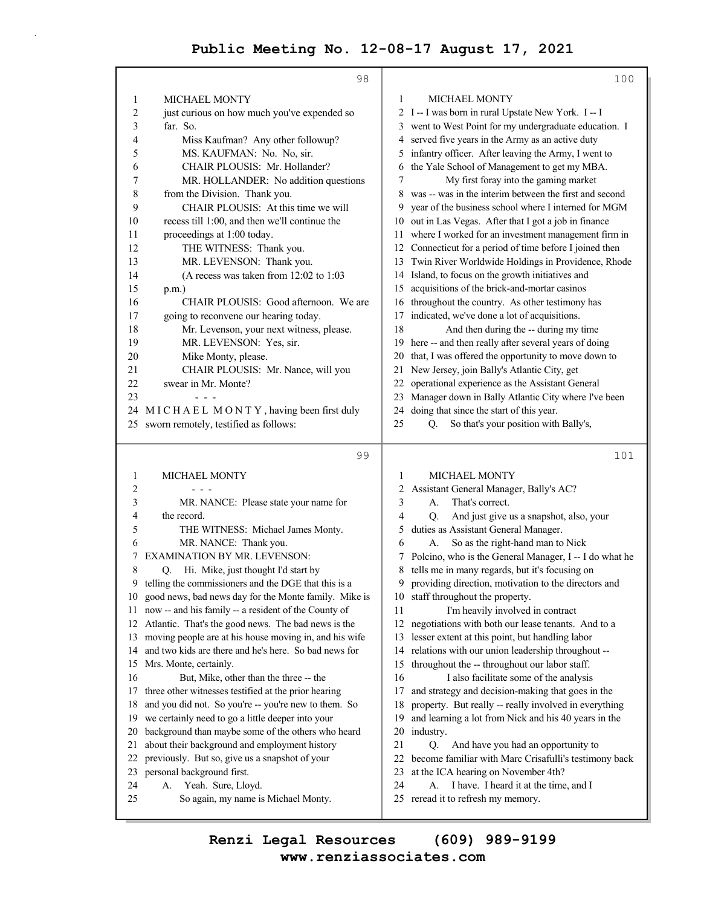MICHAEL MONTY

just curious on how much you've expended so far. So.

Miss Kaufman? Any other followup?

MS. KAUFMAN: No. No, sir.

CHAIR PLOUSIS: Mr. Hollander?

MR. HOLLANDER: No addition questions from the Division. Thank you.

CHAIR PLOUSIS: At this time we will recess till 1:00, and then we'll continue the proceedings at 1:00 today.

THE WITNESS: Thank you.

MR. LEVENSON: Thank you.

(A recess was taken from 12:02 to 1:03 p.m.)

CHAIR PLOUSIS: Good afternoon. We are going to reconvene our hearing today.

Mr. Levenson, your next witness, please.

MR. LEVENSON: Yes, sir.

Mike Monty, please.

CHAIR PLOUSIS: Mr. Nance, will you swear in Mr. Monte?

\- - -

M I C H A E L M O N T Y , having been first duly sworn remotely, testified as follows:

MICHAEL MONTY

\- - -

MR. NANCE: Please state your name for the record.

THE WITNESS: Michael James Monty.

MR. NANCE: Thank you.

EXAMINATION BY MR. LEVENSON:

Q. Hi. Mike, just thought I'd start by telling the commissioners and the DGE that this is a good news, bad news day for the Monte family. Mike is now -- and his family -- a resident of the County of Atlantic. That's the good news. The bad news is the moving people are at his house moving in, and his wife and two kids are there and he's here. So bad news for Mrs. Monte, certainly.

But, Mike, other than the three -- the three other witnesses testified at the prior hearing and you did not. So you're -- you're new to them. So we certainly need to go a little deeper into your background than maybe some of the others who heard about their background and employment history previously. But so, give us a snapshot of your personal background first.

A. Yeah. Sure, Lloyd.

So again, my name is Michael Monty.

MICHAEL MONTY

I -- I was born in rural Upstate New York. I -- I went to West Point for my undergraduate education. I served five years in the Army as an active duty infantry officer. After leaving the Army, I went to the Yale School of Management to get my MBA.

My first foray into the gaming market was -- was in the interim between the first and second year of the business school where I interned for MGM out in Las Vegas. After that I got a job in finance where I worked for an investment management firm in Connecticut for a period of time before I joined then Twin River Worldwide Holdings in Providence, Rhode Island, to focus on the growth initiatives and acquisitions of the brick-and-mortar casinos throughout the country. As other testimony has indicated, we've done a lot of acquisitions.

And then during the -- during my time here -- and then really after several years of doing that, I was offered the opportunity to move down to New Jersey, join Bally's Atlantic City, get operational experience as the Assistant General Manager down in Bally Atlantic City where I've been doing that since the start of this year.

Q. So that's your position with Bally's,

MICHAEL MONTY

Assistant General Manager, Bally's AC?

A. That's correct.

Q. And just give us a snapshot, also, your duties as Assistant General Manager.

A. So as the right-hand man to Nick Polcino, who is the General Manager, I -- I do what he tells me in many regards, but it's focusing on providing direction, motivation to the directors and staff throughout the property.

I'm heavily involved in contract negotiations with both our lease tenants. And to a lesser extent at this point, but handling labor relations with our union leadership throughout -- throughout the -- throughout our labor staff.

I also facilitate some of the analysis and strategy and decision-making that goes in the property. But really -- really involved in everything and learning a lot from Nick and his 40 years in the industry.

Q. And have you had an opportunity to become familiar with Marc Crisafulli's testimony back at the ICA hearing on November 4th?

A. I have. I heard it at the time, and I reread it to refresh my memory.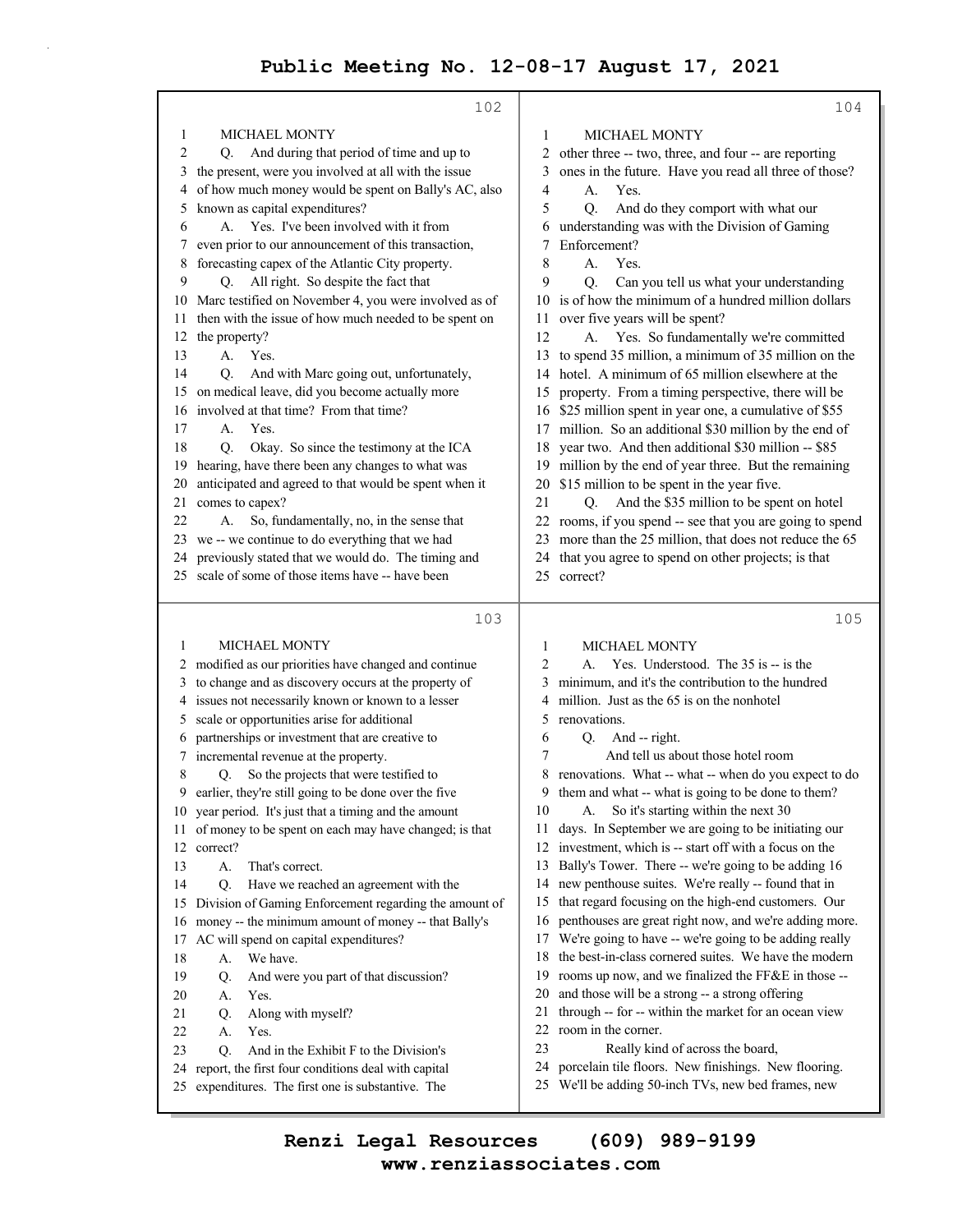**Page 102**

MICHAEL MONTY

Q. And during that period of time and up to the present, were you involved at all with the issue of how much money would be spent on Bally's AC, also known as capital expenditures?

A. Yes. I've been involved with it from even prior to our announcement of this transaction, forecasting capex of the Atlantic City property.

Q. All right. So despite the fact that Marc testified on November 4, you were involved as of then with the issue of how much needed to be spent on the property?

A. Yes.

Q. And with Marc going out, unfortunately, on medical leave, did you become actually more involved at that time? From that time?

A. Yes.

Q. Okay. So since the testimony at the ICA hearing, have there been any changes to what was anticipated and agreed to that would be spent when it comes to capex?

A. So, fundamentally, no, in the sense that we -- we continue to do everything that we had previously stated that we would do. The timing and scale of some of those items have -- have been

**Page 103**

MICHAEL MONTY

modified as our priorities have changed and continue to change and as discovery occurs at the property of issues not necessarily known or known to a lesser scale or opportunities arise for additional partnerships or investment that are creative to incremental revenue at the property.

Q. So the projects that were testified to earlier, they're still going to be done over the five year period. It's just that a timing and the amount of money to be spent on each may have changed; is that correct?

A. That's correct.

Q. Have we reached an agreement with the Division of Gaming Enforcement regarding the amount of money -- the minimum amount of money -- that Bally's AC will spend on capital expenditures?

A. We have.

Q. And were you part of that discussion?

A. Yes.

Q. Along with myself?

A. Yes.

Q. And in the Exhibit F to the Division's report, the first four conditions deal with capital expenditures. The first one is substantive. The

**Page 104**

MICHAEL MONTY

other three -- two, three, and four -- are reporting ones in the future. Have you read all three of those?

A. Yes.

Q. And do they comport with what our understanding was with the Division of Gaming Enforcement?

A. Yes.

Q. Can you tell us what your understanding is of how the minimum of a hundred million dollars over five years will be spent?

A. Yes. So fundamentally we're committed to spend 35 million, a minimum of 35 million on the hotel. A minimum of 65 million elsewhere at the property. From a timing perspective, there will be $25 million spent in year one, a cumulative of $55 million. So an additional $30 million by the end of year two. And then additional $30 million -- $85 million by the end of year three. But the remaining $15 million to be spent in the year five.

Q. And the $35 million to be spent on hotel rooms, if you spend -- see that you are going to spend more than the 25 million, that does not reduce the 65 that you agree to spend on other projects; is that correct?

**Page 105**

MICHAEL MONTY

A. Yes. Understood. The 35 is -- is the minimum, and it's the contribution to the hundred million. Just as the 65 is on the nonhotel renovations.

Q. And -- right.

And tell us about those hotel room renovations. What -- what -- when do you expect to do them and what -- what is going to be done to them?

A. So it's starting within the next 30 days. In September we are going to be initiating our investment, which is -- start off with a focus on the Bally's Tower. There -- we're going to be adding 16 new penthouse suites. We're really -- found that in that regard focusing on the high-end customers. Our penthouses are great right now, and we're adding more. We're going to have -- we're going to be adding really the best-in-class cornered suites. We have the modern rooms up now, and we finalized the FF&E in those -- and those will be a strong -- a strong offering through -- for -- within the market for an ocean view room in the corner.

Really kind of across the board, porcelain tile floors. New finishings. New flooring. We'll be adding 50-inch TVs, new bed frames, new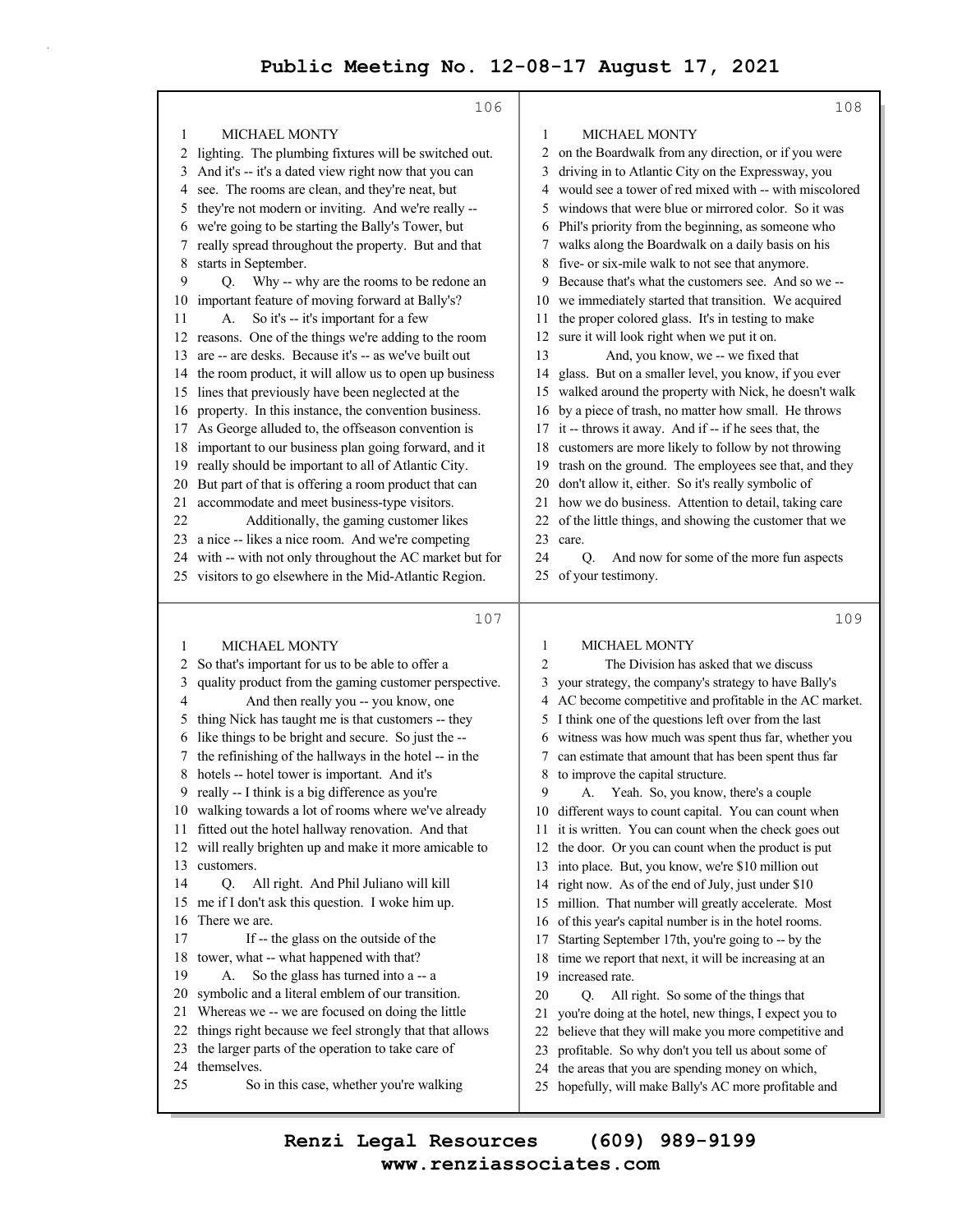MICHAEL MONTY

lighting. The plumbing fixtures will be switched out. And it's -- it's a dated view right now that you can see. The rooms are clean, and they're neat, but they're not modern or inviting. And we're really -- we're going to be starting the Bally's Tower, but really spread throughout the property. But and that starts in September.

Q. Why -- why are the rooms to be redone an important feature of moving forward at Bally's?

A. So it's -- it's important for a few reasons. One of the things we're adding to the room are -- are desks. Because it's -- as we've built out the room product, it will allow us to open up business lines that previously have been neglected at the property. In this instance, the convention business. As George alluded to, the offseason convention is important to our business plan going forward, and it really should be important to all of Atlantic City. But part of that is offering a room product that can accommodate and meet business-type visitors.

Additionally, the gaming customer likes a nice -- likes a nice room. And we're competing with -- with not only throughout the AC market but for visitors to go elsewhere in the Mid-Atlantic Region. So that's important for us to be able to offer a quality product from the gaming customer perspective.

And then really you -- you know, one thing Nick has taught me is that customers -- they like things to be bright and secure. So just the -- the refinishing of the hallways in the hotel -- in the hotels -- hotel tower is important. And it's really -- I think is a big difference as you're walking towards a lot of rooms where we've already fitted out the hotel hallway renovation. And that will really brighten up and make it more amicable to customers.

Q. All right. And Phil Juliano will kill me if I don't ask this question. I woke him up. There we are.

If -- the glass on the outside of the tower, what -- what happened with that?

A. So the glass has turned into a -- a symbolic and a literal emblem of our transition. Whereas we -- we are focused on doing the little things right because we feel strongly that that allows the larger parts of the operation to take care of themselves.

So in this case, whether you're walking on the Boardwalk from any direction, or if you were driving in to Atlantic City on the Expressway, you would see a tower of red mixed with -- with miscolored windows that were blue or mirrored color. So it was Phil's priority from the beginning, as someone who walks along the Boardwalk on a daily basis on his five- or six-mile walk to not see that anymore. Because that's what the customers see. And so we -- we immediately started that transition. We acquired the proper colored glass. It's in testing to make sure it will look right when we put it on.

And, you know, we -- we fixed that glass. But on a smaller level, you know, if you ever walked around the property with Nick, he doesn't walk by a piece of trash, no matter how small. He throws it -- throws it away. And if -- if he sees that, the customers are more likely to follow by not throwing trash on the ground. The employees see that, and they don't allow it, either. So it's really symbolic of how we do business. Attention to detail, taking care of the little things, and showing the customer that we care.

Q. And now for some of the more fun aspects of your testimony.

The Division has asked that we discuss your strategy, the company's strategy to have Bally's AC become competitive and profitable in the AC market. I think one of the questions left over from the last witness was how much was spent thus far, whether you can estimate that amount that has been spent thus far to improve the capital structure.

A. Yeah. So, you know, there's a couple different ways to count capital. You can count when it is written. You can count when the check goes out the door. Or you can count when the product is put into place. But, you know, we're $10 million out right now. As of the end of July, just under $10 million. That number will greatly accelerate. Most of this year's capital number is in the hotel rooms. Starting September 17th, you're going to -- by the time we report that next, it will be increasing at an increased rate.

Q. All right. So some of the things that you're doing at the hotel, new things, I expect you to believe that they will make you more competitive and profitable. So why don't you tell us about some of the areas that you are spending money on which, hopefully, will make Bally's AC more profitable and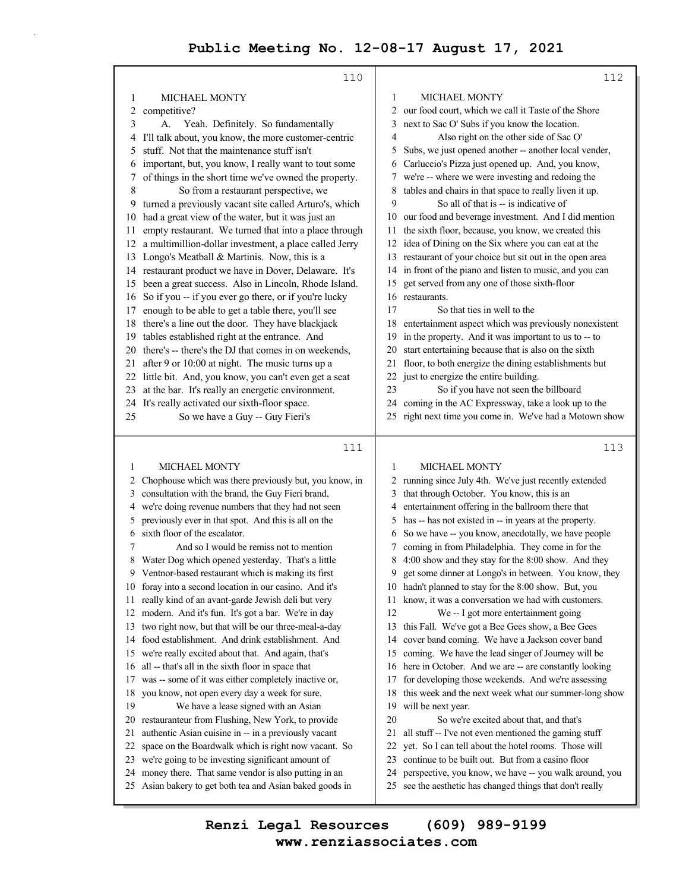110

MICHAEL MONTY

competitive?

A. Yeah. Definitely. So fundamentally I'll talk about, you know, the more customer-centric stuff. Not that the maintenance stuff isn't important, but, you know, I really want to tout some of things in the short time we've owned the property.

So from a restaurant perspective, we turned a previously vacant site called Arturo's, which had a great view of the water, but it was just an empty restaurant. We turned that into a place through a multimillion-dollar investment, a place called Jerry Longo's Meatball & Martinis. Now, this is a restaurant product we have in Dover, Delaware. It's been a great success. Also in Lincoln, Rhode Island. So if you -- if you ever go there, or if you're lucky enough to be able to get a table there, you'll see there's a line out the door. They have blackjack tables established right at the entrance. And there's -- there's the DJ that comes in on weekends, after 9 or 10:00 at night. The music turns up a little bit. And, you know, you can't even get a seat at the bar. It's really an energetic environment. It's really activated our sixth-floor space.

So we have a Guy -- Guy Fieri's

111

MICHAEL MONTY

Chophouse which was there previously but, you know, in consultation with the brand, the Guy Fieri brand, we're doing revenue numbers that they had not seen previously ever in that spot. And this is all on the sixth floor of the escalator.

And so I would be remiss not to mention Water Dog which opened yesterday. That's a little Ventnor-based restaurant which is making its first foray into a second location in our casino. And it's really kind of an avant-garde Jewish deli but very modern. And it's fun. It's got a bar. We're in day two right now, but that will be our three-meal-a-day food establishment. And drink establishment. And we're really excited about that. And again, that's all -- that's all in the sixth floor in space that was -- some of it was either completely inactive or, you know, not open every day a week for sure.

We have a lease signed with an Asian restauranteur from Flushing, New York, to provide authentic Asian cuisine in -- in a previously vacant space on the Boardwalk which is right now vacant. So we're going to be investing significant amount of money there. That same vendor is also putting in an Asian bakery to get both tea and Asian baked goods in

112

MICHAEL MONTY

our food court, which we call it Taste of the Shore next to Sac O' Subs if you know the location.

Also right on the other side of Sac O' Subs, we just opened another -- another local vender, Carluccio's Pizza just opened up. And, you know, we're -- where we were investing and redoing the tables and chairs in that space to really liven it up.

So all of that is -- is indicative of our food and beverage investment. And I did mention the sixth floor, because, you know, we created this idea of Dining on the Six where you can eat at the restaurant of your choice but sit out in the open area in front of the piano and listen to music, and you can get served from any one of those sixth-floor restaurants.

So that ties in well to the entertainment aspect which was previously nonexistent in the property. And it was important to us to -- to start entertaining because that is also on the sixth floor, to both energize the dining establishments but just to energize the entire building.

So if you have not seen the billboard coming in the AC Expressway, take a look up to the right next time you come in. We've had a Motown show

113

MICHAEL MONTY

running since July 4th. We've just recently extended that through October. You know, this is an entertainment offering in the ballroom there that has -- has not existed in -- in years at the property. So we have -- you know, anecdotally, we have people coming in from Philadelphia. They come in for the 4:00 show and they stay for the 8:00 show. And they get some dinner at Longo's in between. You know, they hadn't planned to stay for the 8:00 show. But, you know, it was a conversation we had with customers.

We -- I got more entertainment going this Fall. We've got a Bee Gees show, a Bee Gees cover band coming. We have a Jackson cover band coming. We have the lead singer of Journey will be here in October. And we are -- are constantly looking for developing those weekends. And we're assessing this week and the next week what our summer-long show will be next year.

So we're excited about that, and that's all stuff -- I've not even mentioned the gaming stuff yet. So I can tell about the hotel rooms. Those will continue to be built out. But from a casino floor perspective, you know, we have -- you walk around, you see the aesthetic has changed things that don't really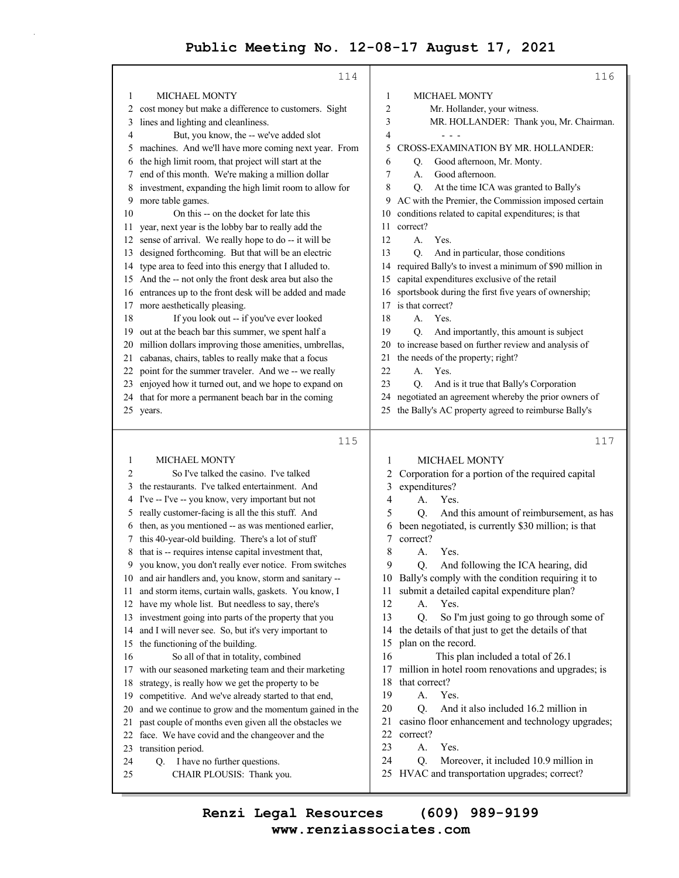MICHAEL MONTY

cost money but make a difference to customers. Sight lines and lighting and cleanliness.

But, you know, the -- we've added slot machines. And we'll have more coming next year. From the high limit room, that project will start at the end of this month. We're making a million dollar investment, expanding the high limit room to allow for more table games.

On this -- on the docket for late this year, next year is the lobby bar to really add the sense of arrival. We really hope to do -- it will be designed forthcoming. But that will be an electric type area to feed into this energy that I alluded to. And the -- not only the front desk area but also the entrances up to the front desk will be added and made more aesthetically pleasing.

If you look out -- if you've ever looked out at the beach bar this summer, we spent half a million dollars improving those amenities, umbrellas, cabanas, chairs, tables to really make that a focus point for the summer traveler. And we -- we really enjoyed how it turned out, and we hope to expand on that for more a permanent beach bar in the coming years.

MICHAEL MONTY

So I've talked the casino. I've talked the restaurants. I've talked entertainment. And I've -- I've -- you know, very important but not really customer-facing is all this stuff. And then, as you mentioned -- as was mentioned earlier, this 40-year-old building. There's a lot of stuff that is -- requires intense capital investment that, you know, you don't really ever notice. From switches and air handlers and, you know, storm and sanitary -- and storm items, curtain walls, gaskets. You know, I have my whole list. But needless to say, there's investment going into parts of the property that you and I will never see. So, but it's very important to the functioning of the building.

So all of that in totality, combined with our seasoned marketing team and their marketing strategy, is really how we get the property to be competitive. And we've already started to that end, and we continue to grow and the momentum gained in the past couple of months even given all the obstacles we face. We have covid and the changeover and the transition period.

Q. I have no further questions.

CHAIR PLOUSIS: Thank you.

MICHAEL MONTY

Mr. Hollander, your witness.

MR. HOLLANDER: Thank you, Mr. Chairman.

- - -

CROSS-EXAMINATION BY MR. HOLLANDER:

Q. Good afternoon, Mr. Monty.

A. Good afternoon.

Q. At the time ICA was granted to Bally's AC with the Premier, the Commission imposed certain conditions related to capital expenditures; is that correct?

A. Yes.

Q. And in particular, those conditions required Bally's to invest a minimum of $90 million in capital expenditures exclusive of the retail sportsbook during the first five years of ownership; is that correct?

A. Yes.

Q. And importantly, this amount is subject to increase based on further review and analysis of the needs of the property; right?

A. Yes.

Q. And is it true that Bally's Corporation negotiated an agreement whereby the prior owners of the Bally's AC property agreed to reimburse Bally's

MICHAEL MONTY

Corporation for a portion of the required capital expenditures?

A. Yes.

Q. And this amount of reimbursement, as has been negotiated, is currently $30 million; is that correct?

A. Yes.

Q. And following the ICA hearing, did Bally's comply with the condition requiring it to submit a detailed capital expenditure plan?

A. Yes.

Q. So I'm just going to go through some of the details of that just to get the details of that plan on the record.

This plan included a total of 26.1 million in hotel room renovations and upgrades; is that correct?

A. Yes.

Q. And it also included 16.2 million in casino floor enhancement and technology upgrades; correct?

A. Yes.

Q. Moreover, it included 10.9 million in HVAC and transportation upgrades; correct?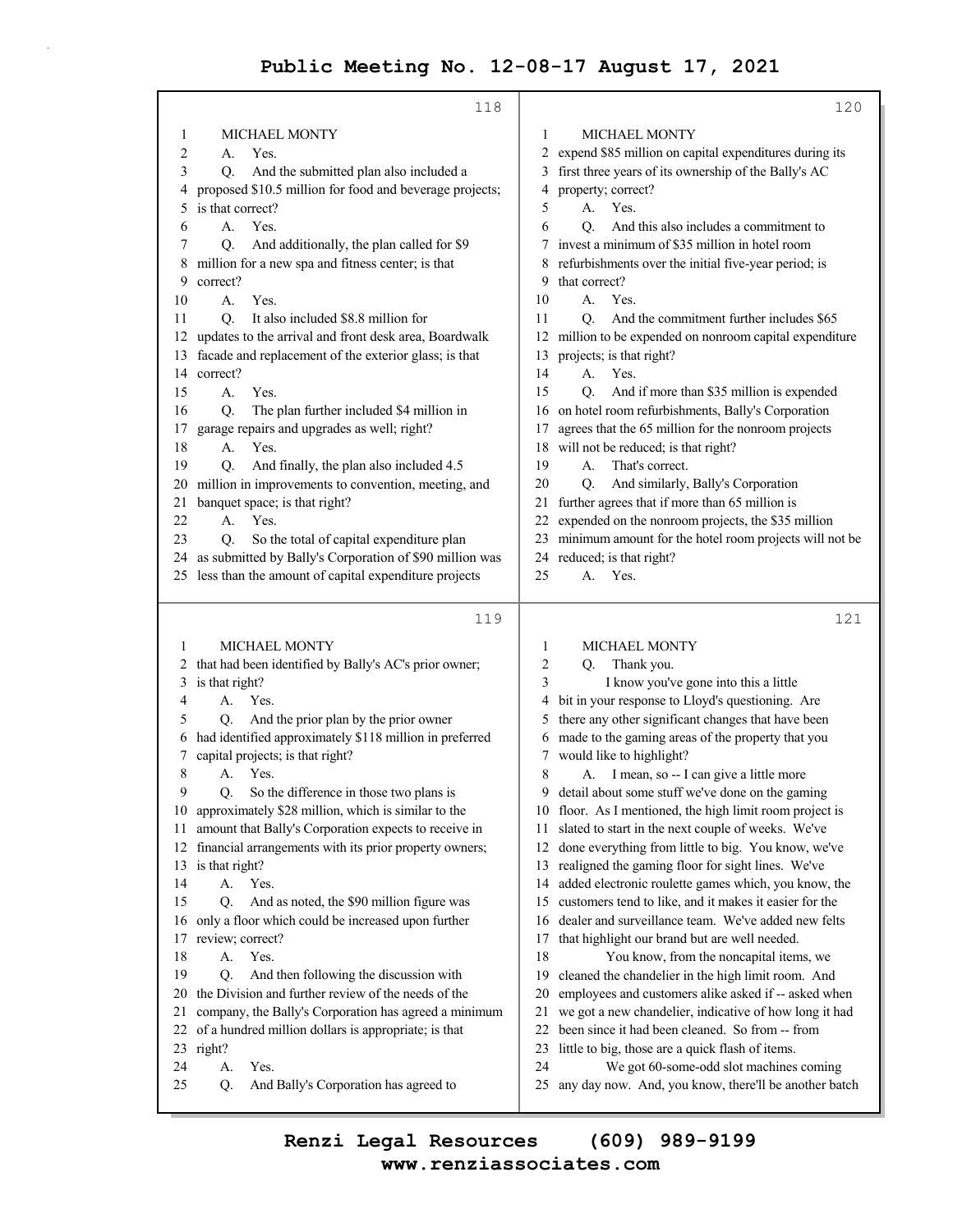MICHAEL MONTY

A. Yes.

Q. And the submitted plan also included a proposed $10.5 million for food and beverage projects; is that correct?

A. Yes.

Q. And additionally, the plan called for $9 million for a new spa and fitness center; is that correct?

A. Yes.

Q. It also included $8.8 million for updates to the arrival and front desk area, Boardwalk facade and replacement of the exterior glass; is that correct?

A. Yes.

Q. The plan further included $4 million in garage repairs and upgrades as well; right?

A. Yes.

Q. And finally, the plan also included 4.5 million in improvements to convention, meeting, and banquet space; is that right?

A. Yes.

Q. So the total of capital expenditure plan as submitted by Bally's Corporation of $90 million was less than the amount of capital expenditure projects

MICHAEL MONTY

that had been identified by Bally's AC's prior owner; is that right?

A. Yes.

Q. And the prior plan by the prior owner had identified approximately $118 million in preferred capital projects; is that right?

A. Yes.

Q. So the difference in those two plans is approximately $28 million, which is similar to the amount that Bally's Corporation expects to receive in financial arrangements with its prior property owners; is that right?

A. Yes.

Q. And as noted, the $90 million figure was only a floor which could be increased upon further review; correct?

A. Yes.

Q. And then following the discussion with the Division and further review of the needs of the company, the Bally's Corporation has agreed a minimum of a hundred million dollars is appropriate; is that right?

A. Yes.

Q. And Bally's Corporation has agreed to

MICHAEL MONTY

expend $85 million on capital expenditures during its first three years of its ownership of the Bally's AC property; correct?

A. Yes.

Q. And this also includes a commitment to invest a minimum of $35 million in hotel room refurbishments over the initial five-year period; is that correct?

A. Yes.

Q. And the commitment further includes $65 million to be expended on nonroom capital expenditure projects; is that right?

A. Yes.

Q. And if more than $35 million is expended on hotel room refurbishments, Bally's Corporation agrees that the 65 million for the nonroom projects will not be reduced; is that right?

A. That's correct.

Q. And similarly, Bally's Corporation further agrees that if more than 65 million is expended on the nonroom projects, the $35 million minimum amount for the hotel room projects will not be reduced; is that right?

A. Yes.

MICHAEL MONTY

Q. Thank you.

I know you've gone into this a little bit in your response to Lloyd's questioning. Are there any other significant changes that have been made to the gaming areas of the property that you would like to highlight?

A. I mean, so -- I can give a little more detail about some stuff we've done on the gaming floor. As I mentioned, the high limit room project is slated to start in the next couple of weeks. We've done everything from little to big. You know, we've realigned the gaming floor for sight lines. We've added electronic roulette games which, you know, the customers tend to like, and it makes it easier for the dealer and surveillance team. We've added new felts that highlight our brand but are well needed.

You know, from the noncapital items, we cleaned the chandelier in the high limit room. And employees and customers alike asked if -- asked when we got a new chandelier, indicative of how long it had been since it had been cleaned. So from -- from little to big, those are a quick flash of items.

We got 60-some-odd slot machines coming any day now. And, you know, there'll be another batch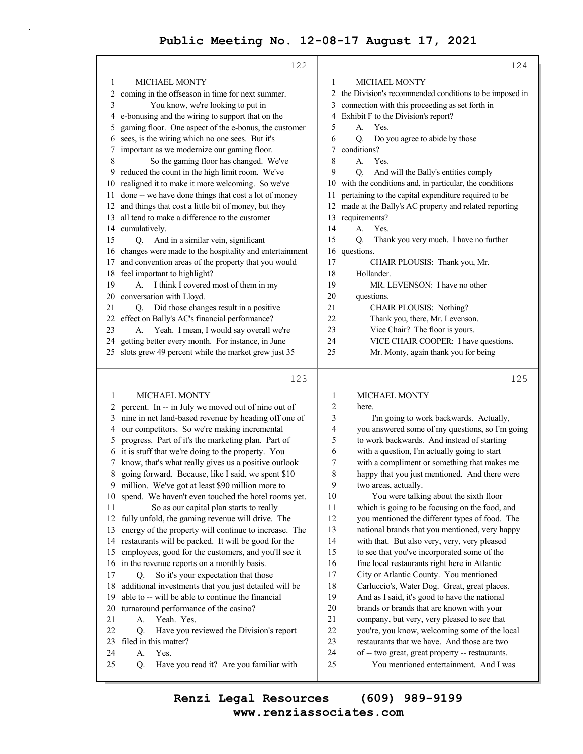MICHAEL MONTY

coming in the offseason in time for next summer.

You know, we're looking to put in e-bonusing and the wiring to support that on the gaming floor. One aspect of the e-bonus, the customer sees, is the wiring which no one sees. But it's important as we modernize our gaming floor.

So the gaming floor has changed. We've reduced the count in the high limit room. We've realigned it to make it more welcoming. So we've done -- we have done things that cost a lot of money and things that cost a little bit of money, but they all tend to make a difference to the customer cumulatively.

Q. And in a similar vein, significant changes were made to the hospitality and entertainment and convention areas of the property that you would feel important to highlight?

A. I think I covered most of them in my conversation with Lloyd.

Q. Did those changes result in a positive effect on Bally's AC's financial performance?

A. Yeah. I mean, I would say overall we're getting better every month. For instance, in June slots grew 49 percent while the market grew just 35 percent. In -- in July we moved out of nine out of nine in net land-based revenue by heading off one of our competitors. So we're making incremental progress. Part of it's the marketing plan. Part of it is stuff that we're doing to the property. You know, that's what really gives us a positive outlook going forward. Because, like I said, we spent $10 million. We've got at least $90 million more to spend. We haven't even touched the hotel rooms yet.

So as our capital plan starts to really fully unfold, the gaming revenue will drive. The energy of the property will continue to increase. The restaurants will be packed. It will be good for the employees, good for the customers, and you'll see it in the revenue reports on a monthly basis.

Q. So it's your expectation that those additional investments that you just detailed will be able to -- will be able to continue the financial turnaround performance of the casino?

A. Yeah. Yes.

Q. Have you reviewed the Division's report filed in this matter?

A. Yes.

Q. Have you read it? Are you familiar with the Division's recommended conditions to be imposed in connection with this proceeding as set forth in Exhibit F to the Division's report?

A. Yes.

Q. Do you agree to abide by those conditions?

A. Yes.

Q. And will the Bally's entities comply with the conditions and, in particular, the conditions pertaining to the capital expenditure required to be made at the Bally's AC property and related reporting requirements?

A. Yes.

Q. Thank you very much. I have no further questions.

CHAIR PLOUSIS: Thank you, Mr. Hollander.

MR. LEVENSON: I have no other questions.

CHAIR PLOUSIS: Nothing?

Thank you, there, Mr. Levenson.

Vice Chair? The floor is yours.

VICE CHAIR COOPER: I have questions.

Mr. Monty, again thank you for being here.

I'm going to work backwards. Actually, you answered some of my questions, so I'm going to work backwards. And instead of starting with a question, I'm actually going to start with a compliment or something that makes me happy that you just mentioned. And there were two areas, actually.

You were talking about the sixth floor which is going to be focusing on the food, and you mentioned the different types of food. The national brands that you mentioned, very happy with that. But also very, very, very pleased to see that you've incorporated some of the fine local restaurants right here in Atlantic City or Atlantic County. You mentioned Carluccio's, Water Dog. Great, great places. And as I said, it's good to have the national brands or brands that are known with your company, but very, very pleased to see that you're, you know, welcoming some of the local restaurants that we have. And those are two of -- two great, great property -- restaurants.

You mentioned entertainment. And I was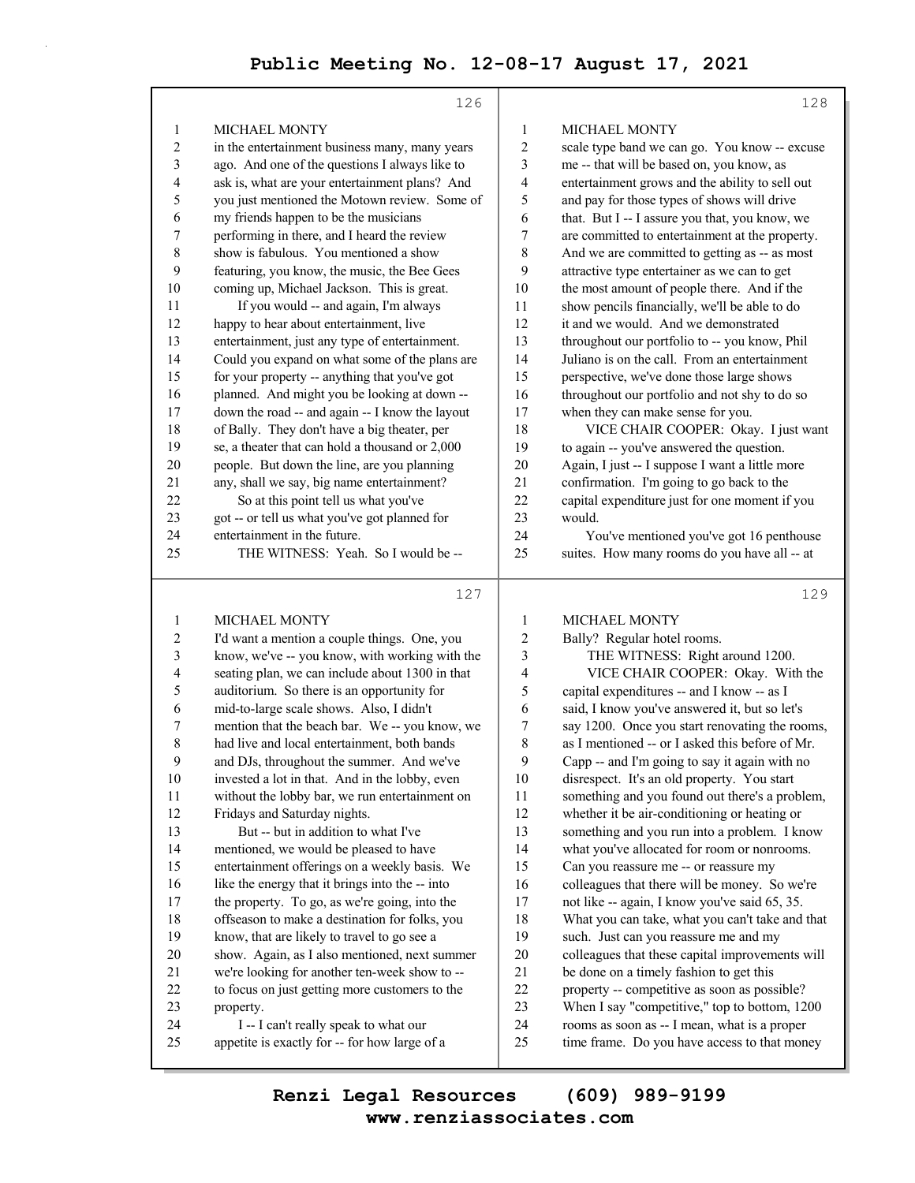MICHAEL MONTY

in the entertainment business many, many years ago. And one of the questions I always like to ask is, what are your entertainment plans? And you just mentioned the Motown review. Some of my friends happen to be the musicians performing in there, and I heard the review show is fabulous. You mentioned a show featuring, you know, the music, the Bee Gees coming up, Michael Jackson. This is great.

If you would -- and again, I'm always happy to hear about entertainment, live entertainment, just any type of entertainment. Could you expand on what some of the plans are for your property -- anything that you've got planned. And might you be looking at down -- down the road -- and again -- I know the layout of Bally. They don't have a big theater, per se, a theater that can hold a thousand or 2,000 people. But down the line, are you planning any, shall we say, big name entertainment?

So at this point tell us what you've got -- or tell us what you've got planned for entertainment in the future.

THE WITNESS: Yeah. So I would be --

MICHAEL MONTY

I'd want a mention a couple things. One, you know, we've -- you know, with working with the seating plan, we can include about 1300 in that auditorium. So there is an opportunity for mid-to-large scale shows. Also, I didn't mention that the beach bar. We -- you know, we had live and local entertainment, both bands and DJs, throughout the summer. And we've invested a lot in that. And in the lobby, even without the lobby bar, we run entertainment on Fridays and Saturday nights.

But -- but in addition to what I've mentioned, we would be pleased to have entertainment offerings on a weekly basis. We like the energy that it brings into the -- into the property. To go, as we're going, into the offseason to make a destination for folks, you know, that are likely to travel to go see a show. Again, as I also mentioned, next summer we're looking for another ten-week show to -- to focus on just getting more customers to the property.

I -- I can't really speak to what our appetite is exactly for -- for how large of a

MICHAEL MONTY

scale type band we can go. You know -- excuse me -- that will be based on, you know, as entertainment grows and the ability to sell out and pay for those types of shows will drive that. But I -- I assure you that, you know, we are committed to entertainment at the property. And we are committed to getting as -- as most attractive type entertainer as we can to get the most amount of people there. And if the show pencils financially, we'll be able to do it and we would. And we demonstrated throughout our portfolio to -- you know, Phil Juliano is on the call. From an entertainment perspective, we've done those large shows throughout our portfolio and not shy to do so when they can make sense for you.

VICE CHAIR COOPER: Okay. I just want to again -- you've answered the question. Again, I just -- I suppose I want a little more confirmation. I'm going to go back to the capital expenditure just for one moment if you would.

You've mentioned you've got 16 penthouse suites. How many rooms do you have all -- at

MICHAEL MONTY

Bally? Regular hotel rooms.

THE WITNESS: Right around 1200.

VICE CHAIR COOPER: Okay. With the capital expenditures -- and I know -- as I said, I know you've answered it, but so let's say 1200. Once you start renovating the rooms, as I mentioned -- or I asked this before of Mr. Capp -- and I'm going to say it again with no disrespect. It's an old property. You start something and you found out there's a problem, whether it be air-conditioning or heating or something and you run into a problem. I know what you've allocated for room or nonrooms. Can you reassure me -- or reassure my colleagues that there will be money. So we're not like -- again, I know you've said 65, 35. What you can take, what you can't take and that such. Just can you reassure me and my colleagues that these capital improvements will be done on a timely fashion to get this property -- competitive as soon as possible? When I say "competitive," top to bottom, 1200 rooms as soon as -- I mean, what is a proper time frame. Do you have access to that money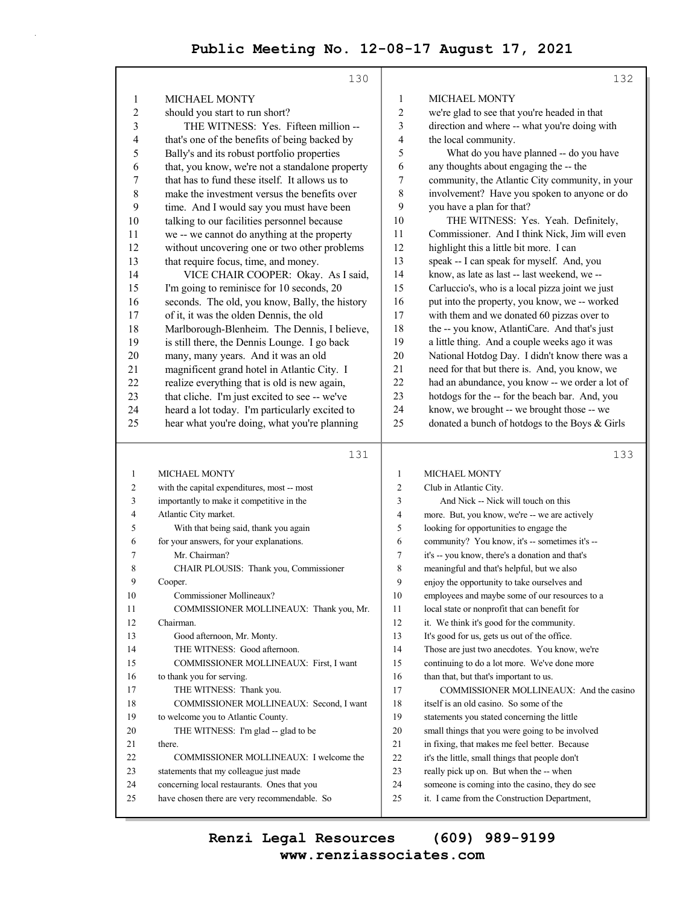**130**

MICHAEL MONTY

should you start to run short?

THE WITNESS: Yes. Fifteen million -- that's one of the benefits of being backed by Bally's and its robust portfolio properties that, you know, we're not a standalone property that has to fund these itself. It allows us to make the investment versus the benefits over time. And I would say you must have been talking to our facilities personnel because we -- we cannot do anything at the property without uncovering one or two other problems that require focus, time, and money.

VICE CHAIR COOPER: Okay. As I said, I'm going to reminisce for 10 seconds, 20 seconds. The old, you know, Bally, the history of it, it was the olden Dennis, the old Marlborough-Blenheim. The Dennis, I believe, is still there, the Dennis Lounge. I go back many, many years. And it was an old magnificent grand hotel in Atlantic City. I realize everything that is old is new again, that cliche. I'm just excited to see -- we've heard a lot today. I'm particularly excited to hear what you're doing, what you're planning

**131**

MICHAEL MONTY

with the capital expenditures, most -- most importantly to make it competitive in the Atlantic City market.

With that being said, thank you again for your answers, for your explanations.

Mr. Chairman?

CHAIR PLOUSIS: Thank you, Commissioner Cooper.

Commissioner Mollineaux?

COMMISSIONER MOLLINEAUX: Thank you, Mr. Chairman.

Good afternoon, Mr. Monty.

THE WITNESS: Good afternoon.

COMMISSIONER MOLLINEAUX: First, I want to thank you for serving.

THE WITNESS: Thank you.

COMMISSIONER MOLLINEAUX: Second, I want to welcome you to Atlantic County.

THE WITNESS: I'm glad -- glad to be there.

COMMISSIONER MOLLINEAUX: I welcome the statements that my colleague just made concerning local restaurants. Ones that you have chosen there are very recommendable. So

**132**

MICHAEL MONTY

we're glad to see that you're headed in that direction and where -- what you're doing with the local community.

What do you have planned -- do you have any thoughts about engaging the -- the community, the Atlantic City community, in your involvement? Have you spoken to anyone or do you have a plan for that?

THE WITNESS: Yes. Yeah. Definitely, Commissioner. And I think Nick, Jim will even highlight this a little bit more. I can speak -- I can speak for myself. And, you know, as late as last -- last weekend, we -- Carluccio's, who is a local pizza joint we just put into the property, you know, we -- worked with them and we donated 60 pizzas over to the -- you know, AtlantiCare. And that's just a little thing. And a couple weeks ago it was National Hotdog Day. I didn't know there was a need for that but there is. And, you know, we had an abundance, you know -- we order a lot of hotdogs for the -- for the beach bar. And, you know, we brought -- we brought those -- we donated a bunch of hotdogs to the Boys & Girls

**133**

MICHAEL MONTY

Club in Atlantic City.

And Nick -- Nick will touch on this more. But, you know, we're -- we are actively looking for opportunities to engage the community? You know, it's -- sometimes it's -- it's -- you know, there's a donation and that's meaningful and that's helpful, but we also enjoy the opportunity to take ourselves and employees and maybe some of our resources to a local state or nonprofit that can benefit for it. We think it's good for the community. It's good for us, gets us out of the office. Those are just two anecdotes. You know, we're continuing to do a lot more. We've done more than that, but that's important to us.

COMMISSIONER MOLLINEAUX: And the casino itself is an old casino. So some of the statements you stated concerning the little small things that you were going to be involved in fixing, that makes me feel better. Because it's the little, small things that people don't really pick up on. But when the -- when someone is coming into the casino, they do see it. I came from the Construction Department,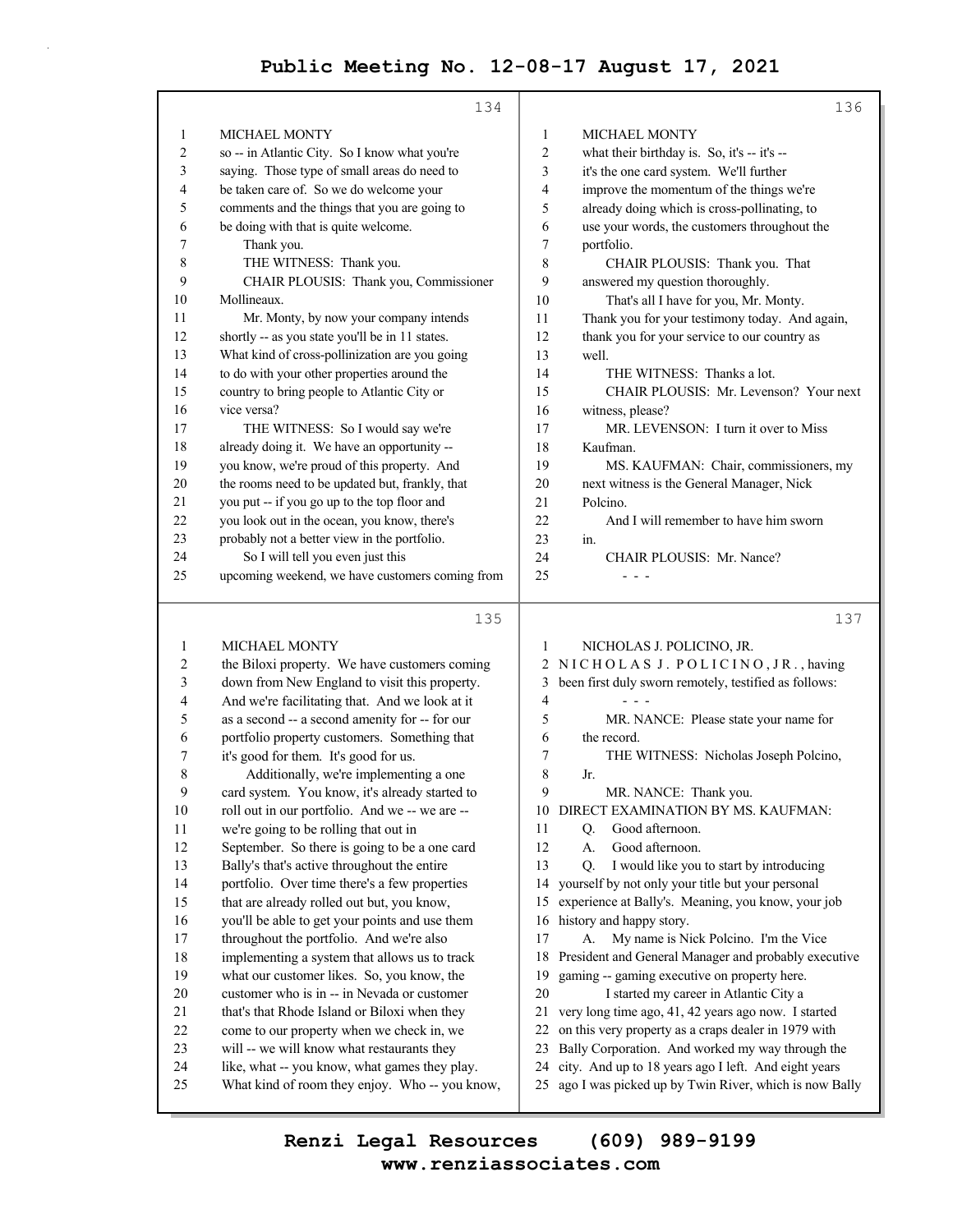MICHAEL MONTY

so -- in Atlantic City. So I know what you're saying. Those type of small areas do need to be taken care of. So we do welcome your comments and the things that you are going to be doing with that is quite welcome.

Thank you.

THE WITNESS: Thank you.

CHAIR PLOUSIS: Thank you, Commissioner Mollineaux.

Mr. Monty, by now your company intends shortly -- as you state you'll be in 11 states. What kind of cross-pollinization are you going to do with your other properties around the country to bring people to Atlantic City or vice versa?

THE WITNESS: So I would say we're already doing it. We have an opportunity -- you know, we're proud of this property. And the rooms need to be updated but, frankly, that you put -- if you go up to the top floor and you look out in the ocean, you know, there's probably not a better view in the portfolio.

So I will tell you even just this upcoming weekend, we have customers coming from

MICHAEL MONTY

the Biloxi property. We have customers coming down from New England to visit this property. And we're facilitating that. And we look at it as a second -- a second amenity for -- for our portfolio property customers. Something that it's good for them. It's good for us.

Additionally, we're implementing a one card system. You know, it's already started to roll out in our portfolio. And we -- we are -- we're going to be rolling that out in September. So there is going to be a one card Bally's that's active throughout the entire portfolio. Over time there's a few properties that are already rolled out but, you know, you'll be able to get your points and use them throughout the portfolio. And we're also implementing a system that allows us to track what our customer likes. So, you know, the customer who is in -- in Nevada or customer that's that Rhode Island or Biloxi when they come to our property when we check in, we will -- we will know what restaurants they like, what -- you know, what games they play. What kind of room they enjoy. Who -- you know,

MICHAEL MONTY

what their birthday is. So, it's -- it's -- it's the one card system. We'll further improve the momentum of the things we're already doing which is cross-pollinating, to use your words, the customers throughout the portfolio.

CHAIR PLOUSIS: Thank you. That answered my question thoroughly.

That's all I have for you, Mr. Monty. Thank you for your testimony today. And again, thank you for your service to our country as well.

THE WITNESS: Thanks a lot.

CHAIR PLOUSIS: Mr. Levenson? Your next witness, please?

MR. LEVENSON: I turn it over to Miss Kaufman.

MS. KAUFMAN: Chair, commissioners, my next witness is the General Manager, Nick Polcino.

And I will remember to have him sworn in.

CHAIR PLOUSIS: Mr. Nance?

- - -

NICHOLAS J. POLICINO, JR.

N I C H O L A S J. P O L I C I N O , J R . , having been first duly sworn remotely, testified as follows:

- - -

MR. NANCE: Please state your name for the record.

THE WITNESS: Nicholas Joseph Polcino, Jr.

MR. NANCE: Thank you.

DIRECT EXAMINATION BY MS. KAUFMAN:

Q. Good afternoon.

A. Good afternoon.

Q. I would like you to start by introducing yourself by not only your title but your personal experience at Bally's. Meaning, you know, your job history and happy story.

A. My name is Nick Polcino. I'm the Vice President and General Manager and probably executive gaming -- gaming executive on property here.

I started my career in Atlantic City a very long time ago, 41, 42 years ago now. I started on this very property as a craps dealer in 1979 with Bally Corporation. And worked my way through the city. And up to 18 years ago I left. And eight years ago I was picked up by Twin River, which is now Bally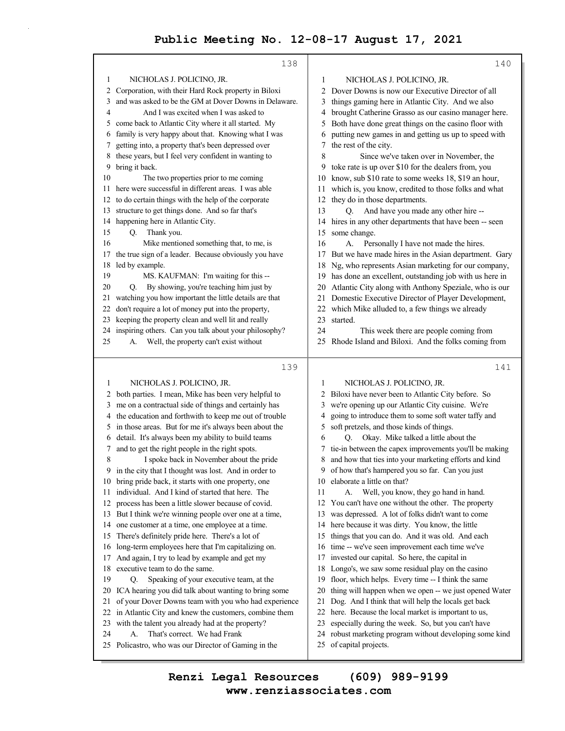# Public Meeting No. 12-08-17 August 17, 2021

NICHOLAS J. POLICINO, JR.

Corporation, with their Hard Rock property in Biloxi and was asked to be the GM at Dover Downs in Delaware.

And I was excited when I was asked to come back to Atlantic City where it all started. My family is very happy about that. Knowing what I was getting into, a property that's been depressed over these years, but I feel very confident in wanting to bring it back.

The two properties prior to me coming here were successful in different areas. I was able to do certain things with the help of the corporate structure to get things done. And so far that's happening here in Atlantic City.

Q. Thank you.

Mike mentioned something that, to me, is the true sign of a leader. Because obviously you have led by example.

MS. KAUFMAN: I'm waiting for this --

Q. By showing, you're teaching him just by watching you how important the little details are that don't require a lot of money put into the property, keeping the property clean and well lit and really inspiring others. Can you talk about your philosophy?

A. Well, the property can't exist without both parties. I mean, Mike has been very helpful to me on a contractual side of things and certainly has the education and forthwith to keep me out of trouble in those areas. But for me it's always been about the detail. It's always been my ability to build teams and to get the right people in the right spots.

I spoke back in November about the pride in the city that I thought was lost. And in order to bring pride back, it starts with one property, one individual. And I kind of started that here. The process has been a little slower because of covid. But I think we're winning people over one at a time, one customer at a time, one employee at a time. There's definitely pride here. There's a lot of long-term employees here that I'm capitalizing on. And again, I try to lead by example and get my executive team to do the same.

Q. Speaking of your executive team, at the ICA hearing you did talk about wanting to bring some of your Dover Downs team with you who had experience in Atlantic City and knew the customers, combine them with the talent you already had at the property?

A. That's correct. We had Frank Policastro, who was our Director of Gaming in the Dover Downs is now our Executive Director of all things gaming here in Atlantic City. And we also brought Catherine Grasso as our casino manager here. Both have done great things on the casino floor with putting new games in and getting us up to speed with the rest of the city.

Since we've taken over in November, the toke rate is up over $10 for the dealers from, you know, sub $10 rate to some weeks 18, $19 an hour, which is, you know, credited to those folks and what they do in those departments.

Q. And have you made any other hire -- hires in any other departments that have been -- seen some change.

A. Personally I have not made the hires. But we have made hires in the Asian department. Gary Ng, who represents Asian marketing for our company, has done an excellent, outstanding job with us here in Atlantic City along with Anthony Speziale, who is our Domestic Executive Director of Player Development, which Mike alluded to, a few things we already started.

This week there are people coming from Rhode Island and Biloxi. And the folks coming from Biloxi have never been to Atlantic City before. So we're opening up our Atlantic City cuisine. We're going to introduce them to some soft water taffy and soft pretzels, and those kinds of things.

Q. Okay. Mike talked a little about the tie-in between the capex improvements you'll be making and how that ties into your marketing efforts and kind of how that's hampered you so far. Can you just elaborate a little on that?

A. Well, you know, they go hand in hand. You can't have one without the other. The property was depressed. A lot of folks didn't want to come here because it was dirty. You know, the little things that you can do. And it was old. And each time -- we've seen improvement each time we've invested our capital. So here, the capital in Longo's, we saw some residual play on the casino floor, which helps. Every time -- I think the same thing will happen when we open -- we just opened Water Dog. And I think that will help the locals get back here. Because the local market is important to us, especially during the week. So, but you can't have robust marketing program without developing some kind of capital projects.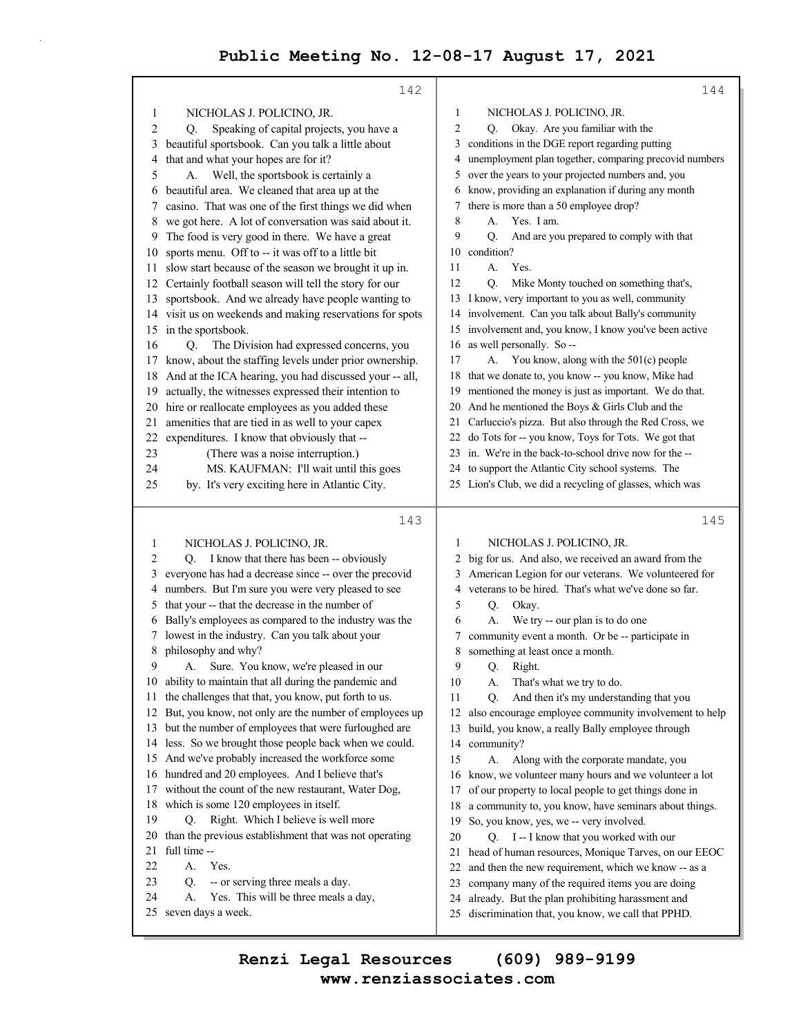NICHOLAS J. POLICINO, JR.

Q. Speaking of capital projects, you have a beautiful sportsbook. Can you talk a little about that and what your hopes are for it?

A. Well, the sportsbook is certainly a beautiful area. We cleaned that area up at the casino. That was one of the first things we did when we got here. A lot of conversation was said about it. The food is very good in there. We have a great sports menu. Off to -- it was off to a little bit slow start because of the season we brought it up in. Certainly football season will tell the story for our sportsbook. And we already have people wanting to visit us on weekends and making reservations for spots in the sportsbook.

Q. The Division had expressed concerns, you know, about the staffing levels under prior ownership. And at the ICA hearing, you had discussed your -- all, actually, the witnesses expressed their intention to hire or reallocate employees as you added these amenities that are tied in as well to your capex expenditures. I know that obviously that --

(There was a noise interruption.)

MS. KAUFMAN: I'll wait until this goes by. It's very exciting here in Atlantic City.

NICHOLAS J. POLICINO, JR.

Q. I know that there has been -- obviously everyone has had a decrease since -- over the precovid numbers. But I'm sure you were very pleased to see that your -- that the decrease in the number of Bally's employees as compared to the industry was the lowest in the industry. Can you talk about your philosophy and why?

A. Sure. You know, we're pleased in our ability to maintain that all during the pandemic and the challenges that that, you know, put forth to us. But, you know, not only are the number of employees up but the number of employees that were furloughed are less. So we brought those people back when we could. And we've probably increased the workforce some hundred and 20 employees. And I believe that's without the count of the new restaurant, Water Dog, which is some 120 employees in itself.

Q. Right. Which I believe is well more than the previous establishment that was not operating full time --

A. Yes.

Q. -- or serving three meals a day.

A. Yes. This will be three meals a day, seven days a week.

NICHOLAS J. POLICINO, JR.

Q. Okay. Are you familiar with the conditions in the DGE report regarding putting unemployment plan together, comparing precovid numbers over the years to your projected numbers and, you know, providing an explanation if during any month there is more than a 50 employee drop?

A. Yes. I am.

Q. And are you prepared to comply with that condition?

A. Yes.

Q. Mike Monty touched on something that's, I know, very important to you as well, community involvement. Can you talk about Bally's community involvement and, you know, I know you've been active as well personally. So --

A. You know, along with the 501(c) people that we donate to, you know -- you know, Mike had mentioned the money is just as important. We do that. And he mentioned the Boys & Girls Club and the Carluccio's pizza. But also through the Red Cross, we do Tots for -- you know, Toys for Tots. We got that in. We're in the back-to-school drive now for the -- to support the Atlantic City school systems. The Lion's Club, we did a recycling of glasses, which was

NICHOLAS J. POLICINO, JR.

big for us. And also, we received an award from the American Legion for our veterans. We volunteered for veterans to be hired. That's what we've done so far.

Q. Okay.

A. We try -- our plan is to do one community event a month. Or be -- participate in something at least once a month.

Q. Right.

A. That's what we try to do.

Q. And then it's my understanding that you also encourage employee community involvement to help build, you know, a really Bally employee through community?

A. Along with the corporate mandate, you know, we volunteer many hours and we volunteer a lot of our property to local people to get things done in a community to, you know, have seminars about things. So, you know, yes, we -- very involved.

Q. I -- I know that you worked with our head of human resources, Monique Tarves, on our EEOC and then the new requirement, which we know -- as a company many of the required items you are doing already. But the plan prohibiting harassment and discrimination that, you know, we call that PPHD.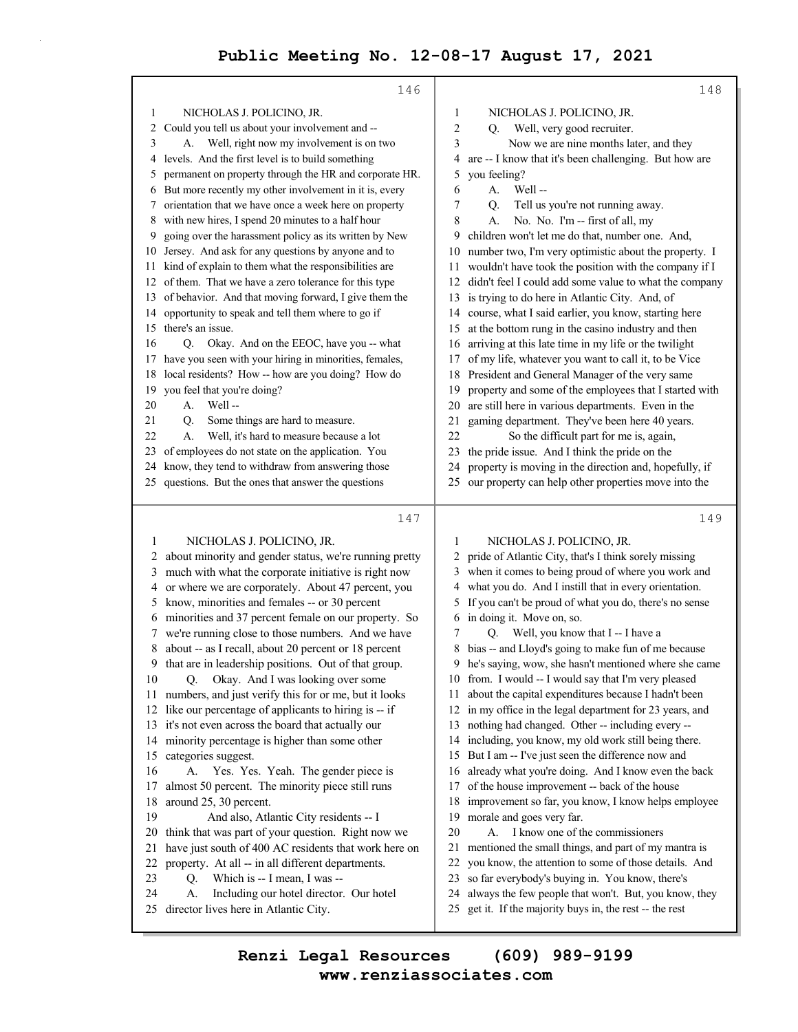NICHOLAS J. POLICINO, JR.

Could you tell us about your involvement and --

A. Well, right now my involvement is on two levels. And the first level is to build something permanent on property through the HR and corporate HR. But more recently my other involvement in it is, every orientation that we have once a week here on property with new hires, I spend 20 minutes to a half hour going over the harassment policy as its written by New Jersey. And ask for any questions by anyone and to kind of explain to them what the responsibilities are of them. That we have a zero tolerance for this type of behavior. And that moving forward, I give them the opportunity to speak and tell them where to go if there's an issue.

Q. Okay. And on the EEOC, have you -- what have you seen with your hiring in minorities, females, local residents? How -- how are you doing? How do you feel that you're doing?

A. Well --

Q. Some things are hard to measure.

A. Well, it's hard to measure because a lot of employees do not state on the application. You know, they tend to withdraw from answering those questions. But the ones that answer the questions about minority and gender status, we're running pretty much with what the corporate initiative is right now or where we are corporately. About 47 percent, you know, minorities and females -- or 30 percent minorities and 37 percent female on our property. So we're running close to those numbers. And we have about -- as I recall, about 20 percent or 18 percent that are in leadership positions. Out of that group.

Q. Okay. And I was looking over some numbers, and just verify this for me, but it looks like our percentage of applicants to hiring is -- if it's not even across the board that actually our minority percentage is higher than some other categories suggest.

A. Yes. Yes. Yeah. The gender piece is almost 50 percent. The minority piece still runs around 25, 30 percent.

And also, Atlantic City residents -- I think that was part of your question. Right now we have just south of 400 AC residents that work here on property. At all -- in all different departments.

Q. Which is -- I mean, I was --

A. Including our hotel director. Our hotel director lives here in Atlantic City.

Q. Well, very good recruiter.

Now we are nine months later, and they are -- I know that it's been challenging. But how are you feeling?

A. Well --

Q. Tell us you're not running away.

A. No. No. I'm -- first of all, my children won't let me do that, number one. And, number two, I'm very optimistic about the property. I wouldn't have took the position with the company if I didn't feel I could add some value to what the company is trying to do here in Atlantic City. And, of course, what I said earlier, you know, starting here at the bottom rung in the casino industry and then arriving at this late time in my life or the twilight of my life, whatever you want to call it, to be Vice President and General Manager of the very same property and some of the employees that I started with are still here in various departments. Even in the gaming department. They've been here 40 years.

So the difficult part for me is, again, the pride issue. And I think the pride on the property is moving in the direction and, hopefully, if our property can help other properties move into the pride of Atlantic City, that's I think sorely missing when it comes to being proud of where you work and what you do. And I instill that in every orientation. If you can't be proud of what you do, there's no sense in doing it. Move on, so.

Q. Well, you know that I -- I have a bias -- and Lloyd's going to make fun of me because he's saying, wow, she hasn't mentioned where she came from. I would -- I would say that I'm very pleased about the capital expenditures because I hadn't been in my office in the legal department for 23 years, and nothing had changed. Other -- including every -- including, you know, my old work still being there. But I am -- I've just seen the difference now and already what you're doing. And I know even the back of the house improvement -- back of the house improvement so far, you know, I know helps employee morale and goes very far.

A. I know one of the commissioners mentioned the small things, and part of my mantra is you know, the attention to some of those details. And so far everybody's buying in. You know, there's always the few people that won't. But, you know, they get it. If the majority buys in, the rest -- the rest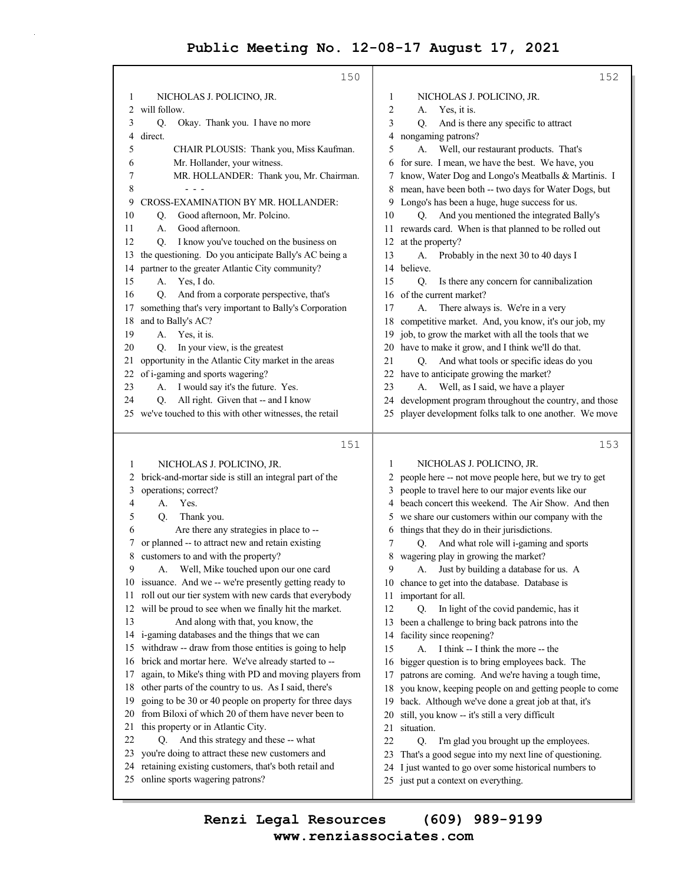**150**

NICHOLAS J. POLICINO, JR.

will follow.

Q. Okay. Thank you. I have no more direct.

CHAIR PLOUSIS: Thank you, Miss Kaufman. Mr. Hollander, your witness.

MR. HOLLANDER: Thank you, Mr. Chairman.

\- - -

CROSS-EXAMINATION BY MR. HOLLANDER:

Q. Good afternoon, Mr. Polcino.

A. Good afternoon.

Q. I know you've touched on the business on the questioning. Do you anticipate Bally's AC being a partner to the greater Atlantic City community?

A. Yes, I do.

Q. And from a corporate perspective, that's something that's very important to Bally's Corporation and to Bally's AC?

A. Yes, it is.

Q. In your view, is the greatest opportunity in the Atlantic City market in the areas of i-gaming and sports wagering?

A. I would say it's the future. Yes.

Q. All right. Given that -- and I know we've touched to this with other witnesses, the retail

**151**

NICHOLAS J. POLICINO, JR.

brick-and-mortar side is still an integral part of the operations; correct?

A. Yes.

Q. Thank you.

Are there any strategies in place to -- or planned -- to attract new and retain existing customers to and with the property?

A. Well, Mike touched upon our one card issuance. And we -- we're presently getting ready to roll out our tier system with new cards that everybody will be proud to see when we finally hit the market.

And along with that, you know, the i-gaming databases and the things that we can withdraw -- draw from those entities is going to help brick and mortar here. We've already started to -- again, to Mike's thing with PD and moving players from other parts of the country to us. As I said, there's going to be 30 or 40 people on property for three days from Biloxi of which 20 of them have never been to this property or in Atlantic City.

Q. And this strategy and these -- what you're doing to attract these new customers and retaining existing customers, that's both retail and online sports wagering patrons?

**152**

NICHOLAS J. POLICINO, JR.

A. Yes, it is.

Q. And is there any specific to attract nongaming patrons?

A. Well, our restaurant products. That's for sure. I mean, we have the best. We have, you know, Water Dog and Longo's Meatballs & Martinis. I mean, have been both -- two days for Water Dogs, but Longo's has been a huge, huge success for us.

Q. And you mentioned the integrated Bally's rewards card. When is that planned to be rolled out at the property?

A. Probably in the next 30 to 40 days I believe.

Q. Is there any concern for cannibalization of the current market?

A. There always is. We're in a very competitive market. And, you know, it's our job, my job, to grow the market with all the tools that we have to make it grow, and I think we'll do that.

Q. And what tools or specific ideas do you have to anticipate growing the market?

A. Well, as I said, we have a player development program throughout the country, and those player development folks talk to one another. We move

**153**

NICHOLAS J. POLICINO, JR.

people here -- not move people here, but we try to get people to travel here to our major events like our beach concert this weekend. The Air Show. And then we share our customers within our company with the things that they do in their jurisdictions.

Q. And what role will i-gaming and sports wagering play in growing the market?

A. Just by building a database for us. A chance to get into the database. Database is important for all.

Q. In light of the covid pandemic, has it been a challenge to bring back patrons into the facility since reopening?

A. I think -- I think the more -- the bigger question is to bring employees back. The patrons are coming. And we're having a tough time, you know, keeping people on and getting people to come back. Although we've done a great job at that, it's still, you know -- it's still a very difficult situation.

Q. I'm glad you brought up the employees. That's a good segue into my next line of questioning. I just wanted to go over some historical numbers to just put a context on everything.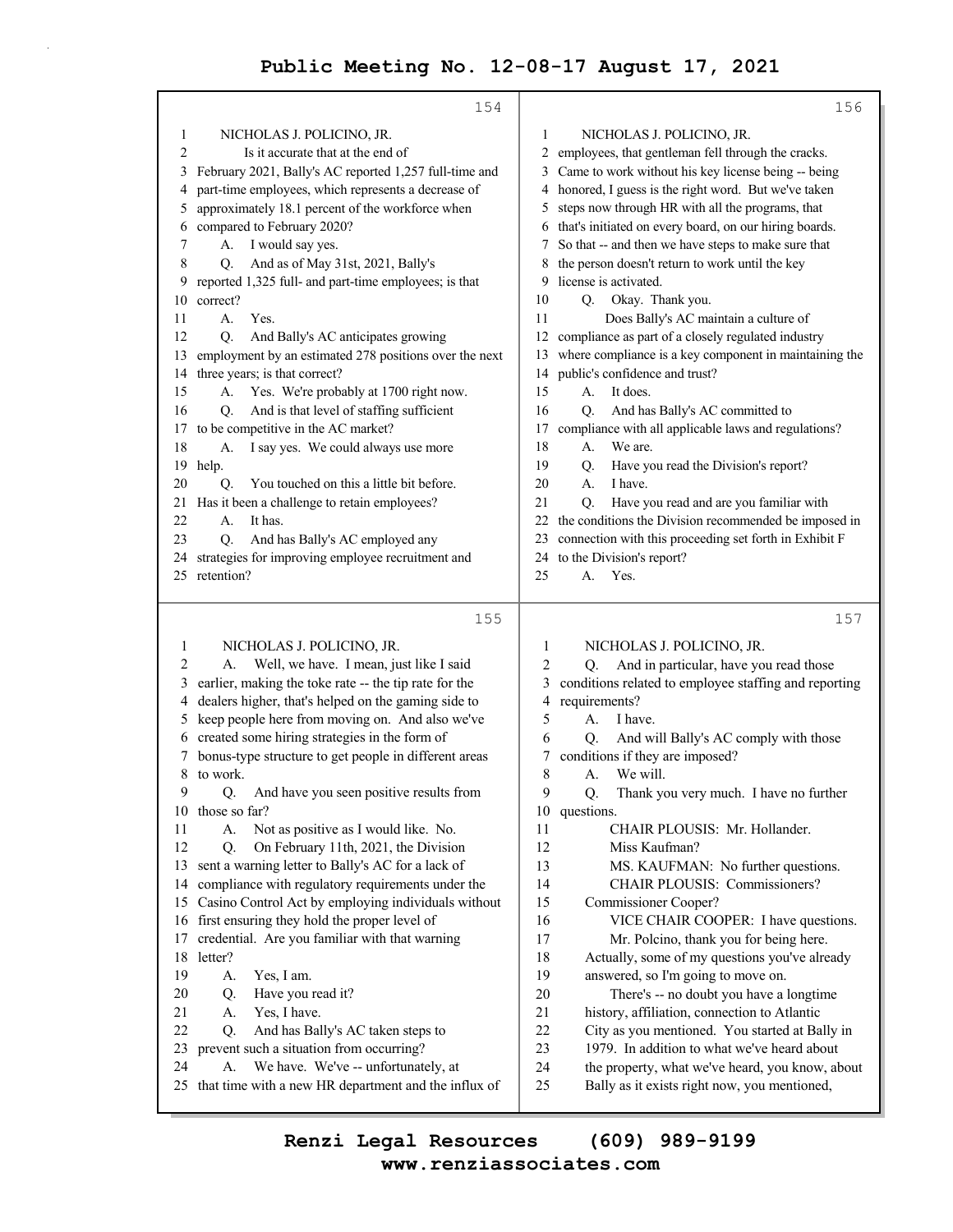NICHOLAS J. POLICINO, JR.

Is it accurate that at the end of February 2021, Bally's AC reported 1,257 full-time and part-time employees, which represents a decrease of approximately 18.1 percent of the workforce when compared to February 2020?

A. I would say yes.

Q. And as of May 31st, 2021, Bally's reported 1,325 full- and part-time employees; is that correct?

A. Yes.

Q. And Bally's AC anticipates growing employment by an estimated 278 positions over the next three years; is that correct?

A. Yes. We're probably at 1700 right now.

Q. And is that level of staffing sufficient to be competitive in the AC market?

A. I say yes. We could always use more help.

Q. You touched on this a little bit before. Has it been a challenge to retain employees?

A. It has.

Q. And has Bally's AC employed any strategies for improving employee recruitment and retention?

NICHOLAS J. POLICINO, JR.

A. Well, we have. I mean, just like I said earlier, making the toke rate -- the tip rate for the dealers higher, that's helped on the gaming side to keep people here from moving on. And also we've created some hiring strategies in the form of bonus-type structure to get people in different areas to work.

Q. And have you seen positive results from those so far?

A. Not as positive as I would like. No.

Q. On February 11th, 2021, the Division sent a warning letter to Bally's AC for a lack of compliance with regulatory requirements under the Casino Control Act by employing individuals without first ensuring they hold the proper level of credential. Are you familiar with that warning letter?

A. Yes, I am.

Q. Have you read it?

A. Yes, I have.

Q. And has Bally's AC taken steps to prevent such a situation from occurring?

A. We have. We've -- unfortunately, at that time with a new HR department and the influx of

NICHOLAS J. POLICINO, JR.

employees, that gentleman fell through the cracks. Came to work without his key license being -- being honored, I guess is the right word. But we've taken steps now through HR with all the programs, that that's initiated on every board, on our hiring boards. So that -- and then we have steps to make sure that the person doesn't return to work until the key license is activated.

Q. Okay. Thank you.

Does Bally's AC maintain a culture of compliance as part of a closely regulated industry where compliance is a key component in maintaining the public's confidence and trust?

A. It does.

Q. And has Bally's AC committed to compliance with all applicable laws and regulations?

A. We are.

Q. Have you read the Division's report?

A. I have.

Q. Have you read and are you familiar with the conditions the Division recommended be imposed in connection with this proceeding set forth in Exhibit F to the Division's report?

A. Yes.

NICHOLAS J. POLICINO, JR.

Q. And in particular, have you read those conditions related to employee staffing and reporting requirements?

A. I have.

Q. And will Bally's AC comply with those conditions if they are imposed?

A. We will.

Q. Thank you very much. I have no further questions.

CHAIR PLOUSIS: Mr. Hollander. Miss Kaufman?

MS. KAUFMAN: No further questions.

CHAIR PLOUSIS: Commissioners? Commissioner Cooper?

VICE CHAIR COOPER: I have questions. Mr. Polcino, thank you for being here. Actually, some of my questions you've already answered, so I'm going to move on.

There's -- no doubt you have a longtime history, affiliation, connection to Atlantic City as you mentioned. You started at Bally in 1979. In addition to what we've heard about the property, what we've heard, you know, about Bally as it exists right now, you mentioned,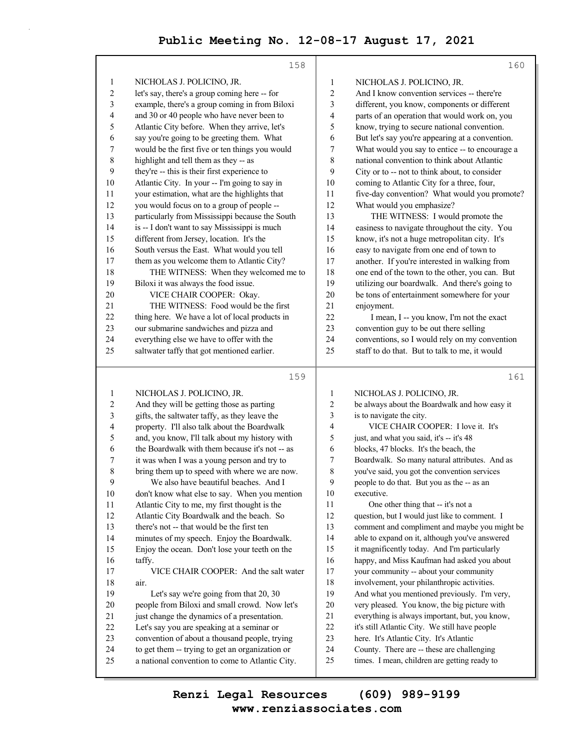**158**

NICHOLAS J. POLICINO, JR.

let's say, there's a group coming here -- for example, there's a group coming in from Biloxi and 30 or 40 people who have never been to Atlantic City before. When they arrive, let's say you're going to be greeting them. What would be the first five or ten things you would highlight and tell them as they -- as they're -- this is their first experience to Atlantic City. In your -- I'm going to say in your estimation, what are the highlights that you would focus on to a group of people -- particularly from Mississippi because the South is -- I don't want to say Mississippi is much different from Jersey, location. It's the South versus the East. What would you tell them as you welcome them to Atlantic City?

THE WITNESS: When they welcomed me to Biloxi it was always the food issue.

VICE CHAIR COOPER: Okay.

THE WITNESS: Food would be the first thing here. We have a lot of local products in our submarine sandwiches and pizza and everything else we have to offer with the saltwater taffy that got mentioned earlier.

**159**

NICHOLAS J. POLICINO, JR.

And they will be getting those as parting gifts, the saltwater taffy, as they leave the property. I'll also talk about the Boardwalk and, you know, I'll talk about my history with the Boardwalk with them because it's not -- as it was when I was a young person and try to bring them up to speed with where we are now.

We also have beautiful beaches. And I don't know what else to say. When you mention Atlantic City to me, my first thought is the Atlantic City Boardwalk and the beach. So there's not -- that would be the first ten minutes of my speech. Enjoy the Boardwalk. Enjoy the ocean. Don't lose your teeth on the taffy.

VICE CHAIR COOPER: And the salt water air.

Let's say we're going from that 20, 30 people from Biloxi and small crowd. Now let's just change the dynamics of a presentation. Let's say you are speaking at a seminar or convention of about a thousand people, trying to get them -- trying to get an organization or a national convention to come to Atlantic City.

**160**

NICHOLAS J. POLICINO, JR.

And I know convention services -- there're different, you know, components or different parts of an operation that would work on, you know, trying to secure national convention. But let's say you're appearing at a convention. What would you say to entice -- to encourage a national convention to think about Atlantic City or to -- not to think about, to consider coming to Atlantic City for a three, four, five-day convention? What would you promote? What would you emphasize?

THE WITNESS: I would promote the easiness to navigate throughout the city. You know, it's not a huge metropolitan city. It's easy to navigate from one end of town to another. If you're interested in walking from one end of the town to the other, you can. But utilizing our boardwalk. And there's going to be tons of entertainment somewhere for your enjoyment.

I mean, I -- you know, I'm not the exact convention guy to be out there selling conventions, so I would rely on my convention staff to do that. But to talk to me, it would

**161**

NICHOLAS J. POLICINO, JR.

be always about the Boardwalk and how easy it is to navigate the city.

VICE CHAIR COOPER: I love it. It's just, and what you said, it's -- it's 48 blocks, 47 blocks. It's the beach, the Boardwalk. So many natural attributes. And as you've said, you got the convention services people to do that. But you as the -- as an executive.

One other thing that -- it's not a question, but I would just like to comment. I comment and compliment and maybe you might be able to expand on it, although you've answered it magnificently today. And I'm particularly happy, and Miss Kaufman had asked you about your community -- about your community involvement, your philanthropic activities. And what you mentioned previously. I'm very, very pleased. You know, the big picture with everything is always important, but, you know, it's still Atlantic City. We still have people here. It's Atlantic City. It's Atlantic County. There are -- these are challenging times. I mean, children are getting ready to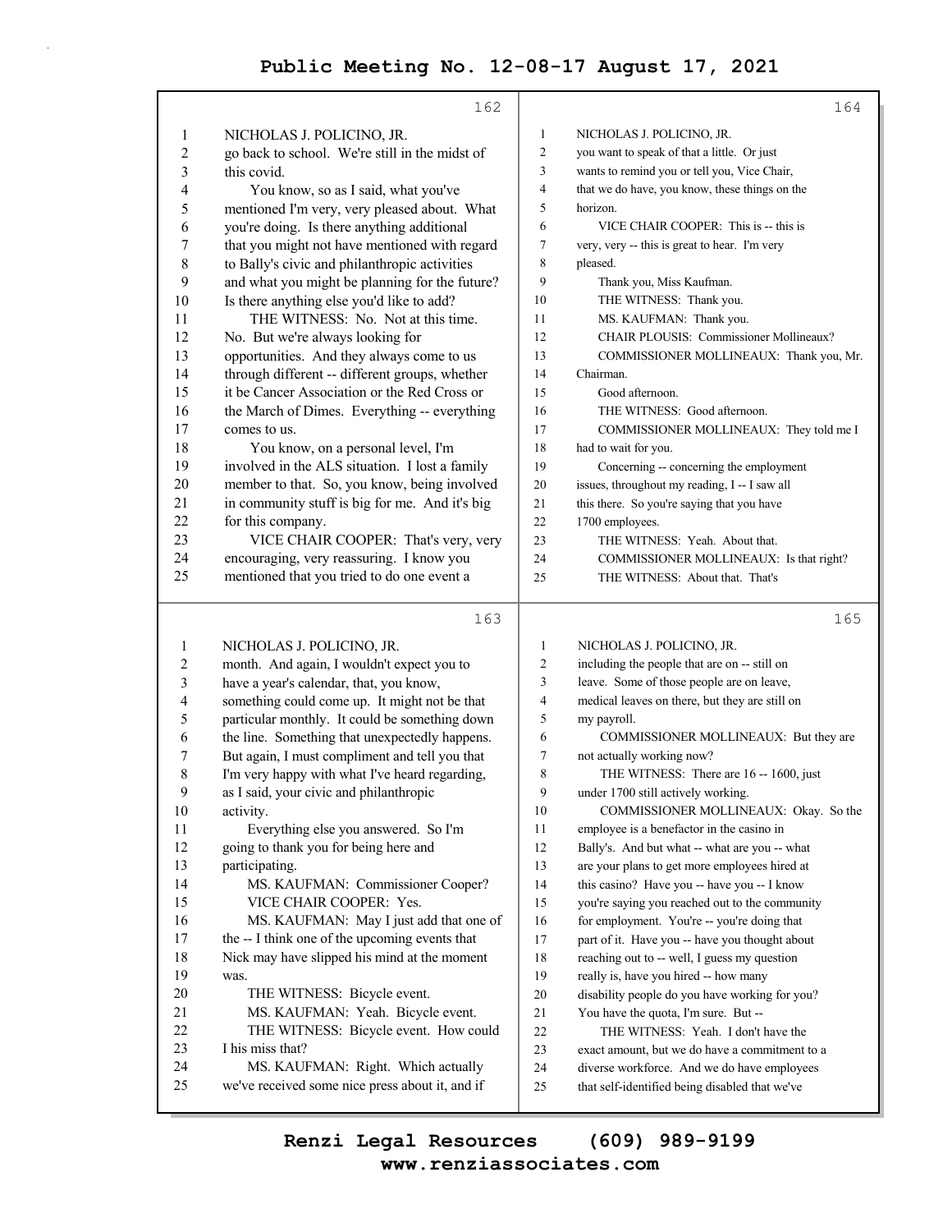NICHOLAS J. POLICINO, JR.

go back to school. We're still in the midst of this covid.

You know, so as I said, what you've mentioned I'm very, very pleased about. What you're doing. Is there anything additional that you might not have mentioned with regard to Bally's civic and philanthropic activities and what you might be planning for the future? Is there anything else you'd like to add?

THE WITNESS: No. Not at this time. No. But we're always looking for opportunities. And they always come to us through different -- different groups, whether it be Cancer Association or the Red Cross or the March of Dimes. Everything -- everything comes to us.

You know, on a personal level, I'm involved in the ALS situation. I lost a family member to that. So, you know, being involved in community stuff is big for me. And it's big for this company.

VICE CHAIR COOPER: That's very, very encouraging, very reassuring. I know you mentioned that you tried to do one event a month. And again, I wouldn't expect you to have a year's calendar, that, you know, something could come up. It might not be that particular monthly. It could be something down the line. Something that unexpectedly happens. But again, I must compliment and tell you that I'm very happy with what I've heard regarding, as I said, your civic and philanthropic activity.

Everything else you answered. So I'm going to thank you for being here and participating.

MS. KAUFMAN: Commissioner Cooper?

VICE CHAIR COOPER: Yes.

MS. KAUFMAN: May I just add that one of the -- I think one of the upcoming events that Nick may have slipped his mind at the moment was.

THE WITNESS: Bicycle event.

MS. KAUFMAN: Yeah. Bicycle event.

THE WITNESS: Bicycle event. How could I his miss that?

MS. KAUFMAN: Right. Which actually we've received some nice press about it, and if you want to speak of that a little. Or just wants to remind you or tell you, Vice Chair, that we do have, you know, these things on the horizon.

VICE CHAIR COOPER: This is -- this is very, very -- this is great to hear. I'm very pleased.

Thank you, Miss Kaufman.

THE WITNESS: Thank you.

MS. KAUFMAN: Thank you.

CHAIR PLOUSIS: Commissioner Mollineaux?

COMMISSIONER MOLLINEAUX: Thank you, Mr. Chairman.

Good afternoon.

THE WITNESS: Good afternoon.

COMMISSIONER MOLLINEAUX: They told me I had to wait for you.

Concerning -- concerning the employment issues, throughout my reading, I -- I saw all this there. So you're saying that you have 1700 employees.

THE WITNESS: Yeah. About that.

COMMISSIONER MOLLINEAUX: Is that right?

THE WITNESS: About that. That's including the people that are on -- still on leave. Some of those people are on leave, medical leaves on there, but they are still on my payroll.

COMMISSIONER MOLLINEAUX: But they are not actually working now?

THE WITNESS: There are 16 -- 1600, just under 1700 still actively working.

COMMISSIONER MOLLINEAUX: Okay. So the employee is a benefactor in the casino in Bally's. And but what -- what are you -- what are your plans to get more employees hired at this casino? Have you -- have you -- I know you're saying you reached out to the community for employment. You're -- you're doing that part of it. Have you -- have you thought about reaching out to -- well, I guess my question really is, have you hired -- how many disability people do you have working for you? You have the quota, I'm sure. But --

THE WITNESS: Yeah. I don't have the exact amount, but we do have a commitment to a diverse workforce. And we do have employees that self-identified being disabled that we've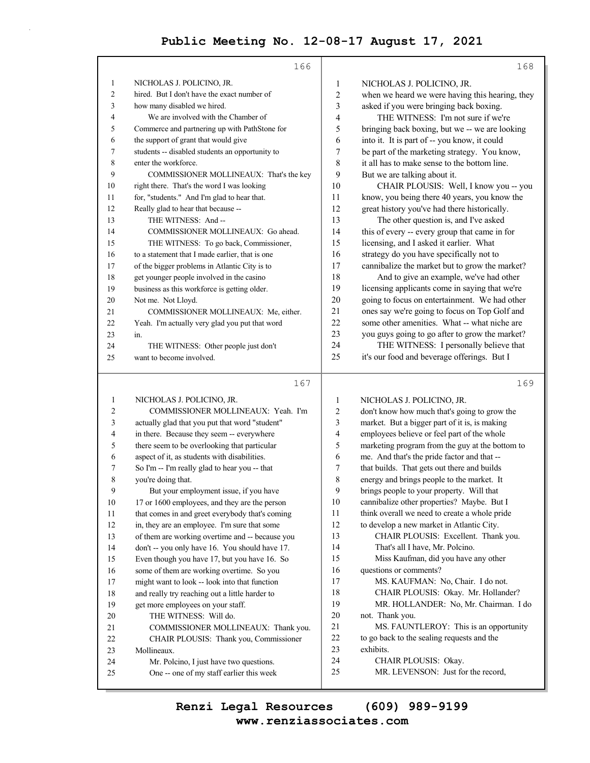NICHOLAS J. POLICINO, JR.

hired. But I don't have the exact number of how many disabled we hired.

We are involved with the Chamber of Commerce and partnering up with PathStone for the support of grant that would give students -- disabled students an opportunity to enter the workforce.

COMMISSIONER MOLLINEAUX: That's the key right there. That's the word I was looking for, "students." And I'm glad to hear that. Really glad to hear that because --

THE WITNESS: And --

COMMISSIONER MOLLINEAUX: Go ahead.

THE WITNESS: To go back, Commissioner, to a statement that I made earlier, that is one of the bigger problems in Atlantic City is to get younger people involved in the casino business as this workforce is getting older. Not me. Not Lloyd.

COMMISSIONER MOLLINEAUX: Me, either. Yeah. I'm actually very glad you put that word in.

THE WITNESS: Other people just don't want to become involved.

NICHOLAS J. POLICINO, JR.

COMMISSIONER MOLLINEAUX: Yeah. I'm actually glad that you put that word "student" in there. Because they seem -- everywhere there seem to be overlooking that particular aspect of it, as students with disabilities. So I'm -- I'm really glad to hear you -- that you're doing that.

But your employment issue, if you have 17 or 1600 employees, and they are the person that comes in and greet everybody that's coming in, they are an employee. I'm sure that some of them are working overtime and -- because you don't -- you only have 16. You should have 17. Even though you have 17, but you have 16. So some of them are working overtime. So you might want to look -- look into that function and really try reaching out a little harder to get more employees on your staff.

THE WITNESS: Will do.

COMMISSIONER MOLLINEAUX: Thank you.

CHAIR PLOUSIS: Thank you, Commissioner Mollineaux.

Mr. Polcino, I just have two questions.

One -- one of my staff earlier this week

NICHOLAS J. POLICINO, JR.

when we heard we were having this hearing, they asked if you were bringing back boxing.

THE WITNESS: I'm not sure if we're bringing back boxing, but we -- we are looking into it. It is part of -- you know, it could be part of the marketing strategy. You know, it all has to make sense to the bottom line. But we are talking about it.

CHAIR PLOUSIS: Well, I know you -- you know, you being there 40 years, you know the great history you've had there historically.

The other question is, and I've asked this of every -- every group that came in for licensing, and I asked it earlier. What strategy do you have specifically not to cannibalize the market but to grow the market?

And to give an example, we've had other licensing applicants come in saying that we're going to focus on entertainment. We had other ones say we're going to focus on Top Golf and some other amenities. What -- what niche are you guys going to go after to grow the market?

THE WITNESS: I personally believe that it's our food and beverage offerings. But I

NICHOLAS J. POLICINO, JR.

don't know how much that's going to grow the market. But a bigger part of it is, is making employees believe or feel part of the whole marketing program from the guy at the bottom to me. And that's the pride factor and that -- that builds. That gets out there and builds energy and brings people to the market. It brings people to your property. Will that cannibalize other properties? Maybe. But I think overall we need to create a whole pride to develop a new market in Atlantic City.

CHAIR PLOUSIS: Excellent. Thank you.

That's all I have, Mr. Polcino.

Miss Kaufman, did you have any other questions or comments?

MS. KAUFMAN: No, Chair. I do not.

CHAIR PLOUSIS: Okay. Mr. Hollander?

MR. HOLLANDER: No, Mr. Chairman. I do not. Thank you.

MS. FAUNTLEROY: This is an opportunity to go back to the sealing requests and the exhibits.

CHAIR PLOUSIS: Okay.

MR. LEVENSON: Just for the record,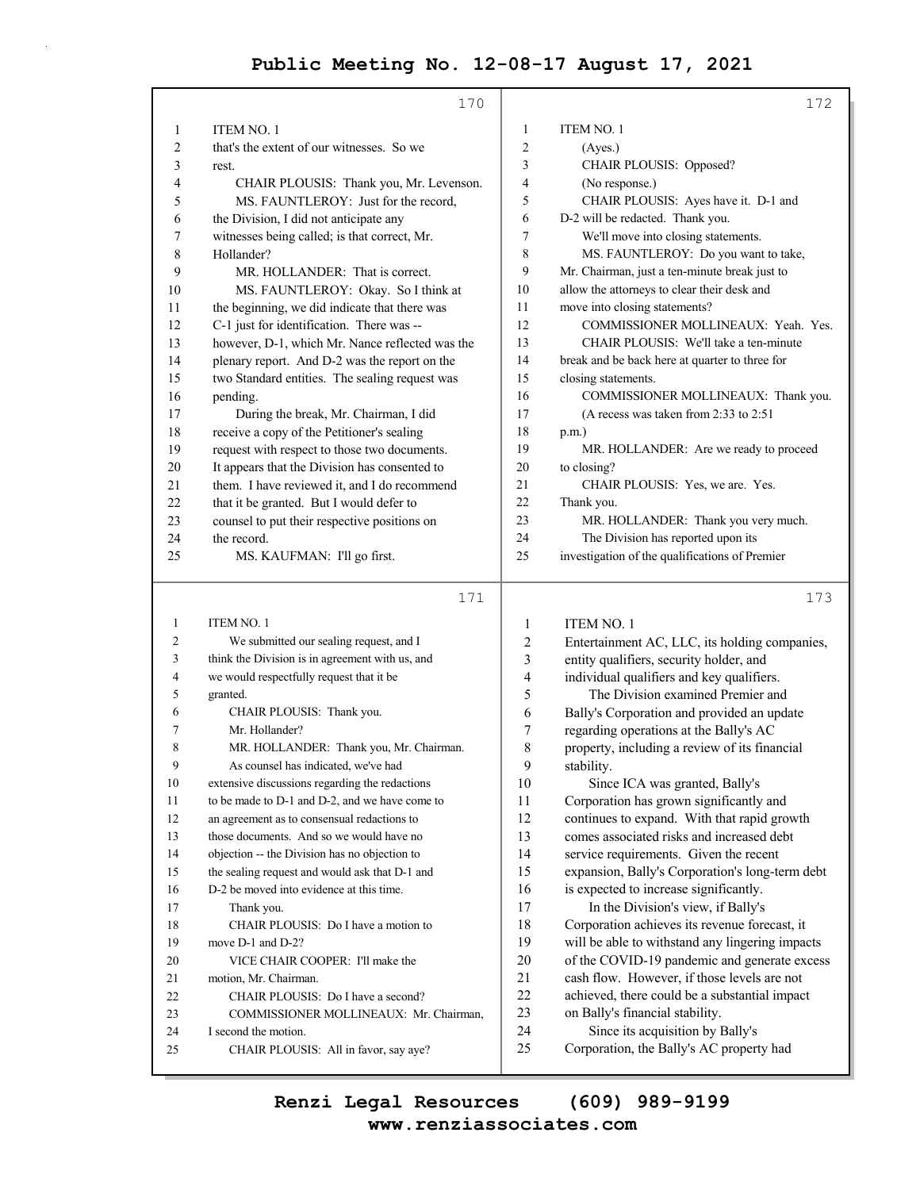ITEM NO. 1

that's the extent of our witnesses. So we rest.

CHAIR PLOUSIS: Thank you, Mr. Levenson.

MS. FAUNTLEROY: Just for the record, the Division, I did not anticipate any witnesses being called; is that correct, Mr. Hollander?

MR. HOLLANDER: That is correct.

MS. FAUNTLEROY: Okay. So I think at the beginning, we did indicate that there was C-1 just for identification. There was -- however, D-1, which Mr. Nance reflected was the plenary report. And D-2 was the report on the two Standard entities. The sealing request was pending.

During the break, Mr. Chairman, I did receive a copy of the Petitioner's sealing request with respect to those two documents. It appears that the Division has consented to them. I have reviewed it, and I do recommend that it be granted. But I would defer to counsel to put their respective positions on the record.

MS. KAUFMAN: I'll go first.

ITEM NO. 1

We submitted our sealing request, and I think the Division is in agreement with us, and we would respectfully request that it be granted.

CHAIR PLOUSIS: Thank you.

Mr. Hollander?

MR. HOLLANDER: Thank you, Mr. Chairman.

As counsel has indicated, we've had extensive discussions regarding the redactions to be made to D-1 and D-2, and we have come to an agreement as to consensual redactions to those documents. And so we would have no objection -- the Division has no objection to the sealing request and would ask that D-1 and D-2 be moved into evidence at this time.

Thank you.

CHAIR PLOUSIS: Do I have a motion to move D-1 and D-2?

VICE CHAIR COOPER: I'll make the motion, Mr. Chairman.

CHAIR PLOUSIS: Do I have a second?

COMMISSIONER MOLLINEAUX: Mr. Chairman, I second the motion.

CHAIR PLOUSIS: All in favor, say aye?

ITEM NO. 1

(Ayes.)

CHAIR PLOUSIS: Opposed?

(No response.)

CHAIR PLOUSIS: Ayes have it. D-1 and D-2 will be redacted. Thank you.

We'll move into closing statements.

MS. FAUNTLEROY: Do you want to take, Mr. Chairman, just a ten-minute break just to allow the attorneys to clear their desk and move into closing statements?

COMMISSIONER MOLLINEAUX: Yeah. Yes.

CHAIR PLOUSIS: We'll take a ten-minute break and be back here at quarter to three for closing statements.

COMMISSIONER MOLLINEAUX: Thank you.

(A recess was taken from 2:33 to 2:51 p.m.)

MR. HOLLANDER: Are we ready to proceed to closing?

CHAIR PLOUSIS: Yes, we are. Yes. Thank you.

MR. HOLLANDER: Thank you very much.

The Division has reported upon its investigation of the qualifications of Premier

ITEM NO. 1

Entertainment AC, LLC, its holding companies, entity qualifiers, security holder, and individual qualifiers and key qualifiers.

The Division examined Premier and Bally's Corporation and provided an update regarding operations at the Bally's AC property, including a review of its financial stability.

Since ICA was granted, Bally's Corporation has grown significantly and continues to expand. With that rapid growth comes associated risks and increased debt service requirements. Given the recent expansion, Bally's Corporation's long-term debt is expected to increase significantly.

In the Division's view, if Bally's Corporation achieves its revenue forecast, it will be able to withstand any lingering impacts of the COVID-19 pandemic and generate excess cash flow. However, if those levels are not achieved, there could be a substantial impact on Bally's financial stability.

Since its acquisition by Bally's Corporation, the Bally's AC property had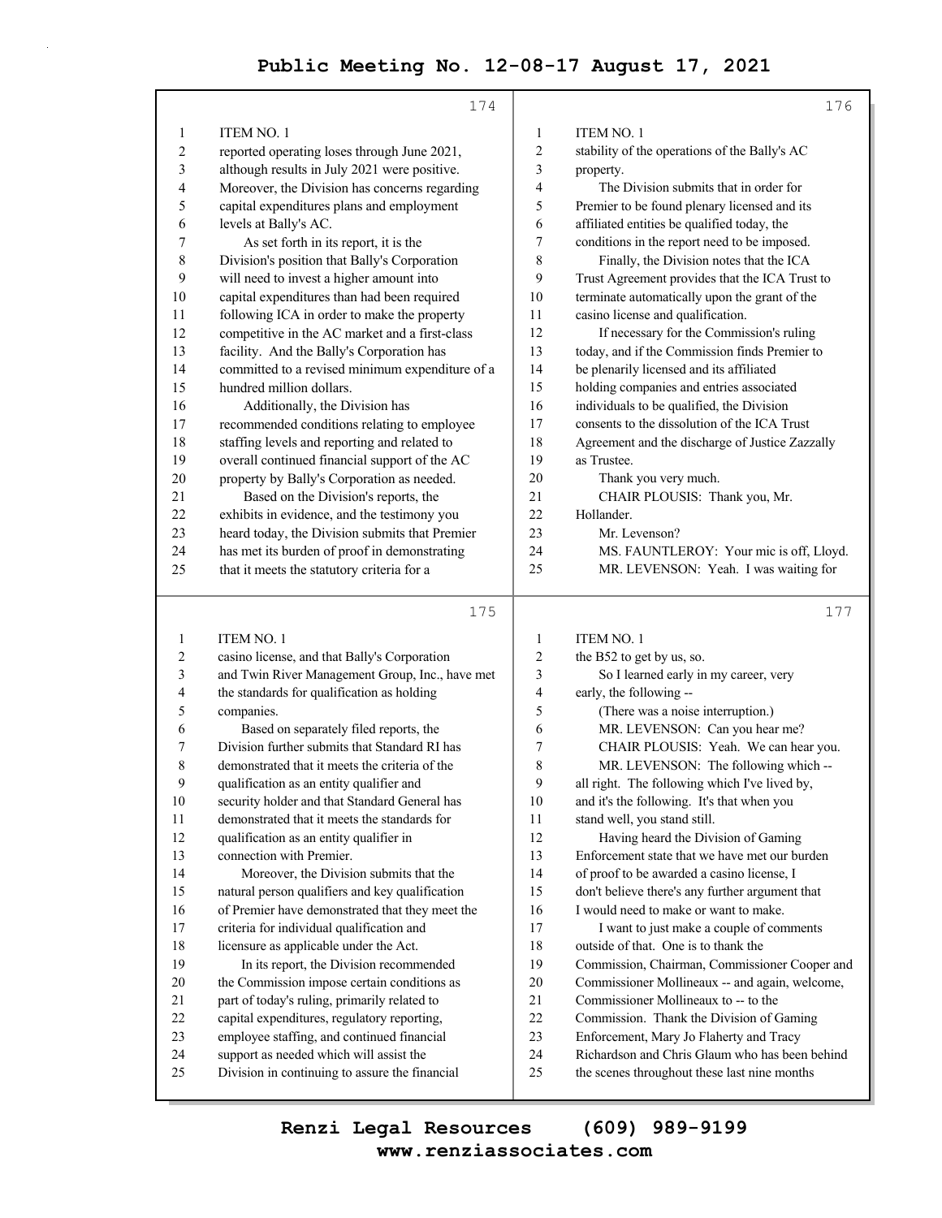# Public Meeting No. 12-08-17 August 17, 2021

174

ITEM NO. 1

reported operating loses through June 2021, although results in July 2021 were positive. Moreover, the Division has concerns regarding capital expenditures plans and employment levels at Bally's AC.

As set forth in its report, it is the Division's position that Bally's Corporation will need to invest a higher amount into capital expenditures than had been required following ICA in order to make the property competitive in the AC market and a first-class facility. And the Bally's Corporation has committed to a revised minimum expenditure of a hundred million dollars.

Additionally, the Division has recommended conditions relating to employee staffing levels and reporting and related to overall continued financial support of the AC property by Bally's Corporation as needed.

Based on the Division's reports, the exhibits in evidence, and the testimony you heard today, the Division submits that Premier has met its burden of proof in demonstrating that it meets the statutory criteria for a

175

ITEM NO. 1

casino license, and that Bally's Corporation and Twin River Management Group, Inc., have met the standards for qualification as holding companies.

Based on separately filed reports, the Division further submits that Standard RI has demonstrated that it meets the criteria of the qualification as an entity qualifier and security holder and that Standard General has demonstrated that it meets the standards for qualification as an entity qualifier in connection with Premier.

Moreover, the Division submits that the natural person qualifiers and key qualification of Premier have demonstrated that they meet the criteria for individual qualification and licensure as applicable under the Act.

In its report, the Division recommended the Commission impose certain conditions as part of today's ruling, primarily related to capital expenditures, regulatory reporting, employee staffing, and continued financial support as needed which will assist the Division in continuing to assure the financial

176

ITEM NO. 1

stability of the operations of the Bally's AC property.

The Division submits that in order for Premier to be found plenary licensed and its affiliated entities be qualified today, the conditions in the report need to be imposed.

Finally, the Division notes that the ICA Trust Agreement provides that the ICA Trust to terminate automatically upon the grant of the casino license and qualification.

If necessary for the Commission's ruling today, and if the Commission finds Premier to be plenarily licensed and its affiliated holding companies and entries associated individuals to be qualified, the Division consents to the dissolution of the ICA Trust Agreement and the discharge of Justice Zazzally as Trustee.

Thank you very much.

CHAIR PLOUSIS: Thank you, Mr. Hollander.

Mr. Levenson?

MS. FAUNTLEROY: Your mic is off, Lloyd.

MR. LEVENSON: Yeah. I was waiting for

177

ITEM NO. 1

the B52 to get by us, so.

So I learned early in my career, very early, the following --

(There was a noise interruption.)

MR. LEVENSON: Can you hear me?

CHAIR PLOUSIS: Yeah. We can hear you.

MR. LEVENSON: The following which -- all right. The following which I've lived by, and it's the following. It's that when you stand well, you stand still.

Having heard the Division of Gaming Enforcement state that we have met our burden of proof to be awarded a casino license, I don't believe there's any further argument that I would need to make or want to make.

I want to just make a couple of comments outside of that. One is to thank the Commission, Chairman, Commissioner Cooper and Commissioner Mollineaux -- and again, welcome, Commissioner Mollineaux to -- to the Commission. Thank the Division of Gaming Enforcement, Mary Jo Flaherty and Tracy Richardson and Chris Glaum who has been behind the scenes throughout these last nine months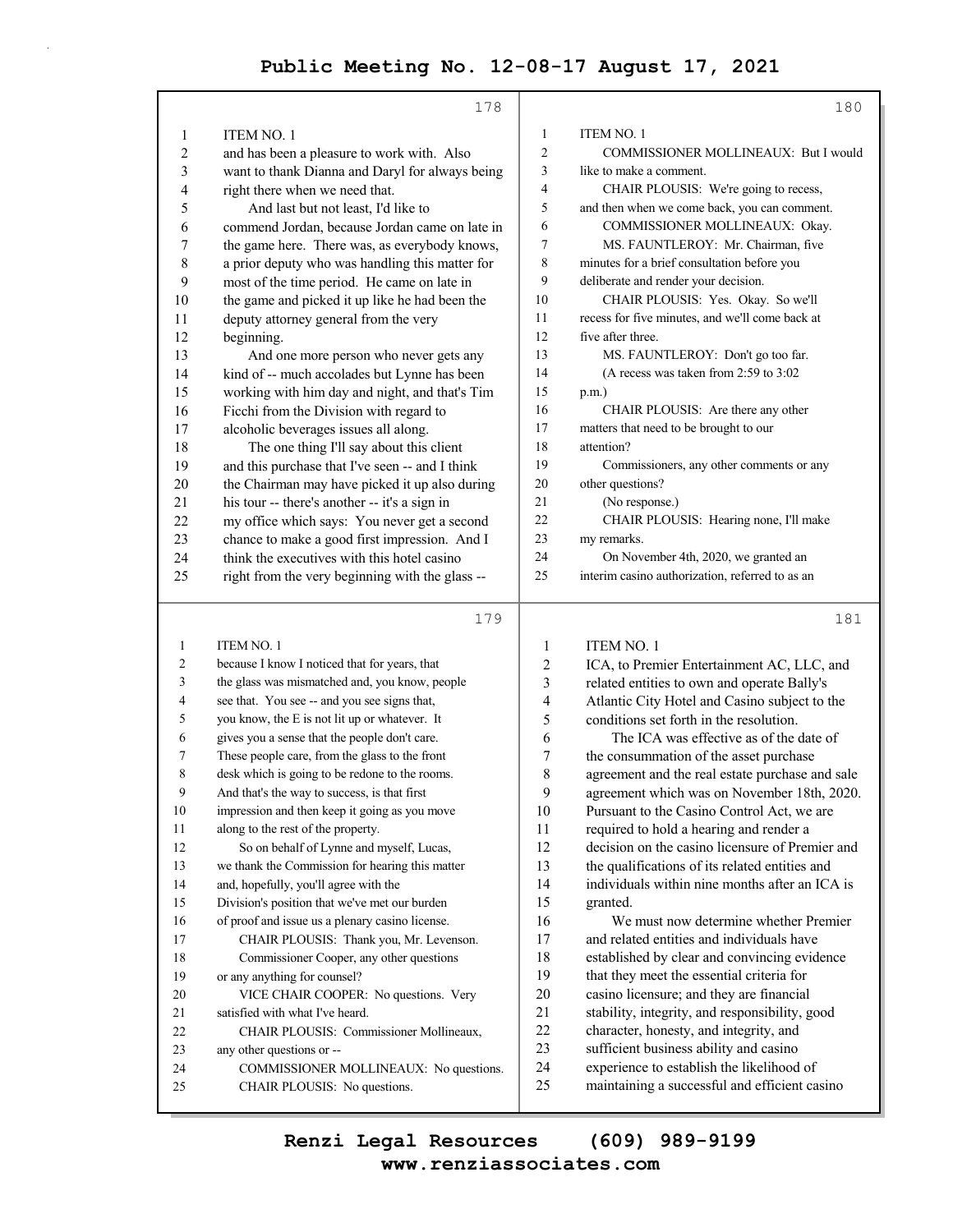ITEM NO. 1

and has been a pleasure to work with. Also want to thank Dianna and Daryl for always being right there when we need that.

And last but not least, I'd like to commend Jordan, because Jordan came on late in the game here. There was, as everybody knows, a prior deputy who was handling this matter for most of the time period. He came on late in the game and picked it up like he had been the deputy attorney general from the very beginning.

And one more person who never gets any kind of -- much accolades but Lynne has been working with him day and night, and that's Tim Ficchi from the Division with regard to alcoholic beverages issues all along.

The one thing I'll say about this client and this purchase that I've seen -- and I think the Chairman may have picked it up also during his tour -- there's another -- it's a sign in my office which says: You never get a second chance to make a good first impression. And I think the executives with this hotel casino right from the very beginning with the glass --

ITEM NO. 1

because I know I noticed that for years, that the glass was mismatched and, you know, people see that. You see -- and you see signs that, you know, the E is not lit up or whatever. It gives you a sense that the people don't care. These people care, from the glass to the front desk which is going to be redone to the rooms. And that's the way to success, is that first impression and then keep it going as you move along to the rest of the property.

So on behalf of Lynne and myself, Lucas, we thank the Commission for hearing this matter and, hopefully, you'll agree with the Division's position that we've met our burden of proof and issue us a plenary casino license.

CHAIR PLOUSIS: Thank you, Mr. Levenson.

Commissioner Cooper, any other questions or any anything for counsel?

VICE CHAIR COOPER: No questions. Very satisfied with what I've heard.

CHAIR PLOUSIS: Commissioner Mollineaux, any other questions or --

COMMISSIONER MOLLINEAUX: No questions.

CHAIR PLOUSIS: No questions.

ITEM NO. 1

COMMISSIONER MOLLINEAUX: But I would like to make a comment.

CHAIR PLOUSIS: We're going to recess, and then when we come back, you can comment.

COMMISSIONER MOLLINEAUX: Okay.

MS. FAUNTLEROY: Mr. Chairman, five minutes for a brief consultation before you deliberate and render your decision.

CHAIR PLOUSIS: Yes. Okay. So we'll recess for five minutes, and we'll come back at five after three.

MS. FAUNTLEROY: Don't go too far.

(A recess was taken from 2:59 to 3:02 p.m.)

CHAIR PLOUSIS: Are there any other matters that need to be brought to our attention?

Commissioners, any other comments or any other questions?

(No response.)

CHAIR PLOUSIS: Hearing none, I'll make my remarks.

On November 4th, 2020, we granted an interim casino authorization, referred to as an

ITEM NO. 1

ICA, to Premier Entertainment AC, LLC, and related entities to own and operate Bally's Atlantic City Hotel and Casino subject to the conditions set forth in the resolution.

The ICA was effective as of the date of the consummation of the asset purchase agreement and the real estate purchase and sale agreement which was on November 18th, 2020. Pursuant to the Casino Control Act, we are required to hold a hearing and render a decision on the casino licensure of Premier and the qualifications of its related entities and individuals within nine months after an ICA is granted.

We must now determine whether Premier and related entities and individuals have established by clear and convincing evidence that they meet the essential criteria for casino licensure; and they are financial stability, integrity, and responsibility, good character, honesty, and integrity, and sufficient business ability and casino experience to establish the likelihood of maintaining a successful and efficient casino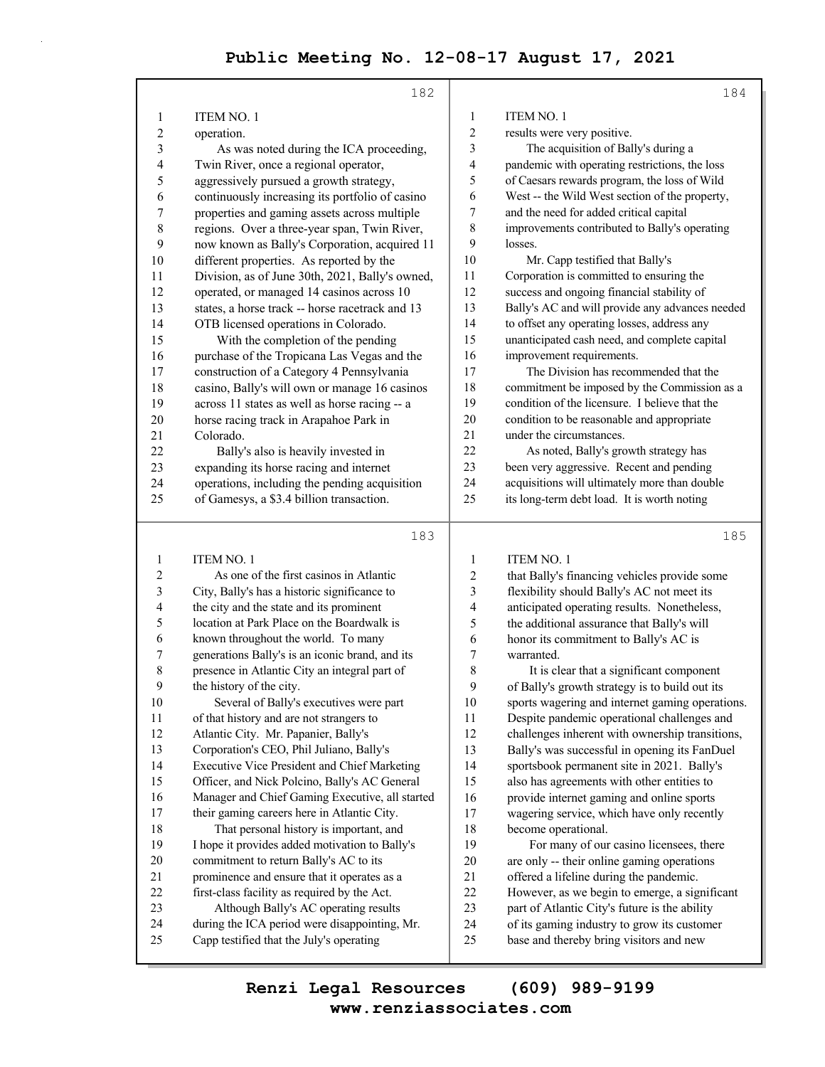ITEM NO. 1

operation.

As was noted during the ICA proceeding, Twin River, once a regional operator, aggressively pursued a growth strategy, continuously increasing its portfolio of casino properties and gaming assets across multiple regions. Over a three-year span, Twin River, now known as Bally's Corporation, acquired 11 different properties. As reported by the Division, as of June 30th, 2021, Bally's owned, operated, or managed 14 casinos across 10 states, a horse track -- horse racetrack and 13 OTB licensed operations in Colorado.

With the completion of the pending purchase of the Tropicana Las Vegas and the construction of a Category 4 Pennsylvania casino, Bally's will own or manage 16 casinos across 11 states as well as horse racing -- a horse racing track in Arapahoe Park in Colorado.

Bally's also is heavily invested in expanding its horse racing and internet operations, including the pending acquisition of Gamesys, a $3.4 billion transaction.

ITEM NO. 1

As one of the first casinos in Atlantic City, Bally's has a historic significance to the city and the state and its prominent location at Park Place on the Boardwalk is known throughout the world. To many generations Bally's is an iconic brand, and its presence in Atlantic City an integral part of the history of the city.

Several of Bally's executives were part of that history and are not strangers to Atlantic City. Mr. Papanier, Bally's Corporation's CEO, Phil Juliano, Bally's Executive Vice President and Chief Marketing Officer, and Nick Polcino, Bally's AC General Manager and Chief Gaming Executive, all started their gaming careers here in Atlantic City.

That personal history is important, and I hope it provides added motivation to Bally's commitment to return Bally's AC to its prominence and ensure that it operates as a first-class facility as required by the Act.

Although Bally's AC operating results during the ICA period were disappointing, Mr. Capp testified that the July's operating

ITEM NO. 1

results were very positive.

The acquisition of Bally's during a pandemic with operating restrictions, the loss of Caesars rewards program, the loss of Wild West -- the Wild West section of the property, and the need for added critical capital improvements contributed to Bally's operating losses.

Mr. Capp testified that Bally's Corporation is committed to ensuring the success and ongoing financial stability of Bally's AC and will provide any advances needed to offset any operating losses, address any unanticipated cash need, and complete capital improvement requirements.

The Division has recommended that the commitment be imposed by the Commission as a condition of the licensure. I believe that the condition to be reasonable and appropriate under the circumstances.

As noted, Bally's growth strategy has been very aggressive. Recent and pending acquisitions will ultimately more than double its long-term debt load. It is worth noting

ITEM NO. 1

that Bally's financing vehicles provide some flexibility should Bally's AC not meet its anticipated operating results. Nonetheless, the additional assurance that Bally's will honor its commitment to Bally's AC is warranted.

It is clear that a significant component of Bally's growth strategy is to build out its sports wagering and internet gaming operations. Despite pandemic operational challenges and challenges inherent with ownership transitions, Bally's was successful in opening its FanDuel sportsbook permanent site in 2021. Bally's also has agreements with other entities to provide internet gaming and online sports wagering service, which have only recently become operational.

For many of our casino licensees, there are only -- their online gaming operations offered a lifeline during the pandemic. However, as we begin to emerge, a significant part of Atlantic City's future is the ability of its gaming industry to grow its customer base and thereby bring visitors and new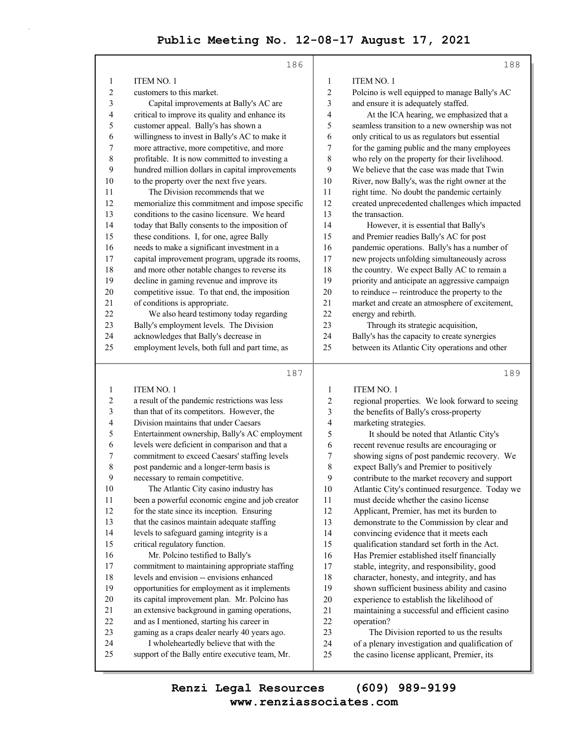# Public Meeting No. 12-08-17 August 17, 2021

**186**

ITEM NO. 1

customers to this market.

Capital improvements at Bally's AC are critical to improve its quality and enhance its customer appeal. Bally's has shown a willingness to invest in Bally's AC to make it more attractive, more competitive, and more profitable. It is now committed to investing a hundred million dollars in capital improvements to the property over the next five years.

The Division recommends that we memorialize this commitment and impose specific conditions to the casino licensure. We heard today that Bally consents to the imposition of these conditions. I, for one, agree Bally needs to make a significant investment in a capital improvement program, upgrade its rooms, and more other notable changes to reverse its decline in gaming revenue and improve its competitive issue. To that end, the imposition of conditions is appropriate.

We also heard testimony today regarding Bally's employment levels. The Division acknowledges that Bally's decrease in employment levels, both full and part time, as

**187**

ITEM NO. 1

a result of the pandemic restrictions was less than that of its competitors. However, the Division maintains that under Caesars Entertainment ownership, Bally's AC employment levels were deficient in comparison and that a commitment to exceed Caesars' staffing levels post pandemic and a longer-term basis is necessary to remain competitive.

The Atlantic City casino industry has been a powerful economic engine and job creator for the state since its inception. Ensuring that the casinos maintain adequate staffing levels to safeguard gaming integrity is a critical regulatory function.

Mr. Polcino testified to Bally's commitment to maintaining appropriate staffing levels and envision -- envisions enhanced opportunities for employment as it implements its capital improvement plan. Mr. Polcino has an extensive background in gaming operations, and as I mentioned, starting his career in gaming as a craps dealer nearly 40 years ago.

I wholeheartedly believe that with the support of the Bally entire executive team, Mr.

**188**

ITEM NO. 1

Polcino is well equipped to manage Bally's AC and ensure it is adequately staffed.

At the ICA hearing, we emphasized that a seamless transition to a new ownership was not only critical to us as regulators but essential for the gaming public and the many employees who rely on the property for their livelihood. We believe that the case was made that Twin River, now Bally's, was the right owner at the right time. No doubt the pandemic certainly created unprecedented challenges which impacted the transaction.

However, it is essential that Bally's and Premier readies Bally's AC for post pandemic operations. Bally's has a number of new projects unfolding simultaneously across the country. We expect Bally AC to remain a priority and anticipate an aggressive campaign to reinduce -- reintroduce the property to the market and create an atmosphere of excitement, energy and rebirth.

Through its strategic acquisition, Bally's has the capacity to create synergies between its Atlantic City operations and other

**189**

ITEM NO. 1

regional properties. We look forward to seeing the benefits of Bally's cross-property marketing strategies.

It should be noted that Atlantic City's recent revenue results are encouraging or showing signs of post pandemic recovery. We expect Bally's and Premier to positively contribute to the market recovery and support Atlantic City's continued resurgence. Today we must decide whether the casino license Applicant, Premier, has met its burden to demonstrate to the Commission by clear and convincing evidence that it meets each qualification standard set forth in the Act. Has Premier established itself financially stable, integrity, and responsibility, good character, honesty, and integrity, and has shown sufficient business ability and casino experience to establish the likelihood of maintaining a successful and efficient casino operation?

The Division reported to us the results of a plenary investigation and qualification of the casino license applicant, Premier, its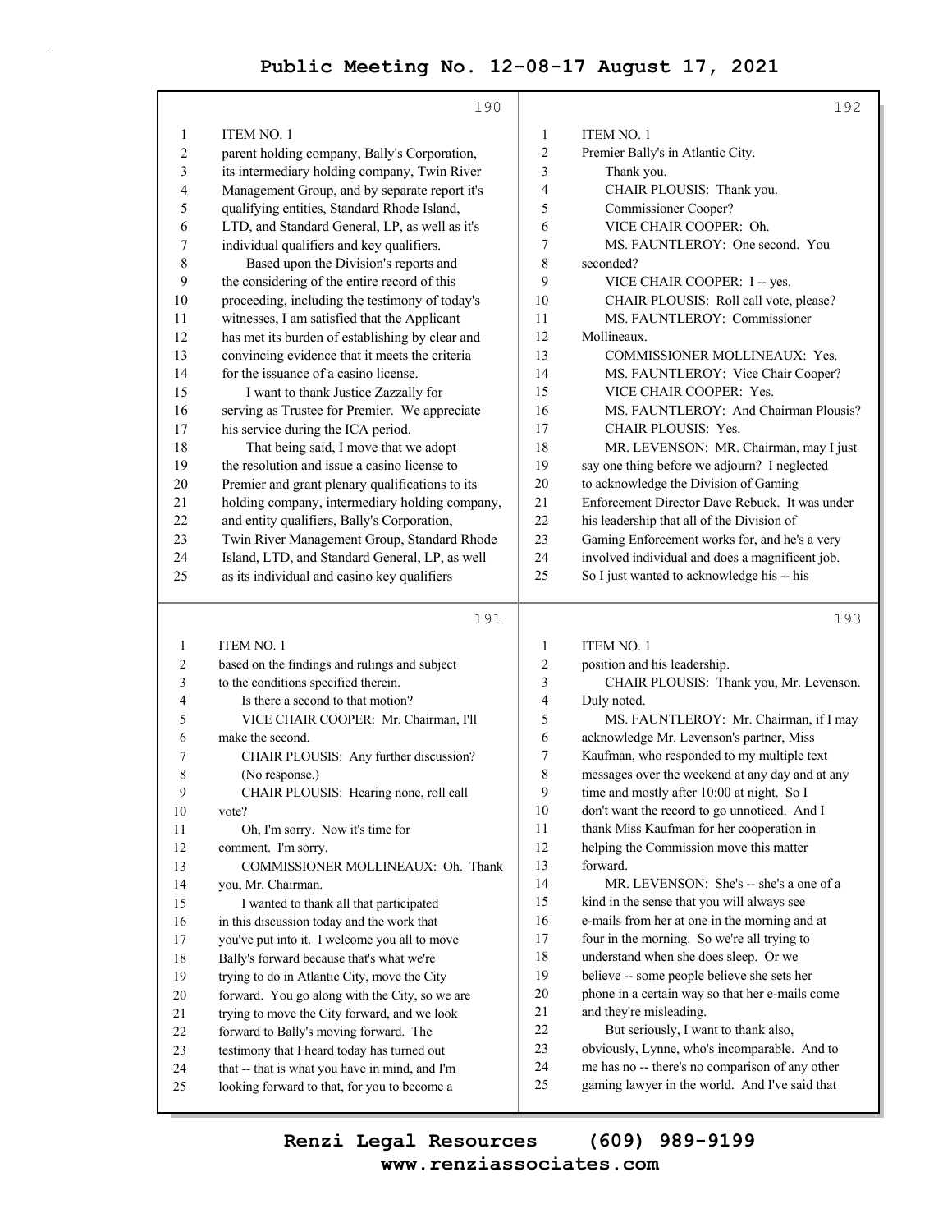Public Meeting No. 12-08-17 August 17, 2021

**190**

ITEM NO. 1

parent holding company, Bally's Corporation, its intermediary holding company, Twin River Management Group, and by separate report it's qualifying entities, Standard Rhode Island, LTD, and Standard General, LP, as well as it's individual qualifiers and key qualifiers.

Based upon the Division's reports and the considering of the entire record of this proceeding, including the testimony of today's witnesses, I am satisfied that the Applicant has met its burden of establishing by clear and convincing evidence that it meets the criteria for the issuance of a casino license.

I want to thank Justice Zazzally for serving as Trustee for Premier. We appreciate his service during the ICA period.

That being said, I move that we adopt the resolution and issue a casino license to Premier and grant plenary qualifications to its holding company, intermediary holding company, and entity qualifiers, Bally's Corporation, Twin River Management Group, Standard Rhode Island, LTD, and Standard General, LP, as well as its individual and casino key qualifiers

**191**

ITEM NO. 1

based on the findings and rulings and subject to the conditions specified therein.

Is there a second to that motion?

VICE CHAIR COOPER: Mr. Chairman, I'll make the second.

CHAIR PLOUSIS: Any further discussion?

(No response.)

CHAIR PLOUSIS: Hearing none, roll call vote?

Oh, I'm sorry. Now it's time for comment. I'm sorry.

COMMISSIONER MOLLINEAUX: Oh. Thank you, Mr. Chairman.

I wanted to thank all that participated in this discussion today and the work that you've put into it. I welcome you all to move Bally's forward because that's what we're trying to do in Atlantic City, move the City forward. You go along with the City, so we are trying to move the City forward, and we look forward to Bally's moving forward. The testimony that I heard today has turned out that -- that is what you have in mind, and I'm looking forward to that, for you to become a

**192**

ITEM NO. 1

Premier Bally's in Atlantic City.

Thank you.

CHAIR PLOUSIS: Thank you.

Commissioner Cooper?

VICE CHAIR COOPER: Oh.

MS. FAUNTLEROY: One second. You seconded?

VICE CHAIR COOPER: I -- yes.

CHAIR PLOUSIS: Roll call vote, please?

MS. FAUNTLEROY: Commissioner Mollineaux.

COMMISSIONER MOLLINEAUX: Yes.

MS. FAUNTLEROY: Vice Chair Cooper?

VICE CHAIR COOPER: Yes.

MS. FAUNTLEROY: And Chairman Plousis?

CHAIR PLOUSIS: Yes.

MR. LEVENSON: MR. Chairman, may I just say one thing before we adjourn? I neglected to acknowledge the Division of Gaming Enforcement Director Dave Rebuck. It was under his leadership that all of the Division of Gaming Enforcement works for, and he's a very involved individual and does a magnificent job. So I just wanted to acknowledge his -- his

**193**

ITEM NO. 1

position and his leadership.

CHAIR PLOUSIS: Thank you, Mr. Levenson. Duly noted.

MS. FAUNTLEROY: Mr. Chairman, if I may acknowledge Mr. Levenson's partner, Miss Kaufman, who responded to my multiple text messages over the weekend at any day and at any time and mostly after 10:00 at night. So I don't want the record to go unnoticed. And I thank Miss Kaufman for her cooperation in helping the Commission move this matter forward.

MR. LEVENSON: She's -- she's a one of a kind in the sense that you will always see e-mails from her at one in the morning and at four in the morning. So we're all trying to understand when she does sleep. Or we believe -- some people believe she sets her phone in a certain way so that her e-mails come and they're misleading.

But seriously, I want to thank also, obviously, Lynne, who's incomparable. And to me has no -- there's no comparison of any other gaming lawyer in the world. And I've said that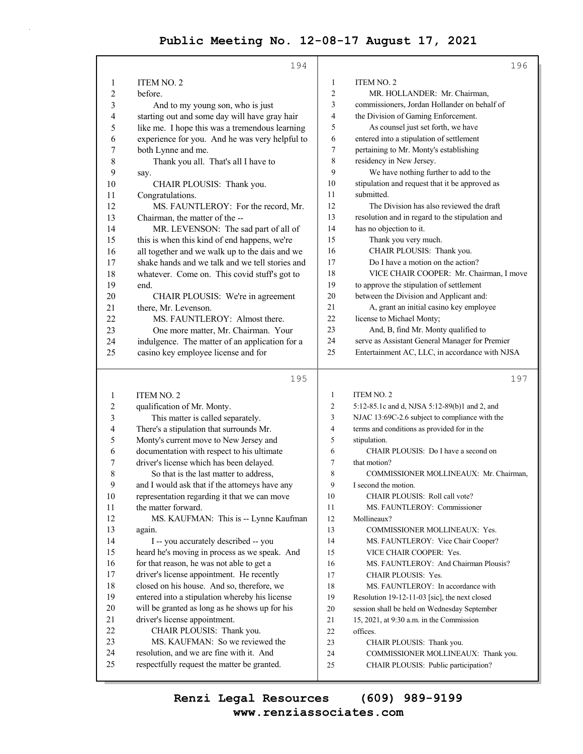ITEM NO. 2

before.

And to my young son, who is just starting out and some day will have gray hair like me. I hope this was a tremendous learning experience for you. And he was very helpful to both Lynne and me.

Thank you all. That's all I have to say.

CHAIR PLOUSIS: Thank you. Congratulations.

MS. FAUNTLEROY: For the record, Mr. Chairman, the matter of the --

MR. LEVENSON: The sad part of all of this is when this kind of end happens, we're all together and we walk up to the dais and we shake hands and we talk and we tell stories and whatever. Come on. This covid stuff's got to end.

CHAIR PLOUSIS: We're in agreement there, Mr. Levenson.

MS. FAUNTLEROY: Almost there.

One more matter, Mr. Chairman. Your indulgence. The matter of an application for a casino key employee license and for qualification of Mr. Monty.

This matter is called separately. There's a stipulation that surrounds Mr. Monty's current move to New Jersey and documentation with respect to his ultimate driver's license which has been delayed.

So that is the last matter to address, and I would ask that if the attorneys have any representation regarding it that we can move the matter forward.

MS. KAUFMAN: This is -- Lynne Kaufman again.

I -- you accurately described -- you heard he's moving in process as we speak. And for that reason, he was not able to get a driver's license appointment. He recently closed on his house. And so, therefore, we entered into a stipulation whereby his license will be granted as long as he shows up for his driver's license appointment.

CHAIR PLOUSIS: Thank you.

MS. KAUFMAN: So we reviewed the resolution, and we are fine with it. And respectfully request the matter be granted.

MR. HOLLANDER: Mr. Chairman, commissioners, Jordan Hollander on behalf of the Division of Gaming Enforcement.

As counsel just set forth, we have entered into a stipulation of settlement pertaining to Mr. Monty's establishing residency in New Jersey.

We have nothing further to add to the stipulation and request that it be approved as submitted.

The Division has also reviewed the draft resolution and in regard to the stipulation and has no objection to it.

Thank you very much.

CHAIR PLOUSIS: Thank you.

Do I have a motion on the action?

VICE CHAIR COOPER: Mr. Chairman, I move to approve the stipulation of settlement between the Division and Applicant and:

A, grant an initial casino key employee license to Michael Monty;

And, B, find Mr. Monty qualified to serve as Assistant General Manager for Premier Entertainment AC, LLC, in accordance with NJSA 5:12-85.1c and d, NJSA 5:12-89(b)1 and 2, and NJAC 13:69C-2.6 subject to compliance with the terms and conditions as provided for in the stipulation.

CHAIR PLOUSIS: Do I have a second on that motion?

COMMISSIONER MOLLINEAUX: Mr. Chairman, I second the motion.

CHAIR PLOUSIS: Roll call vote?

MS. FAUNTLEROY: Commissioner Mollineaux?

COMMISSIONER MOLLINEAUX: Yes.

MS. FAUNTLEROY: Vice Chair Cooper?

VICE CHAIR COOPER: Yes.

MS. FAUNTLEROY: And Chairman Plousis?

CHAIR PLOUSIS: Yes.

MS. FAUNTLEROY: In accordance with Resolution 19-12-11-03 [sic], the next closed session shall be held on Wednesday September 15, 2021, at 9:30 a.m. in the Commission offices.

CHAIR PLOUSIS: Thank you.

COMMISSIONER MOLLINEAUX: Thank you.

CHAIR PLOUSIS: Public participation?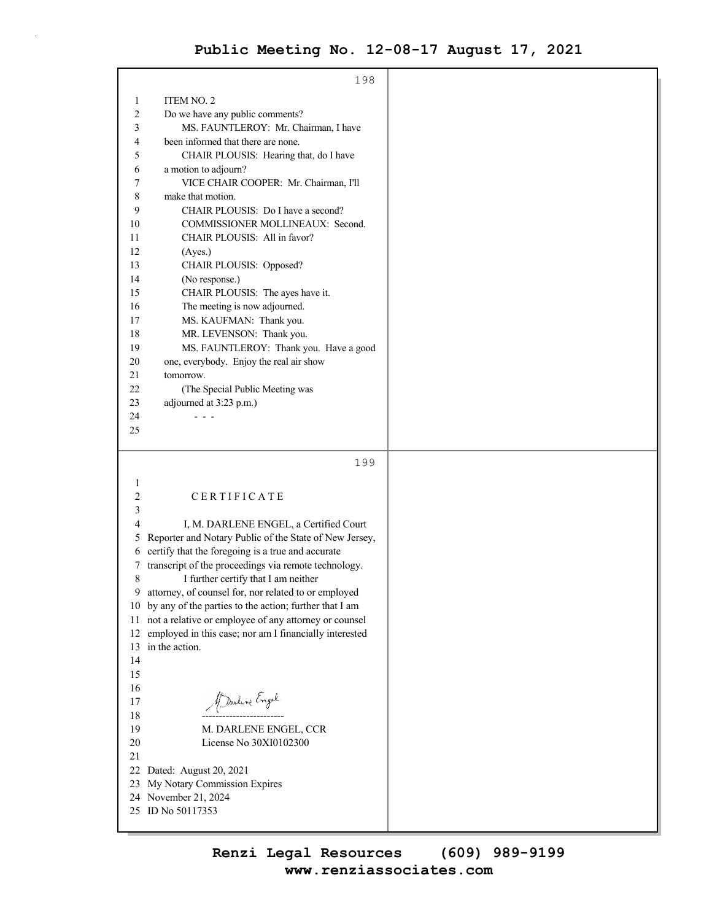ITEM NO. 2

Do we have any public comments?

MS. FAUNTLEROY: Mr. Chairman, I have been informed that there are none.

CHAIR PLOUSIS: Hearing that, do I have a motion to adjourn?

VICE CHAIR COOPER: Mr. Chairman, I'll make that motion.

CHAIR PLOUSIS: Do I have a second?

COMMISSIONER MOLLINEAUX: Second.

CHAIR PLOUSIS: All in favor?

(Ayes.)

CHAIR PLOUSIS: Opposed?

(No response.)

CHAIR PLOUSIS: The ayes have it. The meeting is now adjourned.

MS. KAUFMAN: Thank you.

MR. LEVENSON: Thank you.

MS. FAUNTLEROY: Thank you. Have a good one, everybody. Enjoy the real air show tomorrow.

(The Special Public Meeting was adjourned at 3:23 p.m.)

\- - -

## C E R T I F I C A T E

I, M. DARLENE ENGEL, a Certified Court Reporter and Notary Public of the State of New Jersey, certify that the foregoing is a true and accurate transcript of the proceedings via remote technology.

I further certify that I am neither attorney, of counsel for, nor related to or employed by any of the parties to the action; further that I am not a relative or employee of any attorney or counsel employed in this case; nor am I financially interested in the action.

M. Darlene Engel

\------------------------

M. DARLENE ENGEL, CCR
License No 30XI0102300

Dated: August 20, 2021
My Notary Commission Expires
November 21, 2024
ID No 50117353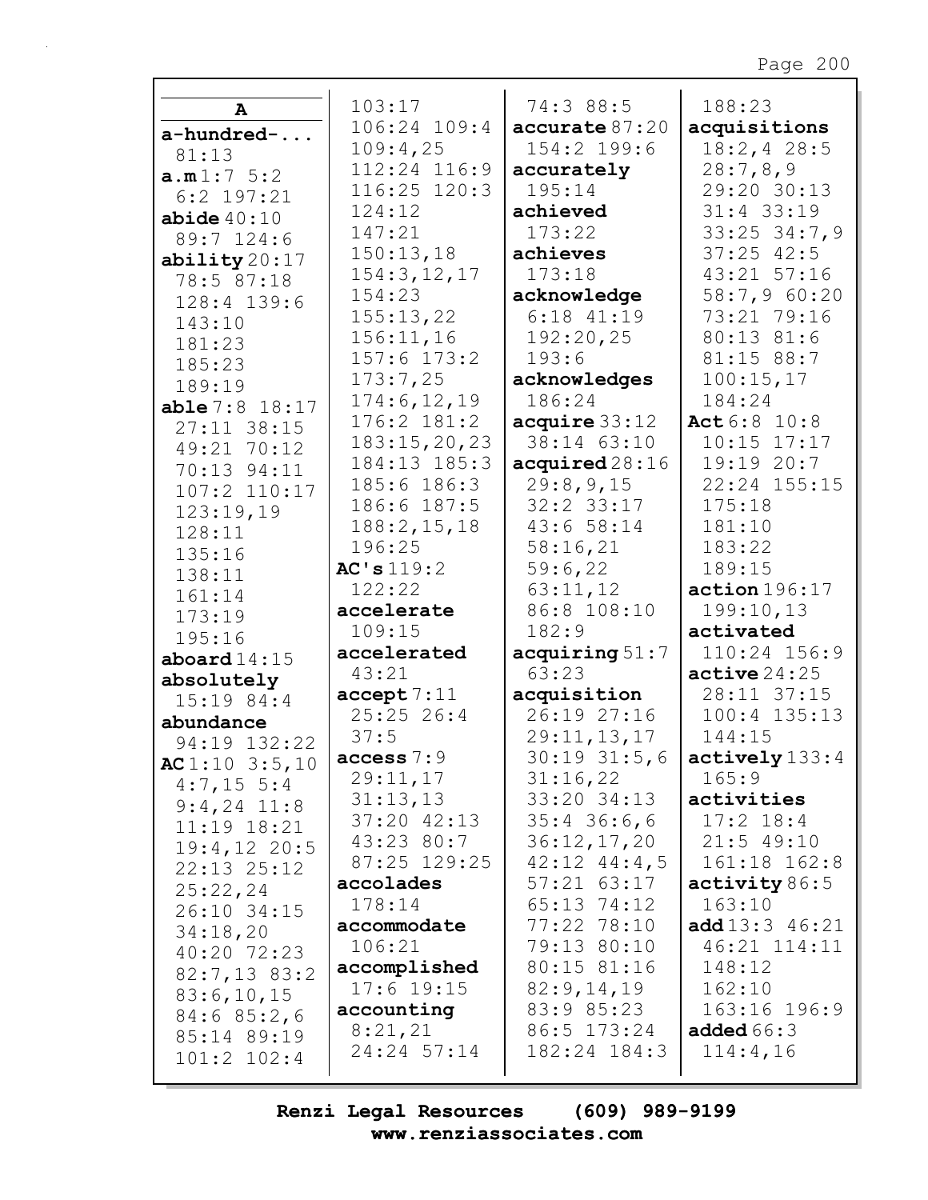**A**

**a-hundred-...** 81:13
**a.m** 1:7 5:2 6:2 197:21
**abide** 40:10 89:7 124:6
**ability** 20:17 78:5 87:18 128:4 139:6 143:10 181:23 185:23 189:19
**able** 7:8 18:17 27:11 38:15 49:21 70:12 70:13 94:11 107:2 110:17 123:19,19 128:11 135:16 138:11 161:14 173:19 195:16
**aboard** 14:15
**absolutely** 15:19 84:4
**abundance** 94:19 132:22
**AC** 1:10 3:5,10 4:7,15 5:4 9:4,24 11:8 11:19 18:21 19:4,12 20:5 22:13 25:12 25:22,24 26:10 34:15 34:18,20 40:20 72:23 82:7,13 83:2 83:6,10,15 84:6 85:2,6 85:14 89:19 101:2 102:4 103:17 106:24 109:4 109:4,25 112:24 116:9 116:25 120:3 124:12 147:21 150:13,18 154:3,12,17 154:23 155:13,22 156:11,16 157:6 173:2 173:7,25 174:6,12,19 176:2 181:2 183:15,20,23 184:13 185:3 185:6 186:3 186:6 187:5 188:2,15,18 196:25
**AC's** 119:2 122:22
**accelerate** 109:15
**accelerated** 43:21
**accept** 7:11 25:25 26:4 37:5
**access** 7:9 29:11,17 31:13,13 37:20 42:13 43:23 80:7 87:25 129:25
**accolades** 178:14
**accommodate** 106:21
**accomplished** 17:6 19:15
**accounting** 8:21,21 24:24 57:14 74:3 88:5
**accurate** 87:20 154:2 199:6
**accurately** 195:14
**achieved** 173:22
**achieves** 173:18
**acknowledge** 6:18 41:19 192:20,25 193:6
**acknowledges** 186:24
**acquire** 33:12 38:14 63:10
**acquired** 28:16 29:8,9,15 32:2 33:17 43:6 58:14 58:16,21 59:6,22 63:11,12 86:8 108:10 182:9
**acquiring** 51:7 63:23
**acquisition** 26:19 27:16 29:11,13,17 30:19 31:5,6 31:16,22 33:20 34:13 35:4 36:6,6 36:12,17,20 42:12 44:4,5 57:21 63:17 65:13 74:12 77:22 78:10 79:13 80:10 80:15 81:16 82:9,14,19 83:9 85:23 86:5 173:24 182:24 184:3 188:23
**acquisitions** 18:2,4 28:5 28:7,8,9 29:20 30:13 31:4 33:19 33:25 34:7,9 37:25 42:5 43:21 57:16 58:7,9 60:20 73:21 79:16 80:13 81:6 81:15 88:7 100:15,17 184:24
**Act** 6:8 10:8 10:15 17:17 19:19 20:7 22:24 155:15 175:18 181:10 183:22 189:15
**action** 196:17 199:10,13
**activated** 110:24 156:9
**active** 24:25 28:11 37:15 100:4 135:13 144:15
**actively** 133:4 165:9
**activities** 17:2 18:4 21:5 49:10 161:18 162:8
**activity** 86:5 163:10
**add** 13:3 46:21 46:21 114:11 148:12 162:10 163:16 196:9
**added** 66:3 114:4,16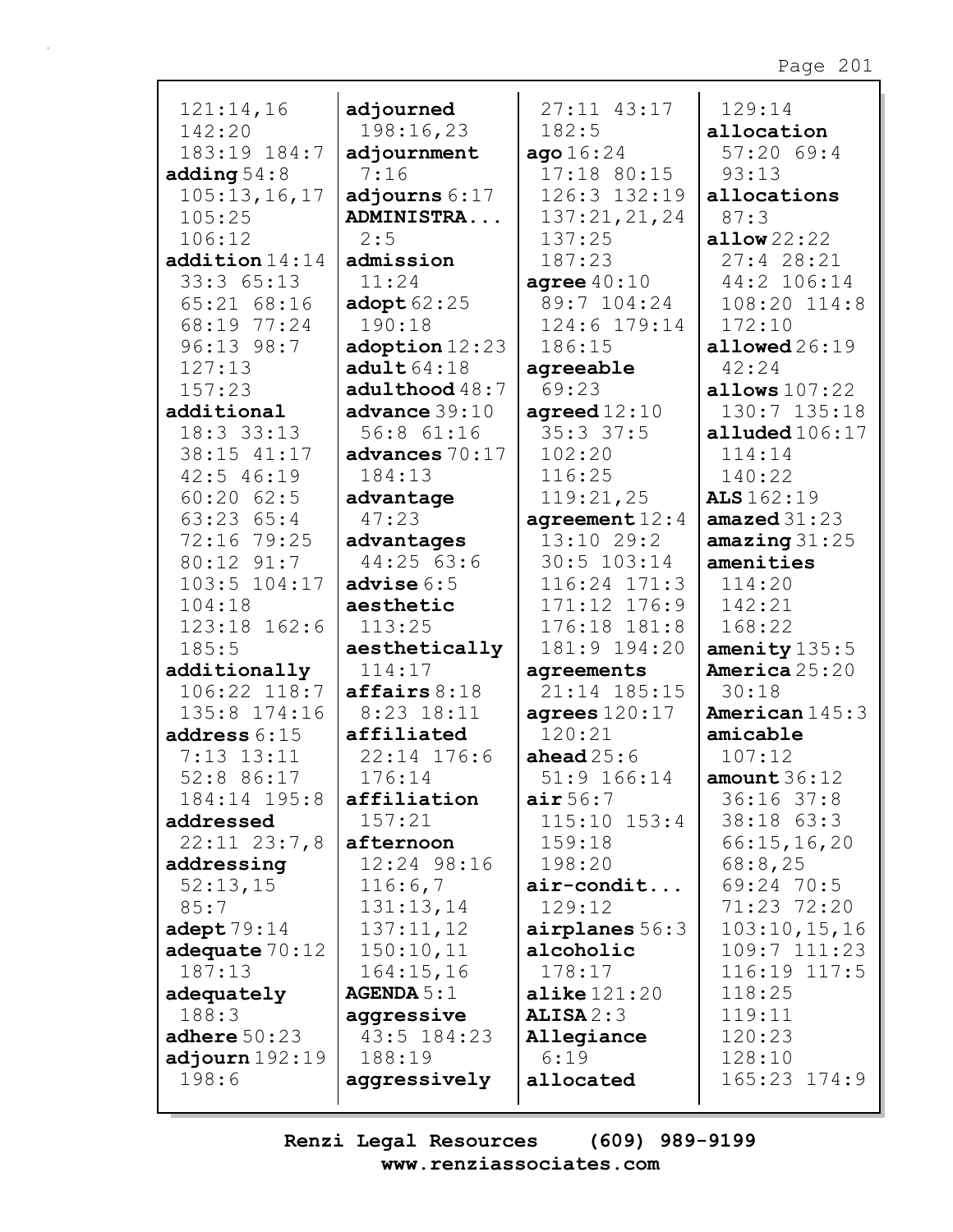121:14,16
142:20
183:19 184:7
**adding** 54:8
105:13,16,17
105:25
106:12
**addition** 14:14
33:3 65:13
65:21 68:16
68:19 77:24
96:13 98:7
127:13
157:23
**additional**
18:3 33:13
38:15 41:17
42:5 46:19
60:20 62:5
63:23 65:4
72:16 79:25
80:12 91:7
103:5 104:17
104:18
123:18 162:6
185:5
**additionally**
106:22 118:7
135:8 174:16
**address** 6:15
7:13 13:11
52:8 86:17
184:14 195:8
**addressed**
22:11 23:7,8
**addressing**
52:13,15
85:7
**adept** 79:14
**adequate** 70:12
187:13
**adequately**
188:3
**adhere** 50:23
**adjourn** 192:19
198:6

**adjourned**
198:16,23
**adjournment**
7:16
**adjourns** 6:17
**ADMINISTRA...**
2:5
**admission**
11:24
**adopt** 62:25
190:18
**adoption** 12:23
**adult** 64:18
**adulthood** 48:7
**advance** 39:10
56:8 61:16
**advances** 70:17
184:13
**advantage**
47:23
**advantages**
44:25 63:6
**advise** 6:5
**aesthetic**
113:25
**aesthetically**
114:17
**affairs** 8:18
8:23 18:11
**affiliated**
22:14 176:6
176:14
**affiliation**
157:21
**afternoon**
12:24 98:16
116:6,7
131:13,14
137:11,12
150:10,11
164:15,16
**AGENDA** 5:1
**aggressive**
43:5 184:23
188:19
**aggressively**

27:11 43:17
182:5
**ago** 16:24
17:18 80:15
126:3 132:19
137:21,21,24
137:25
187:23
**agree** 40:10
89:7 104:24
124:6 179:14
186:15
**agreeable**
69:23
**agreed** 12:10
35:3 37:5
102:20
116:25
119:21,25
**agreement** 12:4
13:10 29:2
30:5 103:14
116:24 171:3
171:12 176:9
176:18 181:8
181:9 194:20
**agreements**
21:14 185:15
**agrees** 120:17
120:21
**ahead** 25:6
51:9 166:14
**air** 56:7
115:10 153:4
159:18
198:20
**air-condit...**
129:12
**airplanes** 56:3
**alcoholic**
178:17
**alike** 121:20
**ALISA** 2:3
**Allegiance**
6:19
**allocated**

129:14
**allocation**
57:20 69:4
93:13
**allocations**
87:3
**allow** 22:22
27:4 28:21
44:2 106:14
108:20 114:8
172:10
**allowed** 26:19
42:24
**allows** 107:22
130:7 135:18
**alluded** 106:17
114:14
140:22
**ALS** 162:19
**amazed** 31:23
**amazing** 31:25
**amenities**
114:20
142:21
168:22
**amenity** 135:5
**America** 25:20
30:18
**American** 145:3
**amicable**
107:12
**amount** 36:12
36:16 37:8
38:18 63:3
66:15,16,20
68:8,25
69:24 70:5
71:23 72:20
103:10,15,16
109:7 111:23
116:19 117:5
118:25
119:11
120:23
128:10
165:23 174:9

Renzi Legal Resources (609) 989-9199
www.renziassociates.com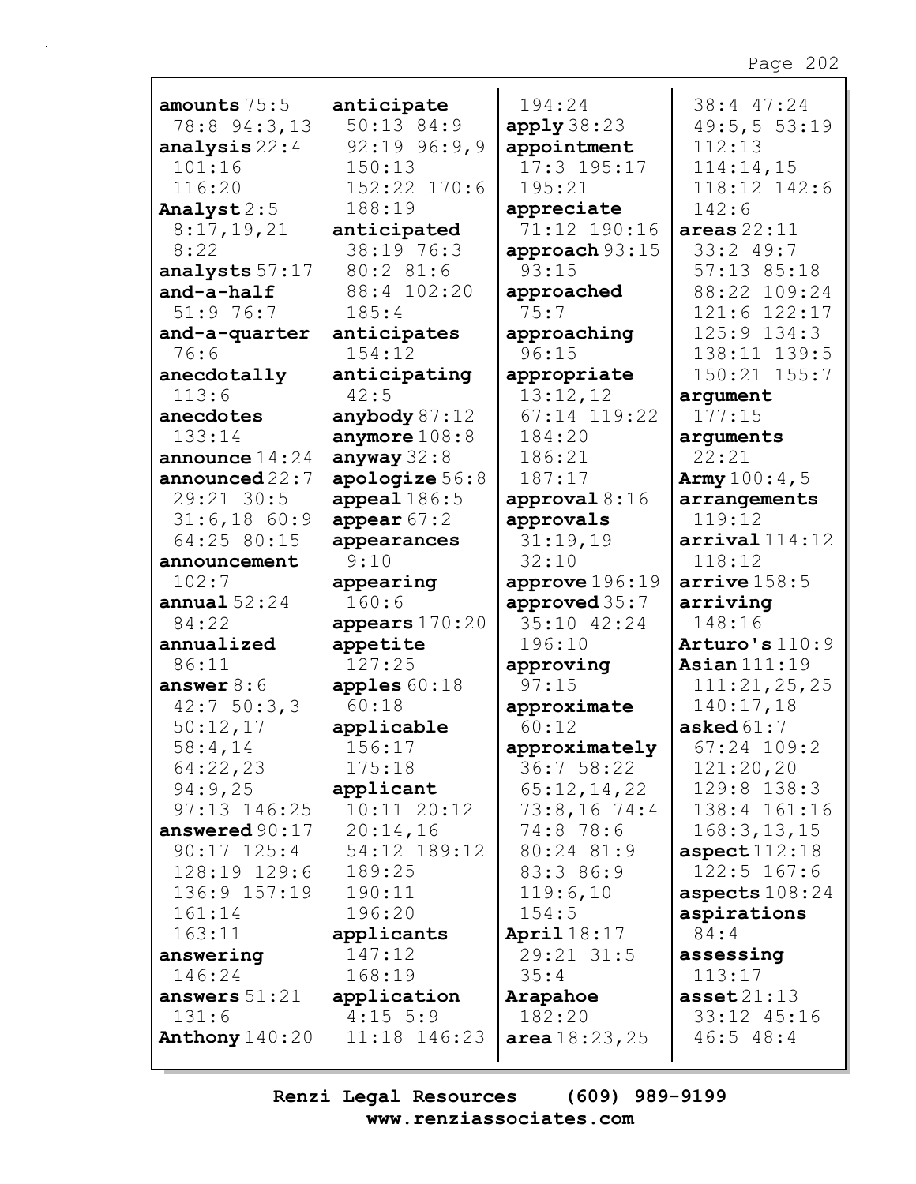**amounts** 75:5 78:8 94:3,13
**analysis** 22:4 101:16 116:20
**Analyst** 2:5 8:17,19,21 8:22
**analysts** 57:17
**and-a-half** 51:9 76:7
**and-a-quarter** 76:6
**anecdotally** 113:6
**anecdotes** 133:14
**announce** 14:24
**announced** 22:7 29:21 30:5 31:6,18 60:9 64:25 80:15
**announcement** 102:7
**annual** 52:24 84:22
**annualized** 86:11
**answer** 8:6 42:7 50:3,3 50:12,17 58:4,14 64:22,23 94:9,25 97:13 146:25
**answered** 90:17 90:17 125:4 128:19 129:6 136:9 157:19 161:14 163:11
**answering** 146:24
**answers** 51:21 131:6
**Anthony** 140:20
**anticipate** 50:13 84:9 92:19 96:9,9 150:13 152:22 170:6 188:19
**anticipated** 38:19 76:3 80:2 81:6 88:4 102:20 185:4
**anticipates** 154:12
**anticipating** 42:5
**anybody** 87:12
**anymore** 108:8
**anyway** 32:8
**apologize** 56:8
**appeal** 186:5
**appear** 67:2
**appearances** 9:10
**appearing** 160:6
**appears** 170:20
**appetite** 127:25
**apples** 60:18 60:18
**applicable** 156:17 175:18
**applicant** 10:11 20:12 20:14,16 54:12 189:12 189:25 190:11 196:20
**applicants** 147:12 168:19
**application** 4:15 5:9 11:18 146:23 194:24
**apply** 38:23
**appointment** 17:3 195:17 195:21
**appreciate** 71:12 190:16
**approach** 93:15 93:15
**approached** 75:7
**approaching** 96:15
**appropriate** 13:12,12 67:14 119:22 184:20 186:21 187:17
**approval** 8:16
**approvals** 31:19,19 32:10
**approve** 196:19
**approved** 35:7 35:10 42:24 196:10
**approving** 97:15
**approximate** 60:12
**approximately** 36:7 58:22 65:12,14,22 73:8,16 74:4 74:8 78:6 80:24 81:9 83:3 86:9 119:6,10 154:5
**April** 18:17 29:21 31:5 35:4
**Arapahoe** 182:20
**area** 18:23,25 38:4 47:24 49:5,5 53:19 112:13 114:14,15 118:12 142:6 142:6
**areas** 22:11 33:2 49:7 57:13 85:18 88:22 109:24 121:6 122:17 125:9 134:3 138:11 139:5 150:21 155:7
**argument** 177:15
**arguments** 22:21
**Army** 100:4,5
**arrangements** 119:12
**arrival** 114:12 118:12
**arrive** 158:5
**arriving** 148:16
**Arturo's** 110:9
**Asian** 111:19 111:21,25,25 140:17,18
**asked** 61:7 67:24 109:2 121:20,20 129:8 138:3 138:4 161:16 168:3,13,15
**aspect** 112:18 122:5 167:6
**aspects** 108:24
**aspirations** 84:4
**assessing** 113:17
**asset** 21:13 33:12 45:16 46:5 48:4

Renzi Legal Resources (609) 989-9199
www.renziassociates.com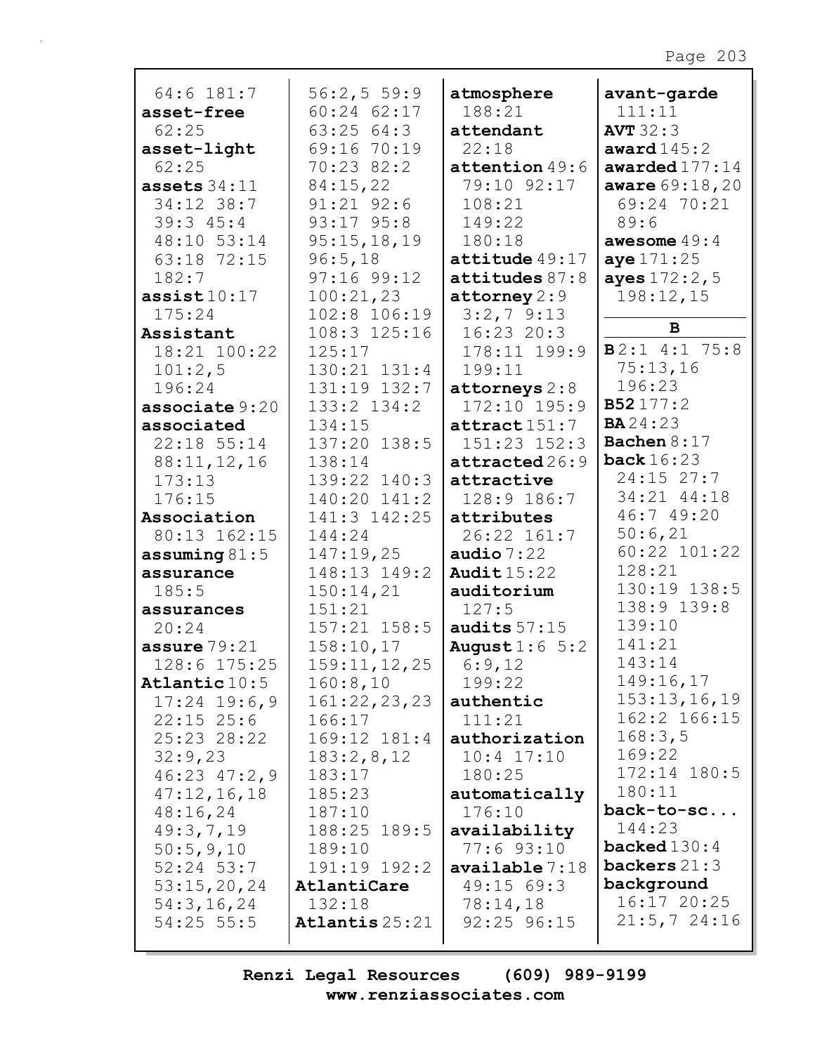64:6 181:7
**asset-free** 62:25
**asset-light** 62:25
**assets** 34:11 34:12 38:7 39:3 45:4 48:10 53:14 63:18 72:15 182:7
**assist** 10:17 175:24
**Assistant** 18:21 100:22 101:2,5 196:24
**associate** 9:20
**associated** 22:18 55:14 88:11,12,16 173:13 176:15
**Association** 80:13 162:15
**assuming** 81:5
**assurance** 185:5
**assurances** 20:24
**assure** 79:21 128:6 175:25
**Atlantic** 10:5 17:24 19:6,9 22:15 25:6 25:23 28:22 32:9,23 46:23 47:2,9 47:12,16,18 48:16,24 49:3,7,19 50:5,9,10 52:24 53:7 53:15,20,24 54:3,16,24 54:25 55:5

56:2,5 59:9 60:24 62:17 63:25 64:3 69:16 70:19 70:23 82:2 84:15,22 91:21 92:6 93:17 95:8 95:15,18,19 96:5,18 97:16 99:12 100:21,23 102:8 106:19 108:3 125:16 125:17 130:21 131:4 131:19 132:7 133:2 134:2 134:15 137:20 138:5 138:14 139:22 140:3 140:20 141:2 141:3 142:25 144:24 147:19,25 148:13 149:2 150:14,21 151:21 157:21 158:5 158:10,17 159:11,12,25 160:8,10 161:22,23,23 166:17 169:12 181:4 183:2,8,12 183:17 185:23 187:10 188:25 189:5 189:10 191:19 192:2
**AtlantiCare** 132:18
**Atlantis** 25:21

**atmosphere** 188:21
**attendant** 22:18
**attention** 49:6 79:10 92:17 108:21 149:22 180:18
**attitude** 49:17
**attitudes** 87:8
**attorney** 2:9 3:2,7 9:13 16:23 20:3 178:11 199:9 199:11
**attorneys** 2:8 172:10 195:9
**attract** 151:7 151:23 152:3
**attracted** 26:9
**attractive** 128:9 186:7
**attributes** 26:22 161:7
**audio** 7:22
**Audit** 15:22
**auditorium** 127:5
**audits** 57:15
**August** 1:6 5:2 6:9,12 199:22
**authentic** 111:21
**authorization** 10:4 17:10 180:25
**automatically** 176:10
**availability** 77:6 93:10
**available** 7:18 49:15 69:3 78:14,18 92:25 96:15

**avant-garde** 111:11
**AVT** 32:3
**award** 145:2
**awarded** 177:14
**aware** 69:18,20 69:24 70:21 89:6
**awesome** 49:4
**aye** 171:25
**ayes** 172:2,5 198:12,15

**B**

**B** 2:1 4:1 75:8 75:13,16 196:23
**B52** 177:2
**BA** 24:23
**Bachen** 8:17
**back** 16:23 24:15 27:7 34:21 44:18 46:7 49:20 50:6,21 60:22 101:22 128:21 130:19 138:5 138:9 139:8 139:10 141:21 143:14 149:16,17 153:13,16,19 162:2 166:15 168:3,5 169:22 172:14 180:5 180:11
**back-to-sc...** 144:23
**backed** 130:4
**backers** 21:3
**background** 16:17 20:25 21:5,7 24:16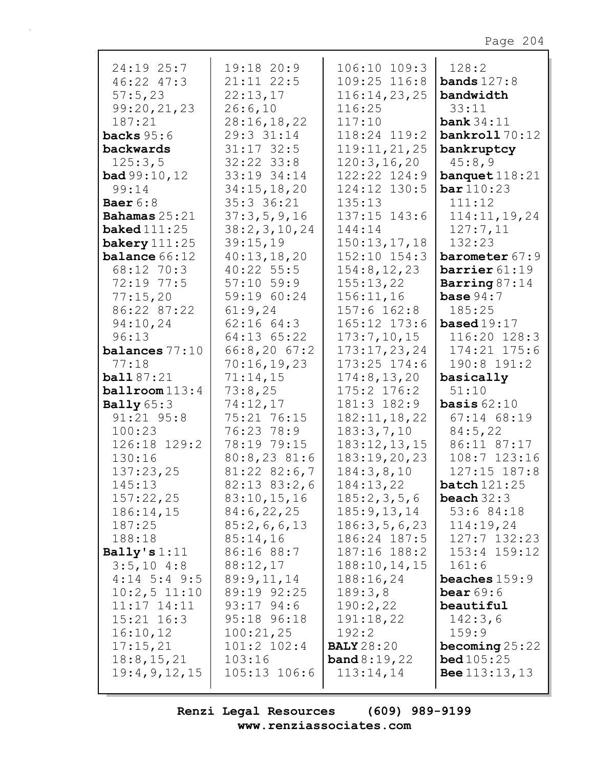24:19 25:7
46:22 47:3
57:5,23
99:20,21,23
187:21

**backs** 95:6

**backwards**
125:3,5

**bad** 99:10,12
99:14

**Baer** 6:8

**Bahamas** 25:21

**baked** 111:25

**bakery** 111:25

**balance** 66:12
68:12 70:3
72:19 77:5
77:15,20
86:22 87:22
94:10,24
96:13

**balances** 77:10
77:18

**ball** 87:21

**ballroom** 113:4

**Bally** 65:3
91:21 95:8
100:23
126:18 129:2
130:16
137:23,25
145:13
157:22,25
186:14,15
187:25
188:18

**Bally's** 1:11
3:5,10 4:8
4:14 5:4 9:5
10:2,5 11:10
11:17 14:11
15:21 16:3
16:10,12
17:15,21
18:8,15,21
19:4,9,12,15
19:18 20:9
21:11 22:5
22:13,17
26:6,10
28:16,18,22
29:3 31:14
31:17 32:5
32:22 33:8
33:19 34:14
34:15,18,20
35:3 36:21
37:3,5,9,16
38:2,3,10,24
39:15,19
40:13,18,20
40:22 55:5
57:10 59:9
59:19 60:24
61:9,24
62:16 64:3
64:13 65:22
66:8,20 67:2
70:16,19,23
71:14,15
73:8,25
74:12,17
75:21 76:15
76:23 78:9
78:19 79:15
80:8,23 81:6
81:22 82:6,7
82:13 83:2,6
83:10,15,16
84:6,22,25
85:2,6,6,13
85:14,16
86:16 88:7
88:12,17
89:9,11,14
89:19 92:25
93:17 94:6
95:18 96:18
100:21,25
101:2 102:4
103:16
105:13 106:6
106:10 109:3
109:25 116:8
116:14,23,25
116:25
117:10
118:24 119:2
119:11,21,25
120:3,16,20
122:22 124:9
124:12 130:5
135:13
137:15 143:6
144:14
150:13,17,18
152:10 154:3
154:8,12,23
155:13,22
156:11,16
157:6 162:8
165:12 173:6
173:7,10,15
173:17,23,24
173:25 174:6
174:8,13,20
175:2 176:2
181:3 182:9
182:11,18,22
183:3,7,10
183:12,13,15
183:19,20,23
184:3,8,10
184:13,22
185:2,3,5,6
185:9,13,14
186:3,5,6,23
186:24 187:5
187:16 188:2
188:10,14,15
188:16,24
189:3,8
190:2,22
191:18,22
192:2

**BALY** 28:20

**band** 8:19,22
113:14,14
128:2

**bands** 127:8

**bandwidth**
33:11

**bank** 34:11

**bankroll** 70:12

**bankruptcy**
45:8,9

**banquet** 118:21

**bar** 110:23
111:12
114:11,19,24
127:7,11
132:23

**barometer** 67:9

**barrier** 61:19

**Barring** 87:14

**base** 94:7
185:25

**based** 19:17
116:20 128:3
174:21 175:6
190:8 191:2

**basically**
51:10

**basis** 62:10
67:14 68:19
84:5,22
86:11 87:17
108:7 123:16
127:15 187:8

**batch** 121:25

**beach** 32:3
53:6 84:18
114:19,24
127:7 132:23
153:4 159:12
161:6

**beaches** 159:9

**bear** 69:6

**beautiful**
142:3,6
159:9

**becoming** 25:22

**bed** 105:25

**Bee** 113:13,13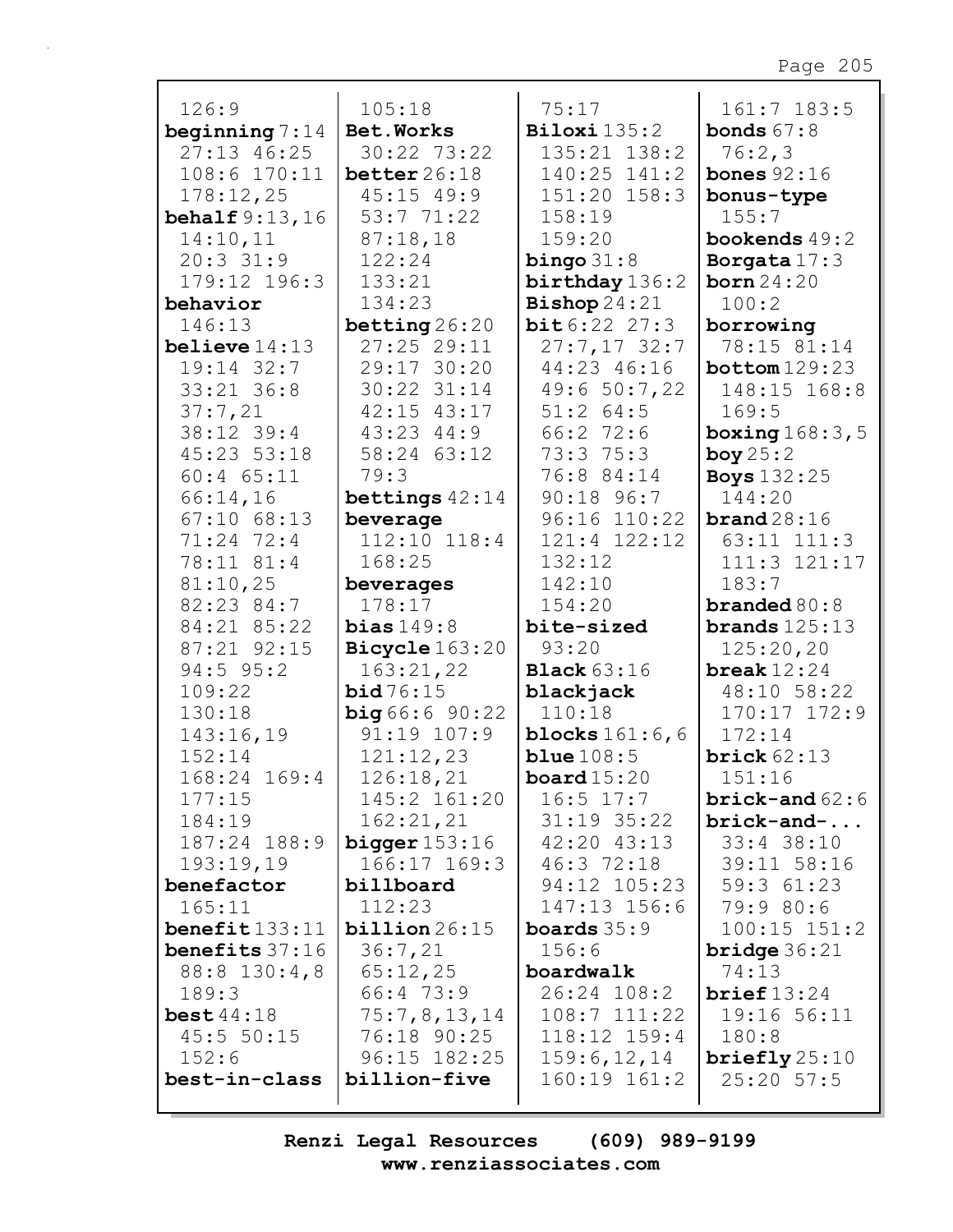126:9
**beginning** 7:14 27:13 46:25 108:6 170:11 178:12,25
**behalf** 9:13,16 14:10,11 20:3 31:9 179:12 196:3
**behavior** 146:13
**believe** 14:13 19:14 32:7 33:21 36:8 37:7,21 38:12 39:4 45:23 53:18 60:4 65:11 66:14,16 67:10 68:13 71:24 72:4 78:11 81:4 81:10,25 82:23 84:7 84:21 85:22 87:21 92:15 94:5 95:2 109:22 130:18 143:16,19 152:14 168:24 169:4 177:15 184:19 187:24 188:9 193:19,19
**benefactor** 165:11
**benefit** 133:11
**benefits** 37:16 88:8 130:4,8 189:3
**best** 44:18 45:5 50:15 152:6
**best-in-class** 105:18
**Bet.Works** 30:22 73:22
**better** 26:18 45:15 49:9 53:7 71:22 87:18,18 122:24 133:21 134:23
**betting** 26:20 27:25 29:11 29:17 30:20 30:22 31:14 42:15 43:17 43:23 44:9 58:24 63:12 79:3
**bettings** 42:14
**beverage** 112:10 118:4 168:25
**beverages** 178:17
**bias** 149:8
**Bicycle** 163:20 163:21,22
**bid** 76:15
**big** 66:6 90:22 91:19 107:9 121:12,23 126:18,21 145:2 161:20 162:21,21
**bigger** 153:16 166:17 169:3
**billboard** 112:23
**billion** 26:15 36:7,21 65:12,25 66:4 73:9 75:7,8,13,14 76:18 90:25 96:15 182:25
**billion-five** 75:17
**Biloxi** 135:2 135:21 138:2 140:25 141:2 151:20 158:3 158:19 159:20
**bingo** 31:8
**birthday** 136:2
**Bishop** 24:21
**bit** 6:22 27:3 27:7,17 32:7 44:23 46:16 49:6 50:7,22 51:2 64:5 66:2 72:6 73:3 75:3 76:8 84:14 90:18 96:7 96:16 110:22 121:4 122:12 132:12 142:10 154:20
**bite-sized** 93:20
**Black** 63:16
**blackjack** 110:18
**blocks** 161:6,6
**blue** 108:5
**board** 15:20 16:5 17:7 31:19 35:22 42:20 43:13 46:3 72:18 94:12 105:23 147:13 156:6
**boards** 35:9 156:6
**boardwalk** 26:24 108:2 108:7 111:22 118:12 159:4 159:6,12,14 160:19 161:2 161:7 183:5
**bonds** 67:8 76:2,3
**bones** 92:16
**bonus-type** 155:7
**bookends** 49:2
**Borgata** 17:3
**born** 24:20 100:2
**borrowing** 78:15 81:14
**bottom** 129:23 148:15 168:8 169:5
**boxing** 168:3,5
**boy** 25:2
**Boys** 132:25 144:20
**brand** 28:16 63:11 111:3 111:3 121:17 183:7
**branded** 80:8
**brands** 125:13 125:20,20
**break** 12:24 48:10 58:22 170:17 172:9 172:14
**brick** 62:13 151:16
**brick-and** 62:6
**brick-and-...** 33:4 38:10 39:11 58:16 59:3 61:23 79:9 80:6 100:15 151:2
**bridge** 36:21 74:13
**brief** 13:24 19:16 56:11 180:8
**briefly** 25:10 25:20 57:5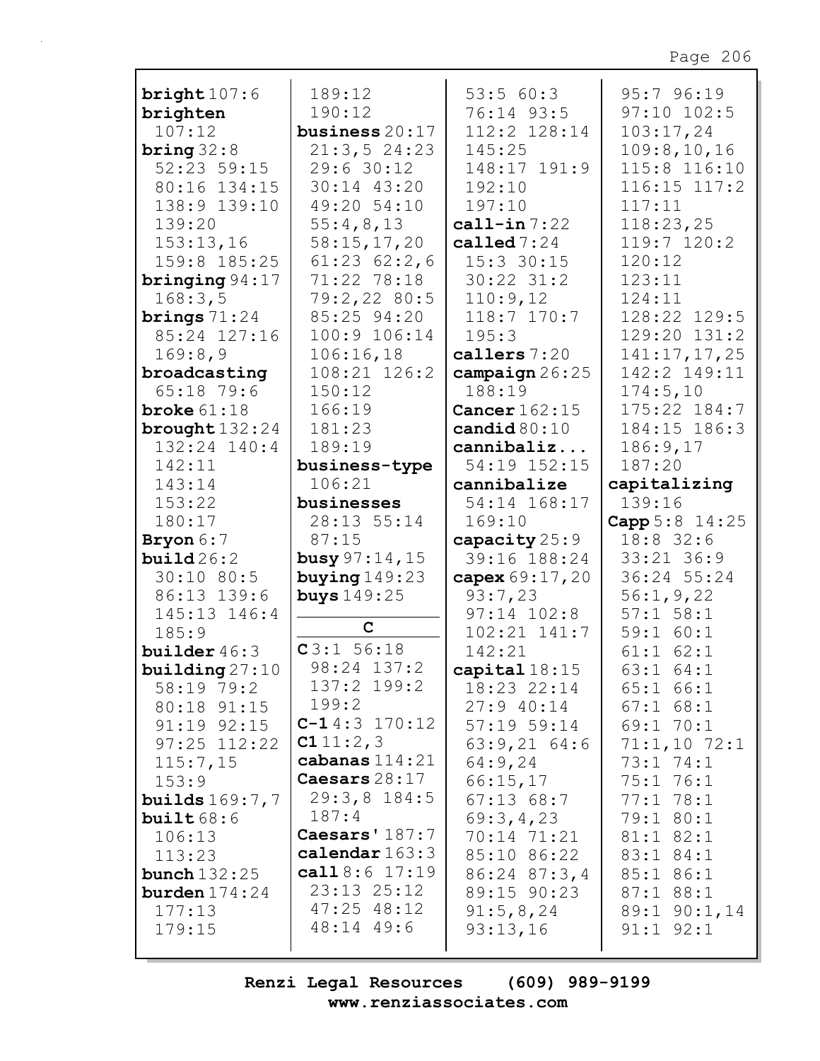**bright** 107:6
**brighten** 107:12
**bring** 32:8 52:23 59:15 80:16 134:15 138:9 139:10 139:20 153:13,16 159:8 185:25
**bringing** 94:17 168:3,5
**brings** 71:24 85:24 127:16 169:8,9
**broadcasting** 65:18 79:6
**broke** 61:18
**brought** 132:24 132:24 140:4 142:11 143:14 153:22 180:17
**Bryon** 6:7
**build** 26:2 30:10 80:5 86:13 139:6 145:13 146:4 185:9
**builder** 46:3
**building** 27:10 58:19 79:2 80:18 91:15 91:19 92:15 97:25 112:22 115:7,15 153:9
**builds** 169:7,7
**built** 68:6 106:13 113:23
**bunch** 132:25
**burden** 174:24 177:13 179:15

189:12 190:12
**business** 20:17 21:3,5 24:23 29:6 30:12 30:14 43:20 49:20 54:10 55:4,8,13 58:15,17,20 61:23 62:2,6 71:22 78:18 79:2,22 80:5 85:25 94:20 100:9 106:14 106:16,18 108:21 126:2 150:12 166:19 181:23 189:19
**business-type** 106:21
**businesses** 28:13 55:14 87:15
**busy** 97:14,15
**buying** 149:23
**buys** 149:25

**C**

**C** 3:1 56:18 98:24 137:2 137:2 199:2 199:2
**C-1** 4:3 170:12
**C1** 11:2,3
**cabanas** 114:21
**Caesars** 28:17 29:3,8 184:5 187:4
**Caesars'** 187:7
**calendar** 163:3
**call** 8:6 17:19 23:13 25:12 47:25 48:12 48:14 49:6

53:5 60:3 76:14 93:5 112:2 128:14 145:25 148:17 191:9 192:10 197:10
**call-in** 7:22
**called** 7:24 15:3 30:15 30:22 31:2 110:9,12 118:7 170:7 195:3
**callers** 7:20
**campaign** 26:25 188:19
**Cancer** 162:15
**candid** 80:10
**cannibaliz...** 54:19 152:15
**cannibalize** 54:14 168:17 169:10
**capacity** 25:9 39:16 188:24
**capex** 69:17,20 93:7,23 97:14 102:8 102:21 141:7 142:21
**capital** 18:15 18:23 22:14 27:9 40:14 57:19 59:14 63:9,21 64:6 64:9,24 66:15,17 67:13 68:7 69:3,4,23 70:14 71:21 85:10 86:22 86:24 87:3,4 89:15 90:23 91:5,8,24 93:13,16

95:7 96:19 97:10 102:5 103:17,24 109:8,10,16 115:8 116:10 116:15 117:2 117:11 118:23,25 119:7 120:2 120:12 123:11 124:11 128:22 129:5 129:20 131:2 141:17,17,25 142:2 149:11 174:5,10 175:22 184:7 184:15 186:3 186:9,17 187:20
**capitalizing** 139:16
**Capp** 5:8 14:25 18:8 32:6 33:21 36:9 36:24 55:24 56:1,9,22 57:1 58:1 59:1 60:1 61:1 62:1 63:1 64:1 65:1 66:1 67:1 68:1 69:1 70:1 71:1,10 72:1 73:1 74:1 75:1 76:1 77:1 78:1 79:1 80:1 81:1 82:1 83:1 84:1 85:1 86:1 87:1 88:1 89:1 90:1,14 91:1 92:1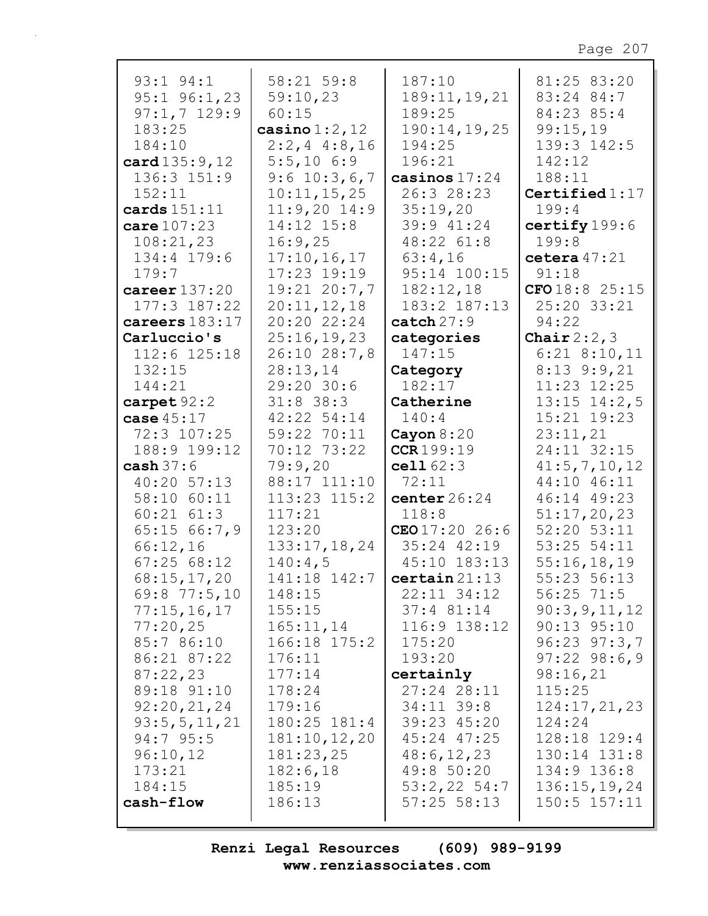93:1 94:1
95:1 96:1,23
97:1,7 129:9
183:25
184:10
**card** 135:9,12
136:3 151:9
152:11
**cards** 151:11
**care** 107:23
108:21,23
134:4 179:6
179:7
**career** 137:20
177:3 187:22
**careers** 183:17
**Carluccio's**
112:6 125:18
132:15
144:21
**carpet** 92:2
**case** 45:17
72:3 107:25
188:9 199:12
**cash** 37:6
40:20 57:13
58:10 60:11
60:21 61:3
65:15 66:7,9
66:12,16
67:25 68:12
68:15,17,20
69:8 77:5,10
77:15,16,17
77:20,25
85:7 86:10
86:21 87:22
87:22,23
89:18 91:10
92:20,21,24
93:5,5,11,21
94:7 95:5
96:10,12
173:21
184:15
**cash-flow**
58:21 59:8
59:10,23
60:15
**casino** 1:2,12
2:2,4 4:8,16
5:5,10 6:9
9:6 10:3,6,7
10:11,15,25
11:9,20 14:9
14:12 15:8
16:9,25
17:10,16,17
17:23 19:19
19:21 20:7,7
20:11,12,18
20:20 22:24
25:16,19,23
26:10 28:7,8
28:13,14
29:20 30:6
31:8 38:3
42:22 54:14
59:22 70:11
70:12 73:22
79:9,20
88:17 111:10
113:23 115:2
117:21
123:20
133:17,18,24
140:4,5
141:18 142:7
148:15
155:15
165:11,14
166:18 175:2
176:11
177:14
178:24
179:16
180:25 181:4
181:10,12,20
181:23,25
182:6,18
185:19
186:13
187:10
189:11,19,21
189:25
190:14,19,25
194:25
196:21
**casinos** 17:24
26:3 28:23
35:19,20
39:9 41:24
48:22 61:8
63:4,16
95:14 100:15
182:12,18
183:2 187:13
**catch** 27:9
**categories**
147:15
**Category**
182:17
**Catherine**
140:4
**Cayon** 8:20
**CCR** 199:19
**cell** 62:3
72:11
**center** 26:24
118:8
**CEO** 17:20 26:6
35:24 42:19
45:10 183:13
**certain** 21:13
22:11 34:12
37:4 81:14
116:9 138:12
175:20
193:20
**certainly**
27:24 28:11
34:11 39:8
39:23 45:20
45:24 47:25
48:6,12,23
49:8 50:20
53:2,22 54:7
57:25 58:13
81:25 83:20
83:24 84:7
84:23 85:4
99:15,19
139:3 142:5
142:12
188:11
**Certified** 1:17
199:4
**certify** 199:6
199:8
**cetera** 47:21
91:18
**CFO** 18:8 25:15
25:20 33:21
94:22
**Chair** 2:2,3
6:21 8:10,11
8:13 9:9,21
11:23 12:25
13:15 14:2,5
15:21 19:23
23:11,21
24:11 32:15
41:5,7,10,12
44:10 46:11
46:14 49:23
51:17,20,23
52:20 53:11
53:25 54:11
55:16,18,19
55:23 56:13
56:25 71:5
90:3,9,11,12
90:13 95:10
96:23 97:3,7
97:22 98:6,9
98:16,21
115:25
124:17,21,23
124:24
128:18 129:4
130:14 131:8
134:9 136:8
136:15,19,24
150:5 157:11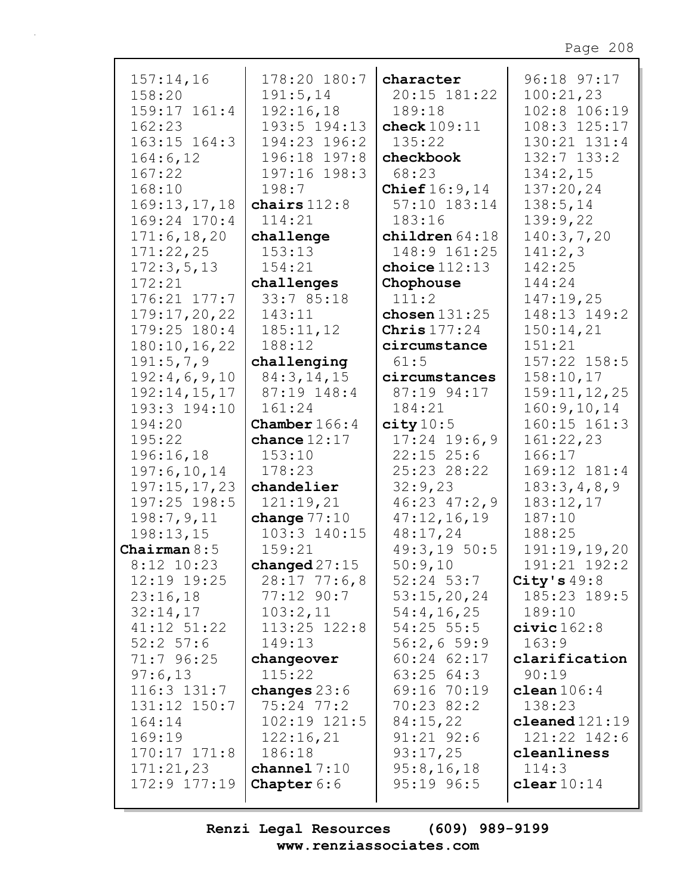157:14,16
158:20
159:17 161:4
162:23
163:15 164:3
164:6,12
167:22
168:10
169:13,17,18
169:24 170:4
171:6,18,20
171:22,25
172:3,5,13
172:21
176:21 177:7
179:17,20,22
179:25 180:4
180:10,16,22
191:5,7,9
192:4,6,9,10
192:14,15,17
193:3 194:10
194:20
195:22
196:16,18
197:6,10,14
197:15,17,23
197:25 198:5
198:7,9,11
198:13,15

**Chairman** 8:5
8:12 10:23
12:19 19:25
23:16,18
32:14,17
41:12 51:22
52:2 57:6
71:7 96:25
97:6,13
116:3 131:7
131:12 150:7
164:14
169:19
170:17 171:8
171:21,23
172:9 177:19
178:20 180:7
191:5,14
192:16,18
193:5 194:13
194:23 196:2
196:18 197:8
197:16 198:3
198:7

**chairs** 112:8
114:21

**challenge**
153:13
154:21

**challenges**
33:7 85:18
143:11
185:11,12
188:12

**challenging**
84:3,14,15
87:19 148:4
161:24

**Chamber** 166:4

**chance** 12:17
153:10
178:23

**chandelier**
121:19,21

**change** 77:10
103:3 140:15
159:21

**changed** 27:15
28:17 77:6,8
77:12 90:7
103:2,11
113:25 122:8
149:13

**changeover**
115:22

**changes** 23:6
75:24 77:2
102:19 121:5
122:16,21
186:18

**channel** 7:10

**Chapter** 6:6

**character**
20:15 181:22
189:18

**check** 109:11
135:22

**checkbook**
68:23

**Chief** 16:9,14
57:10 183:14
183:16

**children** 64:18
148:9 161:25

**choice** 112:13

**Chophouse**
111:2

**chosen** 131:25

**Chris** 177:24

**circumstance**
61:5

**circumstances**
87:19 94:17
184:21

**city** 10:5
17:24 19:6,9
22:15 25:6
25:23 28:22
32:9,23
46:23 47:2,9
47:12,16,19
48:17,24
49:3,19 50:5
50:9,10
52:24 53:7
53:15,20,24
54:4,16,25
54:25 55:5
56:2,6 59:9
60:24 62:17
63:25 64:3
69:16 70:19
70:23 82:2
84:15,22
91:21 92:6
93:17,25
95:8,16,18
95:19 96:5
96:18 97:17
100:21,23
102:8 106:19
108:3 125:17
130:21 131:4
132:7 133:2
134:2,15
137:20,24
138:5,14
139:9,22
140:3,7,20
141:2,3
142:25
144:24
147:19,25
148:13 149:2
150:14,21
151:21
157:22 158:5
158:10,17
159:11,12,25
160:9,10,14
160:15 161:3
161:22,23
166:17
169:12 181:4
183:3,4,8,9
183:12,17
187:10
188:25
191:19,19,20
191:21 192:2

**City's** 49:8
185:23 189:5
189:10

**civic** 162:8
163:9

**clarification**
90:19

**clean** 106:4
138:23

**cleaned** 121:19
121:22 142:6

**cleanliness**
114:3

**clear** 10:14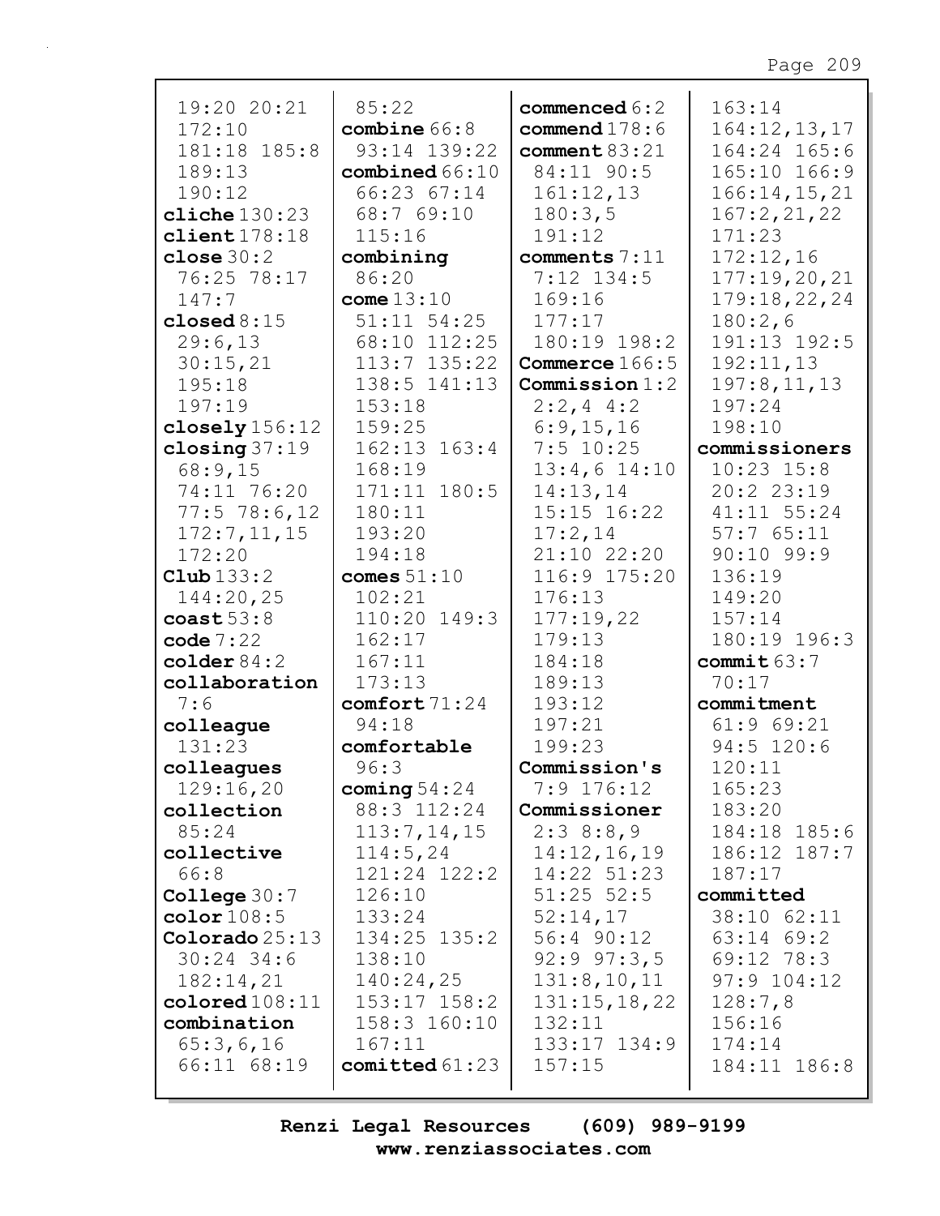19:20 20:21
172:10
181:18 185:8
189:13
190:12
**cliche** 130:23
**client** 178:18
**close** 30:2
76:25 78:17
147:7
**closed** 8:15
29:6,13
30:15,21
195:18
197:19
**closely** 156:12
**closing** 37:19
68:9,15
74:11 76:20
77:5 78:6,12
172:7,11,15
172:20
**Club** 133:2
144:20,25
**coast** 53:8
**code** 7:22
**colder** 84:2
**collaboration**
7:6
**colleague**
131:23
**colleagues**
129:16,20
**collection**
85:24
**collective**
66:8
**College** 30:7
**color** 108:5
**Colorado** 25:13
30:24 34:6
182:14,21
**colored** 108:11
**combination**
65:3,6,16
66:11 68:19
85:22
**combine** 66:8
93:14 139:22
**combined** 66:10
66:23 67:14
68:7 69:10
115:16
**combining**
86:20
**come** 13:10
51:11 54:25
68:10 112:25
113:7 135:22
138:5 141:13
153:18
159:25
162:13 163:4
168:19
171:11 180:5
180:11
193:20
194:18
**comes** 51:10
102:21
110:20 149:3
162:17
167:11
173:13
**comfort** 71:24
94:18
**comfortable**
96:3
**coming** 54:24
88:3 112:24
113:7,14,15
114:5,24
121:24 122:2
126:10
133:24
134:25 135:2
138:10
140:24,25
153:17 158:2
158:3 160:10
167:11
**comitted** 61:23
**commenced** 6:2
**commend** 178:6
**comment** 83:21
84:11 90:5
161:12,13
180:3,5
191:12
**comments** 7:11
7:12 134:5
169:16
177:17
180:19 198:2
**Commerce** 166:5
**Commission** 1:2
2:2,4 4:2
6:9,15,16
7:5 10:25
13:4,6 14:10
14:13,14
15:15 16:22
17:2,14
21:10 22:20
116:9 175:20
176:13
177:19,22
179:13
184:18
189:13
193:12
197:21
199:23
**Commission's**
7:9 176:12
**Commissioner**
2:3 8:8,9
14:12,16,19
14:22 51:23
51:25 52:5
52:14,17
56:4 90:12
92:9 97:3,5
131:8,10,11
131:15,18,22
132:11
133:17 134:9
157:15
163:14
164:12,13,17
164:24 165:6
165:10 166:9
166:14,15,21
167:2,21,22
171:23
172:12,16
177:19,20,21
179:18,22,24
180:2,6
191:13 192:5
192:11,13
197:8,11,13
197:24
198:10
**commissioners**
10:23 15:8
20:2 23:19
41:11 55:24
57:7 65:11
90:10 99:9
136:19
149:20
157:14
180:19 196:3
**commit** 63:7
70:17
**commitment**
61:9 69:21
94:5 120:6
120:11
165:23
183:20
184:18 185:6
186:12 187:7
187:17
**committed**
38:10 62:11
63:14 69:2
69:12 78:3
97:9 104:12
128:7,8
156:16
174:14
184:11 186:8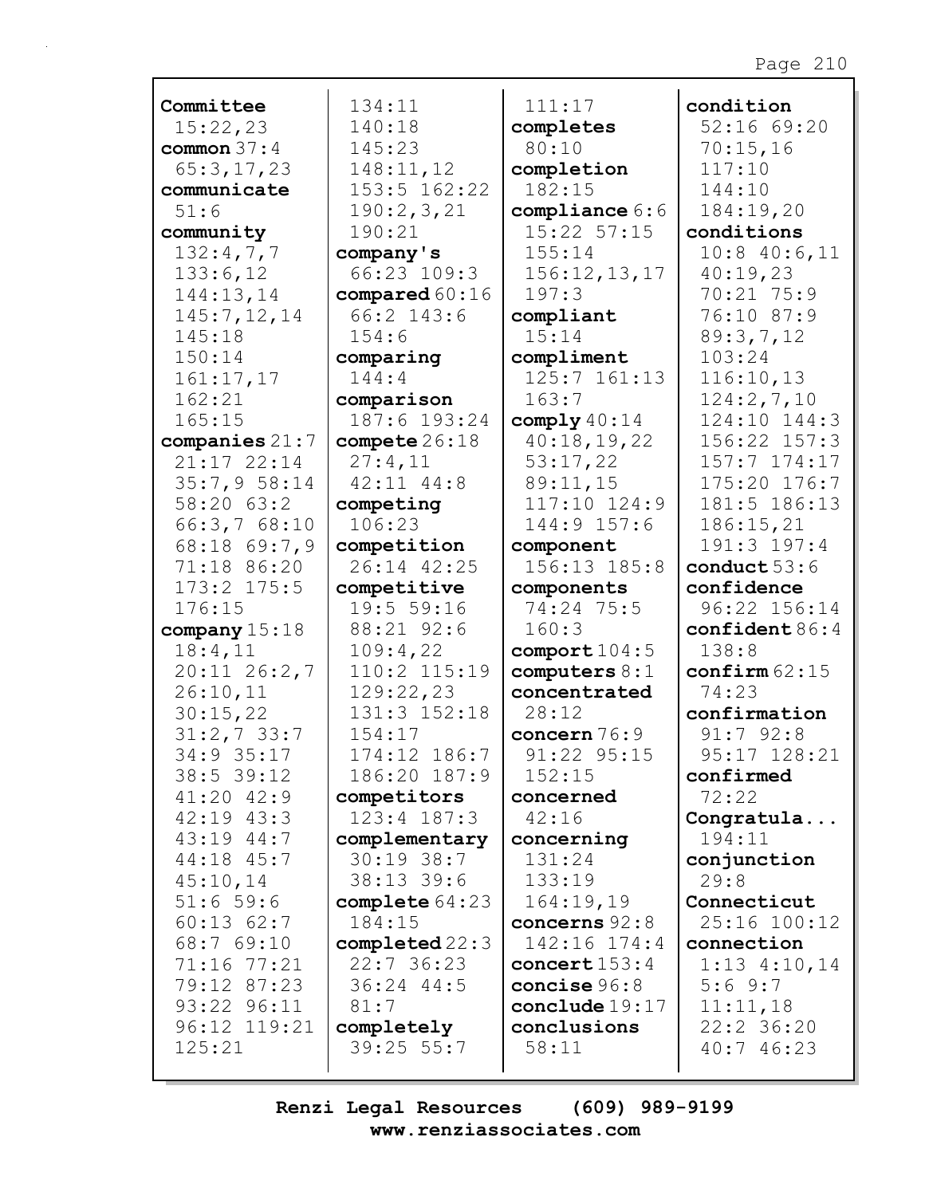**Committee** 15:22,23
**common** 37:4 65:3,17,23
**communicate** 51:6
**community** 132:4,7,7 133:6,12 144:13,14 145:7,12,14 145:18 150:14 161:17,17 162:21 165:15
**companies** 21:7 21:17 22:14 35:7,9 58:14 58:20 63:2 66:3,7 68:10 68:18 69:7,9 71:18 86:20 173:2 175:5 176:15
**company** 15:18 18:4,11 20:11 26:2,7 26:10,11 30:15,22 31:2,7 33:7 34:9 35:17 38:5 39:12 41:20 42:9 42:19 43:3 43:19 44:7 44:18 45:7 45:10,14 51:6 59:6 60:13 62:7 68:7 69:10 71:16 77:21 79:12 87:23 93:22 96:11 96:12 119:21 125:21 134:11 140:18 145:23 148:11,12 153:5 162:22 190:2,3,21 190:21
**company's** 66:23 109:3
**compared** 60:16 66:2 143:6 154:6
**comparing** 144:4
**comparison** 187:6 193:24
**compete** 26:18 27:4,11 42:11 44:8
**competing** 106:23
**competition** 26:14 42:25
**competitive** 19:5 59:16 88:21 92:6 109:4,22 110:2 115:19 129:22,23 131:3 152:18 154:17 174:12 186:7 186:20 187:9
**competitors** 123:4 187:3
**complementary** 30:19 38:7 38:13 39:6
**complete** 64:23 184:15
**completed** 22:3 22:7 36:23 36:24 44:5 81:7
**completely** 39:25 55:7 111:17
**completes** 80:10
**completion** 182:15
**compliance** 6:6 15:22 57:15 155:14 156:12,13,17 197:3
**compliant** 15:14
**compliment** 125:7 161:13 163:7
**comply** 40:14 40:18,19,22 53:17,22 89:11,15 117:10 124:9 144:9 157:6
**component** 156:13 185:8
**components** 74:24 75:5 160:3
**comport** 104:5
**computers** 8:1
**concentrated** 28:12
**concern** 76:9 91:22 95:15 152:15
**concerned** 42:16
**concerning** 131:24 133:19 164:19,19
**concerns** 92:8 142:16 174:4
**concert** 153:4
**concise** 96:8
**conclude** 19:17
**conclusions** 58:11
**condition** 52:16 69:20 70:15,16 117:10 144:10 184:19,20
**conditions** 10:8 40:6,11 40:19,23 70:21 75:9 76:10 87:9 89:3,7,12 103:24 116:10,13 124:2,7,10 124:10 144:3 156:22 157:3 157:7 174:17 175:20 176:7 181:5 186:13 186:15,21 191:3 197:4
**conduct** 53:6
**confidence** 96:22 156:14
**confident** 86:4 138:8
**confirm** 62:15 74:23
**confirmation** 91:7 92:8 95:17 128:21
**confirmed** 72:22
**Congratula...** 194:11
**conjunction** 29:8
**Connecticut** 25:16 100:12
**connection** 1:13 4:10,14 5:6 9:7 11:11,18 22:2 36:20 40:7 46:23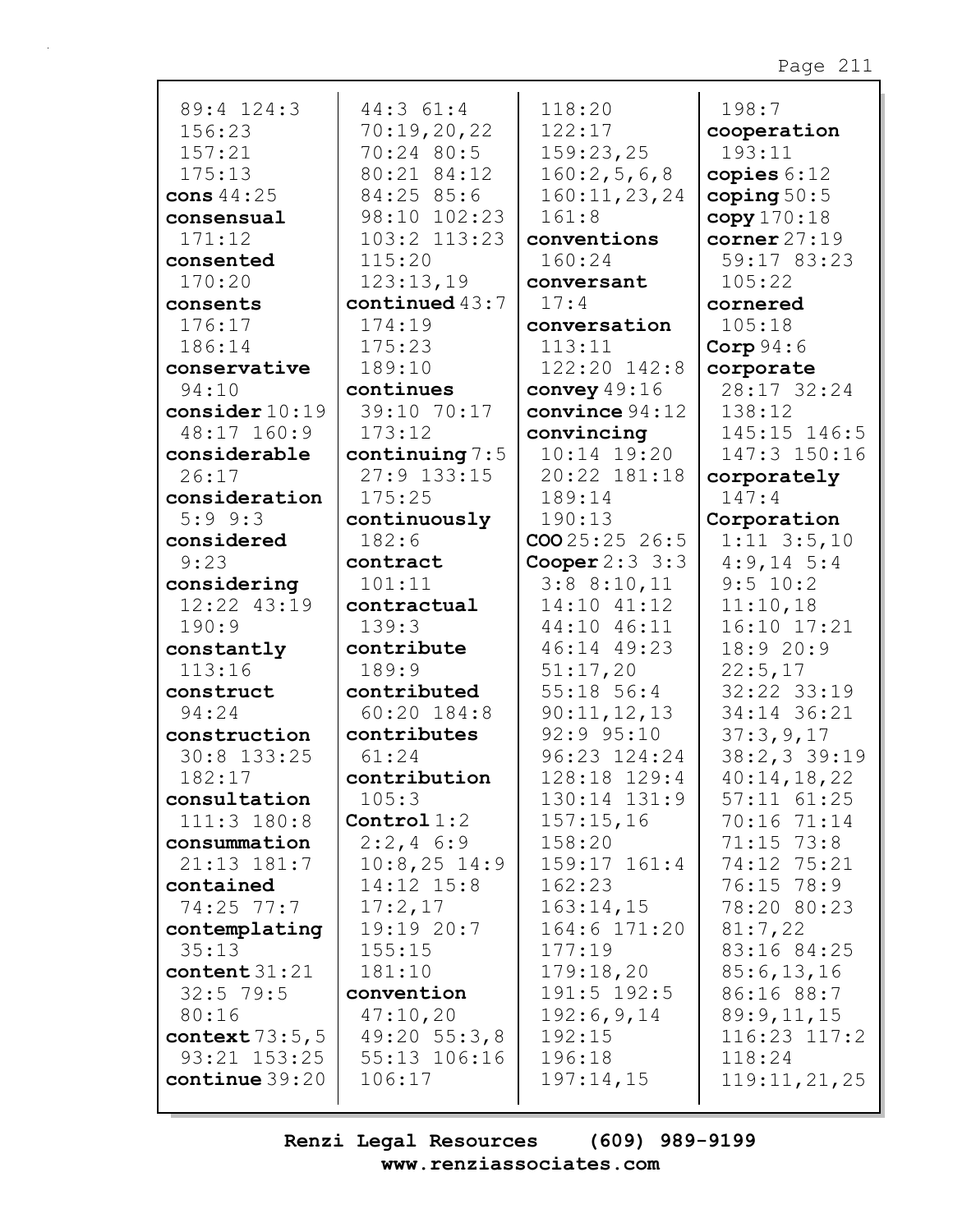89:4 124:3
156:23
157:21
175:13
**cons** 44:25
**consensual**
171:12
**consented**
170:20
**consents**
176:17
186:14
**conservative**
94:10
**consider** 10:19
48:17 160:9
**considerable**
26:17
**consideration**
5:9 9:3
**considered**
9:23
**considering**
12:22 43:19
190:9
**constantly**
113:16
**construct**
94:24
**construction**
30:8 133:25
182:17
**consultation**
111:3 180:8
**consummation**
21:13 181:7
**contained**
74:25 77:7
**contemplating**
35:13
**content** 31:21
32:5 79:5
80:16
**context** 73:5,5
93:21 153:25
**continue** 39:20
44:3 61:4
70:19,20,22
70:24 80:5
80:21 84:12
84:25 85:6
98:10 102:23
103:2 113:23
115:20
123:13,19
**continued** 43:7
174:19
175:23
189:10
**continues**
39:10 70:17
173:12
**continuing** 7:5
27:9 133:15
175:25
**continuously**
182:6
**contract**
101:11
**contractual**
139:3
**contribute**
189:9
**contributed**
60:20 184:8
**contributes**
61:24
**contribution**
105:3
**Control** 1:2
2:2,4 6:9
10:8,25 14:9
14:12 15:8
17:2,17
19:19 20:7
155:15
181:10
**convention**
47:10,20
49:20 55:3,8
55:13 106:16
106:17
118:20
122:17
159:23,25
160:2,5,6,8
160:11,23,24
161:8
**conventions**
160:24
**conversant**
17:4
**conversation**
113:11
122:20 142:8
**convey** 49:16
**convince** 94:12
**convincing**
10:14 19:20
20:22 181:18
189:14
190:13
**COO** 25:25 26:5
**Cooper** 2:3 3:3
3:8 8:10,11
14:10 41:12
44:10 46:11
46:14 49:23
51:17,20
55:18 56:4
90:11,12,13
92:9 95:10
96:23 124:24
128:18 129:4
130:14 131:9
157:15,16
158:20
159:17 161:4
162:23
163:14,15
164:6 171:20
177:19
179:18,20
191:5 192:5
192:6,9,14
192:15
196:18
197:14,15
198:7
**cooperation**
193:11
**copies** 6:12
**coping** 50:5
**copy** 170:18
**corner** 27:19
59:17 83:23
105:22
**cornered**
105:18
**Corp** 94:6
**corporate**
28:17 32:24
138:12
145:15 146:5
147:3 150:16
**corporately**
147:4
**Corporation**
1:11 3:5,10
4:9,14 5:4
9:5 10:2
11:10,18
16:10 17:21
18:9 20:9
22:5,17
32:22 33:19
34:14 36:21
37:3,9,17
38:2,3 39:19
40:14,18,22
57:11 61:25
70:16 71:14
71:15 73:8
74:12 75:21
76:15 78:9
78:20 80:23
81:7,22
83:16 84:25
85:6,13,16
86:16 88:7
89:9,11,15
116:23 117:2
118:24
119:11,21,25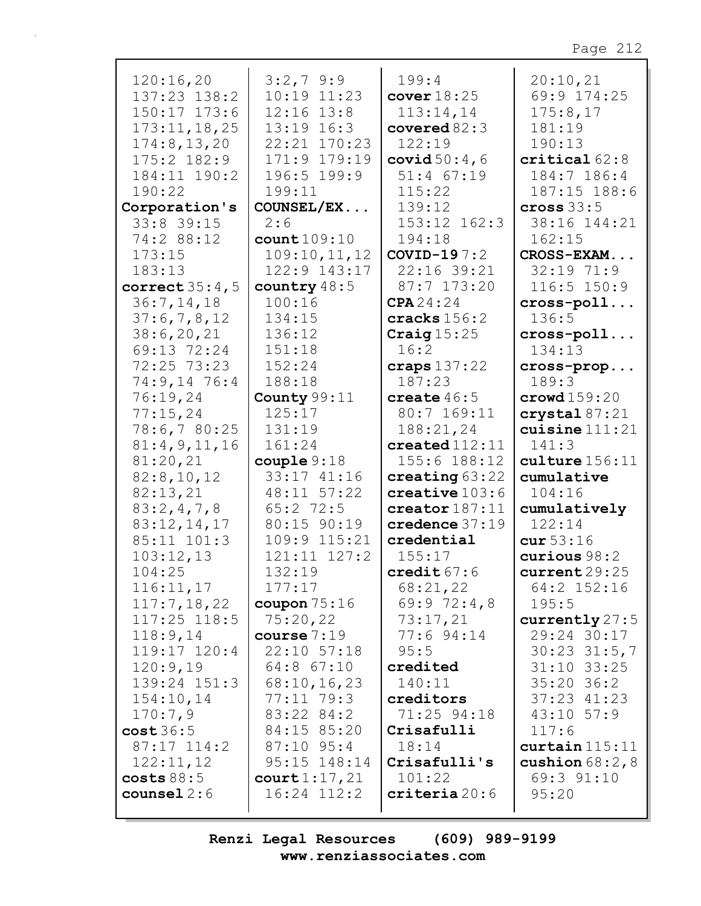120:16,20
137:23 138:2
150:17 173:6
173:11,18,25
174:8,13,20
175:2 182:9
184:11 190:2
190:22

**Corporation's** 33:8 39:15
74:2 88:12
173:15
183:13

**correct** 35:4,5
36:7,14,18
37:6,7,8,12
38:6,20,21
69:13 72:24
72:25 73:23
74:9,14 76:4
76:19,24
77:15,24
78:6,7 80:25
81:4,9,11,16
81:20,21
82:8,10,12
82:13,21
83:2,4,7,8
83:12,14,17
85:11 101:3
103:12,13
104:25
116:11,17
117:7,18,22
117:25 118:5
118:9,14
119:17 120:4
120:9,19
139:24 151:3
154:10,14
170:7,9

**cost** 36:5
87:17 114:2
122:11,12

**costs** 88:5

**counsel** 2:6
3:2,7 9:9
10:19 11:23
12:16 13:8
13:19 16:3
22:21 170:23
171:9 179:19
196:5 199:9
199:11

**COUNSEL/EX...** 2:6

**count** 109:10
109:10,11,12
122:9 143:17

**country** 48:5
100:16
134:15
136:12
151:18
152:24
188:18

**County** 99:11
125:17
131:19
161:24

**couple** 9:18
33:17 41:16
48:11 57:22
65:2 72:5
80:15 90:19
109:9 115:21
121:11 127:2
132:19
177:17

**coupon** 75:16
75:20,22

**course** 7:19
22:10 57:18
64:8 67:10
68:10,16,23
77:11 79:3
83:22 84:2
84:15 85:20
87:10 95:4
95:15 148:14

**court** 1:17,21
16:24 112:2
199:4

**cover** 18:25
113:14,14

**covered** 82:3
122:19

**covid** 50:4,6
51:4 67:19
115:22
139:12
153:12 162:3
194:18

**COVID-19** 7:2
22:16 39:21
87:7 173:20

**CPA** 24:24

**cracks** 156:2

**Craig** 15:25
16:2

**craps** 137:22
187:23

**create** 46:5
80:7 169:11
188:21,24

**created** 112:11
155:6 188:12

**creating** 63:22

**creative** 103:6

**creator** 187:11

**credence** 37:19

**credential** 155:17

**credit** 67:6
68:21,22
69:9 72:4,8
73:17,21
77:6 94:14
95:5

**credited** 140:11

**creditors** 71:25 94:18

**Crisafulli** 18:14

**Crisafulli's** 101:22

**criteria** 20:6
20:10,21
69:9 174:25
175:8,17
181:19
190:13

**critical** 62:8
184:7 186:4
187:15 188:6

**cross** 33:5
38:16 144:21
162:15

**CROSS-EXAM...** 32:19 71:9
116:5 150:9

**cross-poll...** 136:5

**cross-poll...** 134:13

**cross-prop...** 189:3

**crowd** 159:20

**crystal** 87:21

**cuisine** 111:21
141:3

**culture** 156:11

**cumulative** 104:16

**cumulatively** 122:14

**cur** 53:16

**curious** 98:2

**current** 29:25
64:2 152:16
195:5

**currently** 27:5
29:24 30:17
30:23 31:5,7
31:10 33:25
35:20 36:2
37:23 41:23
43:10 57:9
117:6

**curtain** 115:11

**cushion** 68:2,8
69:3 91:10
95:20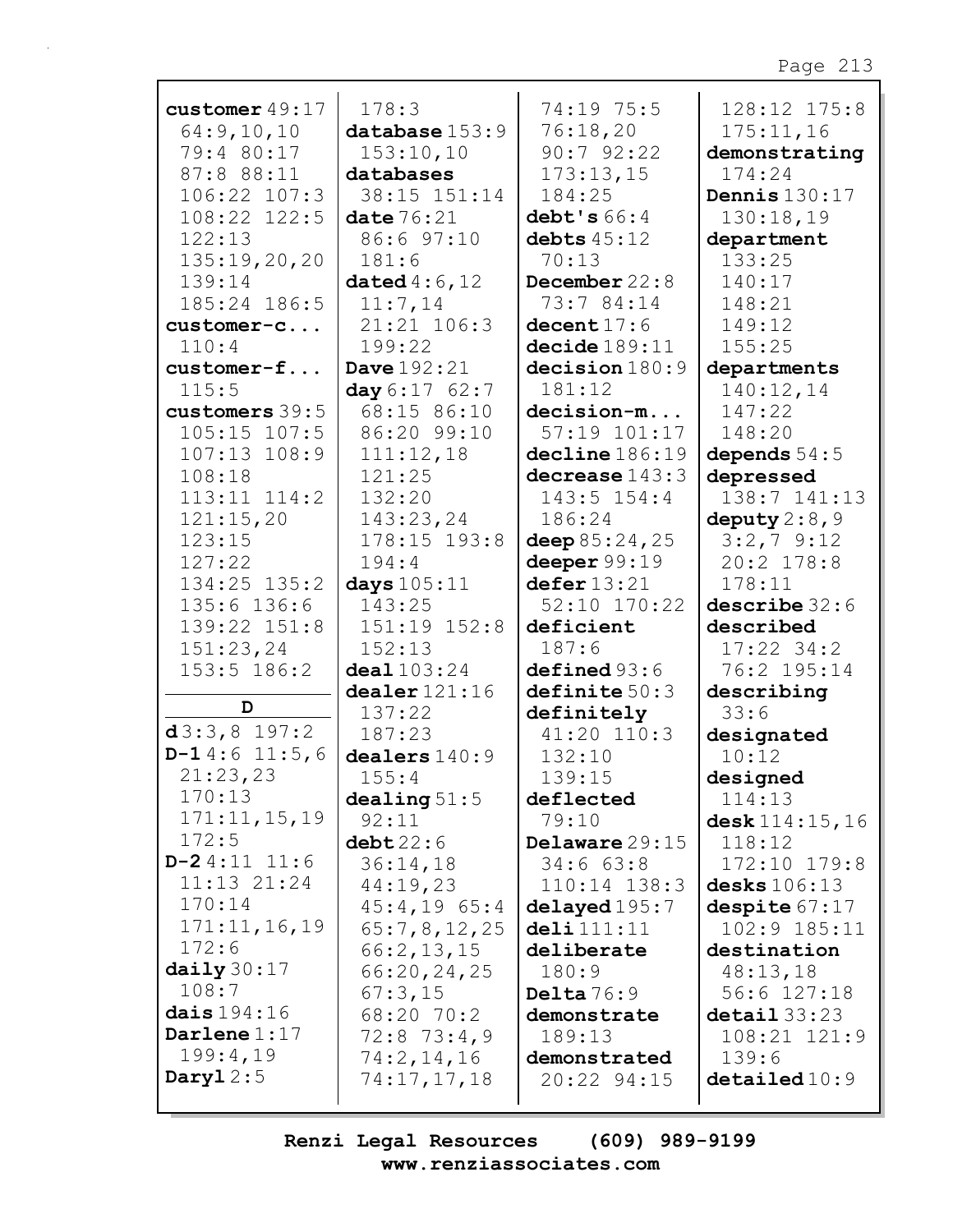**customer** 49:17 64:9,10,10 79:4 80:17 87:8 88:11 106:22 107:3 108:22 122:5 122:13 135:19,20,20 139:14 185:24 186:5
**customer-c...** 110:4
**customer-f...** 115:5
**customers** 39:5 105:15 107:5 107:13 108:9 108:18 113:11 114:2 121:15,20 123:15 127:22 134:25 135:2 135:6 136:6 139:22 151:8 151:23,24 153:5 186:2

**D**

**d** 3:3,8 197:2
**D-1** 4:6 11:5,6 21:23,23 170:13 171:11,15,19 172:5
**D-2** 4:11 11:6 11:13 21:24 170:14 171:11,16,19 172:6
**daily** 30:17 108:7
**dais** 194:16
**Darlene** 1:17 199:4,19
**Daryl** 2:5
178:3
**database** 153:9 153:10,10
**databases** 38:15 151:14
**date** 76:21 86:6 97:10 181:6
**dated** 4:6,12 11:7,14 21:21 106:3 199:22
**Dave** 192:21
**day** 6:17 62:7 68:15 86:10 86:20 99:10 111:12,18 121:25 132:20 143:23,24 178:15 193:8 194:4
**days** 105:11 143:25 151:19 152:8 152:13
**deal** 103:24
**dealer** 121:16 137:22 187:23
**dealers** 140:9 155:4
**dealing** 51:5 92:11
**debt** 22:6 36:14,18 44:19,23 45:4,19 65:4 65:7,8,12,25 66:2,13,15 66:20,24,25 67:3,15 68:20 70:2 72:8 73:4,9 74:2,14,16 74:17,17,18 74:19 75:5 76:18,20 90:7 92:22 173:13,15 184:25
**debt's** 66:4
**debts** 45:12 70:13
**December** 22:8 73:7 84:14
**decent** 17:6
**decide** 189:11
**decision** 180:9 181:12
**decision-m...** 57:19 101:17
**decline** 186:19
**decrease** 143:3 143:5 154:4 186:24
**deep** 85:24,25
**deeper** 99:19
**defer** 13:21 52:10 170:22
**deficient** 187:6
**defined** 93:6
**definite** 50:3
**definitely** 41:20 110:3 132:10 139:15
**deflected** 79:10
**Delaware** 29:15 34:6 63:8 110:14 138:3
**delayed** 195:7
**deli** 111:11
**deliberate** 180:9
**Delta** 76:9
**demonstrate** 189:13
**demonstrated** 20:22 94:15 128:12 175:8 175:11,16
**demonstrating** 174:24
**Dennis** 130:17 130:18,19
**department** 133:25 140:17 148:21 149:12 155:25
**departments** 140:12,14 147:22 148:20
**depends** 54:5
**depressed** 138:7 141:13
**deputy** 2:8,9 3:2,7 9:12 20:2 178:8 178:11
**describe** 32:6
**described** 17:22 34:2 76:2 195:14
**describing** 33:6
**designated** 10:12
**designed** 114:13
**desk** 114:15,16 118:12 172:10 179:8
**desks** 106:13
**despite** 67:17 102:9 185:11
**destination** 48:13,18 56:6 127:18
**detail** 33:23 108:21 121:9 139:6
**detailed** 10:9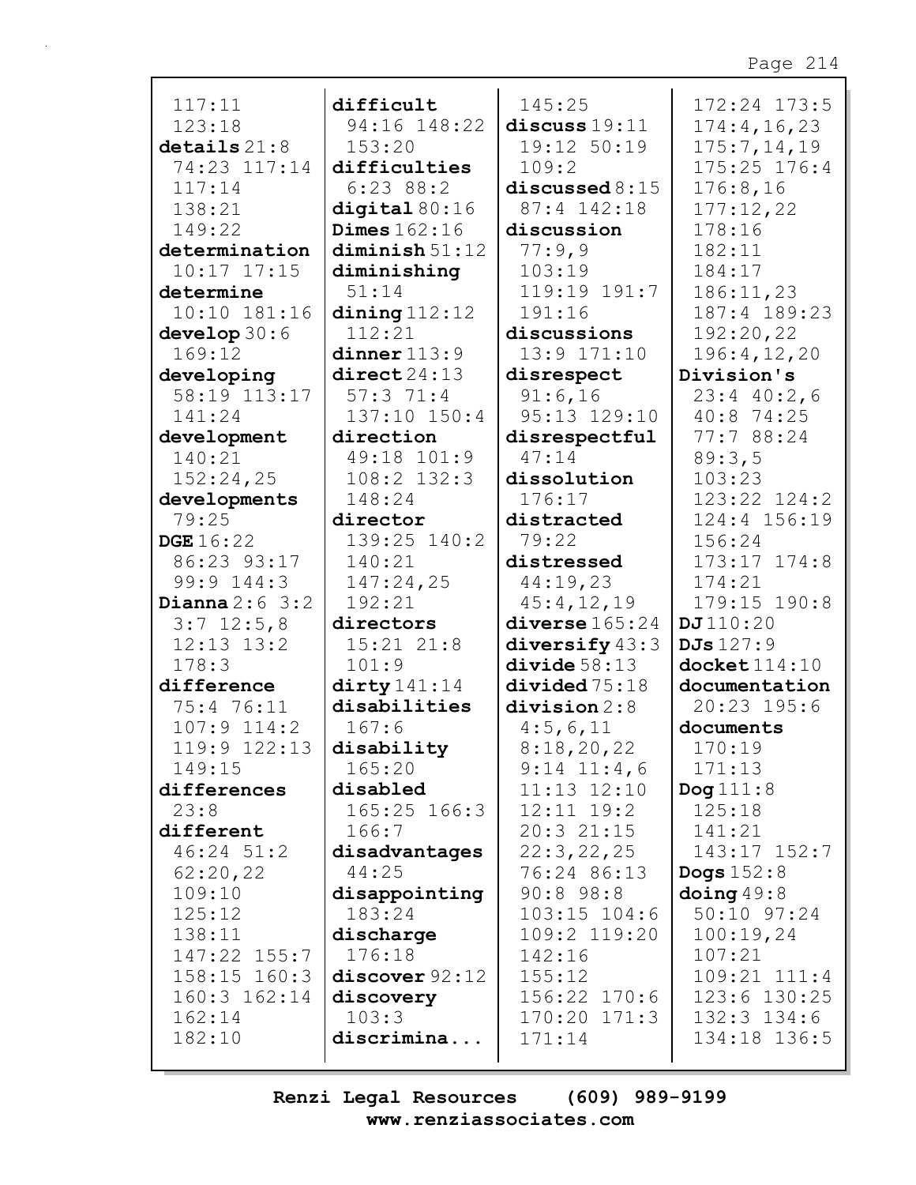117:11
123:18
**details** 21:8
74:23 117:14
117:14
138:21
149:22
**determination**
10:17 17:15
**determine**
10:10 181:16
**develop** 30:6
169:12
**developing**
58:19 113:17
141:24
**development**
140:21
152:24,25
**developments**
79:25
**DGE** 16:22
86:23 93:17
99:9 144:3
**Dianna** 2:6 3:2
3:7 12:5,8
12:13 13:2
178:3
**difference**
75:4 76:11
107:9 114:2
119:9 122:13
149:15
**differences**
23:8
**different**
46:24 51:2
62:20,22
109:10
125:12
138:11
147:22 155:7
158:15 160:3
160:3 162:14
162:14
182:10

**difficult**
94:16 148:22
153:20
**difficulties**
6:23 88:2
**digital** 80:16
**Dimes** 162:16
**diminish** 51:12
**diminishing**
51:14
**dining** 112:12
112:21
**dinner** 113:9
**direct** 24:13
57:3 71:4
137:10 150:4
**direction**
49:18 101:9
108:2 132:3
148:24
**director**
139:25 140:2
140:21
147:24,25
192:21
**directors**
15:21 21:8
101:9
**dirty** 141:14
**disabilities**
167:6
**disability**
165:20
**disabled**
165:25 166:3
166:7
**disadvantages**
44:25
**disappointing**
183:24
**discharge**
176:18
**discover** 92:12
**discovery**
103:3
**discrimina...**

145:25
**discuss** 19:11
19:12 50:19
109:2
**discussed** 8:15
87:4 142:18
**discussion**
77:9,9
103:19
119:19 191:7
191:16
**discussions**
13:9 171:10
**disrespect**
91:6,16
95:13 129:10
**disrespectful**
47:14
**dissolution**
176:17
**distracted**
79:22
**distressed**
44:19,23
45:4,12,19
**diverse** 165:24
**diversify** 43:3
**divide** 58:13
**divided** 75:18
**division** 2:8
4:5,6,11
8:18,20,22
9:14 11:4,6
11:13 12:10
12:11 19:2
20:3 21:15
22:3,22,25
76:24 86:13
90:8 98:8
103:15 104:6
109:2 119:20
142:16
155:12
156:22 170:6
170:20 171:3
171:14

172:24 173:5
174:4,16,23
175:7,14,19
175:25 176:4
176:8,16
177:12,22
178:16
182:11
184:17
186:11,23
187:4 189:23
192:20,22
196:4,12,20
**Division's**
23:4 40:2,6
40:8 74:25
77:7 88:24
89:3,5
103:23
123:22 124:2
124:4 156:19
156:24
173:17 174:8
174:21
179:15 190:8
**DJ** 110:20
**DJs** 127:9
**docket** 114:10
**documentation**
20:23 195:6
**documents**
170:19
171:13
**Dog** 111:8
125:18
141:21
143:17 152:7
**Dogs** 152:8
**doing** 49:8
50:10 97:24
100:19,24
107:21
109:21 111:4
123:6 130:25
132:3 134:6
134:18 136:5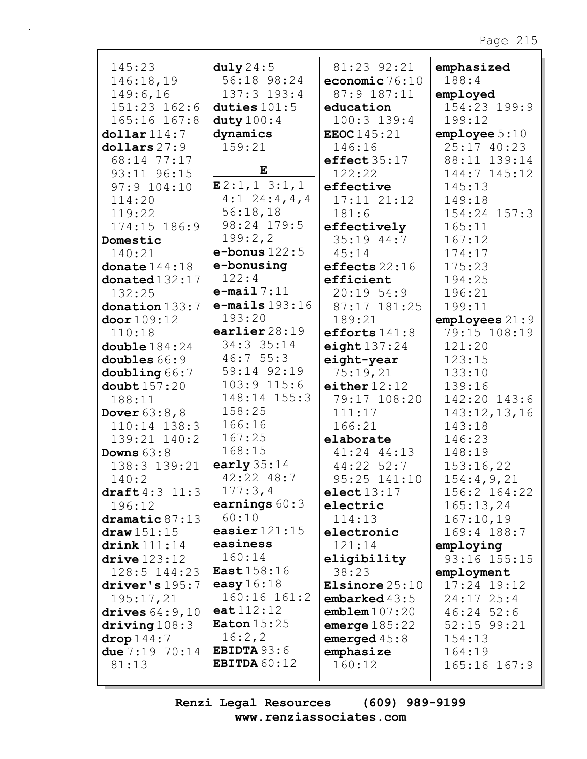145:23
146:18,19
149:6,16
151:23 162:6
165:16 167:8
**dollar** 114:7
**dollars** 27:9
68:14 77:17
93:11 96:15
97:9 104:10
114:20
119:22
174:15 186:9
**Domestic**
140:21
**donate** 144:18
**donated** 132:17
132:25
**donation** 133:7
**door** 109:12
110:18
**double** 184:24
**doubles** 66:9
**doubling** 66:7
**doubt** 157:20
188:11
**Dover** 63:8,8
110:14 138:3
139:21 140:2
**Downs** 63:8
138:3 139:21
140:2
**draft** 4:3 11:3
196:12
**dramatic** 87:13
**draw** 151:15
**drink** 111:14
**drive** 123:12
128:5 144:23
**driver's** 195:7
195:17,21
**drives** 64:9,10
**driving** 108:3
**drop** 144:7
**due** 7:19 70:14
81:13

**duly** 24:5
56:18 98:24
137:3 193:4
**duties** 101:5
**duty** 100:4
**dynamics**
159:21

**E**

**E** 2:1,1 3:1,1
4:1 24:4,4,4
56:18,18
98:24 179:5
199:2,2
**e-bonus** 122:5
**e-bonusing**
122:4
**e-mail** 7:11
**e-mails** 193:16
193:20
**earlier** 28:19
34:3 35:14
46:7 55:3
59:14 92:19
103:9 115:6
148:14 155:3
158:25
166:16
167:25
168:15
**early** 35:14
42:22 48:7
177:3,4
**earnings** 60:3
60:10
**easier** 121:15
**easiness**
160:14
**East** 158:16
**easy** 16:18
160:16 161:2
**eat** 112:12
**Eaton** 15:25
16:2,2
**EBIDTA** 93:6
**EBITDA** 60:12

81:23 92:21
**economic** 76:10
87:9 187:11
**education**
100:3 139:4
**EEOC** 145:21
146:16
**effect** 35:17
122:22
**effective**
17:11 21:12
181:6
**effectively**
35:19 44:7
45:14
**effects** 22:16
**efficient**
20:19 54:9
87:17 181:25
189:21
**efforts** 141:8
**eight** 137:24
**eight-year**
75:19,21
**either** 12:12
79:17 108:20
111:17
166:21
**elaborate**
41:24 44:13
44:22 52:7
95:25 141:10
**elect** 13:17
**electric**
114:13
**electronic**
121:14
**eligibility**
38:23
**Elsinore** 25:10
**embarked** 43:5
**emblem** 107:20
**emerge** 185:22
**emerged** 45:8
**emphasize**
160:12

**emphasized**
188:4
**employed**
154:23 199:9
199:12
**employee** 5:10
25:17 40:23
88:11 139:14
144:7 145:12
145:13
149:18
154:24 157:3
165:11
167:12
174:17
175:23
194:25
196:21
199:11
**employees** 21:9
79:15 108:19
121:20
123:15
133:10
139:16
142:20 143:6
143:12,13,16
143:18
146:23
148:19
153:16,22
154:4,9,21
156:2 164:22
165:13,24
167:10,19
169:4 188:7
**employing**
93:16 155:15
**employment**
17:24 19:12
24:17 25:4
46:24 52:6
52:15 99:21
154:13
164:19
165:16 167:9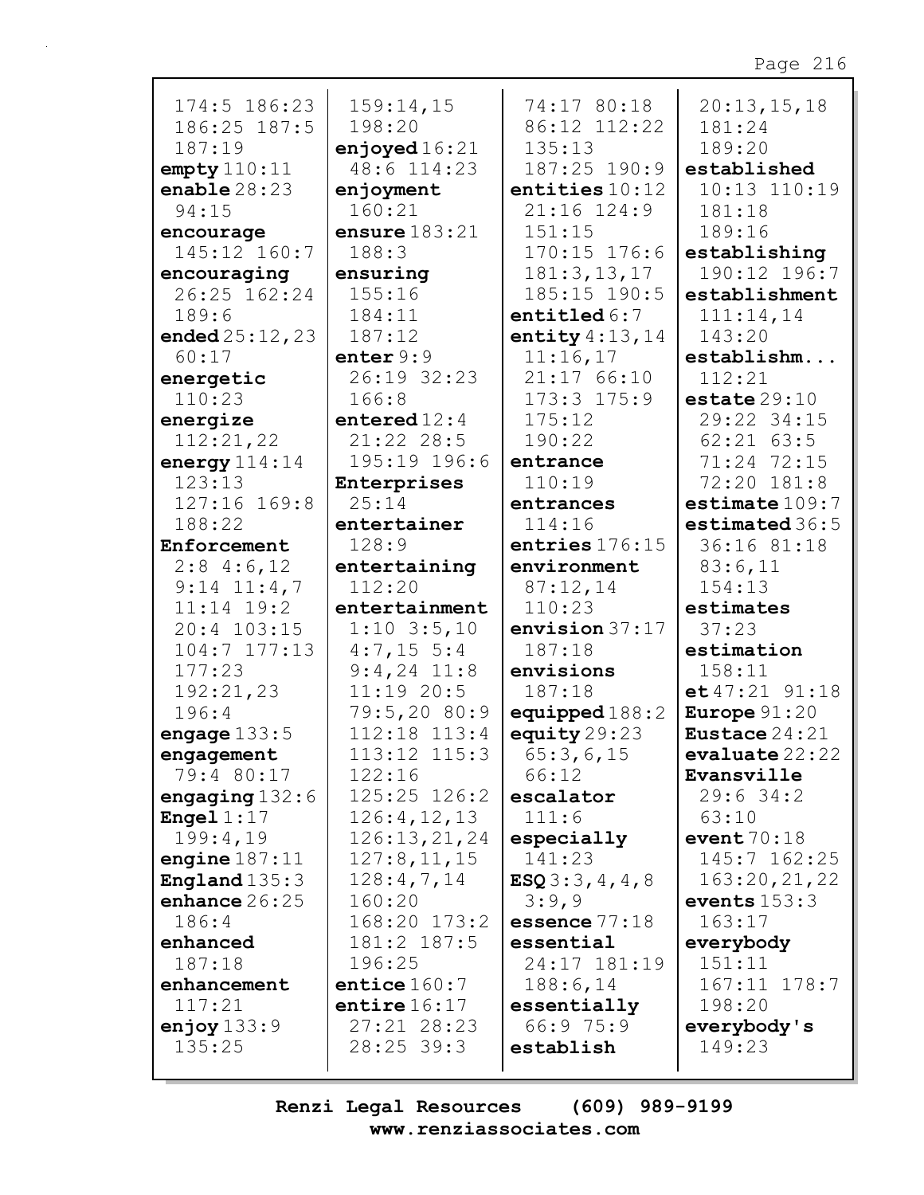174:5 186:23 186:25 187:5 187:19
**empty** 110:11
**enable** 28:23 94:15
**encourage** 145:12 160:7
**encouraging** 26:25 162:24 189:6
**ended** 25:12,23 60:17
**energetic** 110:23
**energize** 112:21,22
**energy** 114:14 123:13 127:16 169:8 188:22
**Enforcement** 2:8 4:6,12 9:14 11:4,7 11:14 19:2 20:4 103:15 104:7 177:13 177:23 192:21,23 196:4
**engage** 133:5
**engagement** 79:4 80:17
**engaging** 132:6
**Engel** 1:17 199:4,19
**engine** 187:11
**England** 135:3
**enhance** 26:25 186:4
**enhanced** 187:18
**enhancement** 117:21
**enjoy** 133:9 135:25

159:14,15 198:20
**enjoyed** 16:21 48:6 114:23
**enjoyment** 160:21
**ensure** 183:21 188:3
**ensuring** 155:16 184:11 187:12
**enter** 9:9 26:19 32:23 166:8
**entered** 12:4 21:22 28:5 195:19 196:6
**Enterprises** 25:14
**entertainer** 128:9
**entertaining** 112:20
**entertainment** 1:10 3:5,10 4:7,15 5:4 9:4,24 11:8 11:19 20:5 79:5,20 80:9 112:18 113:4 113:12 115:3 122:16 125:25 126:2 126:4,12,13 126:13,21,24 127:8,11,15 128:4,7,14 160:20 168:20 173:2 181:2 187:5 196:25
**entice** 160:7
**entire** 16:17 27:21 28:23 28:25 39:3

74:17 80:18 86:12 112:22 135:13 187:25 190:9
**entities** 10:12 21:16 124:9 151:15 170:15 176:6 181:3,13,17 185:15 190:5
**entitled** 6:7
**entity** 4:13,14 11:16,17 21:17 66:10 173:3 175:9 175:12 190:22
**entrance** 110:19
**entrances** 114:16
**entries** 176:15
**environment** 87:12,14 110:23
**envision** 37:17 187:18
**envisions** 187:18
**equipped** 188:2
**equity** 29:23 65:3,6,15 66:12
**escalator** 111:6
**especially** 141:23
**ESQ** 3:3,4,4,8 3:9,9
**essence** 77:18
**essential** 24:17 181:19 188:6,14
**essentially** 66:9 75:9
**establish**

20:13,15,18 181:24 189:20
**established** 10:13 110:19 181:18 189:16
**establishing** 190:12 196:7
**establishment** 111:14,14 143:20
**establishm...** 112:21
**estate** 29:10 29:22 34:15 62:21 63:5 71:24 72:15 72:20 181:8
**estimate** 109:7
**estimated** 36:5 36:16 81:18 83:6,11 154:13
**estimates** 37:23
**estimation** 158:11
**et** 47:21 91:18
**Europe** 91:20
**Eustace** 24:21
**evaluate** 22:22
**Evansville** 29:6 34:2 63:10
**event** 70:18 145:7 162:25 163:20,21,22
**events** 153:3 163:17
**everybody** 151:11 167:11 178:7 198:20
**everybody's** 149:23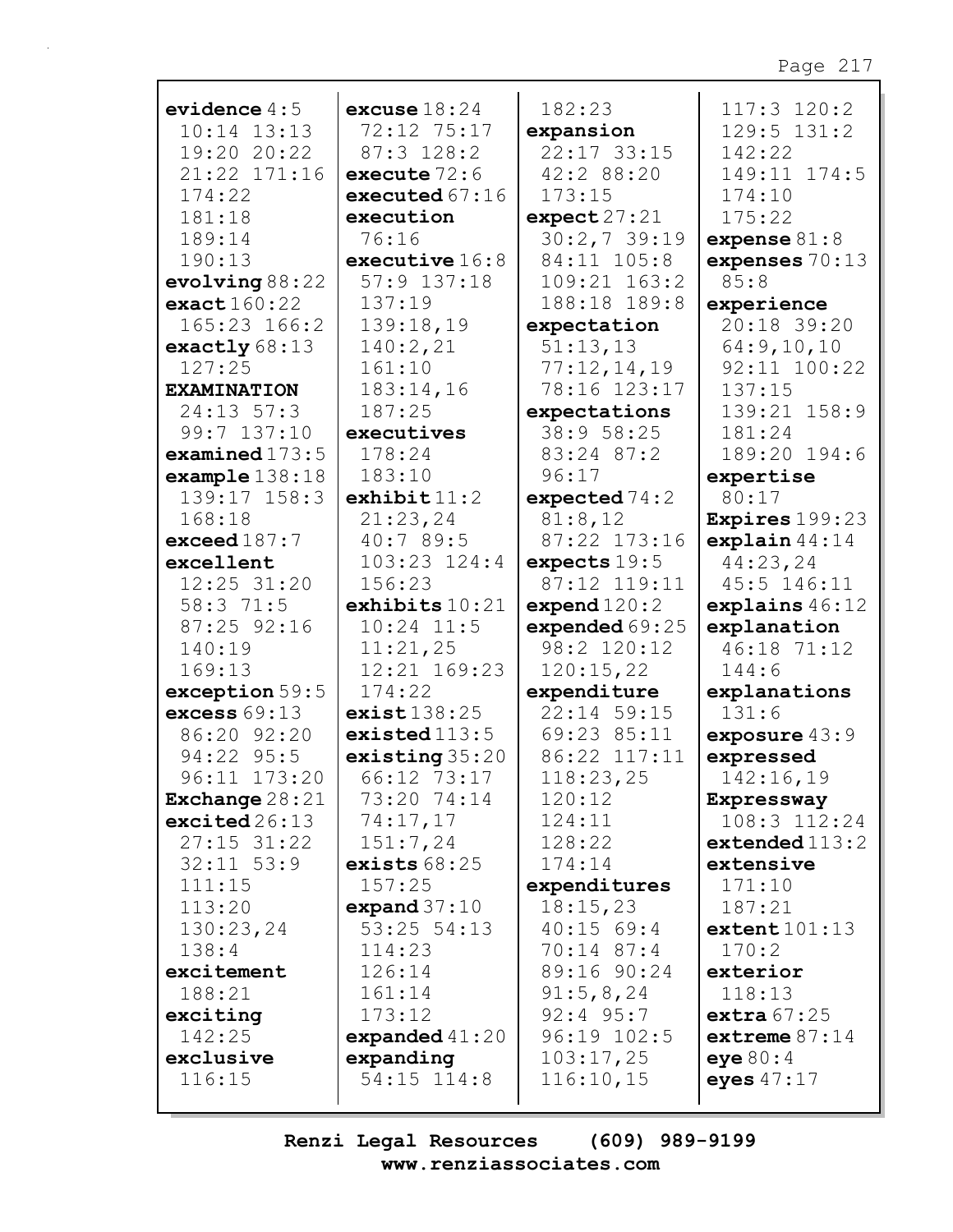**evidence** 4:5 10:14 13:13 19:20 20:22 21:22 171:16 174:22 181:18 189:14 190:13
**evolving** 88:22
**exact** 160:22 165:23 166:2
**exactly** 68:13 127:25
**EXAMINATION** 24:13 57:3 99:7 137:10
**examined** 173:5
**example** 138:18 139:17 158:3 168:18
**exceed** 187:7
**excellent** 12:25 31:20 58:3 71:5 87:25 92:16 140:19 169:13
**exception** 59:5
**excess** 69:13 86:20 92:20 94:22 95:5 96:11 173:20
**Exchange** 28:21
**excited** 26:13 27:15 31:22 32:11 53:9 111:15 113:20 130:23,24 138:4
**excitement** 188:21
**exciting** 142:25
**exclusive** 116:15
**excuse** 18:24 72:12 75:17 87:3 128:2
**execute** 72:6
**executed** 67:16
**execution** 76:16
**executive** 16:8 57:9 137:18 137:19 139:18,19 140:2,21 161:10 183:14,16 187:25
**executives** 178:24 183:10
**exhibit** 11:2 21:23,24 40:7 89:5 103:23 124:4 156:23
**exhibits** 10:21 10:24 11:5 11:21,25 12:21 169:23 174:22
**exist** 138:25
**existed** 113:5
**existing** 35:20 66:12 73:17 73:20 74:14 74:17,17 151:7,24
**exists** 68:25 157:25
**expand** 37:10 53:25 54:13 114:23 126:14 161:14 173:12
**expanded** 41:20
**expanding** 54:15 114:8 182:23
**expansion** 22:17 33:15 42:2 88:20 173:15
**expect** 27:21 30:2,7 39:19 84:11 105:8 109:21 163:2 188:18 189:8
**expectation** 51:13,13 77:12,14,19 78:16 123:17
**expectations** 38:9 58:25 83:24 87:2 96:17
**expected** 74:2 81:8,12 87:22 173:16
**expects** 19:5 87:12 119:11
**expend** 120:2
**expended** 69:25 98:2 120:12 120:15,22
**expenditure** 22:14 59:15 69:23 85:11 86:22 117:11 118:23,25 120:12 124:11 128:22 174:14
**expenditures** 18:15,23 40:15 69:4 70:14 87:4 89:16 90:24 91:5,8,24 92:4 95:7 96:19 102:5 103:17,25 116:10,15 117:3 120:2 129:5 131:2 142:22 149:11 174:5 174:10 175:22
**expense** 81:8
**expenses** 70:13 85:8
**experience** 20:18 39:20 64:9,10,10 92:11 100:22 137:15 139:21 158:9 181:24 189:20 194:6
**expertise** 80:17
**Expires** 199:23
**explain** 44:14 44:23,24 45:5 146:11
**explains** 46:12
**explanation** 46:18 71:12 144:6
**explanations** 131:6
**exposure** 43:9
**expressed** 142:16,19
**Expressway** 108:3 112:24
**extended** 113:2
**extensive** 171:10 187:21
**extent** 101:13 170:2
**exterior** 118:13
**extra** 67:25
**extreme** 87:14
**eye** 80:4
**eyes** 47:17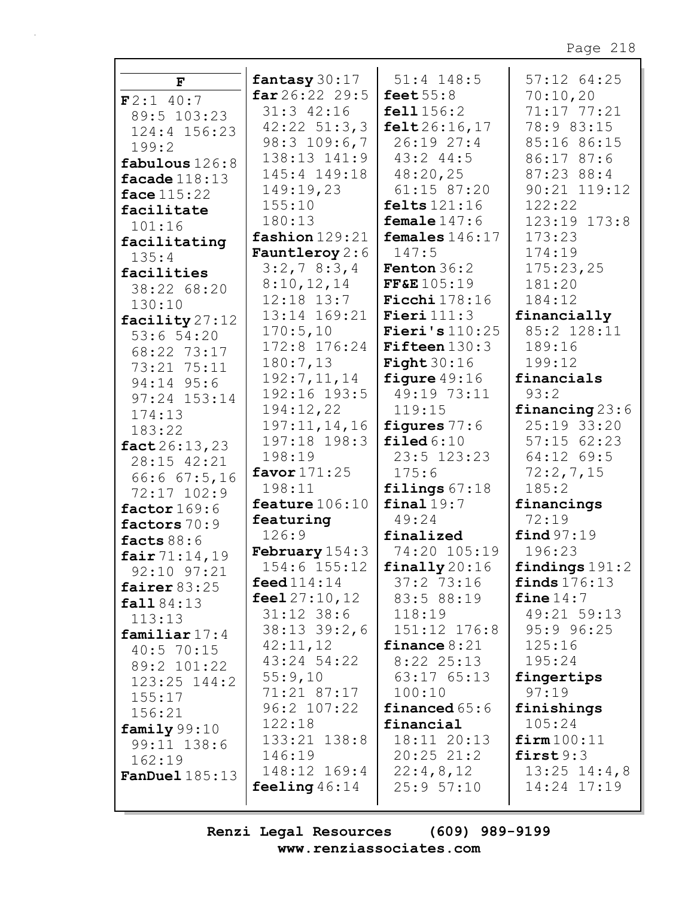**F**

**F** 2:1 40:7 89:5 103:23 124:4 156:23 199:2
**fabulous** 126:8
**facade** 118:13
**face** 115:22
**facilitate** 101:16
**facilitating** 135:4
**facilities** 38:22 68:20 130:10
**facility** 27:12 53:6 54:20 68:22 73:17 73:21 75:11 94:14 95:6 97:24 153:14 174:13 183:22
**fact** 26:13,23 28:15 42:21 66:6 67:5,16 72:17 102:9
**factor** 169:6
**factors** 70:9
**facts** 88:6
**fair** 71:14,19 92:10 97:21
**fairer** 83:25
**fall** 84:13 113:13
**familiar** 17:4 40:5 70:15 89:2 101:22 123:25 144:2 155:17 156:21
**family** 99:10 99:11 138:6 162:19
**FanDuel** 185:13
**fantasy** 30:17
**far** 26:22 29:5 31:3 42:16 42:22 51:3,3 98:3 109:6,7 138:13 141:9 145:4 149:18 149:19,23 155:10 180:13
**fashion** 129:21
**Fauntleroy** 2:6 3:2,7 8:3,4 8:10,12,14 12:18 13:7 13:14 169:21 170:5,10 172:8 176:24 180:7,13 192:7,11,14 192:16 193:5 194:12,22 197:11,14,16 197:18 198:3 198:19
**favor** 171:25 198:11
**feature** 106:10
**featuring** 126:9
**February** 154:3 154:6 155:12
**feed** 114:14
**feel** 27:10,12 31:12 38:6 38:13 39:2,6 42:11,12 43:24 54:22 55:9,10 71:21 87:17 96:2 107:22 122:18 133:21 138:8 146:19 148:12 169:4
**feeling** 46:14 51:4 148:5
**feet** 55:8
**fell** 156:2
**felt** 26:16,17 26:19 27:4 43:2 44:5 48:20,25 61:15 87:20
**felts** 121:16
**female** 147:6
**females** 146:17 147:5
**Fenton** 36:2
**FF&E** 105:19
**Ficchi** 178:16
**Fieri** 111:3
**Fieri's** 110:25
**Fifteen** 130:3
**Fight** 30:16
**figure** 49:16 49:19 73:11 119:15
**figures** 77:6
**filed** 6:10 23:5 123:23 175:6
**filings** 67:18
**final** 19:7 49:24
**finalized** 74:20 105:19
**finally** 20:16 37:2 73:16 83:5 88:19 118:19 151:12 176:8
**finance** 8:21 8:22 25:13 63:17 65:13 100:10
**financed** 65:6
**financial** 18:11 20:13 20:25 21:2 22:4,8,12 25:9 57:10 57:12 64:25 70:10,20 71:17 77:21 78:9 83:15 85:16 86:15 86:17 87:6 87:23 88:4 90:21 119:12 122:22 123:19 173:8 173:23 174:19 175:23,25 181:20 184:12
**financially** 85:2 128:11 189:16 199:12
**financials** 93:2
**financing** 23:6 25:19 33:20 57:15 62:23 64:12 69:5 72:2,7,15 185:2
**financings** 72:19
**find** 97:19 196:23
**findings** 191:2
**finds** 176:13
**fine** 14:7 49:21 59:13 95:9 96:25 125:16 195:24
**fingertips** 97:19
**finishings** 105:24
**firm** 100:11
**first** 9:3 13:25 14:4,8 14:24 17:19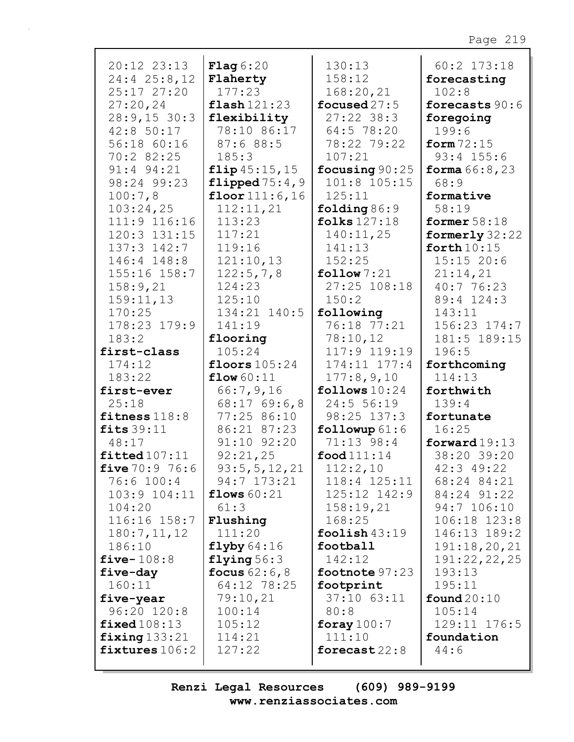20:12 23:13
24:4 25:8,12
25:17 27:20
27:20,24
28:9,15 30:3
42:8 50:17
56:18 60:16
70:2 82:25
91:4 94:21
98:24 99:23
100:7,8
103:24,25
111:9 116:16
120:3 131:15
137:3 142:7
146:4 148:8
155:16 158:7
158:9,21
159:11,13
170:25
178:23 179:9
183:2

**first-class** 174:12 183:22

**first-ever** 25:18

**fitness** 118:8

**fits** 39:11 48:17

**fitted** 107:11

**five** 70:9 76:6 76:6 100:4 103:9 104:11 104:20 116:16 158:7 180:7,11,12 186:10

**five-** 108:8

**five-day** 160:11

**five-year** 96:20 120:8

**fixed** 108:13

**fixing** 133:21

**fixtures** 106:2

**Flag** 6:20

**Flaherty** 177:23

**flash** 121:23

**flexibility** 78:10 86:17 87:6 88:5 185:3

**flip** 45:15,15

**flipped** 75:4,9

**floor** 111:6,16 112:11,21 113:23 117:21 119:16 121:10,13 122:5,7,8 124:23 125:10 134:21 140:5 141:19

**flooring** 105:24

**floors** 105:24

**flow** 60:11 66:7,9,16 68:17 69:6,8 77:25 86:10 86:21 87:23 91:10 92:20 92:21,25 93:5,5,12,21 94:7 173:21

**flows** 60:21 61:3

**Flushing** 111:20

**flyby** 64:16

**flying** 56:3

**focus** 62:6,8 64:12 78:25 79:10,21 100:14 105:12 114:21 127:22 130:13 158:12 168:20,21

**focused** 27:5 27:22 38:3 64:5 78:20 78:22 79:22 107:21

**focusing** 90:25 101:8 105:15 125:11

**folding** 86:9

**folks** 127:18 140:11,25 141:13 152:25

**follow** 7:21 27:25 108:18 150:2

**following** 76:18 77:21 78:10,12 117:9 119:19 174:11 177:4 177:8,9,10

**follows** 10:24 24:5 56:19 98:25 137:3

**followup** 61:6 71:13 98:4

**food** 111:14 112:2,10 118:4 125:11 125:12 142:9 158:19,21 168:25

**foolish** 43:19

**football** 142:12

**footnote** 97:23

**footprint** 37:10 63:11 80:8

**foray** 100:7 111:10

**forecast** 22:8 60:2 173:18

**forecasting** 102:8

**forecasts** 90:6

**foregoing** 199:6

**form** 72:15 93:4 155:6

**forma** 66:8,23 68:9

**formative** 58:19

**former** 58:18

**formerly** 32:22

**forth** 10:15 15:15 20:6 21:14,21 40:7 76:23 89:4 124:3 143:11 156:23 174:7 181:5 189:15 196:5

**forthcoming** 114:13

**forthwith** 139:4

**fortunate** 16:25

**forward** 19:13 38:20 39:20 42:3 49:22 68:24 84:21 84:24 91:22 94:7 106:10 106:18 123:8 146:13 189:2 191:18,20,21 191:22,22,25 193:13 195:11

**found** 20:10 105:14 129:11 176:5

**foundation** 44:6

**Renzi Legal Resources (609) 989-9199**
**www.renziassociates.com**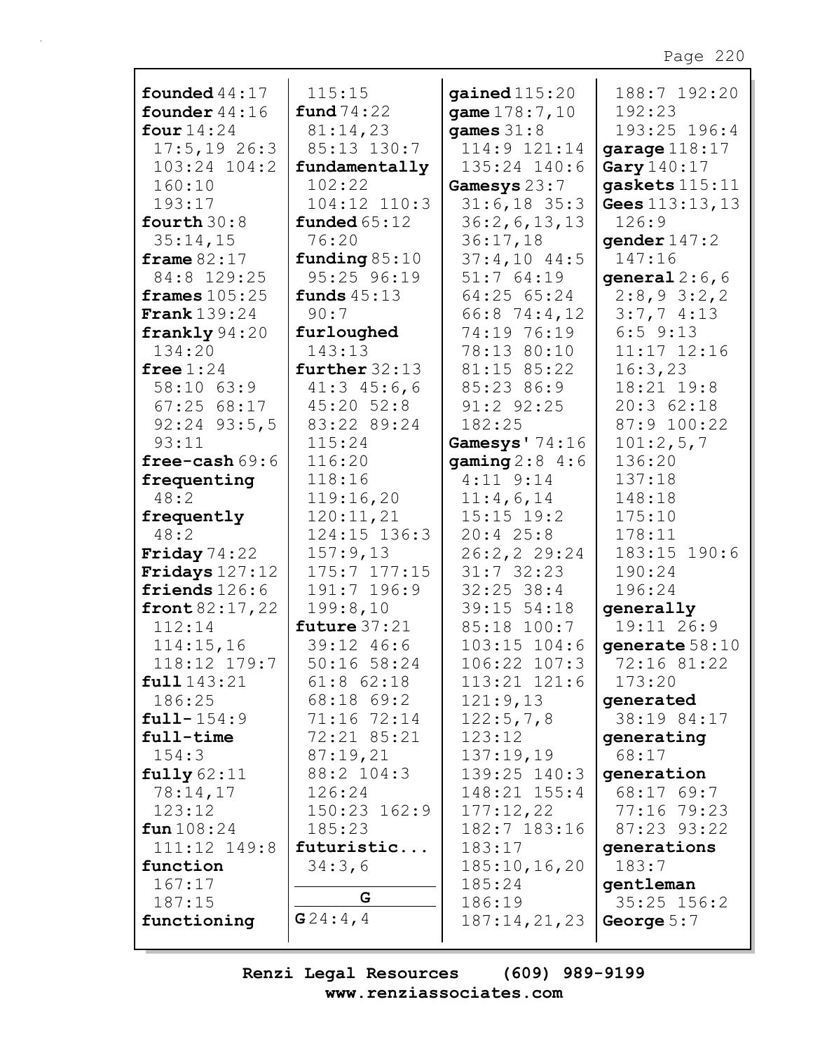**founded** 44:17
**founder** 44:16
**four** 14:24 17:5,19 26:3 103:24 104:2 160:10 193:17
**fourth** 30:8 35:14,15
**frame** 82:17 84:8 129:25
**frames** 105:25
**Frank** 139:24
**frankly** 94:20 134:20
**free** 1:24 58:10 63:9 67:25 68:17 92:24 93:5,5 93:11
**free-cash** 69:6
**frequenting** 48:2
**frequently** 48:2
**Friday** 74:22
**Fridays** 127:12
**friends** 126:6
**front** 82:17,22 112:14 114:15,16 118:12 179:7
**full** 143:21 186:25
**full-** 154:9
**full-time** 154:3
**fully** 62:11 78:14,17 123:12
**fun** 108:24 111:12 149:8
**function** 167:17 187:15
**functioning** 115:15
**fund** 74:22 81:14,23 85:13 130:7
**fundamentally** 102:22 104:12 110:3
**funded** 65:12 76:20
**funding** 85:10 95:25 96:19
**funds** 45:13 90:7
**furloughed** 143:13
**further** 32:13 41:3 45:6,6 45:20 52:8 83:22 89:24 115:24 116:20 118:16 119:16,20 120:11,21 124:15 136:3 157:9,13 175:7 177:15 191:7 196:9 199:8,10
**future** 37:21 39:12 46:6 50:16 58:24 61:8 62:18 68:18 69:2 71:16 72:14 72:21 85:21 87:19,21 88:2 104:3 126:24 150:23 162:9 185:23
**futuristic...** 34:3,6

## G

**G** 24:4,4
**gained** 115:20
**game** 178:7,10
**games** 31:8 114:9 121:14 135:24 140:6
**Gamesys** 23:7 31:6,18 35:3 36:2,6,13,13 36:17,18 37:4,10 44:5 51:7 64:19 64:25 65:24 66:8 74:4,12 74:19 76:19 78:13 80:10 81:15 85:22 85:23 86:9 91:2 92:25 182:25
**Gamesys'** 74:16
**gaming** 2:8 4:6 4:11 9:14 11:4,6,14 15:15 19:2 20:4 25:8 26:2,2 29:24 31:7 32:23 32:25 38:4 39:15 54:18 85:18 100:7 103:15 104:6 106:22 107:3 113:21 121:6 121:9,13 122:5,7,8 123:12 137:19,19 139:25 140:3 148:21 155:4 177:12,22 182:7 183:16 183:17 185:10,16,20 185:24 186:19 187:14,21,23 188:7 192:20 192:23 193:25 196:4
**garage** 118:17
**Gary** 140:17
**gaskets** 115:11
**Gees** 113:13,13 126:9
**gender** 147:2 147:16
**general** 2:6,6 2:8,9 3:2,2 3:7,7 4:13 6:5 9:13 11:17 12:16 16:3,23 18:21 19:8 20:3 62:18 87:9 100:22 101:2,5,7 136:20 137:18 148:18 175:10 178:11 183:15 190:6 190:24 196:24
**generally** 19:11 26:9
**generate** 58:10 72:16 81:22 173:20
**generated** 38:19 84:17
**generating** 68:17
**generation** 68:17 69:7 77:16 79:23 87:23 93:22
**generations** 183:7
**gentleman** 35:25 156:2
**George** 5:7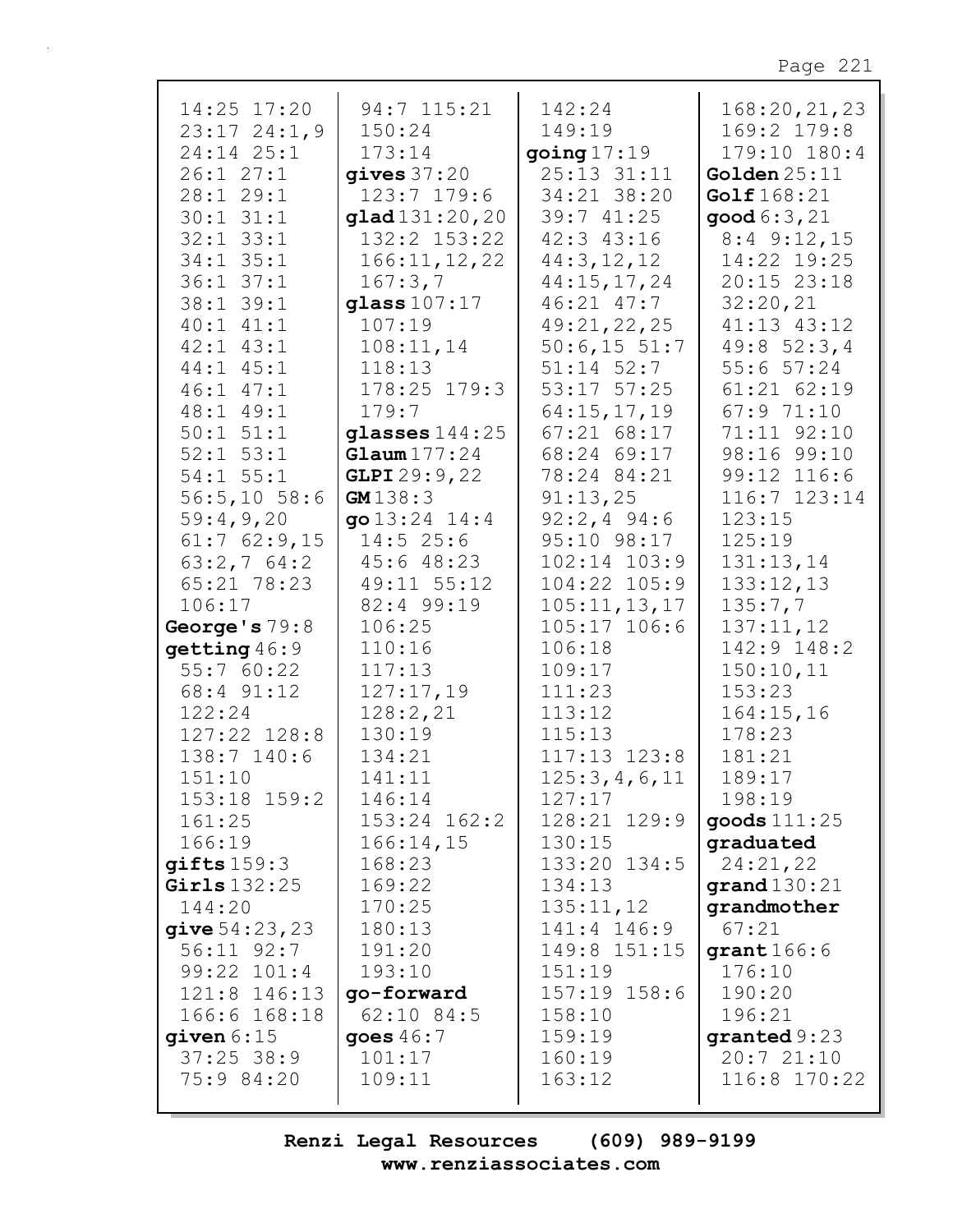14:25 17:20
23:17 24:1,9
24:14 25:1
26:1 27:1
28:1 29:1
30:1 31:1
32:1 33:1
34:1 35:1
36:1 37:1
38:1 39:1
40:1 41:1
42:1 43:1
44:1 45:1
46:1 47:1
48:1 49:1
50:1 51:1
52:1 53:1
54:1 55:1
56:5,10 58:6
59:4,9,20
61:7 62:9,15
63:2,7 64:2
65:21 78:23
106:17

**George's** 79:8

**getting** 46:9
55:7 60:22
68:4 91:12
122:24
127:22 128:8
138:7 140:6
151:10
153:18 159:2
161:25
166:19

**gifts** 159:3

**Girls** 132:25
144:20

**give** 54:23,23
56:11 92:7
99:22 101:4
121:8 146:13
166:6 168:18

**given** 6:15
37:25 38:9
75:9 84:20
94:7 115:21
150:24
173:14

**gives** 37:20
123:7 179:6

**glad** 131:20,20
132:2 153:22
166:11,12,22
167:3,7

**glass** 107:17
107:19
108:11,14
118:13
178:25 179:3
179:7

**glasses** 144:25

**Glaum** 177:24

**GLPI** 29:9,22

**GM** 138:3

**go** 13:24 14:4
14:5 25:6
45:6 48:23
49:11 55:12
82:4 99:19
106:25
110:16
117:13
127:17,19
128:2,21
130:19
134:21
141:11
146:14
153:24 162:2
166:14,15
168:23
169:22
170:25
180:13
191:20
193:10

**go-forward**
62:10 84:5

**goes** 46:7
101:17
109:11
142:24
149:19

**going** 17:19
25:13 31:11
34:21 38:20
39:7 41:25
42:3 43:16
44:3,12,12
44:15,17,24
46:21 47:7
49:21,22,25
50:6,15 51:7
51:14 52:7
53:17 57:25
64:15,17,19
67:21 68:17
68:24 69:17
78:24 84:21
91:13,25
92:2,4 94:6
95:10 98:17
102:14 103:9
104:22 105:9
105:11,13,17
105:17 106:6
106:18
109:17
111:23
113:12
115:13
117:13 123:8
125:3,4,6,11
127:17
128:21 129:9
130:15
133:20 134:5
134:13
135:11,12
141:4 146:9
149:8 151:15
151:19
157:19 158:6
158:10
159:19
160:19
163:12
168:20,21,23
169:2 179:8
179:10 180:4

**Golden** 25:11

**Golf** 168:21

**good** 6:3,21
8:4 9:12,15
14:22 19:25
20:15 23:18
32:20,21
41:13 43:12
49:8 52:3,4
55:6 57:24
61:21 62:19
67:9 71:10
71:11 92:10
98:16 99:10
99:12 116:6
116:7 123:14
123:15
125:19
131:13,14
133:12,13
135:7,7
137:11,12
142:9 148:2
150:10,11
153:23
164:15,16
178:23
181:21
189:17
198:19

**goods** 111:25

**graduated**
24:21,22

**grand** 130:21

**grandmother**
67:21

**grant** 166:6
176:10
190:20
196:21

**granted** 9:23
20:7 21:10
116:8 170:22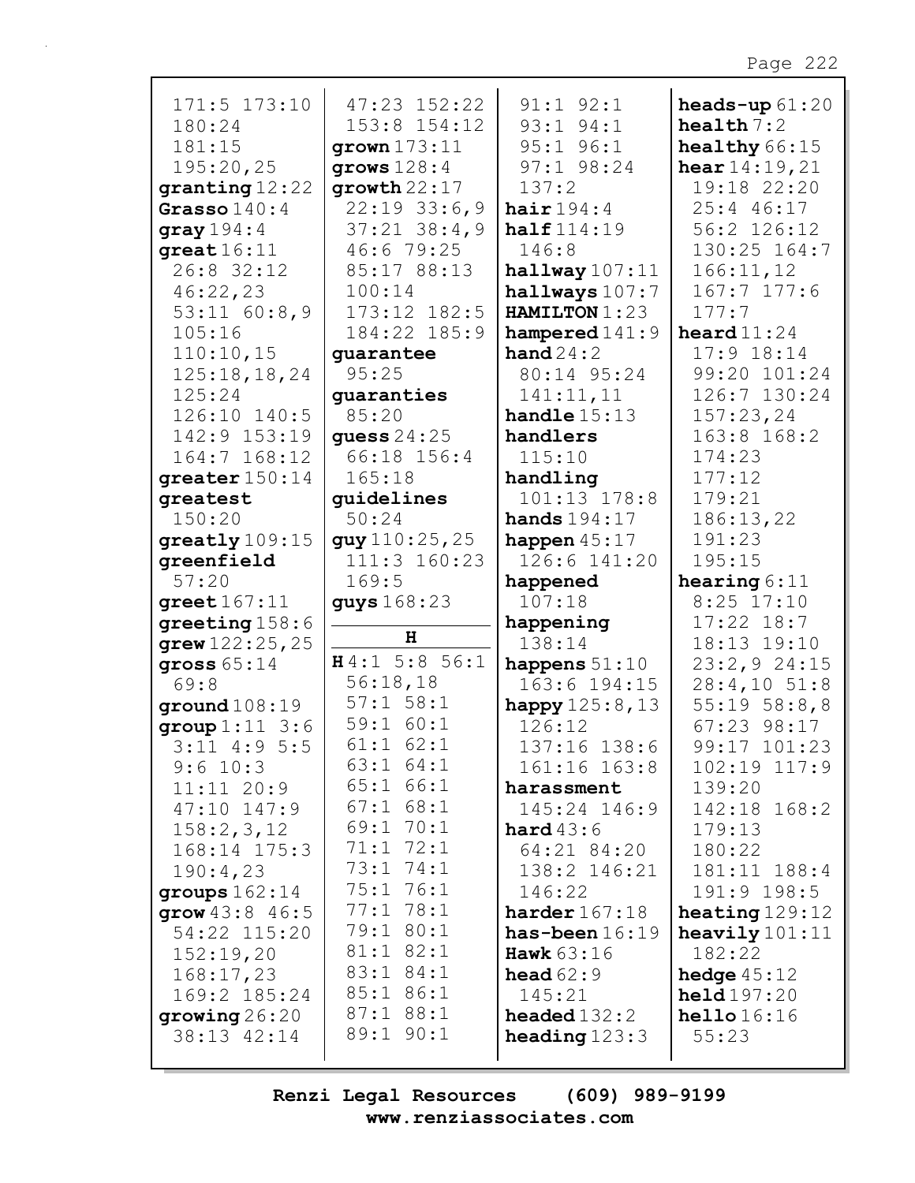171:5 173:10
180:24
181:15
195:20,25

**granting** 12:22
**Grasso** 140:4
**gray** 194:4
**great** 16:11
26:8 32:12
46:22,23
53:11 60:8,9
105:16
110:10,15
125:18,18,24
125:24
126:10 140:5
142:9 153:19
164:7 168:12
**greater** 150:14
**greatest**
150:20
**greatly** 109:15
**greenfield**
57:20
**greet** 167:11
**greeting** 158:6
**grew** 122:25,25
**gross** 65:14
69:8
**ground** 108:19
**group** 1:11 3:6
3:11 4:9 5:5
9:6 10:3
11:11 20:9
47:10 147:9
158:2,3,12
168:14 175:3
190:4,23
**groups** 162:14
**grow** 43:8 46:5
54:22 115:20
152:19,20
168:17,23
169:2 185:24
**growing** 26:20
38:13 42:14
47:23 152:22
153:8 154:12
**grown** 173:11
**grows** 128:4
**growth** 22:17
22:19 33:6,9
37:21 38:4,9
46:6 79:25
85:17 88:13
100:14
173:12 182:5
184:22 185:9
**guarantee**
95:25
**guaranties**
85:20
**guess** 24:25
66:18 156:4
165:18
**guidelines**
50:24
**guy** 110:25,25
111:3 160:23
169:5
**guys** 168:23

**H**

**H** 4:1 5:8 56:1
56:18,18
57:1 58:1
59:1 60:1
61:1 62:1
63:1 64:1
65:1 66:1
67:1 68:1
69:1 70:1
71:1 72:1
73:1 74:1
75:1 76:1
77:1 78:1
79:1 80:1
81:1 82:1
83:1 84:1
85:1 86:1
87:1 88:1
89:1 90:1
91:1 92:1
93:1 94:1
95:1 96:1
97:1 98:24
137:2
**hair** 194:4
**half** 114:19
146:8
**hallway** 107:11
**hallways** 107:7
**HAMILTON** 1:23
**hampered** 141:9
**hand** 24:2
80:14 95:24
141:11,11
**handle** 15:13
**handlers**
115:10
**handling**
101:13 178:8
**hands** 194:17
**happen** 45:17
126:6 141:20
**happened**
107:18
**happening**
138:14
**happens** 51:10
163:6 194:15
**happy** 125:8,13
126:12
137:16 138:6
161:16 163:8
**harassment**
145:24 146:9
**hard** 43:6
64:21 84:20
138:2 146:21
146:22
**harder** 167:18
**has-been** 16:19
**Hawk** 63:16
**head** 62:9
145:21
**headed** 132:2
**heading** 123:3
**heads-up** 61:20
**health** 7:2
**healthy** 66:15
**hear** 14:19,21
19:18 22:20
25:4 46:17
56:2 126:12
130:25 164:7
166:11,12
167:7 177:6
177:7
**heard** 11:24
17:9 18:14
99:20 101:24
126:7 130:24
157:23,24
163:8 168:2
174:23
177:12
179:21
186:13,22
191:23
195:15
**hearing** 6:11
8:25 17:10
17:22 18:7
18:13 19:10
23:2,9 24:15
28:4,10 51:8
55:19 58:8,8
67:23 98:17
99:17 101:23
102:19 117:9
139:20
142:18 168:2
179:13
180:22
181:11 188:4
191:9 198:5
**heating** 129:12
**heavily** 101:11
182:22
**hedge** 45:12
**held** 197:20
**hello** 16:16
55:23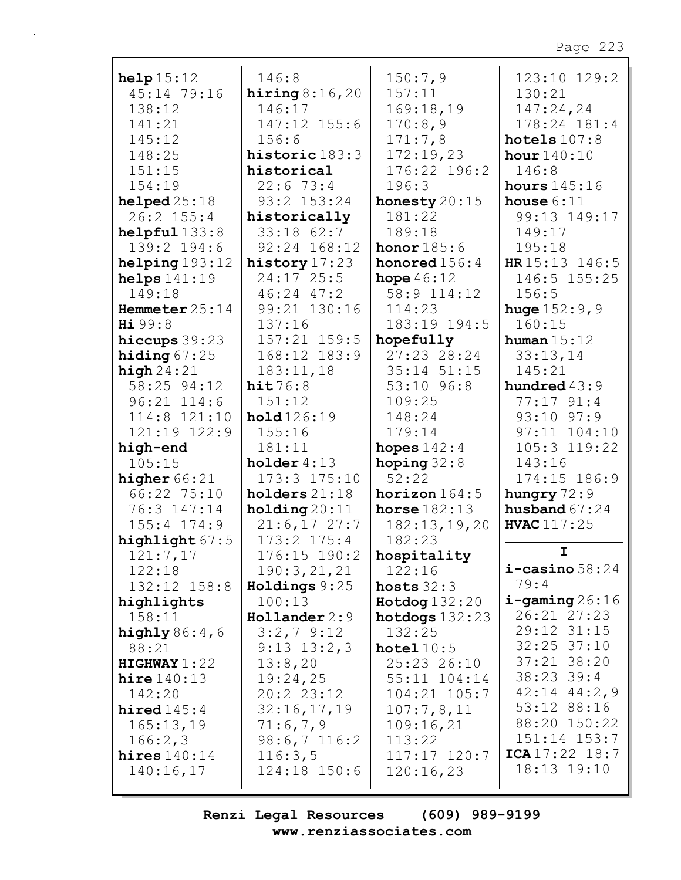**help** 15:12 45:14 79:16 138:12 141:21 145:12 148:25 151:15 154:19
**helped** 25:18 26:2 155:4
**helpful** 133:8 139:2 194:6
**helping** 193:12
**helps** 141:19 149:18
**Hemmeter** 25:14
**Hi** 99:8
**hiccups** 39:23
**hiding** 67:25
**high** 24:21 58:25 94:12 96:21 114:6 114:8 121:10 121:19 122:9
**high-end** 105:15
**higher** 66:21 66:22 75:10 76:3 147:14 155:4 174:9
**highlight** 67:5 121:7,17 122:18 132:12 158:8
**highlights** 158:11
**highly** 86:4,6 88:21
**HIGHWAY** 1:22
**hire** 140:13 142:20
**hired** 145:4 165:13,19 166:2,3
**hires** 140:14 140:16,17 146:8
**hiring** 8:16,20 146:17 147:12 155:6 156:6
**historic** 183:3
**historical** 22:6 73:4 93:2 153:24
**historically** 33:18 62:7 92:24 168:12
**history** 17:23 24:17 25:5 46:24 47:2 99:21 130:16 137:16 157:21 159:5 168:12 183:9 183:11,18
**hit** 76:8 151:12
**hold** 126:19 155:16 181:11
**holder** 4:13 173:3 175:10
**holders** 21:18
**holding** 20:11 21:6,17 27:7 173:2 175:4 176:15 190:2 190:3,21,21
**Holdings** 9:25 100:13
**Hollander** 2:9 3:2,7 9:12 9:13 13:2,3 13:8,20 19:24,25 20:2 23:12 32:16,17,19 71:6,7,9 98:6,7 116:2 116:3,5 124:18 150:6 150:7,9 157:11 169:18,19 170:8,9 171:7,8 172:19,23 176:22 196:2 196:3
**honesty** 20:15 181:22 189:18
**honor** 185:6
**honored** 156:4
**hope** 46:12 58:9 114:12 114:23 183:19 194:5
**hopefully** 27:23 28:24 35:14 51:15 53:10 96:8 109:25 148:24 179:14
**hopes** 142:4
**hoping** 32:8 52:22
**horizon** 164:5
**horse** 182:13 182:13,19,20 182:23
**hospitality** 122:16
**hosts** 32:3
**Hotdog** 132:20
**hotdogs** 132:23 132:25
**hotel** 10:5 25:23 26:10 55:11 104:14 104:21 105:7 107:7,8,11 109:16,21 113:22 117:17 120:7 120:16,23 123:10 129:2 130:21 147:24,24 178:24 181:4
**hotels** 107:8
**hour** 140:10 146:8
**hours** 145:16
**house** 6:11 99:13 149:17 149:17 195:18
**HR** 15:13 146:5 146:5 155:25 156:5
**huge** 152:9,9 160:15
**human** 15:12 33:13,14 145:21
**hundred** 43:9 77:17 91:4 93:10 97:9 97:11 104:10 105:3 119:22 143:16 174:15 186:9
**hungry** 72:9
**husband** 67:24
**HVAC** 117:25

**I**

**i-casino** 58:24 79:4
**i-gaming** 26:16 26:21 27:23 29:12 31:15 32:25 37:10 37:21 38:20 38:23 39:4 42:14 44:2,9 53:12 88:16 88:20 150:22 151:14 153:7
**ICA** 17:22 18:7 18:13 19:10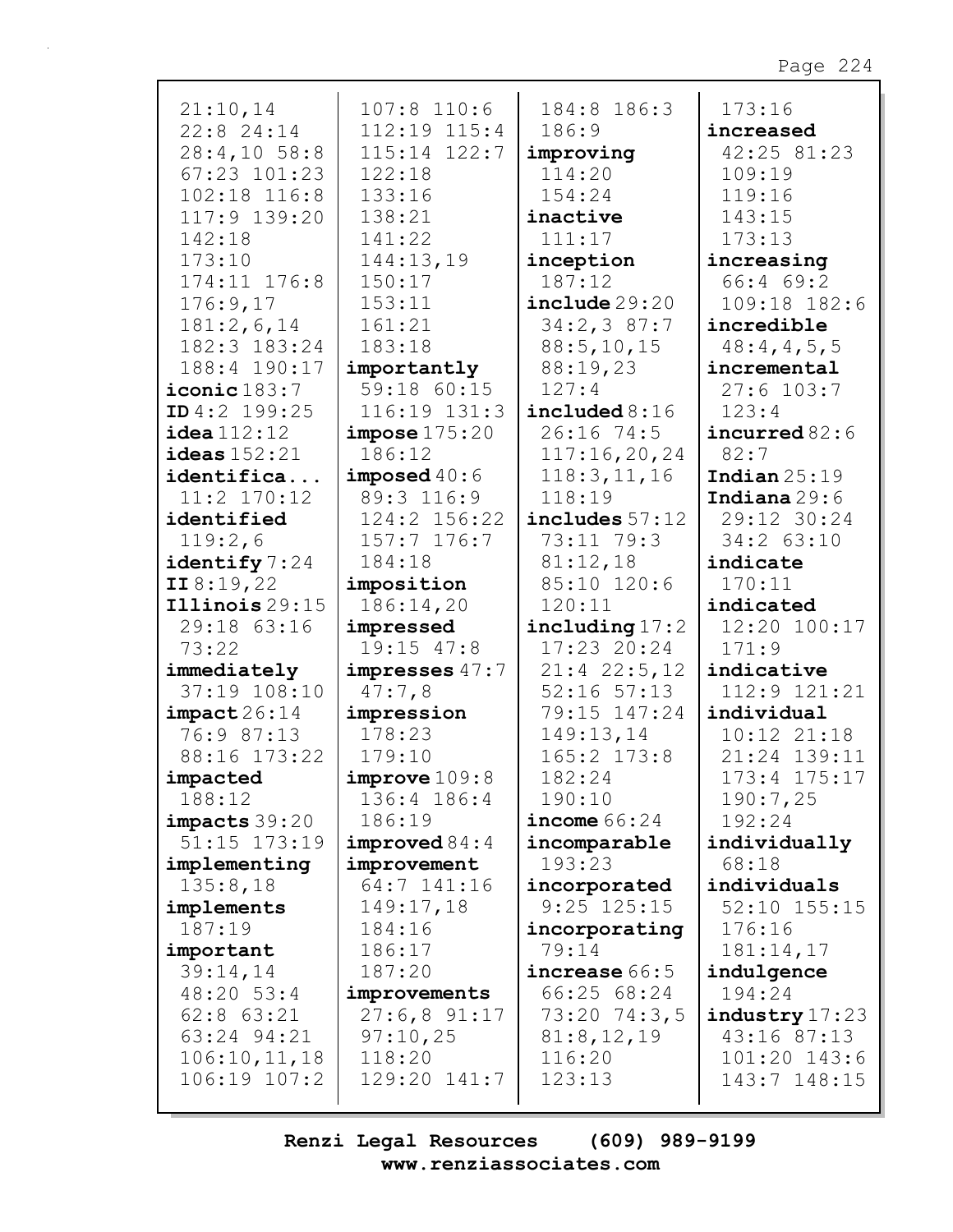21:10,14
22:8 24:14
28:4,10 58:8
67:23 101:23
102:18 116:8
117:9 139:20
142:18
173:10
174:11 176:8
176:9,17
181:2,6,14
182:3 183:24
188:4 190:17

**iconic** 183:7
**ID** 4:2 199:25
**idea** 112:12
**ideas** 152:21
**identifica...**
11:2 170:12
**identified**
119:2,6
**identify** 7:24
**II** 8:19,22
**Illinois** 29:15
29:18 63:16
73:22
**immediately**
37:19 108:10
**impact** 26:14
76:9 87:13
88:16 173:22
**impacted**
188:12
**impacts** 39:20
51:15 173:19
**implementing**
135:8,18
**implements**
187:19
**important**
39:14,14
48:20 53:4
62:8 63:21
63:24 94:21
106:10,11,18
106:19 107:2
107:8 110:6
112:19 115:4
115:14 122:7
122:18
133:16
138:21
141:22
144:13,19
150:17
153:11
161:21
183:18
**importantly**
59:18 60:15
116:19 131:3
**impose** 175:20
186:12
**imposed** 40:6
89:3 116:9
124:2 156:22
157:7 176:7
184:18
**imposition**
186:14,20
**impressed**
19:15 47:8
**impresses** 47:7
47:7,8
**impression**
178:23
179:10
**improve** 109:8
136:4 186:4
186:19
**improved** 84:4
**improvement**
64:7 141:16
149:17,18
184:16
186:17
187:20
**improvements**
27:6,8 91:17
97:10,25
118:20
129:20 141:7
184:8 186:3
186:9
**improving**
114:20
154:24
**inactive**
111:17
**inception**
187:12
**include** 29:20
34:2,3 87:7
88:5,10,15
88:19,23
127:4
**included** 8:16
26:16 74:5
117:16,20,24
118:3,11,16
118:19
**includes** 57:12
73:11 79:3
81:12,18
85:10 120:6
120:11
**including** 17:2
17:23 20:24
21:4 22:5,12
52:16 57:13
79:15 147:24
149:13,14
165:2 173:8
182:24
190:10
**income** 66:24
**incomparable**
193:23
**incorporated**
9:25 125:15
**incorporating**
79:14
**increase** 66:5
66:25 68:24
73:20 74:3,5
81:8,12,19
116:20
123:13
173:16
**increased**
42:25 81:23
109:19
119:16
143:15
173:13
**increasing**
66:4 69:2
109:18 182:6
**incredible**
48:4,4,5,5
**incremental**
27:6 103:7
123:4
**incurred** 82:6
82:7
**Indian** 25:19
**Indiana** 29:6
29:12 30:24
34:2 63:10
**indicate**
170:11
**indicated**
12:20 100:17
171:9
**indicative**
112:9 121:21
**individual**
10:12 21:18
21:24 139:11
173:4 175:17
190:7,25
192:24
**individually**
68:18
**individuals**
52:10 155:15
176:16
181:14,17
**indulgence**
194:24
**industry** 17:23
43:16 87:13
101:20 143:6
143:7 148:15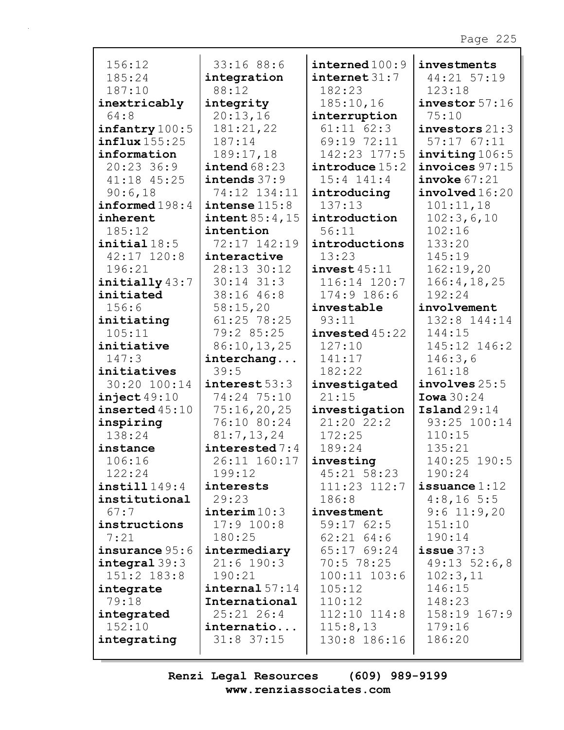156:12
185:24
187:10
**inextricably** 64:8
**infantry** 100:5
**influx** 155:25
**information** 20:23 36:9 41:18 45:25 90:6,18
**informed** 198:4
**inherent** 185:12
**initial** 18:5 42:17 120:8 196:21
**initially** 43:7
**initiated** 156:6
**initiating** 105:11
**initiative** 147:3
**initiatives** 30:20 100:14
**inject** 49:10
**inserted** 45:10
**inspiring** 138:24
**instance** 106:16 122:24
**instill** 149:4
**institutional** 67:7
**instructions** 7:21
**insurance** 95:6
**integral** 39:3 151:2 183:8
**integrate** 79:18
**integrated** 152:10
**integrating** 33:16 88:6
**integration** 88:12
**integrity** 20:13,16 181:21,22 187:14 189:17,18
**intend** 68:23
**intends** 37:9 74:12 134:11
**intense** 115:8
**intent** 85:4,15
**intention** 72:17 142:19
**interactive** 28:13 30:12 30:14 31:3 38:16 46:8 58:15,20 61:25 78:25 79:2 85:25 86:10,13,25
**interchang...** 39:5
**interest** 53:3 74:24 75:10 75:16,20,25 76:10 80:24 81:7,13,24
**interested** 7:4 26:11 160:17 199:12
**interests** 29:23
**interim** 10:3 17:9 100:8 180:25
**intermediary** 21:6 190:3 190:21
**internal** 57:14
**International** 25:21 26:4
**internatio...** 31:8 37:15
**interned** 100:9
**internet** 31:7 182:23 185:10,16
**interruption** 61:11 62:3 69:19 72:11 142:23 177:5
**introduce** 15:2 15:4 141:4
**introducing** 137:13
**introduction** 56:11
**introductions** 13:23
**invest** 45:11 116:14 120:7 174:9 186:6
**investable** 93:11
**invested** 45:22 127:10 141:17 182:22
**investigated** 21:15
**investigation** 21:20 22:2 172:25 189:24
**investing** 45:21 58:23 111:23 112:7 186:8
**investment** 59:17 62:5 62:21 64:6 65:17 69:24 70:5 78:25 100:11 103:6 105:12 110:12 112:10 114:8 115:8,13 130:8 186:16
**investments** 44:21 57:19 123:18
**investor** 57:16 75:10
**investors** 21:3 57:17 67:11
**inviting** 106:5
**invoices** 97:15
**invoke** 67:21
**involved** 16:20 101:11,18 102:3,6,10 102:16 133:20 145:19 162:19,20 166:4,18,25 192:24
**involvement** 132:8 144:14 144:15 145:12 146:2 146:3,6 161:18
**involves** 25:5
**Iowa** 30:24
**Island** 29:14 93:25 100:14 110:15 135:21 140:25 190:5 190:24
**issuance** 1:12 4:8,16 5:5 9:6 11:9,20 151:10 190:14
**issue** 37:3 49:13 52:6,8 102:3,11 146:15 148:23 158:19 167:9 179:16 186:20

Renzi Legal Resources (609) 989-9199
www.renziassociates.com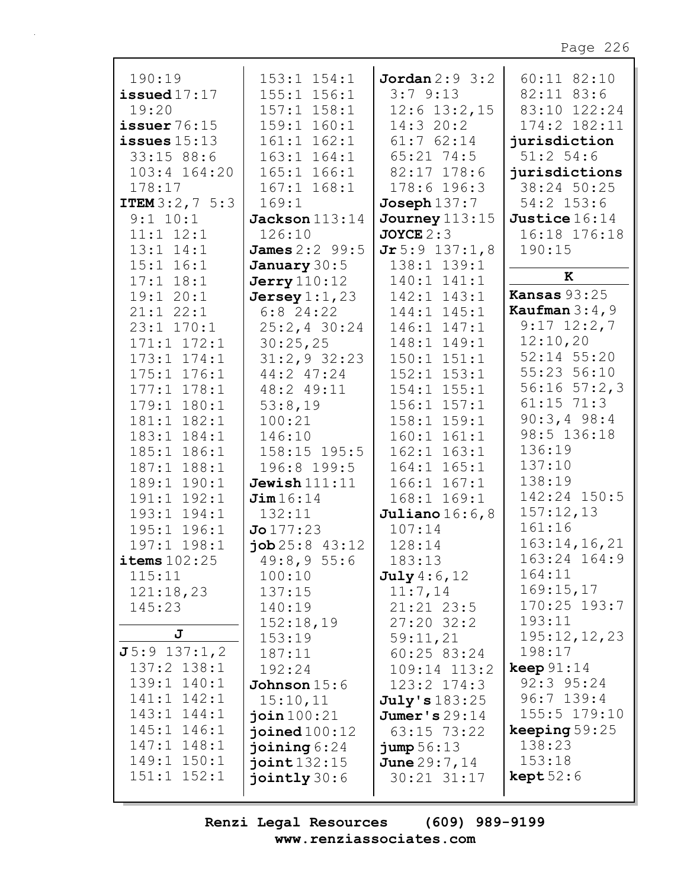190:19
**issued** 17:17
19:20
**issuer** 76:15
**issues** 15:13
33:15 88:6
103:4 164:20
178:17
**ITEM** 3:2,7 5:3
9:1 10:1
11:1 12:1
13:1 14:1
15:1 16:1
17:1 18:1
19:1 20:1
21:1 22:1
23:1 170:1
171:1 172:1
173:1 174:1
175:1 176:1
177:1 178:1
179:1 180:1
181:1 182:1
183:1 184:1
185:1 186:1
187:1 188:1
189:1 190:1
191:1 192:1
193:1 194:1
195:1 196:1
197:1 198:1
**items** 102:25
115:11
121:18,23
145:23

**J**

**J** 5:9 137:1,2
137:2 138:1
139:1 140:1
141:1 142:1
143:1 144:1
145:1 146:1
147:1 148:1
149:1 150:1
151:1 152:1
153:1 154:1
155:1 156:1
157:1 158:1
159:1 160:1
161:1 162:1
163:1 164:1
165:1 166:1
167:1 168:1
169:1
**Jackson** 113:14
126:10
**James** 2:2 99:5
**January** 30:5
**Jerry** 110:12
**Jersey** 1:1,23
6:8 24:22
25:2,4 30:24
30:25,25
31:2,9 32:23
44:2 47:24
48:2 49:11
53:8,19
100:21
146:10
158:15 195:5
196:8 199:5
**Jewish** 111:11
**Jim** 16:14
132:11
**Jo** 177:23
**job** 25:8 43:12
49:8,9 55:6
100:10
137:15
140:19
152:18,19
153:19
187:11
192:24
**Johnson** 15:6
15:10,11
**join** 100:21
**joined** 100:12
**joining** 6:24
**joint** 132:15
**jointly** 30:6
**Jordan** 2:9 3:2
3:7 9:13
12:6 13:2,15
14:3 20:2
61:7 62:14
65:21 74:5
82:17 178:6
178:6 196:3
**Joseph** 137:7
**Journey** 113:15
**JOYCE** 2:3
**Jr** 5:9 137:1,8
138:1 139:1
140:1 141:1
142:1 143:1
144:1 145:1
146:1 147:1
148:1 149:1
150:1 151:1
152:1 153:1
154:1 155:1
156:1 157:1
158:1 159:1
160:1 161:1
162:1 163:1
164:1 165:1
166:1 167:1
168:1 169:1
**Juliano** 16:6,8
107:14
128:14
183:13
**July** 4:6,12
11:7,14
21:21 23:5
27:20 32:2
59:11,21
60:25 83:24
109:14 113:2
123:2 174:3
**July's** 183:25
**Jumer's** 29:14
63:15 73:22
**jump** 56:13
**June** 29:7,14
30:21 31:17
60:11 82:10
82:11 83:6
83:10 122:24
174:2 182:11
**jurisdiction**
51:2 54:6
**jurisdictions**
38:24 50:25
54:2 153:6
**Justice** 16:14
16:18 176:18
190:15

**K**

**Kansas** 93:25
**Kaufman** 3:4,9
9:17 12:2,7
12:10,20
52:14 55:20
55:23 56:10
56:16 57:2,3
61:15 71:3
90:3,4 98:4
98:5 136:18
136:19
137:10
138:19
142:24 150:5
157:12,13
161:16
163:14,16,21
163:24 164:9
164:11
169:15,17
170:25 193:7
193:11
195:12,12,23
198:17
**keep** 91:14
92:3 95:24
96:7 139:4
155:5 179:10
**keeping** 59:25
138:23
153:18
**kept** 52:6

**Renzi Legal Resources (609) 989-9199**
**www.renziassociates.com**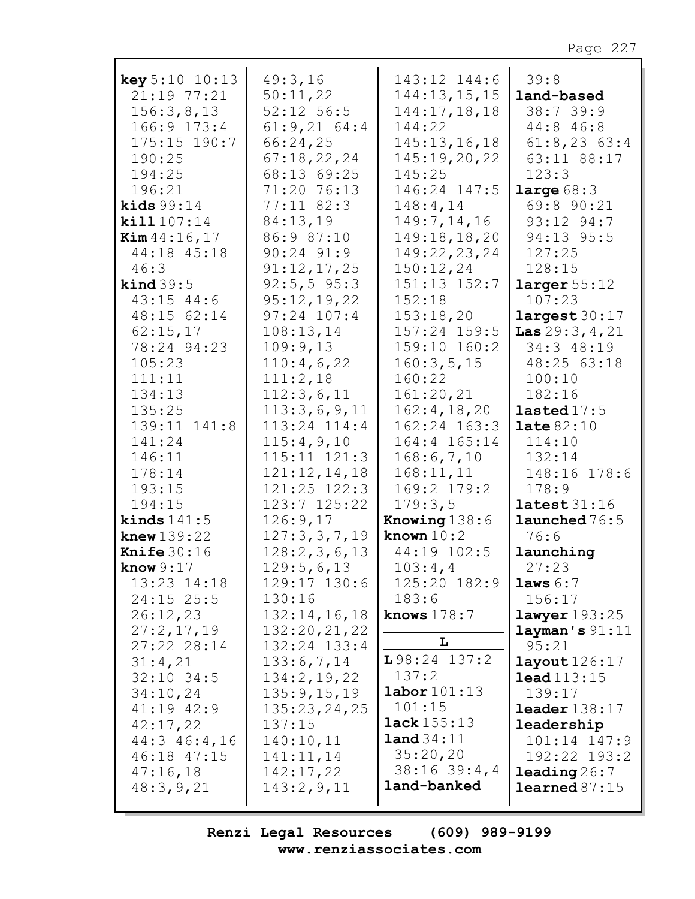**key** 5:10 10:13 21:19 77:21 156:3,8,13 166:9 173:4 175:15 190:7 190:25 194:25 196:21
**kids** 99:14
**kill** 107:14
**Kim** 44:16,17 44:18 45:18 46:3
**kind** 39:5 43:15 44:6 48:15 62:14 62:15,17 78:24 94:23 105:23 111:11 134:13 135:25 139:11 141:8 141:24 146:11 178:14 193:15 194:15
**kinds** 141:5
**knew** 139:22
**Knife** 30:16
**know** 9:17 13:23 14:18 24:15 25:5 26:12,23 27:2,17,19 27:22 28:14 31:4,21 32:10 34:5 34:10,24 41:19 42:9 42:17,22 44:3 46:4,16 46:18 47:15 47:16,18 48:3,9,21 49:3,16 50:11,22 52:12 56:5 61:9,21 64:4 66:24,25 67:18,22,24 68:13 69:25 71:20 76:13 77:11 82:3 84:13,19 86:9 87:10 90:24 91:9 91:12,17,25 92:5,5 95:3 95:12,19,22 97:24 107:4 108:13,14 109:9,13 110:4,6,22 111:2,18 112:3,6,11 113:3,6,9,11 113:24 114:4 115:4,9,10 115:11 121:3 121:12,14,18 121:25 122:3 123:7 125:22 126:9,17 127:3,3,7,19 128:2,3,6,13 129:5,6,13 129:17 130:6 130:16 132:14,16,18 132:20,21,22 132:24 133:4 133:6,7,14 134:2,19,22 135:9,15,19 135:23,24,25 137:15 140:10,11 141:11,14 142:17,22 143:2,9,11 143:12 144:6 144:13,15,15 144:17,18,18 144:22 145:13,16,18 145:19,20,22 145:25 146:24 147:5 148:4,14 149:7,14,16 149:18,18,20 149:22,23,24 150:12,24 151:13 152:7 152:18 153:18,20 157:24 159:5 159:10 160:2 160:3,5,15 160:22 161:20,21 162:4,18,20 162:24 163:3 164:4 165:14 168:6,7,10 168:11,11 169:2 179:2 179:3,5
**Knowing** 138:6
**known** 10:2 44:19 102:5 103:4,4 125:20 182:9 183:6
**knows** 178:7

## L

**L** 98:24 137:2 137:2
**labor** 101:13 101:15
**lack** 155:13
**land** 34:11 35:20,20 38:16 39:4,4 39:8
**land-banked**
**land-based** 38:7 39:9 44:8 46:8 61:8,23 63:4 63:11 88:17 123:3
**large** 68:3 69:8 90:21 93:12 94:7 94:13 95:5 127:25 128:15
**larger** 55:12 107:23
**largest** 30:17
**Las** 29:3,4,21 34:3 48:19 48:25 63:18 100:10 182:16
**lasted** 17:5
**late** 82:10 114:10 132:14 148:16 178:6 178:9
**latest** 31:16
**launched** 76:5 76:6
**launching** 27:23
**laws** 6:7 156:17
**lawyer** 193:25
**layman's** 91:11 95:21
**layout** 126:17
**lead** 113:15 139:17
**leader** 138:17
**leadership** 101:14 147:9 192:22 193:2
**leading** 26:7
**learned** 87:15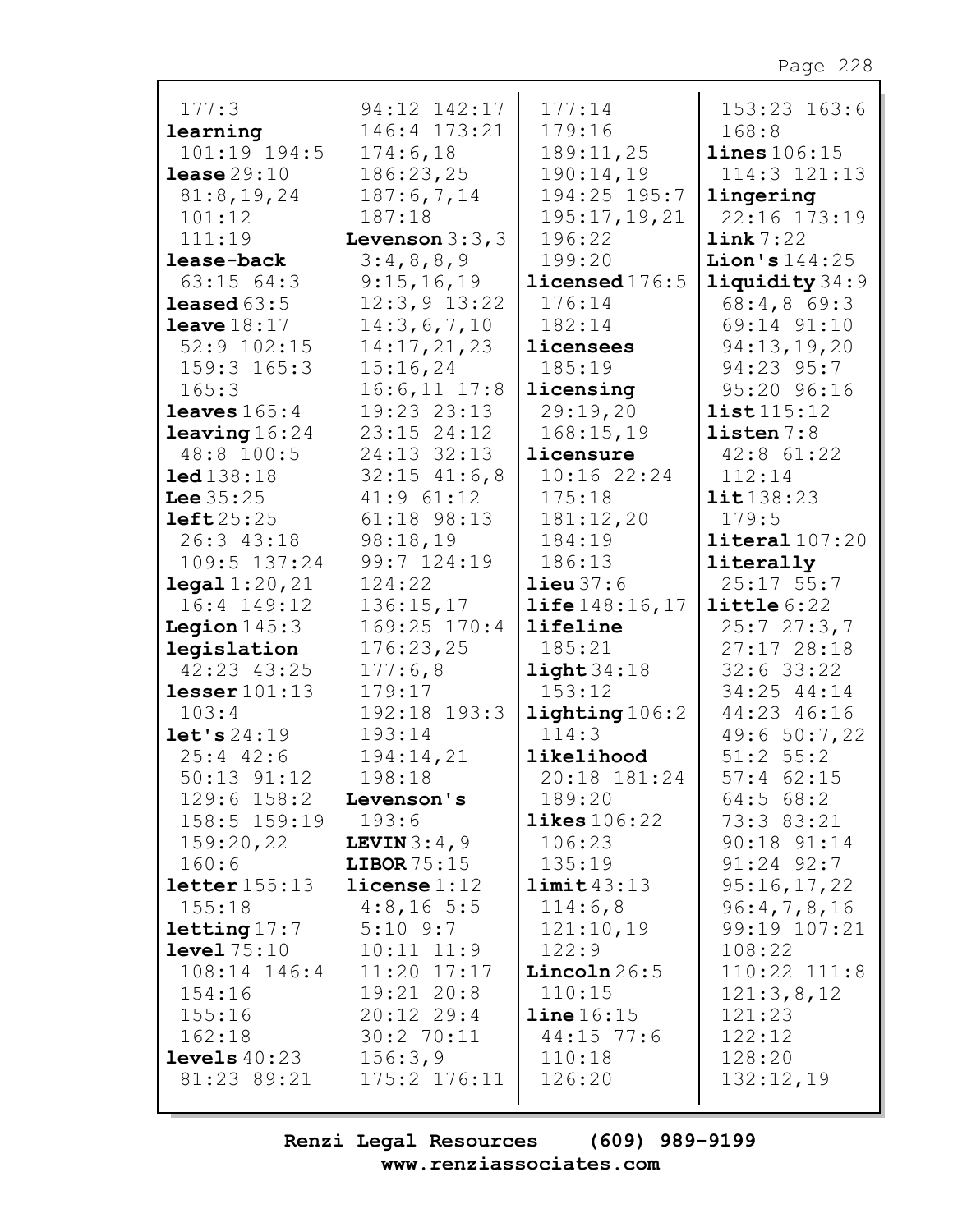177:3
**learning** 101:19 194:5
**lease** 29:10 81:8,19,24 101:12 111:19
**lease-back** 63:15 64:3
**leased** 63:5
**leave** 18:17 52:9 102:15 159:3 165:3 165:3
**leaves** 165:4
**leaving** 16:24 48:8 100:5
**led** 138:18
**Lee** 35:25
**left** 25:25 26:3 43:18 109:5 137:24
**legal** 1:20,21 16:4 149:12
**Legion** 145:3
**legislation** 42:23 43:25
**lesser** 101:13 103:4
**let's** 24:19 25:4 42:6 50:13 91:12 129:6 158:2 158:5 159:19 159:20,22 160:6
**letter** 155:13 155:18
**letting** 17:7
**level** 75:10 108:14 146:4 154:16 155:16 162:18
**levels** 40:23 81:23 89:21 94:12 142:17 146:4 173:21 174:6,18 186:23,25 187:6,7,14 187:18
**Levenson** 3:3,3 3:4,8,8,9 9:15,16,19 12:3,9 13:22 14:3,6,7,10 14:17,21,23 15:16,24 16:6,11 17:8 19:23 23:13 23:15 24:12 24:13 32:13 32:15 41:6,8 41:9 61:12 61:18 98:13 98:18,19 99:7 124:19 124:22 136:15,17 169:25 170:4 176:23,25 177:6,8 179:17 192:18 193:3 193:14 194:14,21 198:18
**Levenson's** 193:6
**LEVIN** 3:4,9
**LIBOR** 75:15
**license** 1:12 4:8,16 5:5 5:10 9:7 10:11 11:9 11:20 17:17 19:21 20:8 20:12 29:4 30:2 70:11 156:3,9 175:2 176:11 177:14 179:16 189:11,25 190:14,19 194:25 195:7 195:17,19,21 196:22 199:20
**licensed** 176:5 176:14 182:14
**licensees** 185:19
**licensing** 29:19,20 168:15,19
**licensure** 10:16 22:24 175:18 181:12,20 184:19 186:13
**lieu** 37:6
**life** 148:16,17
**lifeline** 185:21
**light** 34:18 153:12
**lighting** 106:2 114:3
**likelihood** 20:18 181:24 189:20
**likes** 106:22 106:23 135:19
**limit** 43:13 114:6,8 121:10,19 122:9
**Lincoln** 26:5 110:15
**line** 16:15 44:15 77:6 110:18 126:20 153:23 163:6 168:8
**lines** 106:15 114:3 121:13
**lingering** 22:16 173:19
**link** 7:22
**Lion's** 144:25
**liquidity** 34:9 68:4,8 69:3 69:14 91:10 94:13,19,20 94:23 95:7 95:20 96:16
**list** 115:12
**listen** 7:8 42:8 61:22 112:14
**lit** 138:23 179:5
**literal** 107:20
**literally** 25:17 55:7
**little** 6:22 25:7 27:3,7 27:17 28:18 32:6 33:22 34:25 44:14 44:23 46:16 49:6 50:7,22 51:2 55:2 57:4 62:15 64:5 68:2 73:3 83:21 90:18 91:14 91:24 92:7 95:16,17,22 96:4,7,8,16 99:19 107:21 108:22 110:22 111:8 121:3,8,12 121:23 122:12 128:20 132:12,19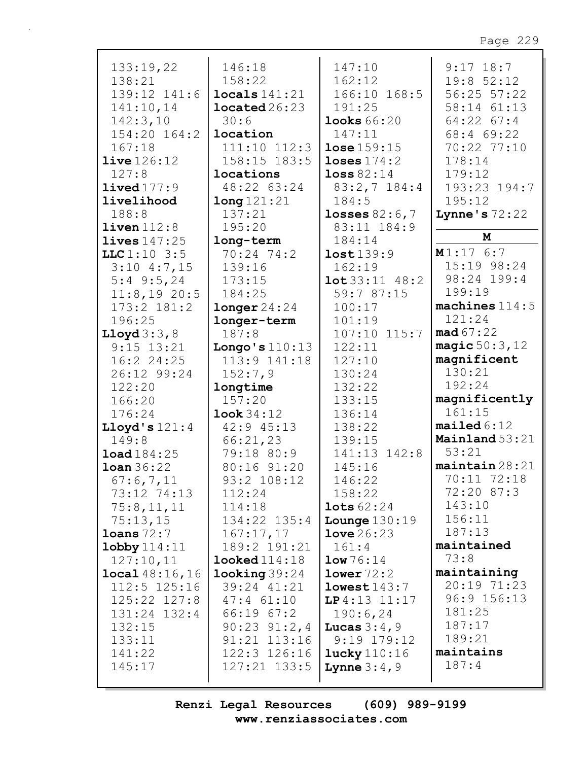133:19,22 138:21 139:12 141:6 141:10,14 142:3,10 154:20 164:2 167:18
**live** 126:12 127:8
**lived** 177:9
**livelihood** 188:8
**liven** 112:8
**lives** 147:25
**LLC** 1:10 3:5 3:10 4:7,15 5:4 9:5,24 11:8,19 20:5 173:2 181:2 196:25
**Lloyd** 3:3,8 9:15 13:21 16:2 24:25 26:12 99:24 122:20 166:20 176:24
**Lloyd's** 121:4 149:8
**load** 184:25
**loan** 36:22 67:6,7,11 73:12 74:13 75:8,11,11 75:13,15
**loans** 72:7
**lobby** 114:11 127:10,11
**local** 48:16,16 112:5 125:16 125:22 127:8 131:24 132:4 132:15 133:11 141:22 145:17 146:18 158:22
**locals** 141:21
**located** 26:23 30:6
**location** 111:10 112:3 158:15 183:5
**locations** 48:22 63:24
**long** 121:21 137:21 195:20
**long-term** 70:24 74:2 139:16 173:15 184:25
**longer** 24:24
**longer-term** 187:8
**Longo's** 110:13 113:9 141:18 152:7,9
**longtime** 157:20
**look** 34:12 42:9 45:13 66:21,23 79:18 80:9 80:16 91:20 93:2 108:12 112:24 114:18 134:22 135:4 167:17,17 189:2 191:21
**looked** 114:18
**looking** 39:24 39:24 41:21 47:4 61:10 66:19 67:2 90:23 91:2,4 91:21 113:16 122:3 126:16 127:21 133:5 147:10 162:12 166:10 168:5 191:25
**looks** 66:20 147:11
**lose** 159:15
**loses** 174:2
**loss** 82:14 83:2,7 184:4 184:5
**losses** 82:6,7 83:11 184:9 184:14
**lost** 139:9 162:19
**lot** 33:11 48:2 59:7 87:15 100:17 101:19 107:10 115:7 122:11 127:10 130:24 132:22 133:15 136:14 138:22 139:15 141:13 142:8 145:16 146:22 158:22
**lots** 62:24
**Lounge** 130:19
**love** 26:23 161:4
**low** 76:14
**lower** 72:2
**lowest** 143:7
**LP** 4:13 11:17 190:6,24
**Lucas** 3:4,9 9:19 179:12
**lucky** 110:16
**Lynne** 3:4,9 9:17 18:7 19:8 52:12 56:25 57:22 58:14 61:13 64:22 67:4 68:4 69:22 70:22 77:10 178:14 179:12 193:23 194:7 195:12
**Lynne's** 72:22

## M

**M** 1:17 6:7 15:19 98:24 98:24 199:4 199:19
**machines** 114:5 121:24
**mad** 67:22
**magic** 50:3,12
**magnificent** 130:21 192:24
**magnificently** 161:15
**mailed** 6:12
**Mainland** 53:21 53:21
**maintain** 28:21 70:11 72:18 72:20 87:3 143:10 156:11 187:13
**maintained** 73:8
**maintaining** 20:19 71:23 96:9 156:13 181:25 187:17 189:21
**maintains** 187:4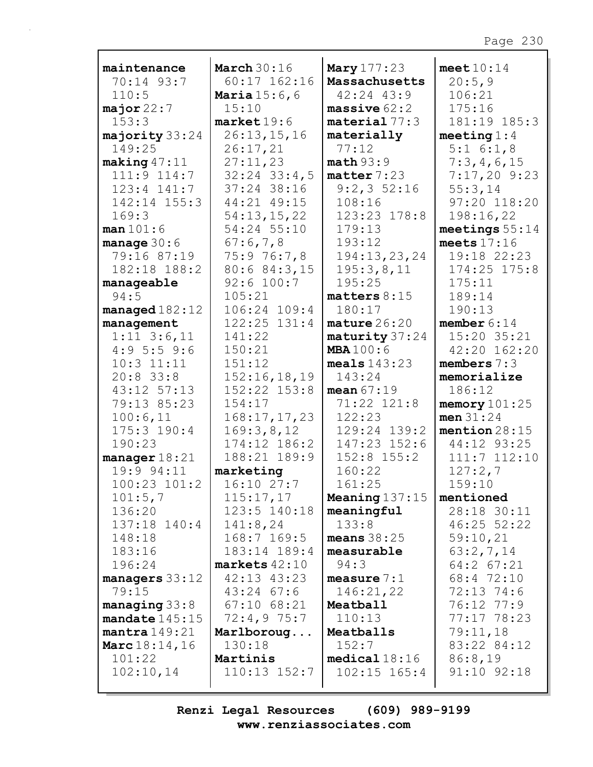**maintenance** 70:14 93:7 110:5
**major** 22:7 153:3
**majority** 33:24 149:25
**making** 47:11 111:9 114:7 123:4 141:7 142:14 155:3 169:3
**man** 101:6
**manage** 30:6 79:16 87:19 182:18 188:2
**manageable** 94:5
**managed** 182:12
**management** 1:11 3:6,11 4:9 5:5 9:6 10:3 11:11 20:8 33:8 43:12 57:13 79:13 85:23 100:6,11 175:3 190:4 190:23
**manager** 18:21 19:9 94:11 100:23 101:2 101:5,7 136:20 137:18 140:4 148:18 183:16 196:24
**managers** 33:12 79:15
**managing** 33:8
**mandate** 145:15
**mantra** 149:21
**Marc** 18:14,16 101:22 102:10,14
**March** 30:16 60:17 162:16
**Maria** 15:6,6 15:10
**market** 19:6 26:13,15,16 26:17,21 27:11,23 32:24 33:4,5 37:24 38:16 44:21 49:15 54:13,15,22 54:24 55:10 67:6,7,8 75:9 76:7,8 80:6 84:3,15 92:6 100:7 105:21 106:24 109:4 122:25 131:4 141:22 150:21 151:12 152:16,18,19 152:22 153:8 154:17 168:17,17,23 169:3,8,12 174:12 186:2 188:21 189:9
**marketing** 16:10 27:7 115:17,17 123:5 140:18 141:8,24 168:7 169:5 183:14 189:4
**markets** 42:10 42:13 43:23 43:24 67:6 67:10 68:21 72:4,9 75:7
**Marlboroug...** 130:18
**Martinis** 110:13 152:7
**Mary** 177:23
**Massachusetts** 42:24 43:9
**massive** 62:2
**material** 77:3
**materially** 77:12
**math** 93:9
**matter** 7:23 9:2,3 52:16 108:16 123:23 178:8 179:13 193:12 194:13,23,24 195:3,8,11 195:25
**matters** 8:15 180:17
**mature** 26:20
**maturity** 37:24
**MBA** 100:6
**meals** 143:23 143:24
**mean** 67:19 71:22 121:8 122:23 129:24 139:2 147:23 152:6 152:8 155:2 160:22 161:25
**Meaning** 137:15
**meaningful** 133:8
**means** 38:25
**measurable** 94:3
**measure** 7:1 146:21,22
**Meatball** 110:13
**Meatballs** 152:7
**medical** 18:16 102:15 165:4
**meet** 10:14 20:5,9 106:21 175:16 181:19 185:3
**meeting** 1:4 5:1 6:1,8 7:3,4,6,15 7:17,20 9:23 55:3,14 97:20 118:20 198:16,22
**meetings** 55:14
**meets** 17:16 19:18 22:23 174:25 175:8 175:11 189:14 190:13
**member** 6:14 15:20 35:21 42:20 162:20
**members** 7:3
**memorialize** 186:12
**memory** 101:25
**men** 31:24
**mention** 28:15 44:12 93:25 111:7 112:10 127:2,7 159:10
**mentioned** 28:18 30:11 46:25 52:22 59:10,21 63:2,7,14 64:2 67:21 68:4 72:10 72:13 74:6 76:12 77:9 77:17 78:23 79:11,18 83:22 84:12 86:8,19 91:10 92:18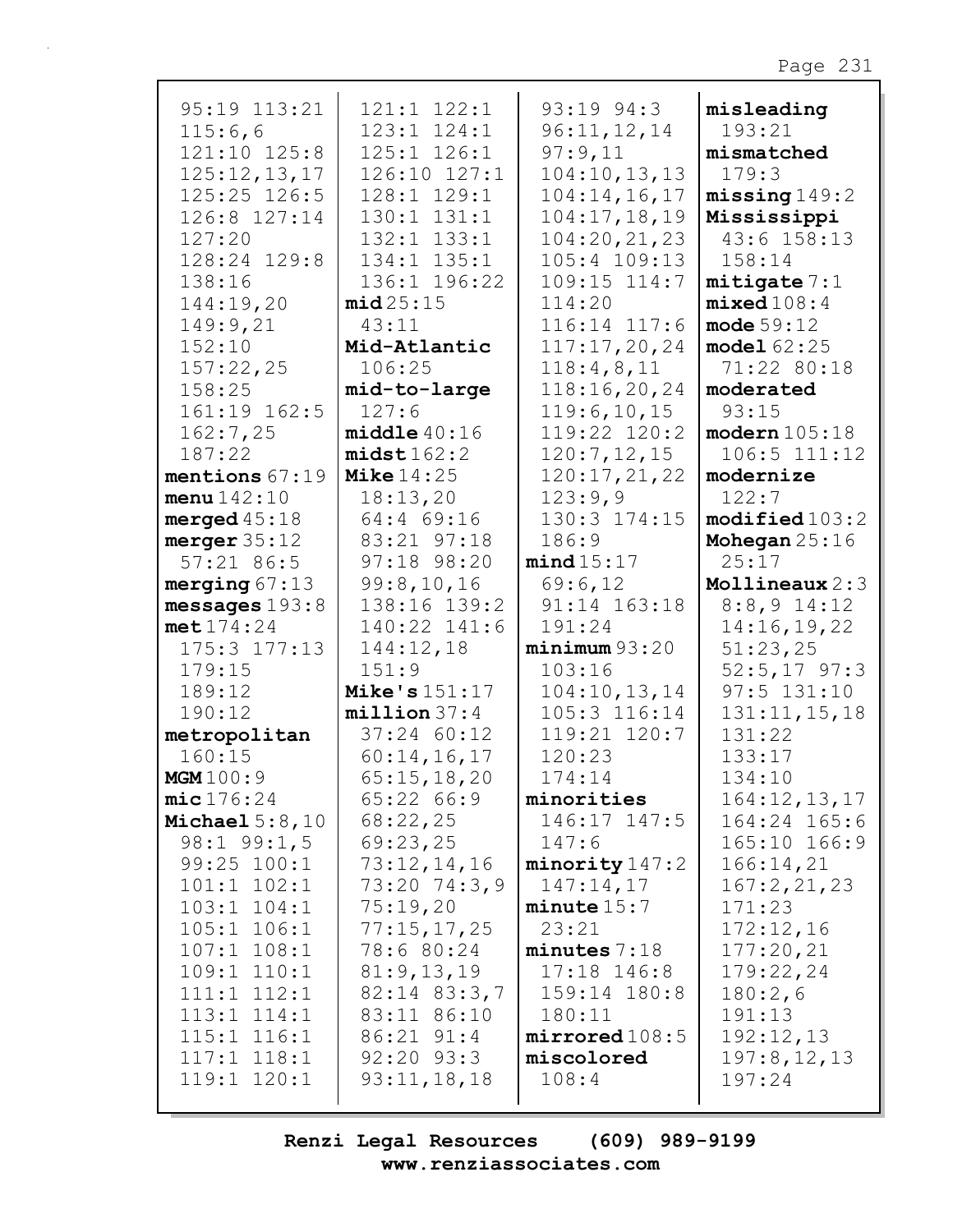95:19 113:21
115:6,6
121:10 125:8
125:12,13,17
125:25 126:5
126:8 127:14
127:20
128:24 129:8
138:16
144:19,20
149:9,21
152:10
157:22,25
158:25
161:19 162:5
162:7,25
187:22

**mentions** 67:19

**menu** 142:10

**merged** 45:18

**merger** 35:12
57:21 86:5

**merging** 67:13

**messages** 193:8

**met** 174:24
175:3 177:13
179:15
189:12
190:12

**metropolitan**
160:15

**MGM** 100:9

**mic** 176:24

**Michael** 5:8,10
98:1 99:1,5
99:25 100:1
101:1 102:1
103:1 104:1
105:1 106:1
107:1 108:1
109:1 110:1
111:1 112:1
113:1 114:1
115:1 116:1
117:1 118:1
119:1 120:1
121:1 122:1
123:1 124:1
125:1 126:1
126:10 127:1
128:1 129:1
130:1 131:1
132:1 133:1
134:1 135:1
136:1 196:22

**mid** 25:15
43:11

**Mid-Atlantic**
106:25

**mid-to-large**
127:6

**middle** 40:16

**midst** 162:2

**Mike** 14:25
18:13,20
64:4 69:16
83:21 97:18
97:18 98:20
99:8,10,16
138:16 139:2
140:22 141:6
144:12,18
151:9

**Mike's** 151:17

**million** 37:4
37:24 60:12
60:14,16,17
65:15,18,20
65:22 66:9
68:22,25
69:23,25
73:12,14,16
73:20 74:3,9
75:19,20
77:15,17,25
78:6 80:24
81:9,13,19
82:14 83:3,7
83:11 86:10
86:21 91:4
92:20 93:3
93:11,18,18
93:19 94:3
96:11,12,14
97:9,11
104:10,13,13
104:14,16,17
104:17,18,19
104:20,21,23
105:4 109:13
109:15 114:7
114:20
116:14 117:6
117:17,20,24
118:4,8,11
118:16,20,24
119:6,10,15
119:22 120:2
120:7,12,15
120:17,21,22
123:9,9
130:3 174:15
186:9

**mind** 15:17
69:6,12
91:14 163:18
191:24

**minimum** 93:20
103:16
104:10,13,14
105:3 116:14
119:21 120:7
120:23
174:14

**minorities**
146:17 147:5
147:6

**minority** 147:2
147:14,17

**minute** 15:7
23:21

**minutes** 7:18
17:18 146:8
159:14 180:8
180:11

**mirrored** 108:5

**miscolored**
108:4

**misleading**
193:21

**mismatched**
179:3

**missing** 149:2

**Mississippi**
43:6 158:13
158:14

**mitigate** 7:1

**mixed** 108:4

**mode** 59:12

**model** 62:25
71:22 80:18

**moderated**
93:15

**modern** 105:18
106:5 111:12

**modernize**
122:7

**modified** 103:2

**Mohegan** 25:16
25:17

**Mollineaux** 2:3
8:8,9 14:12
14:16,19,22
51:23,25
52:5,17 97:3
97:5 131:10
131:11,15,18
131:22
133:17
134:10
164:12,13,17
164:24 165:6
165:10 166:9
166:14,21
167:2,21,23
171:23
172:12,16
177:20,21
179:22,24
180:2,6
191:13
192:12,13
197:8,12,13
197:24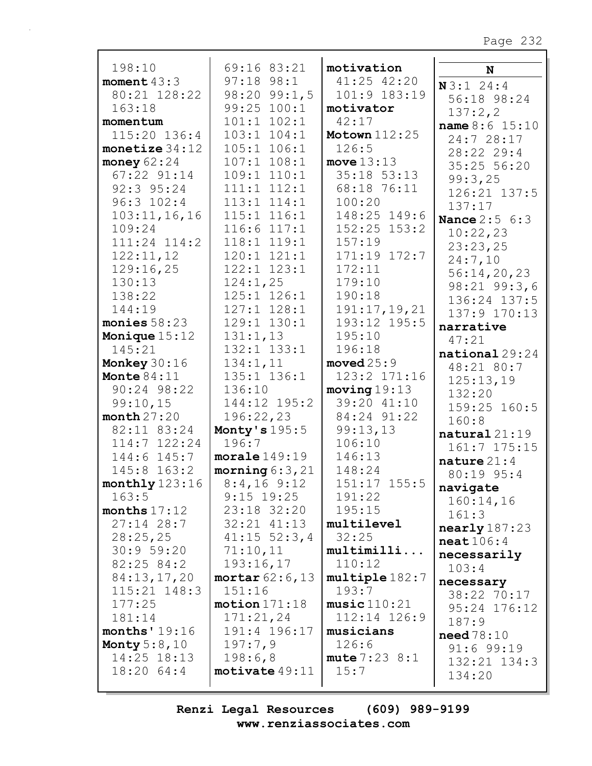198:10
**moment** 43:3
80:21 128:22
163:18
**momentum**
115:20 136:4
**monetize** 34:12
**money** 62:24
67:22 91:14
92:3 95:24
96:3 102:4
103:11,16,16
109:24
111:24 114:2
122:11,12
129:16,25
130:13
138:22
144:19
**monies** 58:23
**Monique** 15:12
145:21
**Monkey** 30:16
**Monte** 84:11
90:24 98:22
99:10,15
**month** 27:20
82:11 83:24
114:7 122:24
144:6 145:7
145:8 163:2
**monthly** 123:16
163:5
**months** 17:12
27:14 28:7
28:25,25
30:9 59:20
82:25 84:2
84:13,17,20
115:21 148:3
177:25
181:14
**months'** 19:16
**Monty** 5:8,10
14:25 18:13
18:20 64:4
69:16 83:21
97:18 98:1
98:20 99:1,5
99:25 100:1
101:1 102:1
103:1 104:1
105:1 106:1
107:1 108:1
109:1 110:1
111:1 112:1
113:1 114:1
115:1 116:1
116:6 117:1
118:1 119:1
120:1 121:1
122:1 123:1
124:1,25
125:1 126:1
127:1 128:1
129:1 130:1
131:1,13
132:1 133:1
134:1,11
135:1 136:1
136:10
144:12 195:2
196:22,23
**Monty's** 195:5
196:7
**morale** 149:19
**morning** 6:3,21
8:4,16 9:12
9:15 19:25
23:18 32:20
32:21 41:13
41:15 52:3,4
71:10,11
193:16,17
**mortar** 62:6,13
151:16
**motion** 171:18
171:21,24
191:4 196:17
197:7,9
198:6,8
**motivate** 49:11
**motivation**
41:25 42:20
101:9 183:19
**motivator**
42:17
**Motown** 112:25
126:5
**move** 13:13
35:18 53:13
68:18 76:11
100:20
148:25 149:6
152:25 153:2
157:19
171:19 172:7
172:11
179:10
190:18
191:17,19,21
193:12 195:5
195:10
196:18
**moved** 25:9
123:2 171:16
**moving** 19:13
39:20 41:10
84:24 91:22
99:13,13
106:10
146:13
148:24
151:17 155:5
191:22
195:15
**multilevel**
32:25
**multimilli...**
110:12
**multiple** 182:7
193:7
**music** 110:21
112:14 126:9
**musicians**
126:6
**mute** 7:23 8:1
15:7

**N**

**N** 3:1 24:4
56:18 98:24
137:2,2
**name** 8:6 15:10
24:7 28:17
28:22 29:4
35:25 56:20
99:3,25
126:21 137:5
137:17
**Nance** 2:5 6:3
10:22,23
23:23,25
24:7,10
56:14,20,23
98:21 99:3,6
136:24 137:5
137:9 170:13
**narrative**
47:21
**national** 29:24
48:21 80:7
125:13,19
132:20
159:25 160:5
160:8
**natural** 21:19
161:7 175:15
**nature** 21:4
80:19 95:4
**navigate**
160:14,16
161:3
**nearly** 187:23
**neat** 106:4
**necessarily**
103:4
**necessary**
38:22 70:17
95:24 176:12
187:9
**need** 78:10
91:6 99:19
132:21 134:3
134:20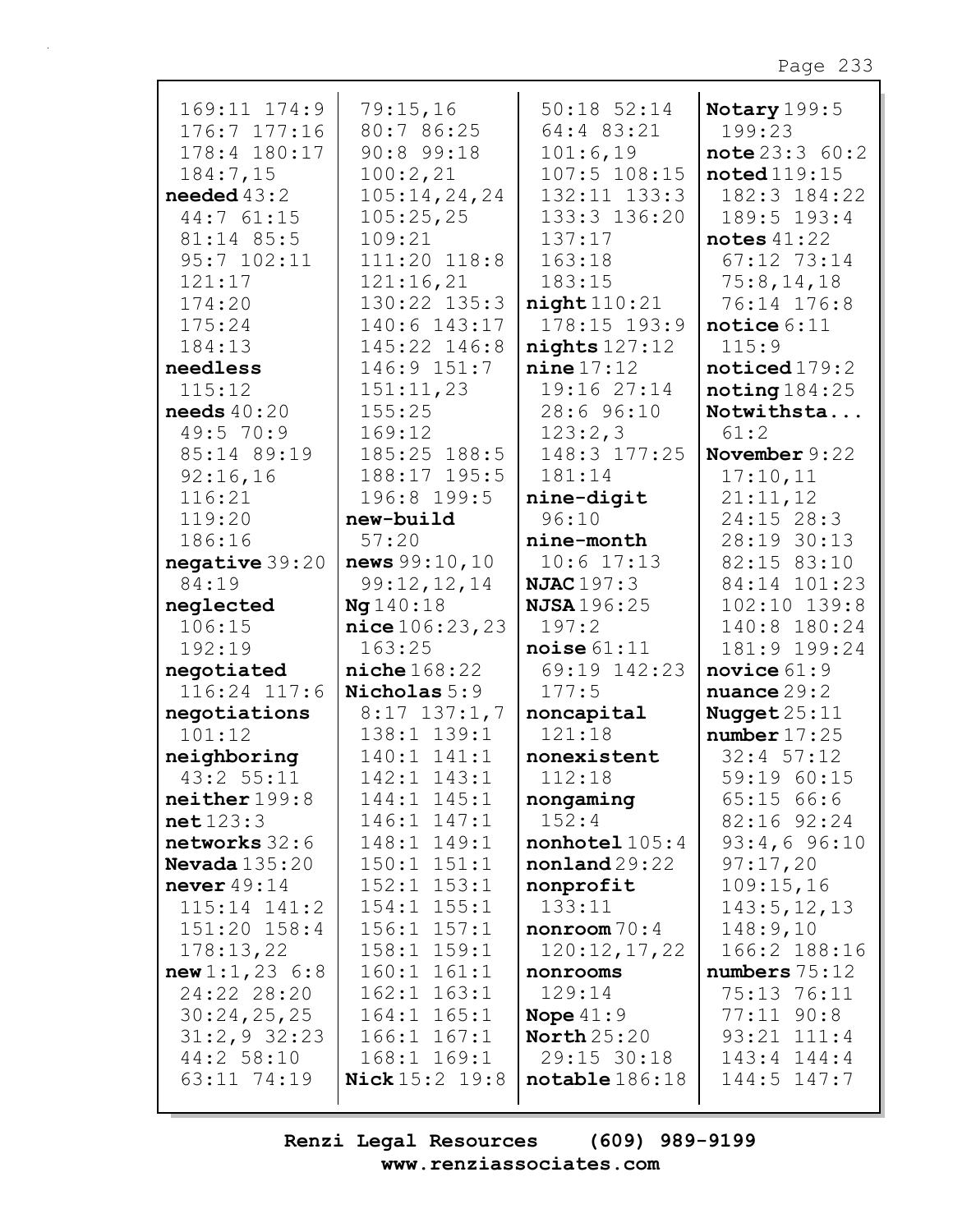169:11 174:9
176:7 177:16
178:4 180:17
184:7,15
**needed** 43:2
44:7 61:15
81:14 85:5
95:7 102:11
121:17
174:20
175:24
184:13
**needless**
115:12
**needs** 40:20
49:5 70:9
85:14 89:19
92:16,16
116:21
119:20
186:16
**negative** 39:20
84:19
**neglected**
106:15
192:19
**negotiated**
116:24 117:6
**negotiations**
101:12
**neighboring**
43:2 55:11
**neither** 199:8
**net** 123:3
**networks** 32:6
**Nevada** 135:20
**never** 49:14
115:14 141:2
151:20 158:4
178:13,22
**new** 1:1,23 6:8
24:22 28:20
30:24,25,25
31:2,9 32:23
44:2 58:10
63:11 74:19
79:15,16
80:7 86:25
90:8 99:18
100:2,21
105:14,24,24
105:25,25
109:21
111:20 118:8
121:16,21
130:22 135:3
140:6 143:17
145:22 146:8
146:9 151:7
151:11,23
155:25
169:12
185:25 188:5
188:17 195:5
196:8 199:5
**new-build**
57:20
**news** 99:10,10
99:12,12,14
**Ng** 140:18
**nice** 106:23,23
163:25
**niche** 168:22
**Nicholas** 5:9
8:17 137:1,7
138:1 139:1
140:1 141:1
142:1 143:1
144:1 145:1
146:1 147:1
148:1 149:1
150:1 151:1
152:1 153:1
154:1 155:1
156:1 157:1
158:1 159:1
160:1 161:1
162:1 163:1
164:1 165:1
166:1 167:1
168:1 169:1
**Nick** 15:2 19:8
50:18 52:14
64:4 83:21
101:6,19
107:5 108:15
132:11 133:3
133:3 136:20
137:17
163:18
183:15
**night** 110:21
178:15 193:9
**nights** 127:12
**nine** 17:12
19:16 27:14
28:6 96:10
123:2,3
148:3 177:25
181:14
**nine-digit**
96:10
**nine-month**
10:6 17:13
**NJAC** 197:3
**NJSA** 196:25
197:2
**noise** 61:11
69:19 142:23
177:5
**noncapital**
121:18
**nonexistent**
112:18
**nongaming**
152:4
**nonhotel** 105:4
**nonland** 29:22
**nonprofit**
133:11
**nonroom** 70:4
120:12,17,22
**nonrooms**
129:14
**Nope** 41:9
**North** 25:20
29:15 30:18
**notable** 186:18
**Notary** 199:5
199:23
**note** 23:3 60:2
**noted** 119:15
182:3 184:22
189:5 193:4
**notes** 41:22
67:12 73:14
75:8,14,18
76:14 176:8
**notice** 6:11
115:9
**noticed** 179:2
**noting** 184:25
**Notwithsta...**
61:2
**November** 9:22
17:10,11
21:11,12
24:15 28:3
28:19 30:13
82:15 83:10
84:14 101:23
102:10 139:8
140:8 180:24
181:9 199:24
**novice** 61:9
**nuance** 29:2
**Nugget** 25:11
**number** 17:25
32:4 57:12
59:19 60:15
65:15 66:6
82:16 92:24
93:4,6 96:10
97:17,20
109:15,16
143:5,12,13
148:9,10
166:2 188:16
**numbers** 75:12
75:13 76:11
77:11 90:8
93:21 111:4
143:4 144:4
144:5 147:7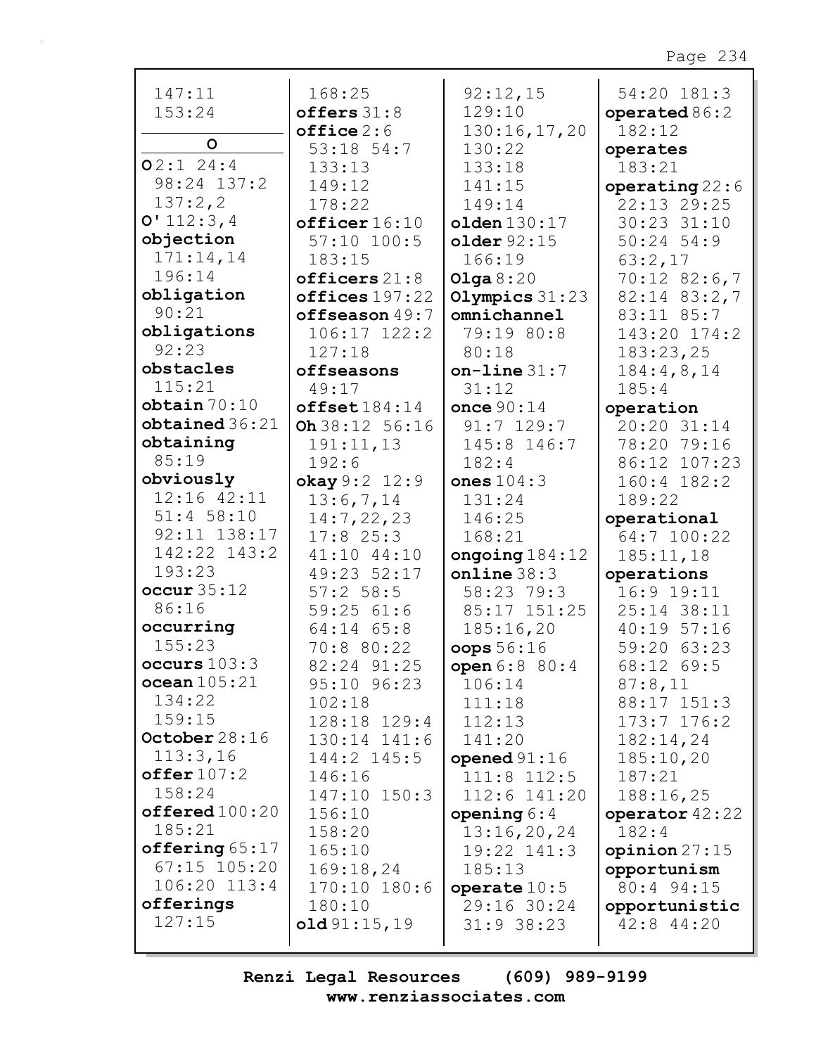147:11
153:24

**O**

**O** 2:1 24:4 98:24 137:2 137:2,2
**O'** 112:3,4
**objection** 171:14,14 196:14
**obligation** 90:21
**obligations** 92:23
**obstacles** 115:21
**obtain** 70:10
**obtained** 36:21
**obtaining** 85:19
**obviously** 12:16 42:11 51:4 58:10 92:11 138:17 142:22 143:2 193:23
**occur** 35:12 86:16
**occurring** 155:23
**occurs** 103:3
**ocean** 105:21 134:22 159:15
**October** 28:16 113:3,16
**offer** 107:2 158:24
**offered** 100:20 185:21
**offering** 65:17 67:15 105:20 106:20 113:4
**offerings** 127:15 168:25
**offers** 31:8
**office** 2:6 53:18 54:7 133:13 149:12 178:22
**officer** 16:10 57:10 100:5 183:15
**officers** 21:8
**offices** 197:22
**offseason** 49:7 106:17 122:2 127:18
**offseasons** 49:17
**offset** 184:14
**Oh** 38:12 56:16 191:11,13 192:6
**okay** 9:2 12:9 13:6,7,14 14:7,22,23 17:8 25:3 41:10 44:10 49:23 52:17 57:2 58:5 59:25 61:6 64:14 65:8 70:8 80:22 82:24 91:25 95:10 96:23 102:18 128:18 129:4 130:14 141:6 144:2 145:5 146:16 147:10 150:3 156:10 158:20 165:10 169:18,24 170:10 180:6 180:10
**old** 91:15,19 92:12,15 129:10 130:16,17,20 130:22 133:18 141:15 149:14
**olden** 130:17
**older** 92:15 166:19
**Olga** 8:20
**Olympics** 31:23
**omnichannel** 79:19 80:8 80:18
**on-line** 31:7 31:12
**once** 90:14 91:7 129:7 145:8 146:7 182:4
**ones** 104:3 131:24 146:25 168:21
**ongoing** 184:12
**online** 38:3 58:23 79:3 85:17 151:25 185:16,20
**oops** 56:16
**open** 6:8 80:4 106:14 111:18 112:13 141:20
**opened** 91:16 111:8 112:5 112:6 141:20
**opening** 6:4 13:16,20,24 19:22 141:3 185:13
**operate** 10:5 29:16 30:24 31:9 38:23 54:20 181:3
**operated** 86:2 182:12
**operates** 183:21
**operating** 22:6 22:13 29:25 30:23 31:10 50:24 54:9 63:2,17 70:12 82:6,7 82:14 83:2,7 83:11 85:7 143:20 174:2 183:23,25 184:4,8,14 185:4
**operation** 20:20 31:14 78:20 79:16 86:12 107:23 160:4 182:2 189:22
**operational** 64:7 100:22 185:11,18
**operations** 16:9 19:11 25:14 38:11 40:19 57:16 59:20 63:23 68:12 69:5 87:8,11 88:17 151:3 173:7 176:2 182:14,24 185:10,20 187:21 188:16,25
**operator** 42:22 182:4
**opinion** 27:15
**opportunism** 80:4 94:15
**opportunistic** 42:8 44:20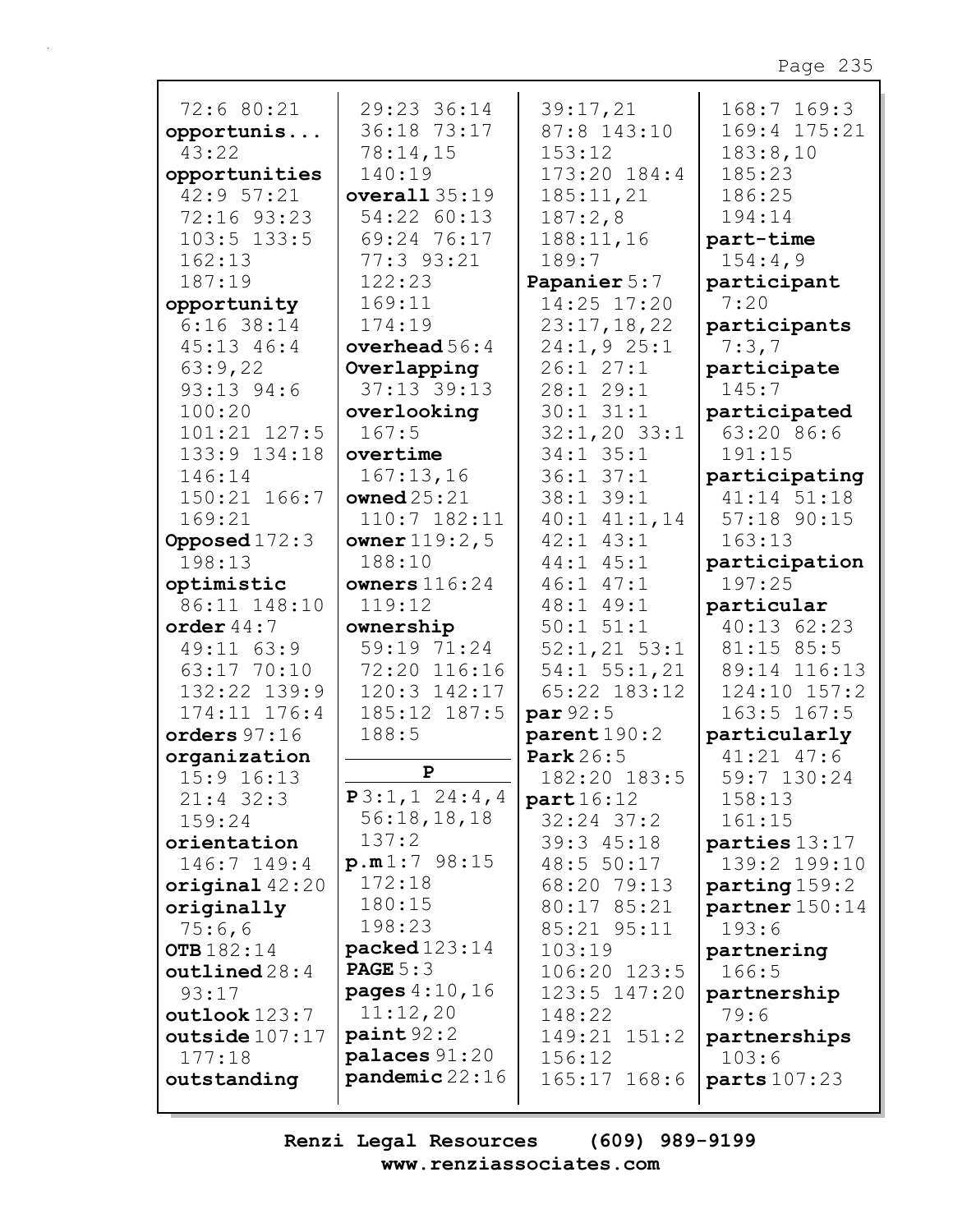72:6 80:21
**opportunis...** 43:22
**opportunities** 42:9 57:21 72:16 93:23 103:5 133:5 162:13 187:19
**opportunity** 6:16 38:14 45:13 46:4 63:9,22 93:13 94:6 100:20 101:21 127:5 133:9 134:18 146:14 150:21 166:7 169:21
**Opposed** 172:3 198:13
**optimistic** 86:11 148:10
**order** 44:7 49:11 63:9 63:17 70:10 132:22 139:9 174:11 176:4
**orders** 97:16
**organization** 15:9 16:13 21:4 32:3 159:24
**orientation** 146:7 149:4
**original** 42:20
**originally** 75:6,6
**OTB** 182:14
**outlined** 28:4 93:17
**outlook** 123:7
**outside** 107:17 177:18
**outstanding** 29:23 36:14 36:18 73:17 78:14,15 140:19
**overall** 35:19 54:22 60:13 69:24 76:17 77:3 93:21 122:23 169:11 174:19
**overhead** 56:4
**Overlapping** 37:13 39:13
**overlooking** 167:5
**overtime** 167:13,16
**owned** 25:21 110:7 182:11
**owner** 119:2,5 188:10
**owners** 116:24 119:12
**ownership** 59:19 71:24 72:20 116:16 120:3 142:17 185:12 187:5 188:5

**P**

**P** 3:1,1 24:4,4 56:18,18,18 137:2
**p.m** 1:7 98:15 172:18 180:15 198:23
**packed** 123:14
**PAGE** 5:3
**pages** 4:10,16 11:12,20
**paint** 92:2
**palaces** 91:20
**pandemic** 22:16 39:17,21 87:8 143:10 153:12 173:20 184:4 185:11,21 187:2,8 188:11,16 189:7
**Papanier** 5:7 14:25 17:20 23:17,18,22 24:1,9 25:1 26:1 27:1 28:1 29:1 30:1 31:1 32:1,20 33:1 34:1 35:1 36:1 37:1 38:1 39:1 40:1 41:1,14 42:1 43:1 44:1 45:1 46:1 47:1 48:1 49:1 50:1 51:1 52:1,21 53:1 54:1 55:1,21 65:22 183:12
**par** 92:5
**parent** 190:2
**Park** 26:5 182:20 183:5
**part** 16:12 32:24 37:2 39:3 45:18 48:5 50:17 68:20 79:13 80:17 85:21 85:21 95:11 103:19 106:20 123:5 123:5 147:20 148:22 149:21 151:2 156:12 165:17 168:6 168:7 169:3 169:4 175:21 183:8,10 185:23 186:25 194:14
**part-time** 154:4,9
**participant** 7:20
**participants** 7:3,7
**participate** 145:7
**participated** 63:20 86:6 191:15
**participating** 41:14 51:18 57:18 90:15 163:13
**participation** 197:25
**particular** 40:13 62:23 81:15 85:5 89:14 116:13 124:10 157:2 163:5 167:5
**particularly** 41:21 47:6 59:7 130:24 158:13 161:15
**parties** 13:17 139:2 199:10
**parting** 159:2
**partner** 150:14 193:6
**partnering** 166:5
**partnership** 79:6
**partnerships** 103:6
**parts** 107:23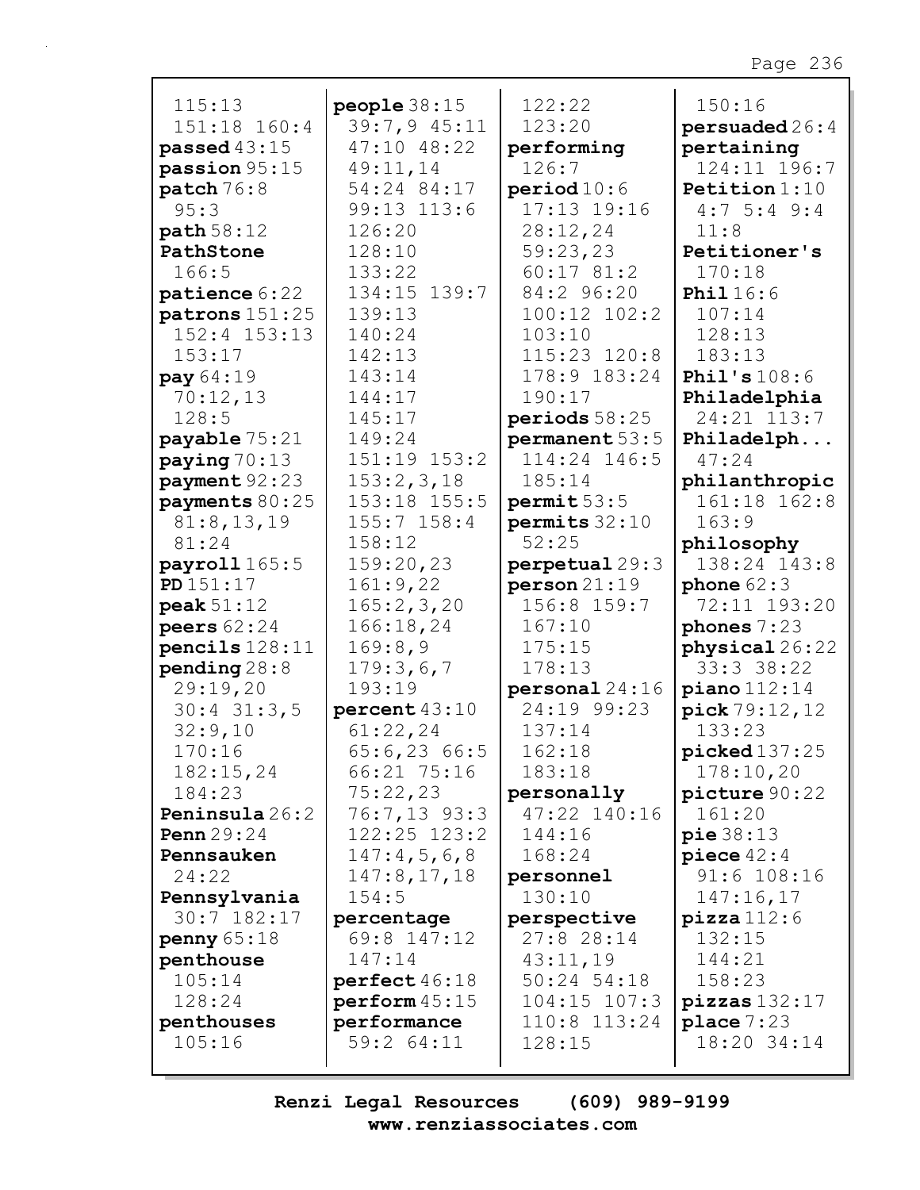115:13
151:18 160:4
**passed** 43:15
**passion** 95:15
**patch** 76:8
95:3
**path** 58:12
**PathStone**
166:5
**patience** 6:22
**patrons** 151:25
152:4 153:13
153:17
**pay** 64:19
70:12,13
128:5
**payable** 75:21
**paying** 70:13
**payment** 92:23
**payments** 80:25
81:8,13,19
81:24
**payroll** 165:5
**PD** 151:17
**peak** 51:12
**peers** 62:24
**pencils** 128:11
**pending** 28:8
29:19,20
30:4 31:3,5
32:9,10
170:16
182:15,24
184:23
**Peninsula** 26:2
**Penn** 29:24
**Pennsauken**
24:22
**Pennsylvania**
30:7 182:17
**penny** 65:18
**penthouse**
105:14
128:24
**penthouses**
105:16

**people** 38:15
39:7,9 45:11
47:10 48:22
49:11,14
54:24 84:17
99:13 113:6
126:20
128:10
133:22
134:15 139:7
139:13
140:24
142:13
143:14
144:17
145:17
149:24
151:19 153:2
153:2,3,18
153:18 155:5
155:7 158:4
158:12
159:20,23
161:9,22
165:2,3,20
166:18,24
169:8,9
179:3,6,7
193:19
**percent** 43:10
61:22,24
65:6,23 66:5
66:21 75:16
75:22,23
76:7,13 93:3
122:25 123:2
147:4,5,6,8
147:8,17,18
154:5
**percentage**
69:8 147:12
147:14
**perfect** 46:18
**perform** 45:15
**performance**
59:2 64:11

122:22
123:20
**performing**
126:7
**period** 10:6
17:13 19:16
28:12,24
59:23,23
60:17 81:2
84:2 96:20
100:12 102:2
103:10
115:23 120:8
178:9 183:24
190:17
**periods** 58:25
**permanent** 53:5
114:24 146:5
185:14
**permit** 53:5
**permits** 32:10
52:25
**perpetual** 29:3
**person** 21:19
156:8 159:7
167:10
175:15
178:13
**personal** 24:16
24:19 99:23
137:14
162:18
183:18
**personally**
47:22 140:16
144:16
168:24
**personnel**
130:10
**perspective**
27:8 28:14
43:11,19
50:24 54:18
104:15 107:3
110:8 113:24
128:15

150:16
**persuaded** 26:4
**pertaining**
124:11 196:7
**Petition** 1:10
4:7 5:4 9:4
11:8
**Petitioner's**
170:18
**Phil** 16:6
107:14
128:13
183:13
**Phil's** 108:6
**Philadelphia**
24:21 113:7
**Philadelph...**
47:24
**philanthropic**
161:18 162:8
163:9
**philosophy**
138:24 143:8
**phone** 62:3
72:11 193:20
**phones** 7:23
**physical** 26:22
33:3 38:22
**piano** 112:14
**pick** 79:12,12
133:23
**picked** 137:25
178:10,20
**picture** 90:22
161:20
**pie** 38:13
**piece** 42:4
91:6 108:16
147:16,17
**pizza** 112:6
132:15
144:21
158:23
**pizzas** 132:17
**place** 7:23
18:20 34:14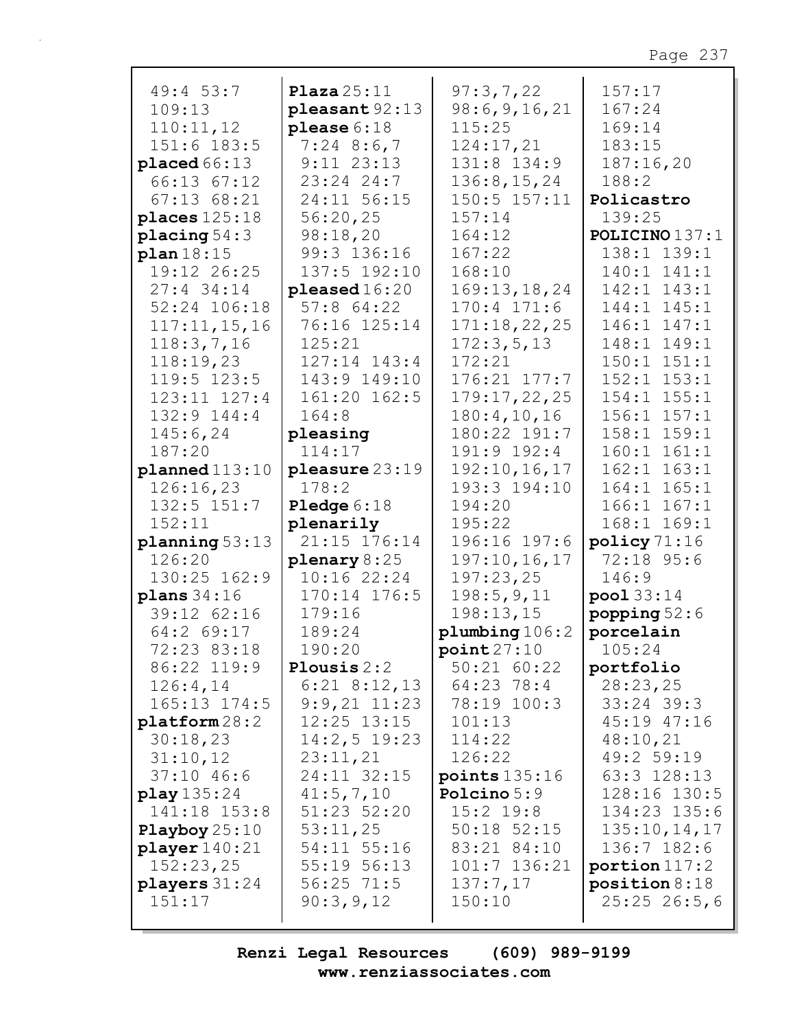49:4 53:7
109:13
110:11,12
151:6 183:5
**placed** 66:13
66:13 67:12
67:13 68:21
**places** 125:18
**placing** 54:3
**plan** 18:15
19:12 26:25
27:4 34:14
52:24 106:18
117:11,15,16
118:3,7,16
118:19,23
119:5 123:5
123:11 127:4
132:9 144:4
145:6,24
187:20
**planned** 113:10
126:16,23
132:5 151:7
152:11
**planning** 53:13
126:20
130:25 162:9
**plans** 34:16
39:12 62:16
64:2 69:17
72:23 83:18
86:22 119:9
126:4,14
165:13 174:5
**platform** 28:2
30:18,23
31:10,12
37:10 46:6
**play** 135:24
141:18 153:8
**Playboy** 25:10
**player** 140:21
152:23,25
**players** 31:24
151:17

**Plaza** 25:11
**pleasant** 92:13
**please** 6:18
7:24 8:6,7
9:11 23:13
23:24 24:7
24:11 56:15
56:20,25
98:18,20
99:3 136:16
137:5 192:10
**pleased** 16:20
57:8 64:22
76:16 125:14
125:21
127:14 143:4
143:9 149:10
161:20 162:5
164:8
**pleasing**
114:17
**pleasure** 23:19
178:2
**Pledge** 6:18
**plenarily**
21:15 176:14
**plenary** 8:25
10:16 22:24
170:14 176:5
179:16
189:24
190:20
**Plousis** 2:2
6:21 8:12,13
9:9,21 11:23
12:25 13:15
14:2,5 19:23
23:11,21
24:11 32:15
41:5,7,10
51:23 52:20
53:11,25
54:11 55:16
55:19 56:13
56:25 71:5
90:3,9,12

97:3,7,22
98:6,9,16,21
115:25
124:17,21
131:8 134:9
136:8,15,24
150:5 157:11
157:14
164:12
167:22
168:10
169:13,18,24
170:4 171:6
171:18,22,25
172:3,5,13
172:21
176:21 177:7
179:17,22,25
180:4,10,16
180:22 191:7
191:9 192:4
192:10,16,17
193:3 194:10
194:20
195:22
196:16 197:6
197:10,16,17
197:23,25
198:5,9,11
198:13,15
**plumbing** 106:2
**point** 27:10
50:21 60:22
64:23 78:4
78:19 100:3
101:13
114:22
126:22
**points** 135:16
**Polcino** 5:9
15:2 19:8
50:18 52:15
83:21 84:10
101:7 136:21
137:7,17
150:10

157:17
167:24
169:14
183:15
187:16,20
188:2
**Policastro**
139:25
**POLICINO** 137:1
138:1 139:1
140:1 141:1
142:1 143:1
144:1 145:1
146:1 147:1
148:1 149:1
150:1 151:1
152:1 153:1
154:1 155:1
156:1 157:1
158:1 159:1
160:1 161:1
162:1 163:1
164:1 165:1
166:1 167:1
168:1 169:1
**policy** 71:16
72:18 95:6
146:9
**pool** 33:14
**popping** 52:6
**porcelain**
105:24
**portfolio**
28:23,25
33:24 39:3
45:19 47:16
48:10,21
49:2 59:19
63:3 128:13
128:16 130:5
134:23 135:6
135:10,14,17
136:7 182:6
**portion** 117:2
**position** 8:18
25:25 26:5,6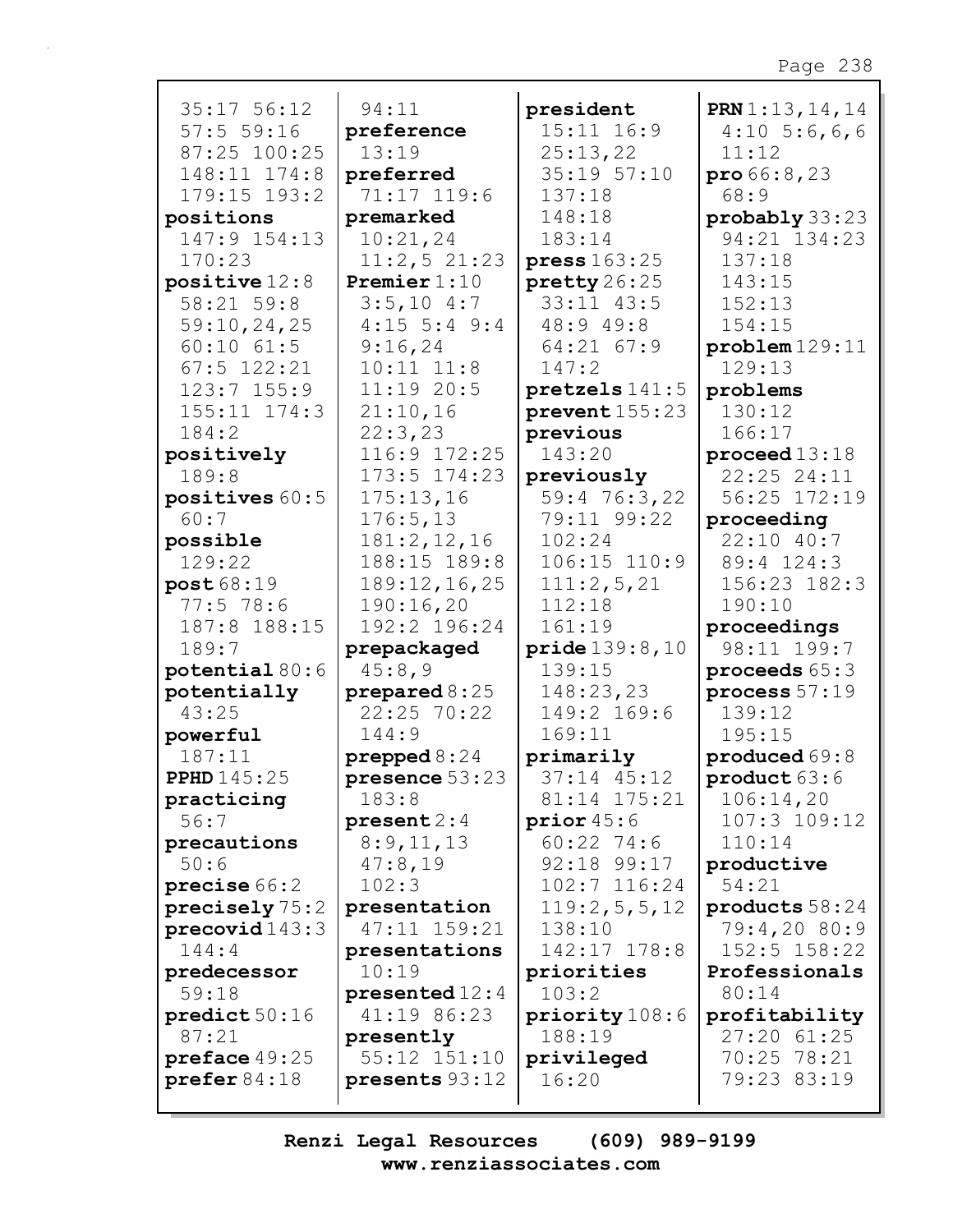35:17 56:12 57:5 59:16 87:25 100:25 148:11 174:8 179:15 193:2

**positions** 147:9 154:13 170:23

**positive** 12:8 58:21 59:8 59:10,24,25 60:10 61:5 67:5 122:21 123:7 155:9 155:11 174:3 184:2

**positively** 189:8

**positives** 60:5 60:7

**possible** 129:22

**post** 68:19 77:5 78:6 187:8 188:15 189:7

**potential** 80:6

**potentially** 43:25

**powerful** 187:11

**PPHD** 145:25

**practicing** 56:7

**precautions** 50:6

**precise** 66:2

**precisely** 75:2

**precovid** 143:3 144:4

**predecessor** 59:18

**predict** 50:16 87:21

**preface** 49:25

**prefer** 84:18

94:11

**preference** 13:19

**preferred** 71:17 119:6

**premarked** 10:21,24 11:2,5 21:23

**Premier** 1:10 3:5,10 4:7 4:15 5:4 9:4 9:16,24 10:11 11:8 11:19 20:5 21:10,16 22:3,23 116:9 172:25 173:5 174:23 175:13,16 176:5,13 181:2,12,16 188:15 189:8 189:12,16,25 190:16,20 192:2 196:24

**prepackaged** 45:8,9

**prepared** 8:25 22:25 70:22 144:9

**prepped** 8:24

**presence** 53:23 183:8

**present** 2:4 8:9,11,13 47:8,19 102:3

**presentation** 47:11 159:21

**presentations** 10:19

**presented** 12:4 41:19 86:23

**presently** 55:12 151:10

**presents** 93:12

**president** 15:11 16:9 25:13,22 35:19 57:10 137:18 148:18 183:14

**press** 163:25

**pretty** 26:25 33:11 43:5 48:9 49:8 64:21 67:9 147:2

**pretzels** 141:5

**prevent** 155:23

**previous** 143:20

**previously** 59:4 76:3,22 79:11 99:22 102:24 106:15 110:9 111:2,5,21 112:18 161:19

**pride** 139:8,10 139:15 148:23,23 149:2 169:6 169:11

**primarily** 37:14 45:12 81:14 175:21

**prior** 45:6 60:22 74:6 92:18 99:17 102:7 116:24 119:2,5,5,12 138:10 142:17 178:8

**priorities** 103:2

**priority** 108:6 188:19

**privileged** 16:20

**PRN** 1:13,14,14 4:10 5:6,6,6 11:12

**pro** 66:8,23 68:9

**probably** 33:23 94:21 134:23 137:18 143:15 152:13 154:15

**problem** 129:11 129:13

**problems** 130:12 166:17

**proceed** 13:18 22:25 24:11 56:25 172:19

**proceeding** 22:10 40:7 89:4 124:3 156:23 182:3 190:10

**proceedings** 98:11 199:7

**proceeds** 65:3

**process** 57:19 139:12 195:15

**produced** 69:8

**product** 63:6 106:14,20 107:3 109:12 110:14

**productive** 54:21

**products** 58:24 79:4,20 80:9 152:5 158:22

**Professionals** 80:14

**profitability** 27:20 61:25 70:25 78:21 79:23 83:19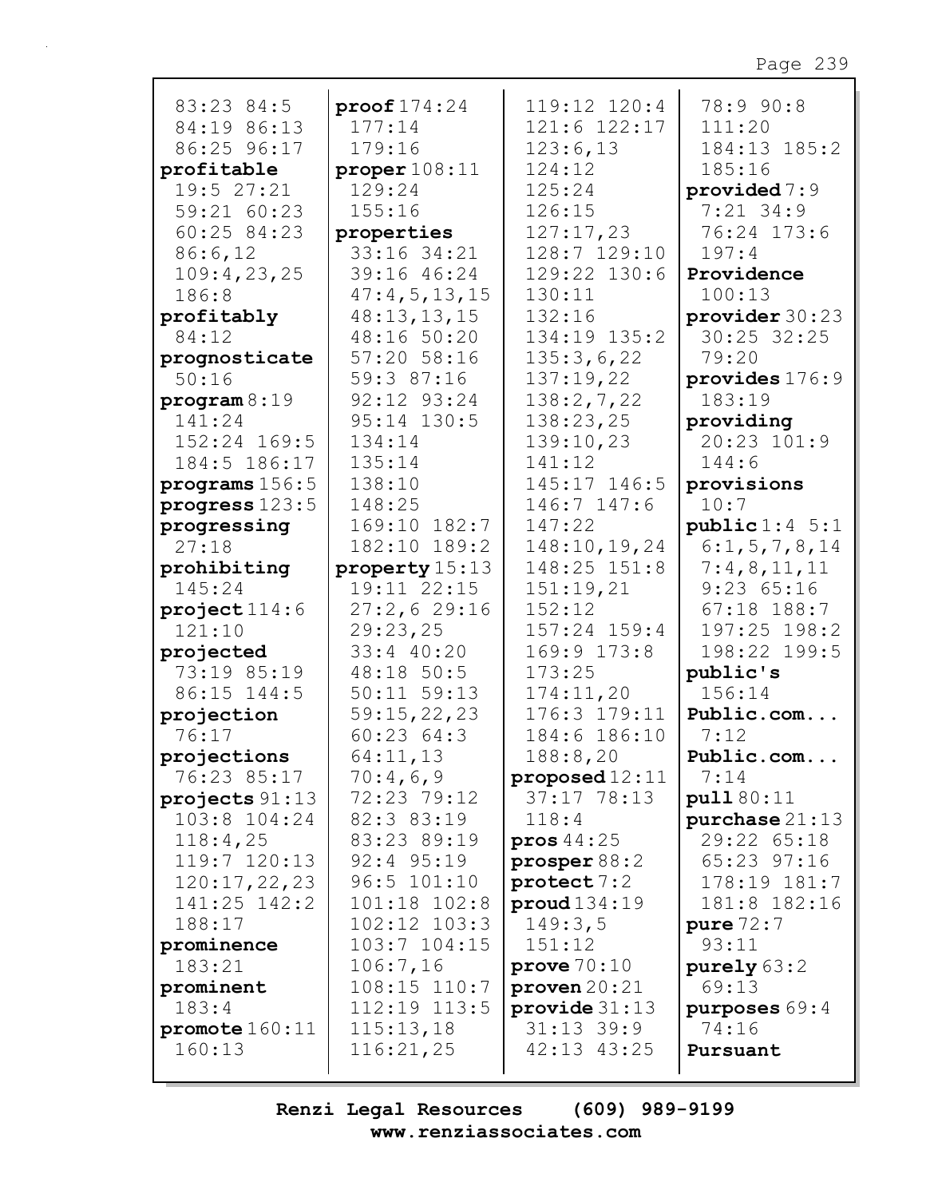83:23 84:5
84:19 86:13
86:25 96:17
**profitable**
19:5 27:21
59:21 60:23
60:25 84:23
86:6,12
109:4,23,25
186:8
**profitably**
84:12
**prognosticate**
50:16
**program** 8:19
141:24
152:24 169:5
184:5 186:17
**programs** 156:5
**progress** 123:5
**progressing**
27:18
**prohibiting**
145:24
**project** 114:6
121:10
**projected**
73:19 85:19
86:15 144:5
**projection**
76:17
**projections**
76:23 85:17
**projects** 91:13
103:8 104:24
118:4,25
119:7 120:13
120:17,22,23
141:25 142:2
188:17
**prominence**
183:21
**prominent**
183:4
**promote** 160:11
160:13

**proof** 174:24
177:14
179:16
**proper** 108:11
129:24
155:16
**properties**
33:16 34:21
39:16 46:24
47:4,5,13,15
48:13,13,15
48:16 50:20
57:20 58:16
59:3 87:16
92:12 93:24
95:14 130:5
134:14
135:14
138:10
148:25
169:10 182:7
182:10 189:2
**property** 15:13
19:11 22:15
27:2,6 29:16
29:23,25
33:4 40:20
48:18 50:5
50:11 59:13
59:15,22,23
60:23 64:3
64:11,13
70:4,6,9
72:23 79:12
82:3 83:19
83:23 89:19
92:4 95:19
96:5 101:10
101:18 102:8
102:12 103:3
103:7 104:15
106:7,16
108:15 110:7
112:19 113:5
115:13,18
116:21,25

119:12 120:4
121:6 122:17
123:6,13
124:12
125:24
126:15
127:17,23
128:7 129:10
129:22 130:6
130:11
132:16
134:19 135:2
135:3,6,22
137:19,22
138:2,7,22
138:23,25
139:10,23
141:12
145:17 146:5
146:7 147:6
147:22
148:10,19,24
148:25 151:8
151:19,21
152:12
157:24 159:4
169:9 173:8
173:25
174:11,20
176:3 179:11
184:6 186:10
188:8,20
**proposed** 12:11
37:17 78:13
118:4
**pros** 44:25
**prosper** 88:2
**protect** 7:2
**proud** 134:19
149:3,5
151:12
**prove** 70:10
**proven** 20:21
**provide** 31:13
31:13 39:9
42:13 43:25

78:9 90:8
111:20
184:13 185:2
185:16
**provided** 7:9
7:21 34:9
76:24 173:6
197:4
**Providence**
100:13
**provider** 30:23
30:25 32:25
79:20
**provides** 176:9
183:19
**providing**
20:23 101:9
144:6
**provisions**
10:7
**public** 1:4 5:1
6:1,5,7,8,14
7:4,8,11,11
9:23 65:16
67:18 188:7
197:25 198:2
198:22 199:5
**public's**
156:14
**Public.com...**
7:12
**Public.com...**
7:14
**pull** 80:11
**purchase** 21:13
29:22 65:18
65:23 97:16
178:19 181:7
181:8 182:16
**pure** 72:7
93:11
**purely** 63:2
69:13
**purposes** 69:4
74:16
**Pursuant**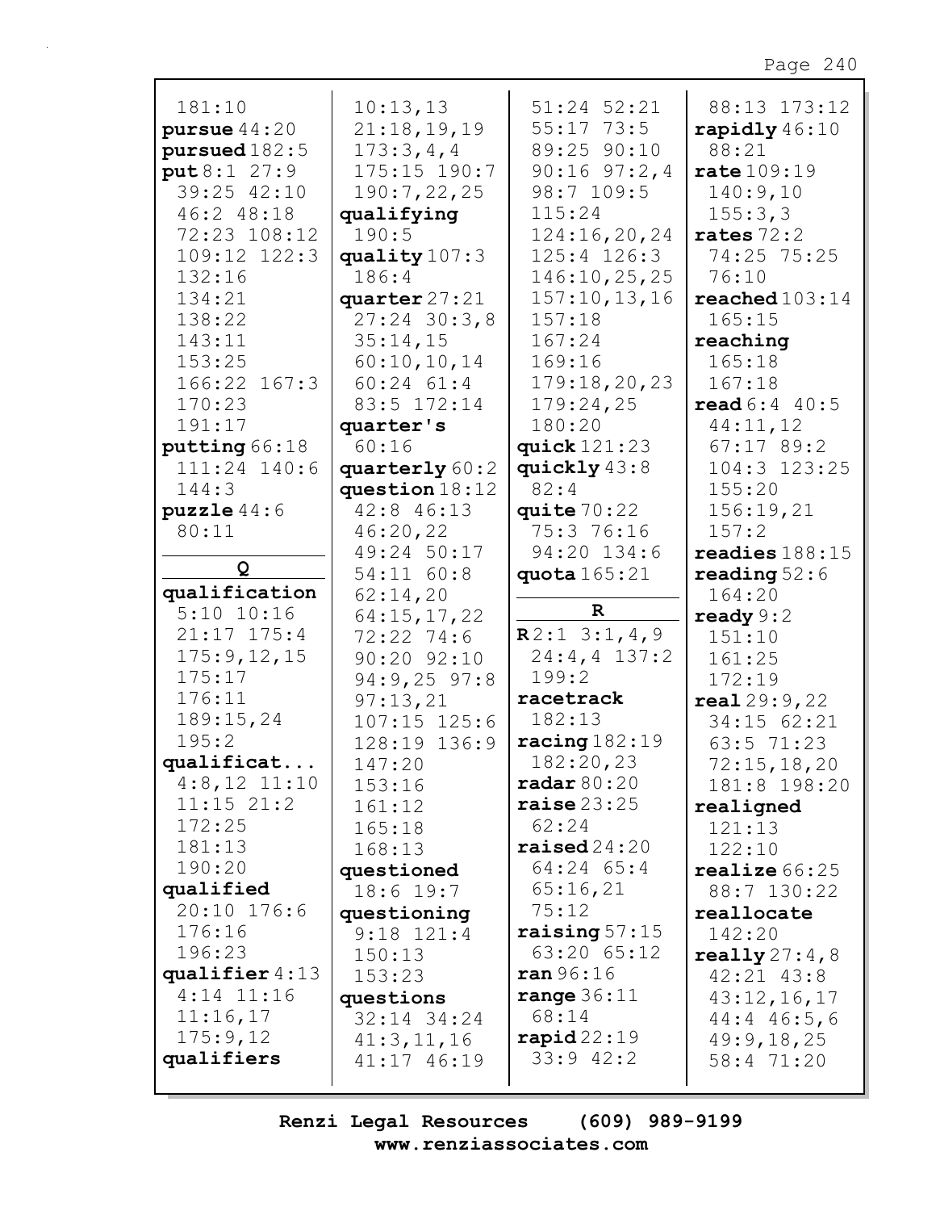181:10
**pursue** 44:20
**pursued** 182:5
**put** 8:1 27:9 39:25 42:10 46:2 48:18 72:23 108:12 109:12 122:3 132:16 134:21 138:22 143:11 153:25 166:22 167:3 170:23 191:17
**putting** 66:18 111:24 140:6 144:3
**puzzle** 44:6 80:11

**Q**

**qualification** 5:10 10:16 21:17 175:4 175:9,12,15 175:17 176:11 189:15,24 195:2
**qualificat...** 4:8,12 11:10 11:15 21:2 172:25 181:13 190:20
**qualified** 20:10 176:6 176:16 196:23
**qualifier** 4:13 4:14 11:16 11:16,17 175:9,12
**qualifiers** 10:13,13 21:18,19,19 173:3,4,4 175:15 190:7 190:7,22,25
**qualifying** 190:5
**quality** 107:3 186:4
**quarter** 27:21 27:24 30:3,8 35:14,15 60:10,10,14 60:24 61:4 83:5 172:14
**quarter's** 60:16
**quarterly** 60:2
**question** 18:12 42:8 46:13 46:20,22 49:24 50:17 54:11 60:8 62:14,20 64:15,17,22 72:22 74:6 90:20 92:10 94:9,25 97:8 97:13,21 107:15 125:6 128:19 136:9 147:20 153:16 161:12 165:18 168:13
**questioned** 18:6 19:7
**questioning** 9:18 121:4 150:13 153:23
**questions** 32:14 34:24 41:3,11,16 41:17 46:19 51:24 52:21 55:17 73:5 89:25 90:10 90:16 97:2,4 98:7 109:5 115:24 124:16,20,24 125:4 126:3 146:10,25,25 157:10,13,16 157:18 167:24 169:16 179:18,20,23 179:24,25 180:20
**quick** 121:23
**quickly** 43:8 82:4
**quite** 70:22 75:3 76:16 94:20 134:6
**quota** 165:21

**R**

**R** 2:1 3:1,4,9 24:4,4 137:2 199:2
**racetrack** 182:13
**racing** 182:19 182:20,23
**radar** 80:20
**raise** 23:25 62:24
**raised** 24:20 64:24 65:4 65:16,21 75:12
**raising** 57:15 63:20 65:12
**ran** 96:16
**range** 36:11 68:14
**rapid** 22:19 33:9 42:2 88:13 173:12
**rapidly** 46:10 88:21
**rate** 109:19 140:9,10 155:3,3
**rates** 72:2 74:25 75:25 76:10
**reached** 103:14 165:15
**reaching** 165:18 167:18
**read** 6:4 40:5 44:11,12 67:17 89:2 104:3 123:25 155:20 156:19,21 157:2
**readies** 188:15
**reading** 52:6 164:20
**ready** 9:2 151:10 161:25 172:19
**real** 29:9,22 34:15 62:21 63:5 71:23 72:15,18,20 181:8 198:20
**realigned** 121:13 122:10
**realize** 66:25 88:7 130:22
**reallocate** 142:20
**really** 27:4,8 42:21 43:8 43:12,16,17 44:4 46:5,6 49:9,18,25 58:4 71:20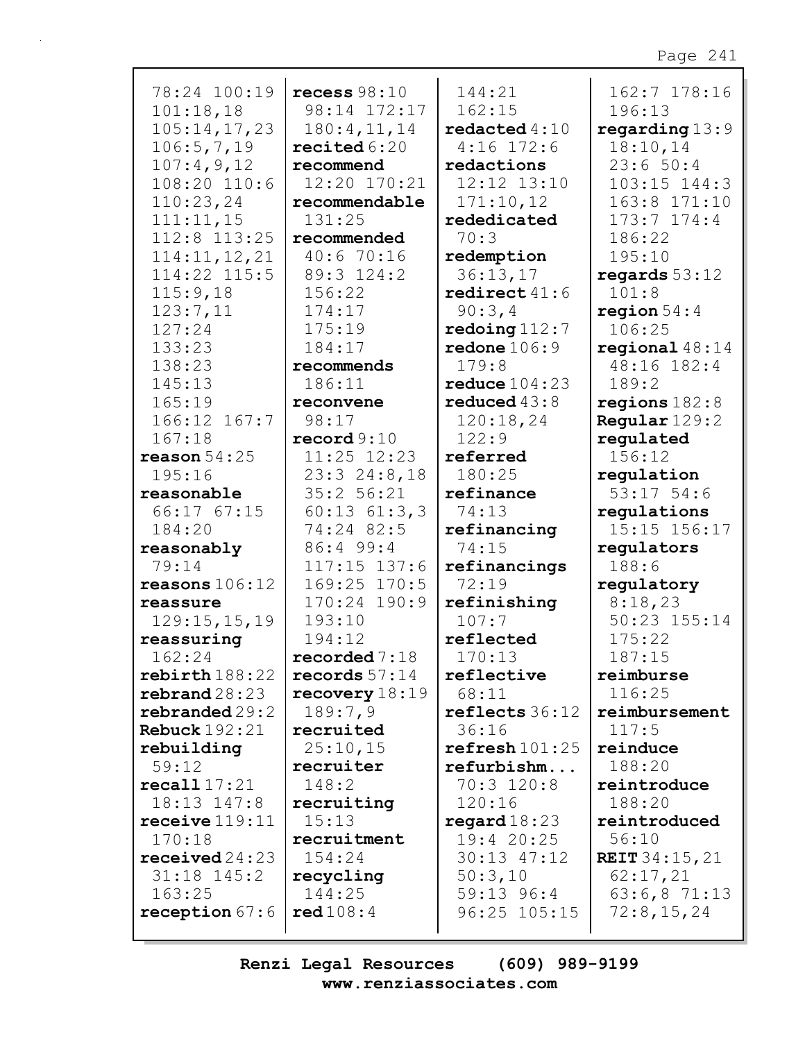78:24 100:19
101:18,18
105:14,17,23
106:5,7,19
107:4,9,12
108:20 110:6
110:23,24
111:11,15
112:8 113:25
114:11,12,21
114:22 115:5
115:9,18
123:7,11
127:24
133:23
138:23
145:13
165:19
166:12 167:7
167:18

**reason** 54:25
195:16

**reasonable**
66:17 67:15
184:20

**reasonably**
79:14

**reasons** 106:12

**reassure**
129:15,15,19

**reassuring**
162:24

**rebirth** 188:22

**rebrand** 28:23

**rebranded** 29:2

**Rebuck** 192:21

**rebuilding**
59:12

**recall** 17:21
18:13 147:8

**receive** 119:11
170:18

**received** 24:23
31:18 145:2
163:25

**reception** 67:6

**recess** 98:10
98:14 172:17
180:4,11,14

**recited** 6:20

**recommend**
12:20 170:21

**recommendable**
131:25

**recommended**
40:6 70:16
89:3 124:2
156:22
174:17
175:19
184:17

**recommends**
186:11

**reconvene**
98:17

**record** 9:10
11:25 12:23
23:3 24:8,18
35:2 56:21
60:13 61:3,3
74:24 82:5
86:4 99:4
117:15 137:6
169:25 170:5
170:24 190:9
193:10
194:12

**recorded** 7:18

**records** 57:14

**recovery** 18:19
189:7,9

**recruited**
25:10,15

**recruiter**
148:2

**recruiting**
15:13

**recruitment**
154:24

**recycling**
144:25

**red** 108:4

144:21
162:15

**redacted** 4:10
4:16 172:6

**redactions**
12:12 13:10
171:10,12

**rededicated**
70:3

**redemption**
36:13,17

**redirect** 41:6
90:3,4

**redoing** 112:7

**redone** 106:9
179:8

**reduce** 104:23

**reduced** 43:8
120:18,24
122:9

**referred**
180:25

**refinance**
74:13

**refinancing**
74:15

**refinancings**
72:19

**refinishing**
107:7

**reflected**
170:13

**reflective**
68:11

**reflects** 36:12
36:16

**refresh** 101:25

**refurbishm...**
70:3 120:8
120:16

**regard** 18:23
19:4 20:25
30:13 47:12
50:3,10
59:13 96:4
96:25 105:15

162:7 178:16
196:13

**regarding** 13:9
18:10,14
23:6 50:4
103:15 144:3
163:8 171:10
173:7 174:4
186:22
195:10

**regards** 53:12
101:8

**region** 54:4
106:25

**regional** 48:14
48:16 182:4
189:2

**regions** 182:8

**Regular** 129:2

**regulated**
156:12

**regulation**
53:17 54:6

**regulations**
15:15 156:17

**regulators**
188:6

**regulatory**
8:18,23
50:23 155:14
175:22
187:15

**reimburse**
116:25

**reimbursement**
117:5

**reinduce**
188:20

**reintroduce**
188:20

**reintroduced**
56:10

**REIT** 34:15,21
62:17,21
63:6,8 71:13
72:8,15,24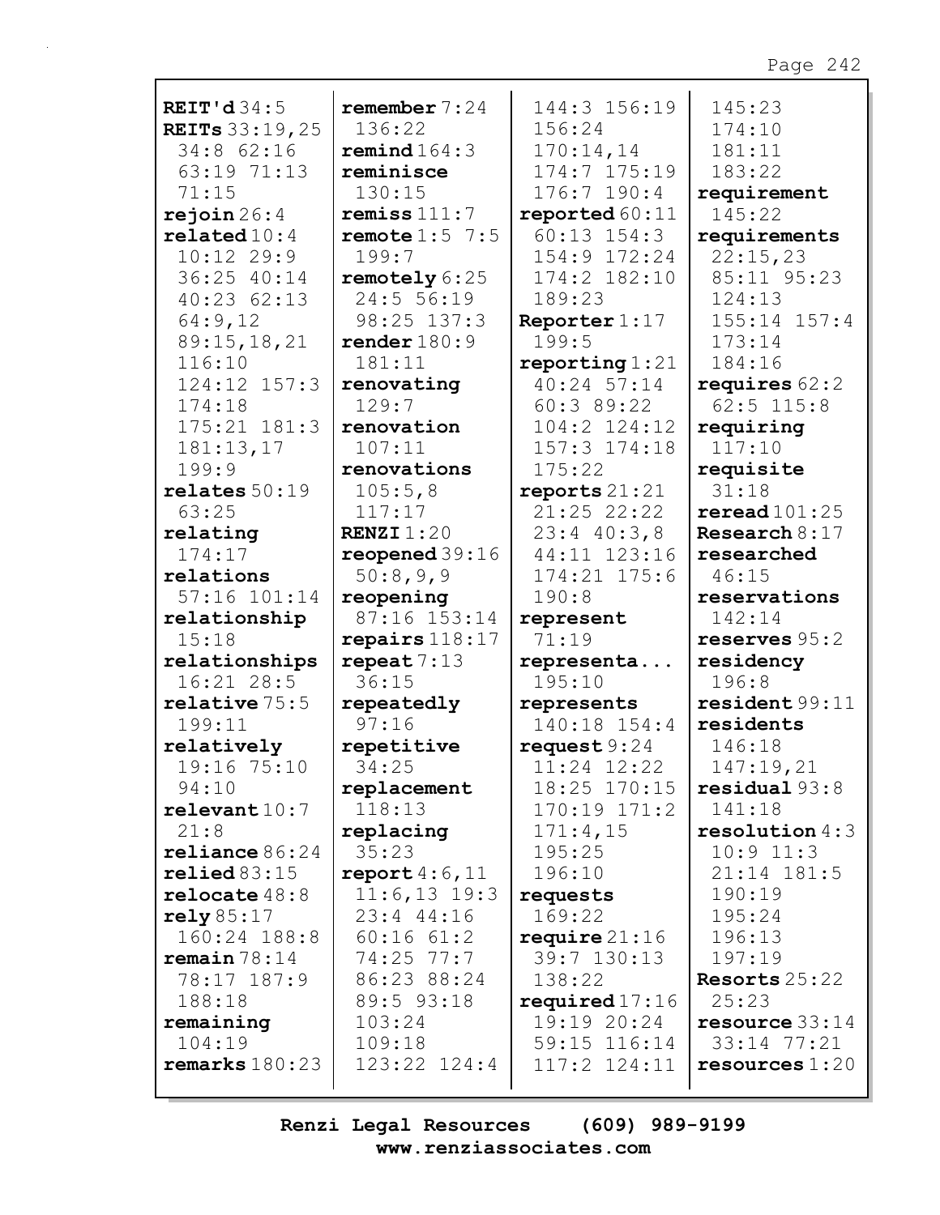**REIT'd** 34:5
**REITs** 33:19,25 34:8 62:16 63:19 71:13 71:15
**rejoin** 26:4
**related** 10:4 10:12 29:9 36:25 40:14 40:23 62:13 64:9,12 89:15,18,21 116:10 124:12 157:3 174:18 175:21 181:3 181:13,17 199:9
**relates** 50:19 63:25
**relating** 174:17
**relations** 57:16 101:14
**relationship** 15:18
**relationships** 16:21 28:5
**relative** 75:5 199:11
**relatively** 19:16 75:10 94:10
**relevant** 10:7 21:8
**reliance** 86:24
**relied** 83:15
**relocate** 48:8
**rely** 85:17 160:24 188:8
**remain** 78:14 78:17 187:9 188:18
**remaining** 104:19
**remarks** 180:23
**remember** 7:24 136:22
**remind** 164:3
**reminisce** 130:15
**remiss** 111:7
**remote** 1:5 7:5 199:7
**remotely** 6:25 24:5 56:19 98:25 137:3
**render** 180:9 181:11
**renovating** 129:7
**renovation** 107:11
**renovations** 105:5,8 117:17
**RENZI** 1:20
**reopened** 39:16 50:8,9,9
**reopening** 87:16 153:14
**repairs** 118:17
**repeat** 7:13 36:15
**repeatedly** 97:16
**repetitive** 34:25
**replacement** 118:13
**replacing** 35:23
**report** 4:6,11 11:6,13 19:3 23:4 44:16 60:16 61:2 74:25 77:7 86:23 88:24 89:5 93:18 103:24 109:18 123:22 124:4 144:3 156:19 156:24 170:14,14 174:7 175:19 176:7 190:4
**reported** 60:11 60:13 154:3 154:9 172:24 174:2 182:10 189:23
**Reporter** 1:17 199:5
**reporting** 1:21 40:24 57:14 60:3 89:22 104:2 124:12 157:3 174:18 175:22
**reports** 21:21 21:25 22:22 23:4 40:3,8 44:11 123:16 174:21 175:6 190:8
**represent** 71:19
**representa...** 195:10
**represents** 140:18 154:4
**request** 9:24 11:24 12:22 18:25 170:15 170:19 171:2 171:4,15 195:25 196:10
**requests** 169:22
**require** 21:16 39:7 130:13 138:22
**required** 17:16 19:19 20:24 59:15 116:14 117:2 124:11 145:23 174:10 181:11 183:22
**requirement** 145:22
**requirements** 22:15,23 85:11 95:23 124:13 155:14 157:4 173:14 184:16
**requires** 62:2 62:5 115:8
**requiring** 117:10
**requisite** 31:18
**reread** 101:25
**Research** 8:17
**researched** 46:15
**reservations** 142:14
**reserves** 95:2
**residency** 196:8
**resident** 99:11
**residents** 146:18 147:19,21
**residual** 93:8 141:18
**resolution** 4:3 10:9 11:3 21:14 181:5 190:19 195:24 196:13 197:19
**Resorts** 25:22 25:23
**resource** 33:14 33:14 77:21
**resources** 1:20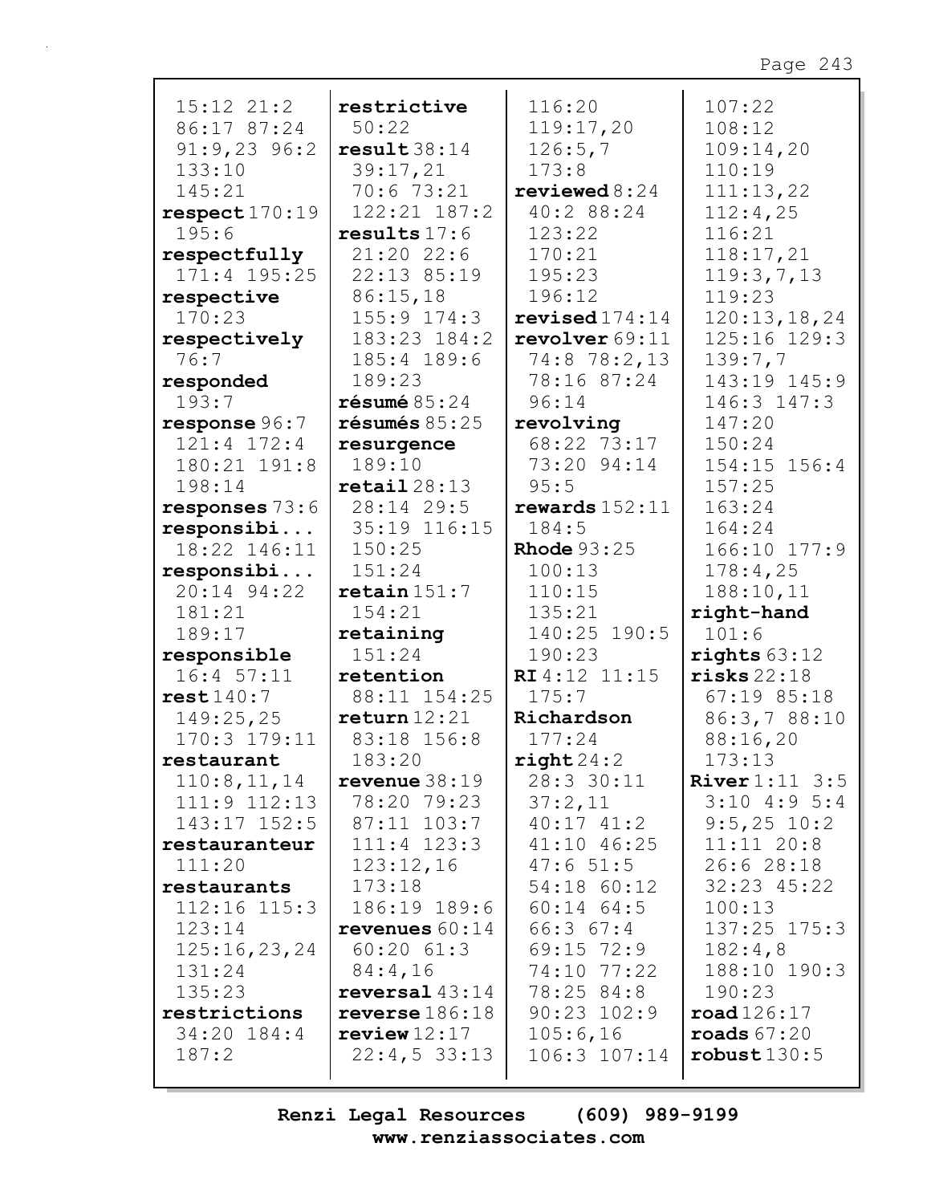15:12 21:2
86:17 87:24
91:9,23 96:2
133:10
145:21
**respect** 170:19
195:6
**respectfully**
171:4 195:25
**respective**
170:23
**respectively**
76:7
**responded**
193:7
**response** 96:7
121:4 172:4
180:21 191:8
198:14
**responses** 73:6
**responsibi...**
18:22 146:11
**responsibi...**
20:14 94:22
181:21
189:17
**responsible**
16:4 57:11
**rest** 140:7
149:25,25
170:3 179:11
**restaurant**
110:8,11,14
111:9 112:13
143:17 152:5
**restauranteur**
111:20
**restaurants**
112:16 115:3
123:14
125:16,23,24
131:24
135:23
**restrictions**
34:20 184:4
187:2

**restrictive**
50:22
**result** 38:14
39:17,21
70:6 73:21
122:21 187:2
**results** 17:6
21:20 22:6
22:13 85:19
86:15,18
155:9 174:3
183:23 184:2
185:4 189:6
189:23
**résumé** 85:24
**résumés** 85:25
**resurgence**
189:10
**retail** 28:13
28:14 29:5
35:19 116:15
150:25
151:24
**retain** 151:7
154:21
**retaining**
151:24
**retention**
88:11 154:25
**return** 12:21
83:18 156:8
183:20
**revenue** 38:19
78:20 79:23
87:11 103:7
111:4 123:3
123:12,16
173:18
186:19 189:6
**revenues** 60:14
60:20 61:3
84:4,16
**reversal** 43:14
**reverse** 186:18
**review** 12:17
22:4,5 33:13

116:20
119:17,20
126:5,7
173:8
**reviewed** 8:24
40:2 88:24
123:22
170:21
195:23
196:12
**revised** 174:14
**revolver** 69:11
74:8 78:2,13
78:16 87:24
96:14
**revolving**
68:22 73:17
73:20 94:14
95:5
**rewards** 152:11
184:5
**Rhode** 93:25
100:13
110:15
135:21
140:25 190:5
190:23
**RI** 4:12 11:15
175:7
**Richardson**
177:24
**right** 24:2
28:3 30:11
37:2,11
40:17 41:2
41:10 46:25
47:6 51:5
54:18 60:12
60:14 64:5
66:3 67:4
69:15 72:9
74:10 77:22
78:25 84:8
90:23 102:9
105:6,16
106:3 107:14

107:22
108:12
109:14,20
110:19
111:13,22
112:4,25
116:21
118:17,21
119:3,7,13
119:23
120:13,18,24
125:16 129:3
139:7,7
143:19 145:9
146:3 147:3
147:20
150:24
154:15 156:4
157:25
163:24
164:24
166:10 177:9
178:4,25
188:10,11
**right-hand**
101:6
**rights** 63:12
**risks** 22:18
67:19 85:18
86:3,7 88:10
88:16,20
173:13
**River** 1:11 3:5
3:10 4:9 5:4
9:5,25 10:2
11:11 20:8
26:6 28:18
32:23 45:22
100:13
137:25 175:3
182:4,8
188:10 190:3
190:23
**road** 126:17
**roads** 67:20
**robust** 130:5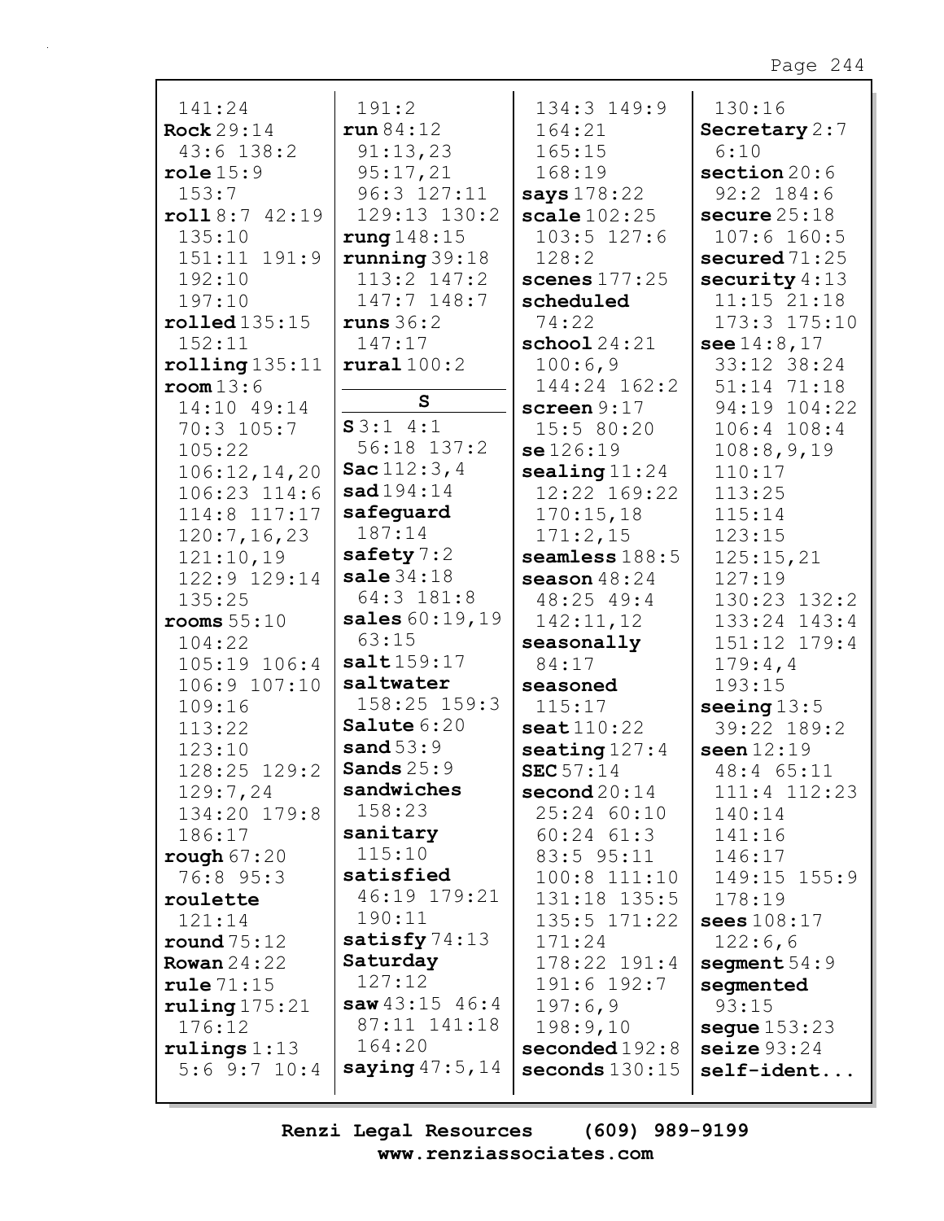141:24
**Rock** 29:14 43:6 138:2
**role** 15:9 153:7
**roll** 8:7 42:19 135:10 151:11 191:9 192:10 197:10
**rolled** 135:15 152:11
**rolling** 135:11
**room** 13:6 14:10 49:14 70:3 105:7 105:22 106:12,14,20 106:23 114:6 114:8 117:17 120:7,16,23 121:10,19 122:9 129:14 135:25
**rooms** 55:10 104:22 105:19 106:4 106:9 107:10 109:16 113:22 123:10 128:25 129:2 129:7,24 134:20 179:8 186:17
**rough** 67:20 76:8 95:3
**roulette** 121:14
**round** 75:12
**Rowan** 24:22
**rule** 71:15
**ruling** 175:21 176:12
**rulings** 1:13 5:6 9:7 10:4 191:2
**run** 84:12 91:13,23 95:17,21 96:3 127:11 129:13 130:2
**rung** 148:15
**running** 39:18 113:2 147:2 147:7 148:7
**runs** 36:2 147:17
**rural** 100:2

## S

**S** 3:1 4:1 56:18 137:2
**Sac** 112:3,4
**sad** 194:14
**safeguard** 187:14
**safety** 7:2
**sale** 34:18 64:3 181:8
**sales** 60:19,19 63:15
**salt** 159:17
**saltwater** 158:25 159:3
**Salute** 6:20
**sand** 53:9
**Sands** 25:9
**sandwiches** 158:23
**sanitary** 115:10
**satisfied** 46:19 179:21 190:11
**satisfy** 74:13
**Saturday** 127:12
**saw** 43:15 46:4 87:11 141:18 164:20
**saying** 47:5,14 134:3 149:9 164:21 165:15 168:19
**says** 178:22
**scale** 102:25 103:5 127:6 128:2
**scenes** 177:25
**scheduled** 74:22
**school** 24:21 100:6,9 144:24 162:2
**screen** 9:17 15:5 80:20
**se** 126:19
**sealing** 11:24 12:22 169:22 170:15,18 171:2,15
**seamless** 188:5
**season** 48:24 48:25 49:4 142:11,12
**seasonally** 84:17
**seasoned** 115:17
**seat** 110:22
**seating** 127:4
**SEC** 57:14
**second** 20:14 25:24 60:10 60:24 61:3 83:5 95:11 100:8 111:10 131:18 135:5 135:5 171:22 171:24 178:22 191:4 191:6 192:7 197:6,9 198:9,10
**seconded** 192:8
**seconds** 130:15 130:16
**Secretary** 2:7 6:10
**section** 20:6 92:2 184:6
**secure** 25:18 107:6 160:5
**secured** 71:25
**security** 4:13 11:15 21:18 173:3 175:10
**see** 14:8,17 33:12 38:24 51:14 71:18 94:19 104:22 106:4 108:4 108:8,9,19 110:17 113:25 115:14 123:15 125:15,21 127:19 130:23 132:2 133:24 143:4 151:12 179:4 179:4,4 193:15
**seeing** 13:5 39:22 189:2
**seen** 12:19 48:4 65:11 111:4 112:23 140:14 141:16 146:17 149:15 155:9 178:19
**sees** 108:17 122:6,6
**segment** 54:9
**segmented** 93:15
**segue** 153:23
**seize** 93:24
**self-ident...**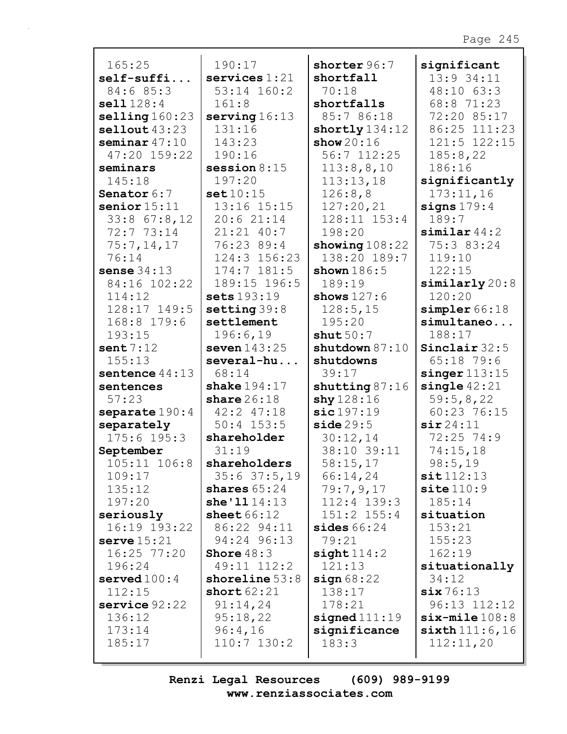165:25
**self-suffi...** 84:6 85:3
**sell** 128:4
**selling** 160:23
**sellout** 43:23
**seminar** 47:10 47:20 159:22
**seminars** 145:18
**Senator** 6:7
**senior** 15:11 33:8 67:8,12 72:7 73:14 75:7,14,17 76:14
**sense** 34:13 84:16 102:22 114:12 128:17 149:5 168:8 179:6 193:15
**sent** 7:12 155:13
**sentence** 44:13
**sentences** 57:23
**separate** 190:4
**separately** 175:6 195:3
**September** 105:11 106:8 109:17 135:12 197:20
**seriously** 16:19 193:22
**serve** 15:21 16:25 77:20 196:24
**served** 100:4 112:15
**service** 92:22 136:12 173:14 185:17

190:17
**services** 1:21 53:14 160:2 161:8
**serving** 16:13 131:16 143:23 190:16
**session** 8:15 197:20
**set** 10:15 13:16 15:15 20:6 21:14 21:21 40:7 76:23 89:4 124:3 156:23 174:7 181:5 189:15 196:5
**sets** 193:19
**setting** 39:8
**settlement** 196:6,19
**seven** 143:25
**several-hu...** 68:14
**shake** 194:17
**share** 26:18 42:2 47:18 50:4 153:5
**shareholder** 31:19
**shareholders** 35:6 37:5,19
**shares** 65:24
**she'll** 14:13
**sheet** 66:12 86:22 94:11 94:24 96:13
**Shore** 48:3 49:11 112:2
**shoreline** 53:8
**short** 62:21 91:14,24 95:18,22 96:4,16 110:7 130:2

**shorter** 96:7
**shortfall** 70:18
**shortfalls** 85:7 86:18
**shortly** 134:12
**show** 20:16 56:7 112:25 113:8,8,10 113:13,18 126:8,8 127:20,21 128:11 153:4 198:20
**showing** 108:22 138:20 189:7
**shown** 186:5 189:19
**shows** 127:6 128:5,15 195:20
**shut** 50:7
**shutdown** 87:10
**shutdowns** 39:17
**shutting** 87:16
**shy** 128:16
**sic** 197:19
**side** 29:5 30:12,14 38:10 39:11 58:15,17 66:14,24 79:7,9,17 112:4 139:3 151:2 155:4
**sides** 66:24 79:21
**sight** 114:2 121:13
**sign** 68:22 138:17 178:21
**signed** 111:19
**significance** 183:3

**significant** 13:9 34:11 48:10 63:3 68:8 71:23 72:20 85:17 86:25 111:23 121:5 122:15 185:8,22 186:16
**significantly** 173:11,16
**signs** 179:4 189:7
**similar** 44:2 75:3 83:24 119:10 122:15
**similarly** 20:8 120:20
**simpler** 66:18
**simultaneo...** 188:17
**Sinclair** 32:5 65:18 79:6
**singer** 113:15
**single** 42:21 59:5,8,22 60:23 76:15
**sir** 24:11 72:25 74:9 74:15,18 98:5,19
**sit** 112:13
**site** 110:9 185:14
**situation** 153:21 155:23 162:19
**situationally** 34:12
**six** 76:13 96:13 112:12
**six-mile** 108:8
**sixth** 111:6,16 112:11,20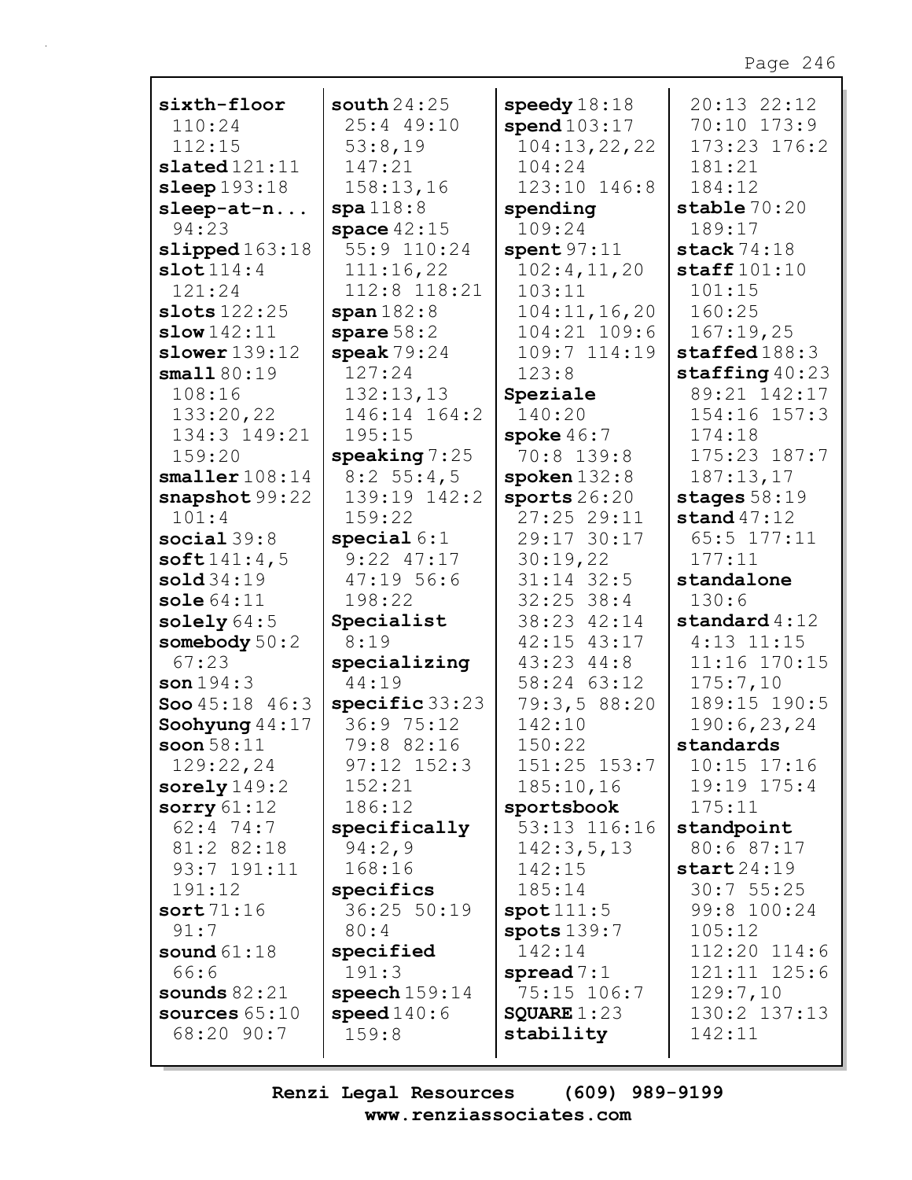**sixth-floor** 110:24 112:15
**slated** 121:11
**sleep** 193:18
**sleep-at-n...** 94:23
**slipped** 163:18
**slot** 114:4 121:24
**slots** 122:25
**slow** 142:11
**slower** 139:12
**small** 80:19 108:16 133:20,22 134:3 149:21 159:20
**smaller** 108:14
**snapshot** 99:22 101:4
**social** 39:8
**soft** 141:4,5
**sold** 34:19
**sole** 64:11
**solely** 64:5
**somebody** 50:2 67:23
**son** 194:3
**Soo** 45:18 46:3
**Soohyung** 44:17
**soon** 58:11 129:22,24
**sorely** 149:2
**sorry** 61:12 62:4 74:7 81:2 82:18 93:7 191:11 191:12
**sort** 71:16 91:7
**sound** 61:18 66:6
**sounds** 82:21
**sources** 65:10 68:20 90:7
**south** 24:25 25:4 49:10 53:8,19 147:21 158:13,16
**spa** 118:8
**space** 42:15 55:9 110:24 111:16,22 112:8 118:21
**span** 182:8
**spare** 58:2
**speak** 79:24 127:24 132:13,13 146:14 164:2 195:15
**speaking** 7:25 8:2 55:4,5 139:19 142:2 159:22
**special** 6:1 9:22 47:17 47:19 56:6 198:22
**Specialist** 8:19
**specializing** 44:19
**specific** 33:23 36:9 75:12 79:8 82:16 97:12 152:3 152:21 186:12
**specifically** 94:2,9 168:16
**specifics** 36:25 50:19 80:4
**specified** 191:3
**speech** 159:14
**speed** 140:6 159:8
**speedy** 18:18
**spend** 103:17 104:13,22,22 104:24 123:10 146:8
**spending** 109:24
**spent** 97:11 102:4,11,20 103:11 104:11,16,20 104:21 109:6 109:7 114:19 123:8
**Speziale** 140:20
**spoke** 46:7 70:8 139:8
**spoken** 132:8
**sports** 26:20 27:25 29:11 29:17 30:17 30:19,22 31:14 32:5 32:25 38:4 38:23 42:14 42:15 43:17 43:23 44:8 58:24 63:12 79:3,5 88:20 142:10 150:22 151:25 153:7 185:10,16
**sportsbook** 53:13 116:16 142:3,5,13 142:15 185:14
**spot** 111:5
**spots** 139:7 142:14
**spread** 7:1 75:15 106:7
**SQUARE** 1:23
**stability** 20:13 22:12 70:10 173:9 173:23 176:2 181:21 184:12
**stable** 70:20 189:17
**stack** 74:18
**staff** 101:10 101:15 160:25 167:19,25
**staffed** 188:3
**staffing** 40:23 89:21 142:17 154:16 157:3 174:18 175:23 187:7 187:13,17
**stages** 58:19
**stand** 47:12 65:5 177:11 177:11
**standalone** 130:6
**standard** 4:12 4:13 11:15 11:16 170:15 175:7,10 189:15 190:5 190:6,23,24
**standards** 10:15 17:16 19:19 175:4 175:11
**standpoint** 80:6 87:17
**start** 24:19 30:7 55:25 99:8 100:24 105:12 112:20 114:6 121:11 125:6 129:7,10 130:2 137:13 142:11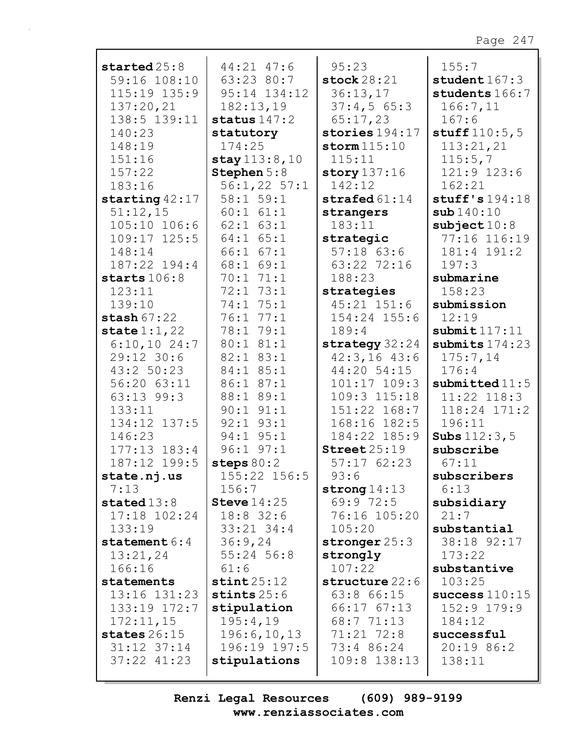**started** 25:8 59:16 108:10 115:19 135:9 137:20,21 138:5 139:11 140:23 148:19 151:16 157:22 183:16
**starting** 42:17 51:12,15 105:10 106:6 109:17 125:5 148:14 187:22 194:4
**starts** 106:8 123:11 139:10
**stash** 67:22
**state** 1:1,22 6:10,10 24:7 29:12 30:6 43:2 50:23 56:20 63:11 63:13 99:3 133:11 134:12 137:5 146:23 177:13 183:4 187:12 199:5
**state.nj.us** 7:13
**stated** 13:8 17:18 102:24 133:19
**statement** 6:4 13:21,24 166:16
**statements** 13:16 131:23 133:19 172:7 172:11,15
**states** 26:15 31:12 37:14 37:22 41:23 44:21 47:6 63:23 80:7 95:14 134:12 182:13,19
**status** 147:2
**statutory** 174:25
**stay** 113:8,10
**Stephen** 5:8 56:1,22 57:1 58:1 59:1 60:1 61:1 62:1 63:1 64:1 65:1 66:1 67:1 68:1 69:1 70:1 71:1 72:1 73:1 74:1 75:1 76:1 77:1 78:1 79:1 80:1 81:1 82:1 83:1 84:1 85:1 86:1 87:1 88:1 89:1 90:1 91:1 92:1 93:1 94:1 95:1 96:1 97:1
**steps** 80:2 155:22 156:5 156:7
**Steve** 14:25 18:8 32:6 33:21 34:4 36:9,24 55:24 56:8 61:6
**stint** 25:12
**stints** 25:6
**stipulation** 195:4,19 196:6,10,13 196:19 197:5
**stipulations** 95:23
**stock** 28:21 36:13,17 37:4,5 65:3 65:17,23
**stories** 194:17
**storm** 115:10 115:11
**story** 137:16 142:12
**strafed** 61:14
**strangers** 183:11
**strategic** 57:18 63:6 63:22 72:16 188:23
**strategies** 45:21 151:6 154:24 155:6 189:4
**strategy** 32:24 42:3,16 43:6 44:20 54:15 101:17 109:3 109:3 115:18 151:22 168:7 168:16 182:5 184:22 185:9
**Street** 25:19 57:17 62:23 93:6
**strong** 14:13 69:9 72:5 76:16 105:20 105:20
**stronger** 25:3
**strongly** 107:22
**structure** 22:6 63:8 66:15 66:17 67:13 68:7 71:13 71:21 72:8 73:4 86:24 109:8 138:13 155:7
**student** 167:3
**students** 166:7 166:7,11 167:6
**stuff** 110:5,5 113:21,21 115:5,7 121:9 123:6 162:21
**stuff's** 194:18
**sub** 140:10
**subject** 10:8 77:16 116:19 181:4 191:2 197:3
**submarine** 158:23
**submission** 12:19
**submit** 117:11
**submits** 174:23 175:7,14 176:4
**submitted** 11:5 11:22 118:3 118:24 171:2 196:11
**Subs** 112:3,5
**subscribe** 67:11
**subscribers** 6:13
**subsidiary** 21:7
**substantial** 38:18 92:17 173:22
**substantive** 103:25
**success** 110:15 152:9 179:9 184:12
**successful** 20:19 86:2 138:11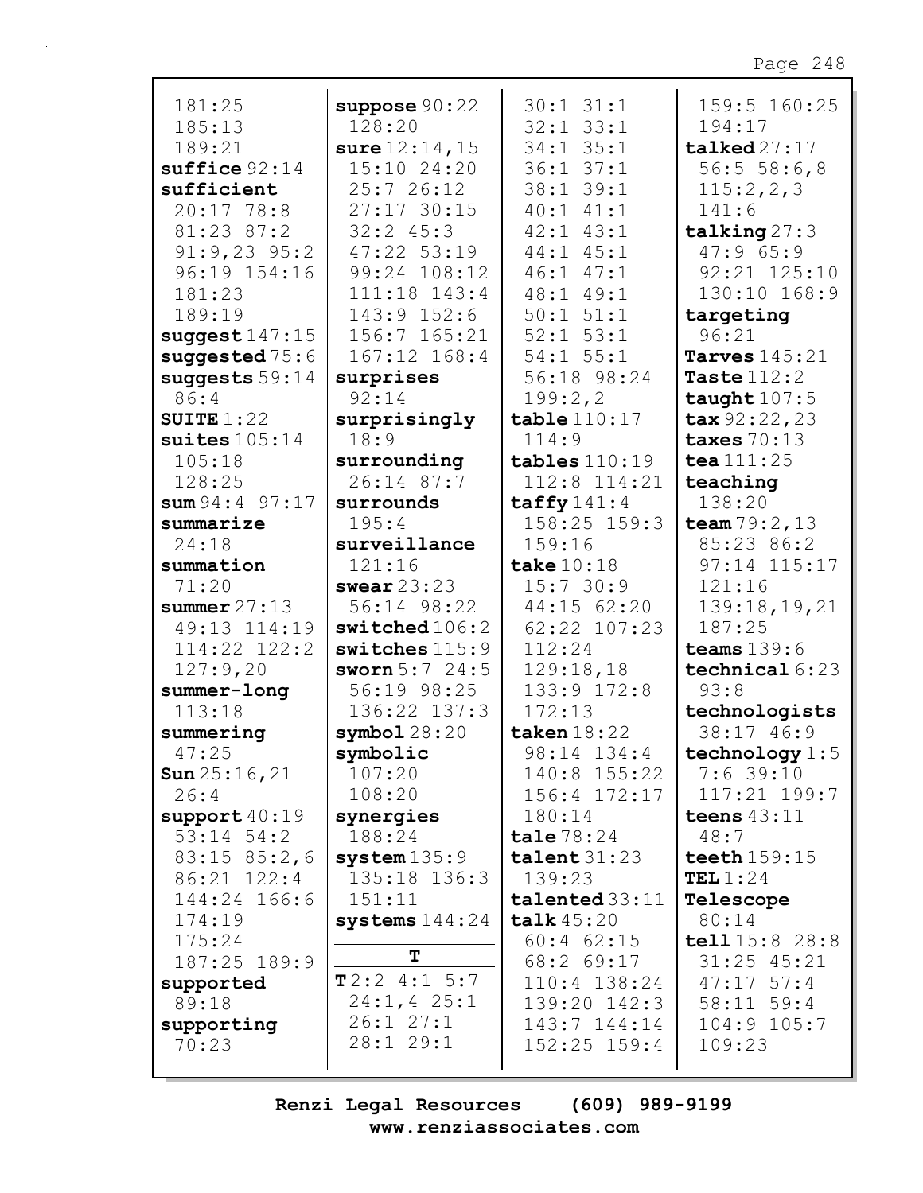181:25
185:13
189:21
**suffice** 92:14
**sufficient**
20:17 78:8
81:23 87:2
91:9,23 95:2
96:19 154:16
181:23
189:19
**suggest** 147:15
**suggested** 75:6
**suggests** 59:14
86:4
**SUITE** 1:22
**suites** 105:14
105:18
128:25
**sum** 94:4 97:17
**summarize**
24:18
**summation**
71:20
**summer** 27:13
49:13 114:19
114:22 122:2
127:9,20
**summer-long**
113:18
**summering**
47:25
**Sun** 25:16,21
26:4
**support** 40:19
53:14 54:2
83:15 85:2,6
86:21 122:4
144:24 166:6
174:19
175:24
187:25 189:9
**supported**
89:18
**supporting**
70:23

**suppose** 90:22
128:20
**sure** 12:14,15
15:10 24:20
25:7 26:12
27:17 30:15
32:2 45:3
47:22 53:19
99:24 108:12
111:18 143:4
143:9 152:6
156:7 165:21
167:12 168:4
**surprises**
92:14
**surprisingly**
18:9
**surrounding**
26:14 87:7
**surrounds**
195:4
**surveillance**
121:16
**swear** 23:23
56:14 98:22
**switched** 106:2
**switches** 115:9
**sworn** 5:7 24:5
56:19 98:25
136:22 137:3
**symbol** 28:20
**symbolic**
107:20
108:20
**synergies**
188:24
**system** 135:9
135:18 136:3
151:11
**systems** 144:24

**T**

**T** 2:2 4:1 5:7
24:1,4 25:1
26:1 27:1
28:1 29:1
30:1 31:1
32:1 33:1
34:1 35:1
36:1 37:1
38:1 39:1
40:1 41:1
42:1 43:1
44:1 45:1
46:1 47:1
48:1 49:1
50:1 51:1
52:1 53:1
54:1 55:1
56:18 98:24
199:2,2
**table** 110:17
114:9
**tables** 110:19
112:8 114:21
**taffy** 141:4
158:25 159:3
159:16
**take** 10:18
15:7 30:9
44:15 62:20
62:22 107:23
112:24
129:18,18
133:9 172:8
172:13
**taken** 18:22
98:14 134:4
140:8 155:22
156:4 172:17
180:14
**tale** 78:24
**talent** 31:23
139:23
**talented** 33:11
**talk** 45:20
60:4 62:15
68:2 69:17
110:4 138:24
139:20 142:3
143:7 144:14
152:25 159:4

159:5 160:25
194:17
**talked** 27:17
56:5 58:6,8
115:2,2,3
141:6
**talking** 27:3
47:9 65:9
92:21 125:10
130:10 168:9
**targeting**
96:21
**Tarves** 145:21
**Taste** 112:2
**taught** 107:5
**tax** 92:22,23
**taxes** 70:13
**tea** 111:25
**teaching**
138:20
**team** 79:2,13
85:23 86:2
97:14 115:17
121:16
139:18,19,21
187:25
**teams** 139:6
**technical** 6:23
93:8
**technologists**
38:17 46:9
**technology** 1:5
7:6 39:10
117:21 199:7
**teens** 43:11
48:7
**teeth** 159:15
**TEL** 1:24
**Telescope**
80:14
**tell** 15:8 28:8
31:25 45:21
47:17 57:4
58:11 59:4
104:9 105:7
109:23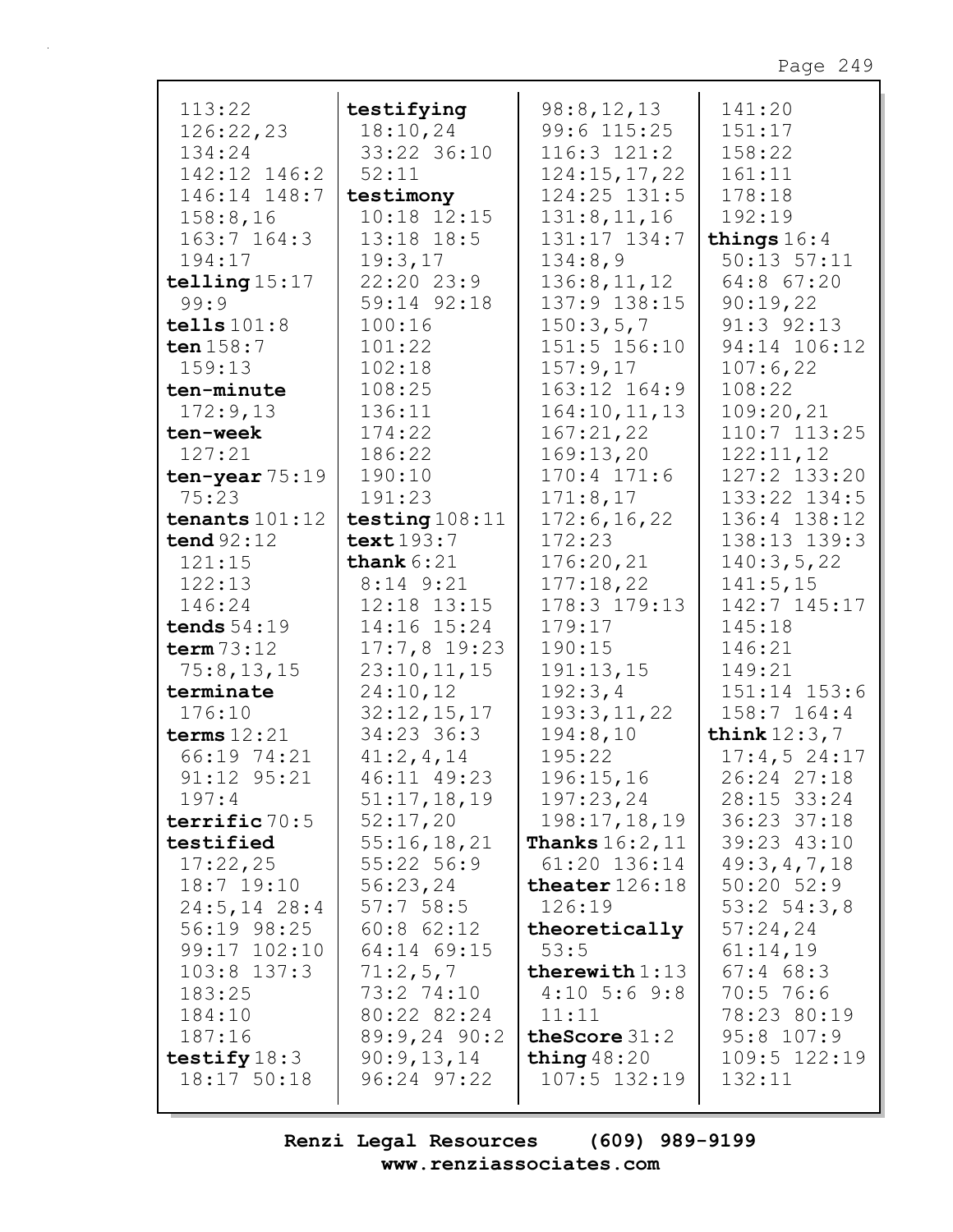113:22
126:22,23
134:24
142:12 146:2
146:14 148:7
158:8,16
163:7 164:3
194:17

**telling** 15:17
99:9

**tells** 101:8

**ten** 158:7
159:13

**ten-minute**
172:9,13

**ten-week**
127:21

**ten-year** 75:19
75:23

**tenants** 101:12

**tend** 92:12
121:15
122:13
146:24

**tends** 54:19

**term** 73:12
75:8,13,15

**terminate**
176:10

**terms** 12:21
66:19 74:21
91:12 95:21
197:4

**terrific** 70:5

**testified**
17:22,25
18:7 19:10
24:5,14 28:4
56:19 98:25
99:17 102:10
103:8 137:3
183:25
184:10
187:16

**testify** 18:3
18:17 50:18

**testifying**
18:10,24
33:22 36:10
52:11

**testimony**
10:18 12:15
13:18 18:5
19:3,17
22:20 23:9
59:14 92:18
100:16
101:22
102:18
108:25
136:11
174:22
186:22
190:10
191:23

**testing** 108:11

**text** 193:7

**thank** 6:21
8:14 9:21
12:18 13:15
14:16 15:24
17:7,8 19:23
23:10,11,15
24:10,12
32:12,15,17
34:23 36:3
41:2,4,14
46:11 49:23
51:17,18,19
52:17,20
55:16,18,21
55:22 56:9
56:23,24
57:7 58:5
60:8 62:12
64:14 69:15
71:2,5,7
73:2 74:10
80:22 82:24
89:9,24 90:2
90:9,13,14
96:24 97:22
98:8,12,13
99:6 115:25
116:3 121:2
124:15,17,22
124:25 131:5
131:8,11,16
131:17 134:7
134:8,9
136:8,11,12
137:9 138:15
150:3,5,7
151:5 156:10
157:9,17
163:12 164:9
164:10,11,13
167:21,22
169:13,20
170:4 171:6
171:8,17
172:6,16,22
172:23
176:20,21
177:18,22
178:3 179:13
179:17
190:15
191:13,15
192:3,4
193:3,11,22
194:8,10
195:22
196:15,16
197:23,24
198:17,18,19

**Thanks** 16:2,11
61:20 136:14

**theater** 126:18
126:19

**theoretically**
53:5

**therewith** 1:13
4:10 5:6 9:8
11:11

**theScore** 31:2

**thing** 48:20
107:5 132:19
141:20
151:17
158:22
161:11
178:18
192:19

**things** 16:4
50:13 57:11
64:8 67:20
90:19,22
91:3 92:13
94:14 106:12
107:6,22
108:22
109:20,21
110:7 113:25
122:11,12
127:2 133:20
133:22 134:5
136:4 138:12
138:13 139:3
140:3,5,22
141:5,15
142:7 145:17
145:18
146:21
149:21
151:14 153:6
158:7 164:4

**think** 12:3,7
17:4,5 24:17
26:24 27:18
28:15 33:24
36:23 37:18
39:23 43:10
49:3,4,7,18
50:20 52:9
53:2 54:3,8
57:24,24
61:14,19
67:4 68:3
70:5 76:6
78:23 80:19
95:8 107:9
109:5 122:19
132:11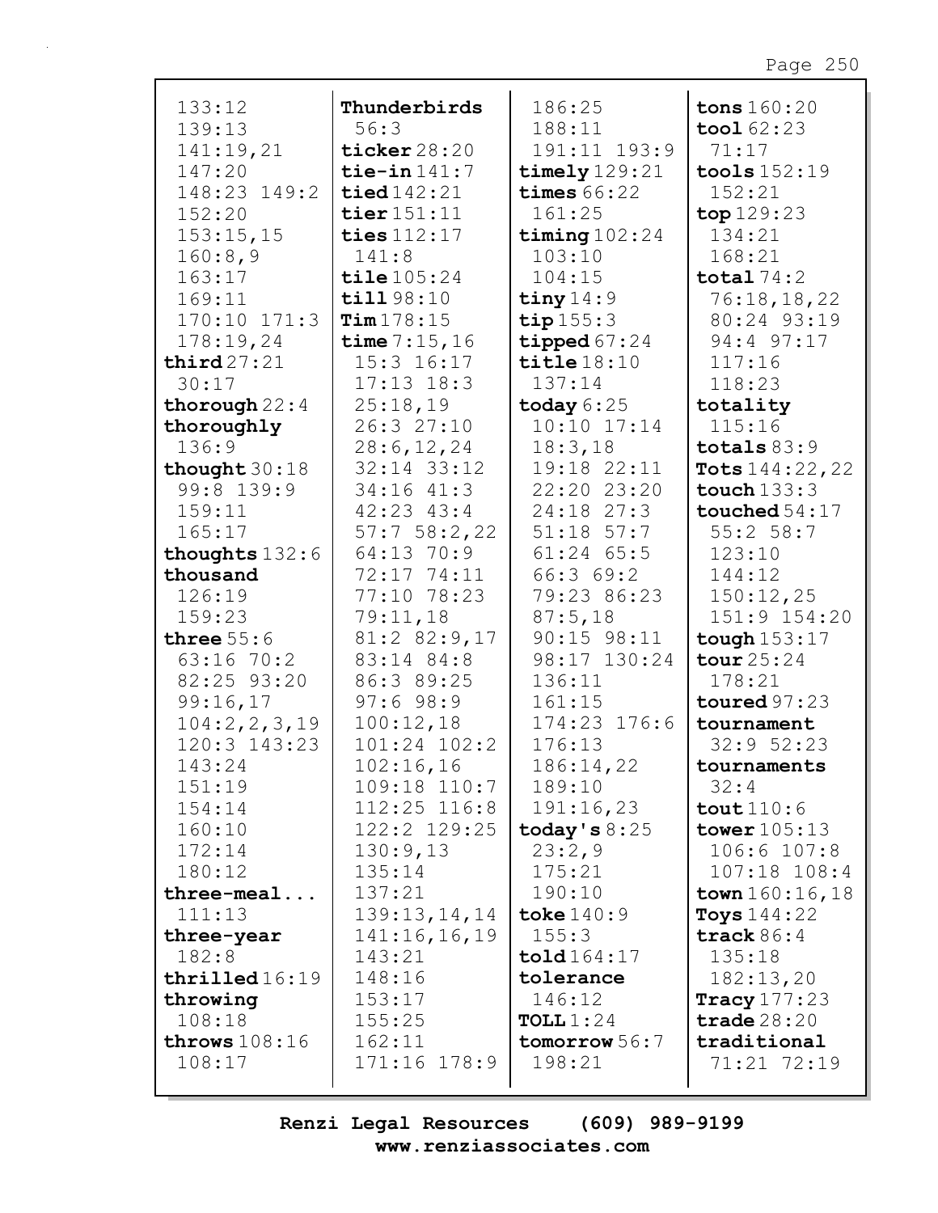133:12
139:13
141:19,21
147:20
148:23 149:2
152:20
153:15,15
160:8,9
163:17
169:11
170:10 171:3
178:19,24

**third** 27:21
30:17

**thorough** 22:4

**thoroughly**
136:9

**thought** 30:18
99:8 139:9
159:11
165:17

**thoughts** 132:6

**thousand**
126:19
159:23

**three** 55:6
63:16 70:2
82:25 93:20
99:16,17
104:2,2,3,19
120:3 143:23
143:24
151:19
154:14
160:10
172:14
180:12

**three-meal...**
111:13

**three-year**
182:8

**thrilled** 16:19

**throwing**
108:18

**throws** 108:16
108:17

**Thunderbirds**
56:3

**ticker** 28:20

**tie-in** 141:7

**tied** 142:21

**tier** 151:11

**ties** 112:17
141:8

**tile** 105:24

**till** 98:10

**Tim** 178:15

**time** 7:15,16
15:3 16:17
17:13 18:3
25:18,19
26:3 27:10
28:6,12,24
32:14 33:12
34:16 41:3
42:23 43:4
57:7 58:2,22
64:13 70:9
72:17 74:11
77:10 78:23
79:11,18
81:2 82:9,17
83:14 84:8
86:3 89:25
97:6 98:9
100:12,18
101:24 102:2
102:16,16
109:18 110:7
112:25 116:8
122:2 129:25
130:9,13
135:14
137:21
139:13,14,14
141:16,16,19
143:21
148:16
153:17
155:25
162:11
171:16 178:9
186:25
188:11
191:11 193:9

**timely** 129:21

**times** 66:22
161:25

**timing** 102:24
103:10
104:15

**tiny** 14:9

**tip** 155:3

**tipped** 67:24

**title** 18:10
137:14

**today** 6:25
10:10 17:14
18:3,18
19:18 22:11
22:20 23:20
24:18 27:3
51:18 57:7
61:24 65:5
66:3 69:2
79:23 86:23
87:5,18
90:15 98:11
98:17 130:24
136:11
161:15
174:23 176:6
176:13
186:14,22
189:10
191:16,23

**today's** 8:25
23:2,9
175:21
190:10

**toke** 140:9
155:3

**told** 164:17

**tolerance**
146:12

**TOLL** 1:24

**tomorrow** 56:7
198:21

**tons** 160:20

**tool** 62:23
71:17

**tools** 152:19
152:21

**top** 129:23
134:21
168:21

**total** 74:2
76:18,18,22
80:24 93:19
94:4 97:17
117:16
118:23

**totality**
115:16

**totals** 83:9

**Tots** 144:22,22

**touch** 133:3

**touched** 54:17
55:2 58:7
123:10
144:12
150:12,25
151:9 154:20

**tough** 153:17

**tour** 25:24
178:21

**toured** 97:23

**tournament**
32:9 52:23

**tournaments**
32:4

**tout** 110:6

**tower** 105:13
106:6 107:8
107:18 108:4

**town** 160:16,18

**Toys** 144:22

**track** 86:4
135:18
182:13,20

**Tracy** 177:23

**trade** 28:20

**traditional**
71:21 72:19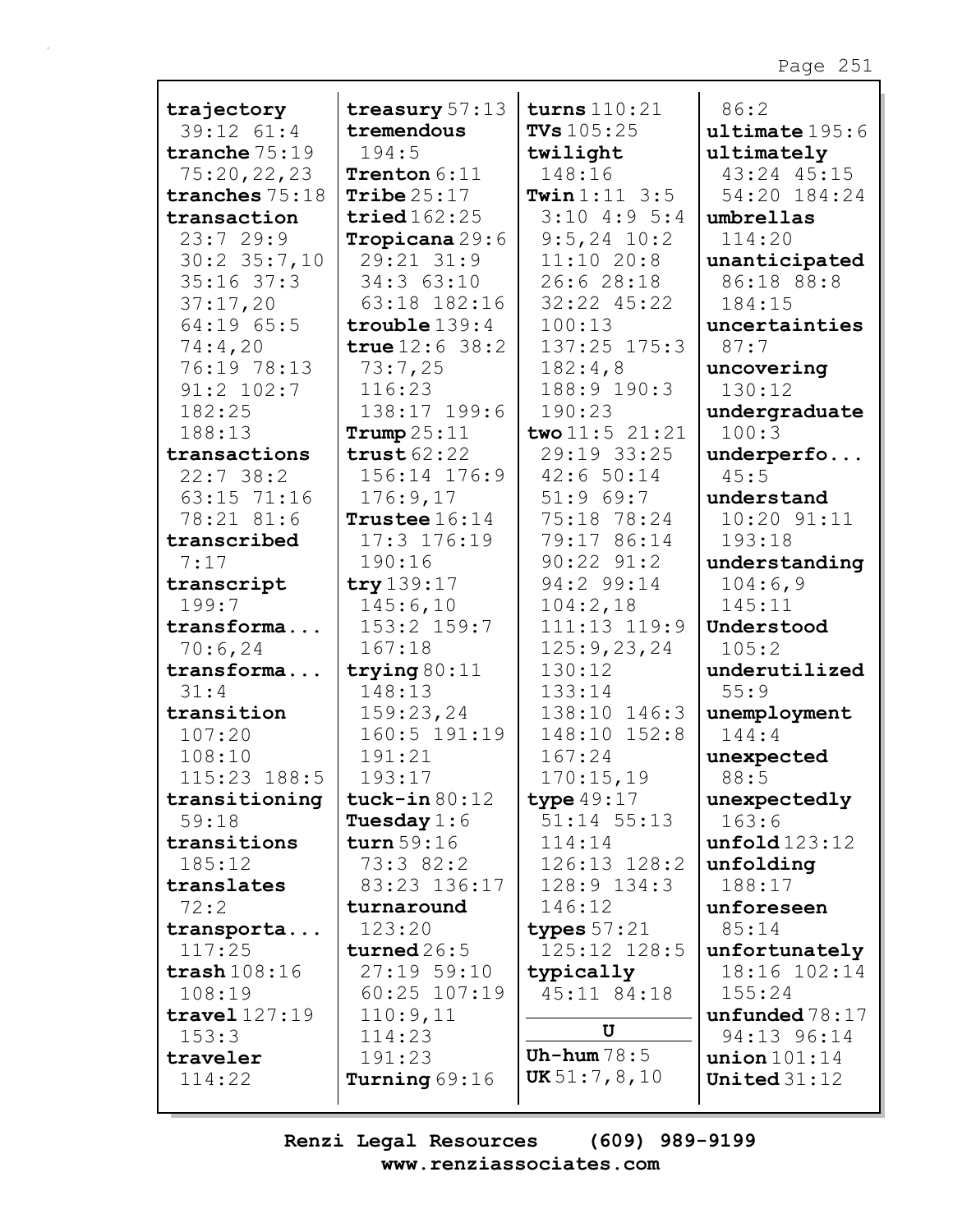**trajectory** 39:12 61:4
**tranche** 75:19 75:20,22,23
**tranches** 75:18
**transaction** 23:7 29:9 30:2 35:7,10 35:16 37:3 37:17,20 64:19 65:5 74:4,20 76:19 78:13 91:2 102:7 182:25 188:13
**transactions** 22:7 38:2 63:15 71:16 78:21 81:6
**transcribed** 7:17
**transcript** 199:7
**transforma...** 70:6,24
**transforma...** 31:4
**transition** 107:20 108:10 115:23 188:5
**transitioning** 59:18
**transitions** 185:12
**translates** 72:2
**transporta...** 117:25
**trash** 108:16 108:19
**travel** 127:19 153:3
**traveler** 114:22
**treasury** 57:13
**tremendous** 194:5
**Trenton** 6:11
**Tribe** 25:17
**tried** 162:25
**Tropicana** 29:6 29:21 31:9 34:3 63:10 63:18 182:16
**trouble** 139:4
**true** 12:6 38:2 73:7,25 116:23 138:17 199:6
**Trump** 25:11
**trust** 62:22 156:14 176:9 176:9,17
**Trustee** 16:14 17:3 176:19 190:16
**try** 139:17 145:6,10 153:2 159:7 167:18
**trying** 80:11 148:13 159:23,24 160:5 191:19 191:21 193:17
**tuck-in** 80:12
**Tuesday** 1:6
**turn** 59:16 73:3 82:2 83:23 136:17
**turnaround** 123:20
**turned** 26:5 27:19 59:10 60:25 107:19 110:9,11 114:23 191:23
**Turning** 69:16
**turns** 110:21
**TVs** 105:25
**twilight** 148:16
**Twin** 1:11 3:5 3:10 4:9 5:4 9:5,24 10:2 11:10 20:8 26:6 28:18 32:22 45:22 100:13 137:25 175:3 182:4,8 188:9 190:3 190:23
**two** 11:5 21:21 29:19 33:25 42:6 50:14 51:9 69:7 75:18 78:24 79:17 86:14 90:22 91:2 94:2 99:14 104:2,18 111:13 119:9 125:9,23,24 130:12 133:14 138:10 146:3 148:10 152:8 167:24 170:15,19
**type** 49:17 51:14 55:13 114:14 126:13 128:2 128:9 134:3 146:12
**types** 57:21 125:12 128:5
**typically** 45:11 84:18

**U**

**Uh-hum** 78:5
**UK** 51:7,8,10
86:2
**ultimate** 195:6
**ultimately** 43:24 45:15 54:20 184:24
**umbrellas** 114:20
**unanticipated** 86:18 88:8 184:15
**uncertainties** 87:7
**uncovering** 130:12
**undergraduate** 100:3
**underperfo...** 45:5
**understand** 10:20 91:11 193:18
**understanding** 104:6,9 145:11
**Understood** 105:2
**underutilized** 55:9
**unemployment** 144:4
**unexpected** 88:5
**unexpectedly** 163:6
**unfold** 123:12
**unfolding** 188:17
**unforeseen** 85:14
**unfortunately** 18:16 102:14 155:24
**unfunded** 78:17 94:13 96:14
**union** 101:14
**United** 31:12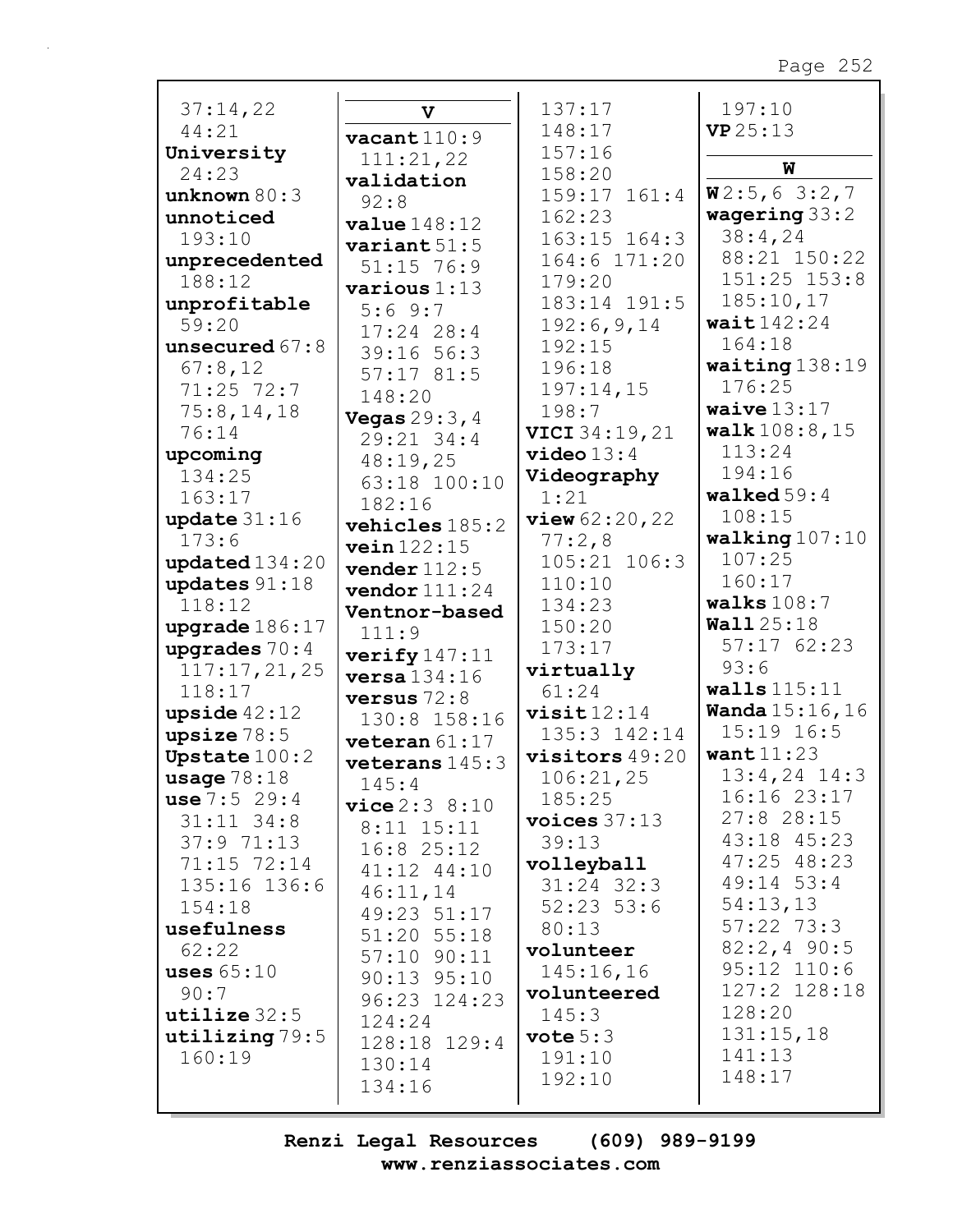37:14,22
44:21
**University**
24:23
**unknown** 80:3
**unnoticed**
193:10
**unprecedented**
188:12
**unprofitable**
59:20
**unsecured** 67:8
67:8,12
71:25 72:7
75:8,14,18
76:14
**upcoming**
134:25
163:17
**update** 31:16
173:6
**updated** 134:20
**updates** 91:18
118:12
**upgrade** 186:17
**upgrades** 70:4
117:17,21,25
118:17
**upside** 42:12
**upsize** 78:5
**Upstate** 100:2
**usage** 78:18
**use** 7:5 29:4
31:11 34:8
37:9 71:13
71:15 72:14
135:16 136:6
154:18
**usefulness**
62:22
**uses** 65:10
90:7
**utilize** 32:5
**utilizing** 79:5
160:19

**V**

**vacant** 110:9
111:21,22
**validation**
92:8
**value** 148:12
**variant** 51:5
51:15 76:9
**various** 1:13
5:6 9:7
17:24 28:4
39:16 56:3
57:17 81:5
148:20
**Vegas** 29:3,4
29:21 34:4
48:19,25
63:18 100:10
182:16
**vehicles** 185:2
**vein** 122:15
**vender** 112:5
**vendor** 111:24
**Ventnor-based**
111:9
**verify** 147:11
**versa** 134:16
**versus** 72:8
130:8 158:16
**veteran** 61:17
**veterans** 145:3
145:4
**vice** 2:3 8:10
8:11 15:11
16:8 25:12
41:12 44:10
46:11,14
49:23 51:17
51:20 55:18
57:10 90:11
90:13 95:10
96:23 124:23
124:24
128:18 129:4
130:14
134:16

137:17
148:17
157:16
158:20
159:17 161:4
162:23
163:15 164:3
164:6 171:20
179:20
183:14 191:5
192:6,9,14
192:15
196:18
197:14,15
198:7
**VICI** 34:19,21
**video** 13:4
**Videography**
1:21
**view** 62:20,22
77:2,8
105:21 106:3
110:10
134:23
150:20
173:17
**virtually**
61:24
**visit** 12:14
135:3 142:14
**visitors** 49:20
106:21,25
185:25
**voices** 37:13
39:13
**volleyball**
31:24 32:3
52:23 53:6
80:13
**volunteer**
145:16,16
**volunteered**
145:3
**vote** 5:3
191:10
192:10

197:10
**VP** 25:13

**W**

**W** 2:5,6 3:2,7
**wagering** 33:2
38:4,24
88:21 150:22
151:25 153:8
185:10,17
**wait** 142:24
164:18
**waiting** 138:19
176:25
**waive** 13:17
**walk** 108:8,15
113:24
194:16
**walked** 59:4
108:15
**walking** 107:10
107:25
160:17
**walks** 108:7
**Wall** 25:18
57:17 62:23
93:6
**walls** 115:11
**Wanda** 15:16,16
15:19 16:5
**want** 11:23
13:4,24 14:3
16:16 23:17
27:8 28:15
43:18 45:23
47:25 48:23
49:14 53:4
54:13,13
57:22 73:3
82:2,4 90:5
95:12 110:6
127:2 128:18
128:20
131:15,18
141:13
148:17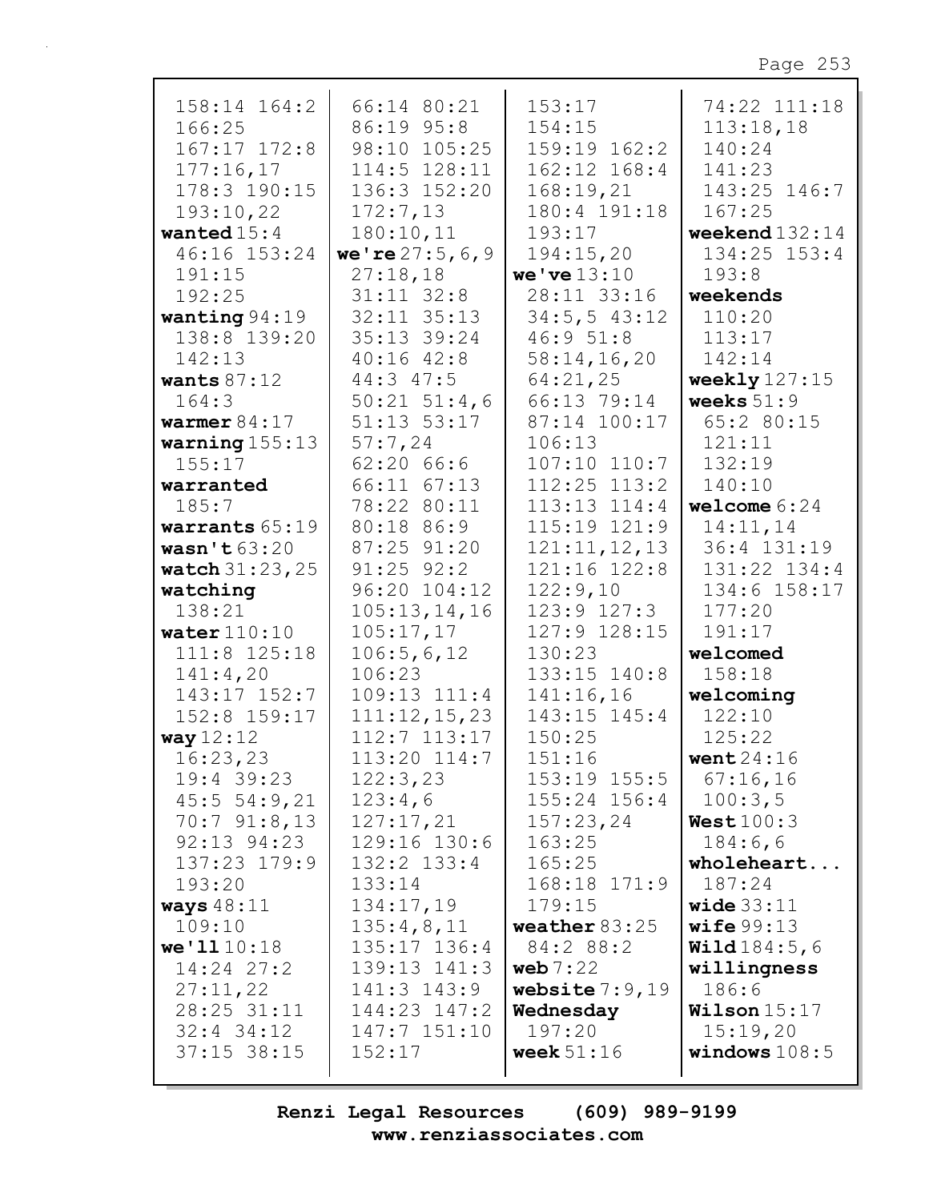158:14 164:2
166:25
167:17 172:8
177:16,17
178:3 190:15
193:10,22
**wanted** 15:4
46:16 153:24
191:15
192:25
**wanting** 94:19
138:8 139:20
142:13
**wants** 87:12
164:3
**warmer** 84:17
**warning** 155:13
155:17
**warranted**
185:7
**warrants** 65:19
**wasn't** 63:20
**watch** 31:23,25
**watching**
138:21
**water** 110:10
111:8 125:18
141:4,20
143:17 152:7
152:8 159:17
**way** 12:12
16:23,23
19:4 39:23
45:5 54:9,21
70:7 91:8,13
92:13 94:23
137:23 179:9
193:20
**ways** 48:11
109:10
**we'll** 10:18
14:24 27:2
27:11,22
28:25 31:11
32:4 34:12
37:15 38:15
66:14 80:21
86:19 95:8
98:10 105:25
114:5 128:11
136:3 152:20
172:7,13
180:10,11
**we're** 27:5,6,9
27:18,18
31:11 32:8
32:11 35:13
35:13 39:24
40:16 42:8
44:3 47:5
50:21 51:4,6
51:13 53:17
57:7,24
62:20 66:6
66:11 67:13
78:22 80:11
80:18 86:9
87:25 91:20
91:25 92:2
96:20 104:12
105:13,14,16
105:17,17
106:5,6,12
106:23
109:13 111:4
111:12,15,23
112:7 113:17
113:20 114:7
122:3,23
123:4,6
127:17,21
129:16 130:6
132:2 133:4
133:14
134:17,19
135:4,8,11
135:17 136:4
139:13 141:3
141:3 143:9
144:23 147:2
147:7 151:10
152:17
153:17
154:15
159:19 162:2
162:12 168:4
168:19,21
180:4 191:18
193:17
194:15,20
**we've** 13:10
28:11 33:16
34:5,5 43:12
46:9 51:8
58:14,16,20
64:21,25
66:13 79:14
87:14 100:17
106:13
107:10 110:7
112:25 113:2
113:13 114:4
115:19 121:9
121:11,12,13
121:16 122:8
122:9,10
123:9 127:3
127:9 128:15
130:23
133:15 140:8
141:16,16
143:15 145:4
150:25
151:16
153:19 155:5
155:24 156:4
157:23,24
163:25
165:25
168:18 171:9
179:15
**weather** 83:25
84:2 88:2
**web** 7:22
**website** 7:9,19
**Wednesday**
197:20
**week** 51:16
74:22 111:18
113:18,18
140:24
141:23
143:25 146:7
167:25
**weekend** 132:14
134:25 153:4
193:8
**weekends**
110:20
113:17
142:14
**weekly** 127:15
**weeks** 51:9
65:2 80:15
121:11
132:19
140:10
**welcome** 6:24
14:11,14
36:4 131:19
131:22 134:4
134:6 158:17
177:20
191:17
**welcomed**
158:18
**welcoming**
122:10
125:22
**went** 24:16
67:16,16
100:3,5
**West** 100:3
184:6,6
**wholeheart...**
187:24
**wide** 33:11
**wife** 99:13
**Wild** 184:5,6
**willingness**
186:6
**Wilson** 15:17
15:19,20
**windows** 108:5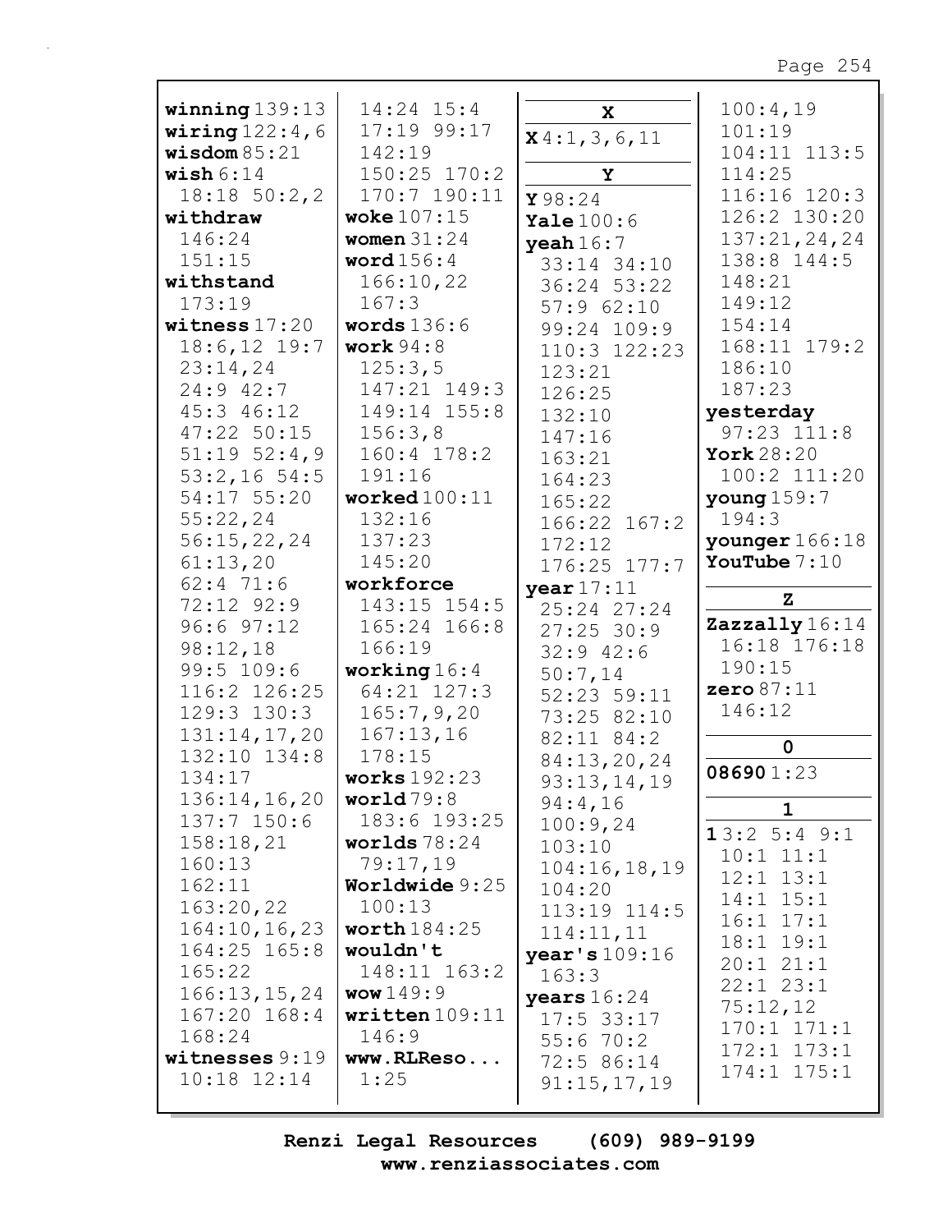**winning** 139:13
**wiring** 122:4,6
**wisdom** 85:21
**wish** 6:14
18:18 50:2,2
**withdraw**
146:24
151:15
**withstand**
173:19
**witness** 17:20
18:6,12 19:7
23:14,24
24:9 42:7
45:3 46:12
47:22 50:15
51:19 52:4,9
53:2,16 54:5
54:17 55:20
55:22,24
56:15,22,24
61:13,20
62:4 71:6
72:12 92:9
96:6 97:12
98:12,18
99:5 109:6
116:2 126:25
129:3 130:3
131:14,17,20
132:10 134:8
134:17
136:14,16,20
137:7 150:6
158:18,21
160:13
162:11
163:20,22
164:10,16,23
164:25 165:8
165:22
166:13,15,24
167:20 168:4
168:24
**witnesses** 9:19
10:18 12:14
14:24 15:4
17:19 99:17
142:19
150:25 170:2
170:7 190:11
**woke** 107:15
**women** 31:24
**word** 156:4
166:10,22
167:3
**words** 136:6
**work** 94:8
125:3,5
147:21 149:3
149:14 155:8
156:3,8
160:4 178:2
191:16
**worked** 100:11
132:16
137:23
145:20
**workforce**
143:15 154:5
165:24 166:8
166:19
**working** 16:4
64:21 127:3
165:7,9,20
167:13,16
178:15
**works** 192:23
**world** 79:8
183:6 193:25
**worlds** 78:24
79:17,19
**Worldwide** 9:25
100:13
**worth** 184:25
**wouldn't**
148:11 163:2
**wow** 149:9
**written** 109:11
146:9
**www.RLReso...**
1:25

**X**

**X** 4:1,3,6,11

**Y**

**Y** 98:24
**Yale** 100:6
**yeah** 16:7
33:14 34:10
36:24 53:22
57:9 62:10
99:24 109:9
110:3 122:23
123:21
126:25
132:10
147:16
163:21
164:23
165:22
166:22 167:2
172:12
176:25 177:7
**year** 17:11
25:24 27:24
27:25 30:9
32:9 42:6
50:7,14
52:23 59:11
73:25 82:10
82:11 84:2
84:13,20,24
93:13,14,19
94:4,16
100:9,24
103:10
104:16,18,19
104:20
113:19 114:5
114:11,11
**year's** 109:16
163:3
**years** 16:24
17:5 33:17
55:6 70:2
72:5 86:14
91:15,17,19
100:4,19
101:19
104:11 113:5
114:25
116:16 120:3
126:2 130:20
137:21,24,24
138:8 144:5
148:21
149:12
154:14
168:11 179:2
186:10
187:23
**yesterday**
97:23 111:8
**York** 28:20
100:2 111:20
**young** 159:7
194:3
**younger** 166:18
**YouTube** 7:10

**Z**

**Zazzally** 16:14
16:18 176:18
190:15
**zero** 87:11
146:12

**0**

**08690** 1:23

**1**

**1** 3:2 5:4 9:1
10:1 11:1
12:1 13:1
14:1 15:1
16:1 17:1
18:1 19:1
20:1 21:1
22:1 23:1
75:12,12
170:1 171:1
172:1 173:1
174:1 175:1

Renzi Legal Resources (609) 989-9199
www.renziassociates.com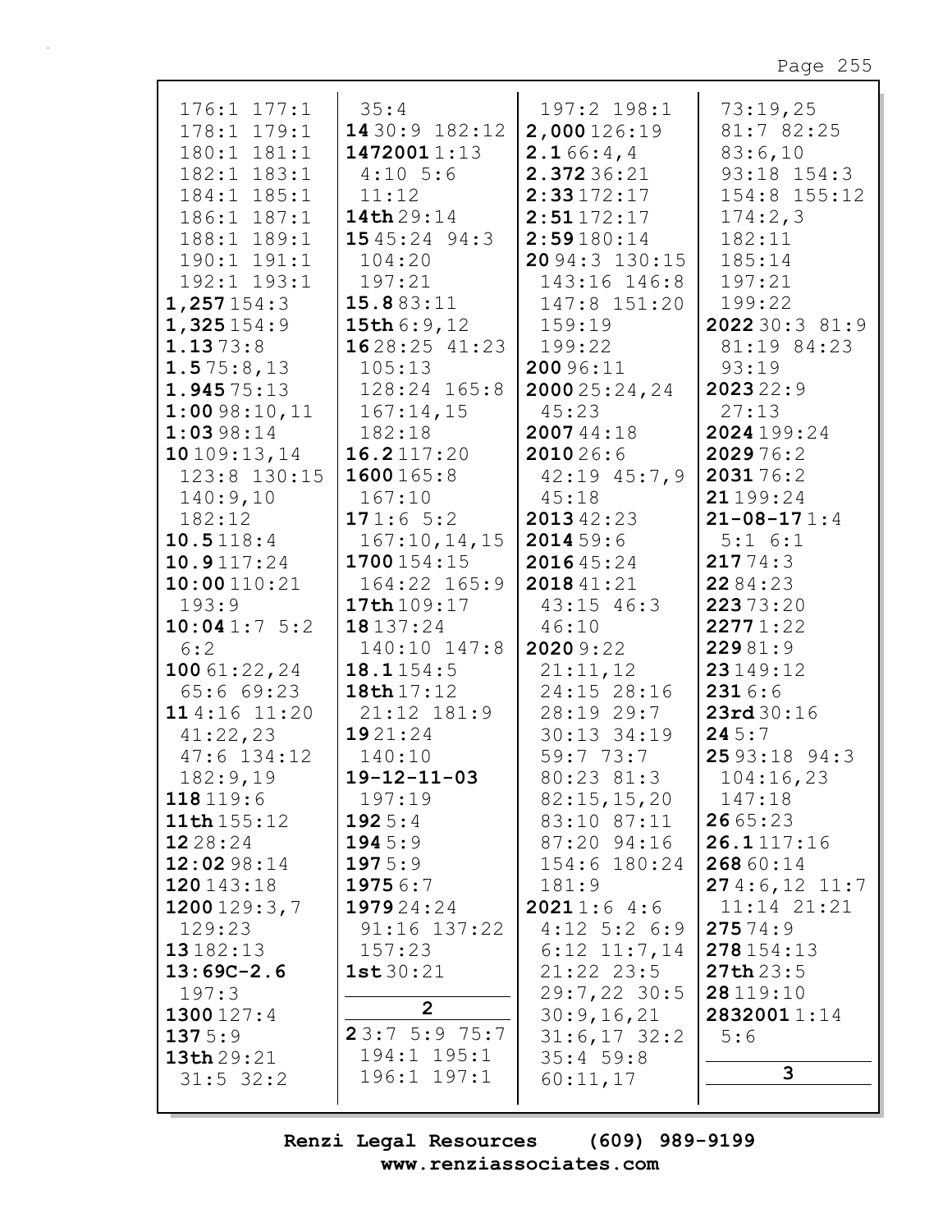176:1 177:1
178:1 179:1
180:1 181:1
182:1 183:1
184:1 185:1
186:1 187:1
188:1 189:1
190:1 191:1
192:1 193:1
**1,257** 154:3
**1,325** 154:9
**1.13** 73:8
**1.5** 75:8,13
**1.945** 75:13
**1:00** 98:10,11
**1:03** 98:14
**10** 109:13,14
123:8 130:15
140:9,10
182:12
**10.5** 118:4
**10.9** 117:24
**10:00** 110:21
193:9
**10:04** 1:7 5:2
6:2
**100** 61:22,24
65:6 69:23
**11** 4:16 11:20
41:22,23
47:6 134:12
182:9,19
**118** 119:6
**11th** 155:12
**12** 28:24
**12:02** 98:14
**120** 143:18
**1200** 129:3,7
129:23
**13** 182:13
**13:69C-2.6**
197:3
**1300** 127:4
**137** 5:9
**13th** 29:21
31:5 32:2

35:4
**14** 30:9 182:12
**1472001** 1:13
4:10 5:6
11:12
**14th** 29:14
**15** 45:24 94:3
104:20
197:21
**15.8** 83:11
**15th** 6:9,12
**16** 28:25 41:23
105:13
128:24 165:8
167:14,15
182:18
**16.2** 117:20
**1600** 165:8
167:10
**17** 1:6 5:2
167:10,14,15
**1700** 154:15
164:22 165:9
**17th** 109:17
**18** 137:24
140:10 147:8
**18.1** 154:5
**18th** 17:12
21:12 181:9
**19** 21:24
140:10
**19-12-11-03**
197:19
**192** 5:4
**194** 5:9
**197** 5:9
**1975** 6:7
**1979** 24:24
91:16 137:22
157:23
**1st** 30:21

**2**

**2** 3:7 5:9 75:7
194:1 195:1
196:1 197:1
197:2 198:1
**2,000** 126:19
**2.1** 66:4,4
**2.372** 36:21
**2:33** 172:17
**2:51** 172:17
**2:59** 180:14
**20** 94:3 130:15
143:16 146:8
147:8 151:20
159:19
199:22
**200** 96:11
**2000** 25:24,24
45:23
**2007** 44:18
**2010** 26:6
42:19 45:7,9
45:18
**2013** 42:23
**2014** 59:6
**2016** 45:24
**2018** 41:21
43:15 46:3
46:10
**2020** 9:22
21:11,12
24:15 28:16
28:19 29:7
30:13 34:19
59:7 73:7
80:23 81:3
82:15,15,20
83:10 87:11
87:20 94:16
154:6 180:24
181:9
**2021** 1:6 4:6
4:12 5:2 6:9
6:12 11:7,14
21:22 23:5
29:7,22 30:5
30:9,16,21
31:6,17 32:2
35:4 59:8
60:11,17

73:19,25
81:7 82:25
83:6,10
93:18 154:3
154:8 155:12
174:2,3
182:11
185:14
197:21
199:22
**2022** 30:3 81:9
81:19 84:23
93:19
**2023** 22:9
27:13
**2024** 199:24
**2029** 76:2
**2031** 76:2
**21** 199:24
**21-08-17** 1:4
5:1 6:1
**217** 74:3
**22** 84:23
**223** 73:20
**2277** 1:22
**229** 81:9
**23** 149:12
**231** 6:6
**23rd** 30:16
**24** 5:7
**25** 93:18 94:3
104:16,23
147:18
**26** 65:23
**26.1** 117:16
**268** 60:14
**27** 4:6,12 11:7
11:14 21:21
**275** 74:9
**278** 154:13
**27th** 23:5
**28** 119:10
**2832001** 1:14
5:6

**3**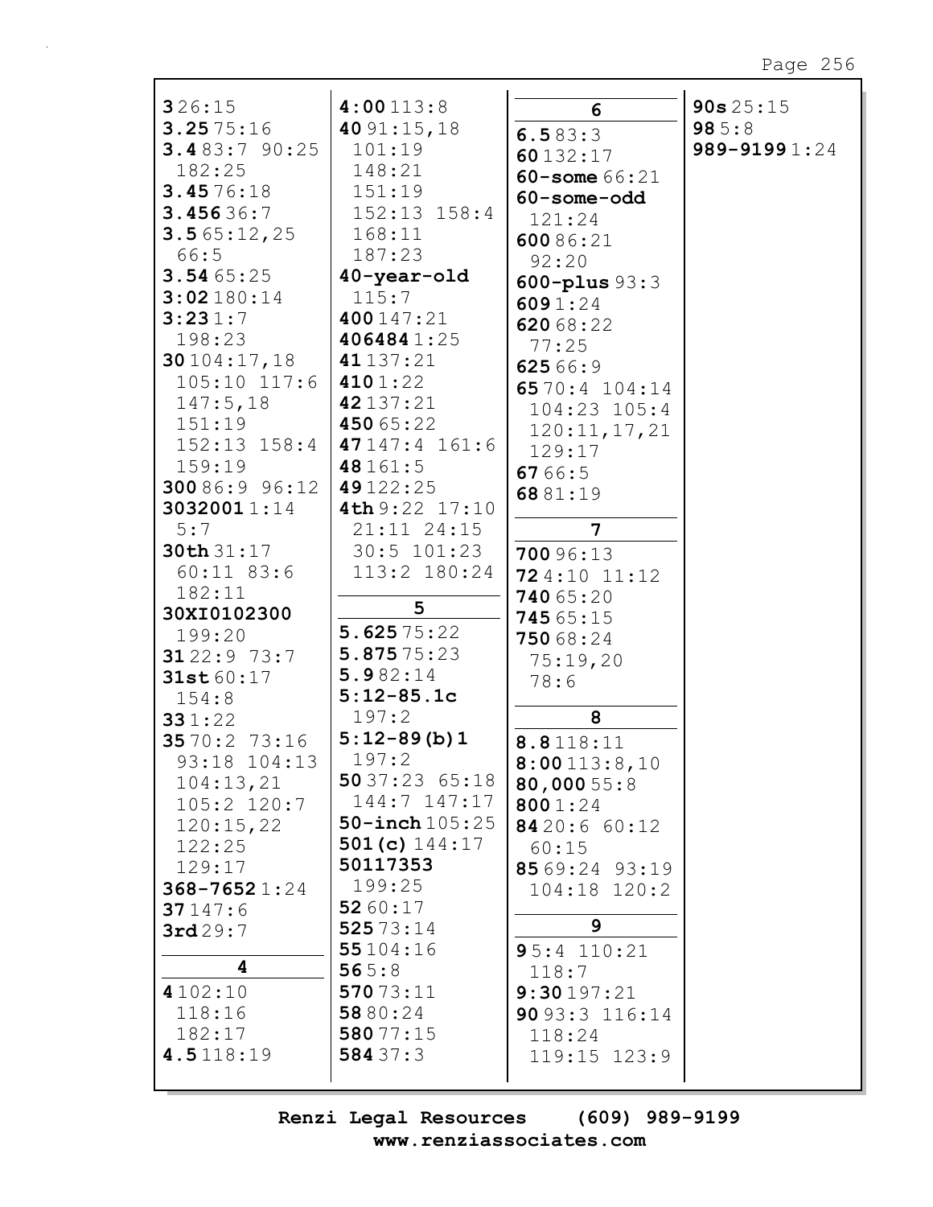**3** 26:15
**3.25** 75:16
**3.4** 83:7 90:25 182:25
**3.45** 76:18
**3.456** 36:7
**3.5** 65:12,25 66:5
**3.54** 65:25
**3:02** 180:14
**3:23** 1:7 198:23
**30** 104:17,18 105:10 117:6 147:5,18 151:19 152:13 158:4 159:19
**300** 86:9 96:12
**3032001** 1:14 5:7
**30th** 31:17 60:11 83:6 182:11
**30XI0102300** 199:20
**31** 22:9 73:7
**31st** 60:17 154:8
**33** 1:22
**35** 70:2 73:16 93:18 104:13 104:13,21 105:2 120:7 120:15,22 122:25 129:17
**368-7652** 1:24
**37** 147:6
**3rd** 29:7

## 4

**4** 102:10 118:16 182:17
**4.5** 118:19
**4:00** 113:8
**40** 91:15,18 101:19 148:21 151:19 152:13 158:4 168:11 187:23
**40-year-old** 115:7
**400** 147:21
**406484** 1:25
**41** 137:21
**410** 1:22
**42** 137:21
**450** 65:22
**47** 147:4 161:6
**48** 161:5
**49** 122:25
**4th** 9:22 17:10 21:11 24:15 30:5 101:23 113:2 180:24

## 5

**5.625** 75:22
**5.875** 75:23
**5.9** 82:14
**5:12-85.1c** 197:2
**5:12-89(b)1** 197:2
**50** 37:23 65:18 144:7 147:17
**50-inch** 105:25
**501(c)** 144:17
**50117353** 199:25
**52** 60:17
**525** 73:14
**55** 104:16
**56** 5:8
**570** 73:11
**58** 80:24
**580** 77:15
**584** 37:3

## 6

**6.5** 83:3
**60** 132:17
**60-some** 66:21
**60-some-odd** 121:24
**600** 86:21 92:20
**600-plus** 93:3
**609** 1:24
**620** 68:22 77:25
**625** 66:9
**65** 70:4 104:14 104:23 105:4 120:11,17,21 129:17
**67** 66:5
**68** 81:19

## 7

**700** 96:13
**72** 4:10 11:12
**740** 65:20
**745** 65:15
**750** 68:24 75:19,20 78:6

## 8

**8.8** 118:11
**8:00** 113:8,10
**80,000** 55:8
**800** 1:24
**84** 20:6 60:12 60:15
**85** 69:24 93:19 104:18 120:2

## 9

**9** 5:4 110:21 118:7
**9:30** 197:21
**90** 93:3 116:14 118:24 119:15 123:9
**90s** 25:15
**98** 5:8
**989-9199** 1:24